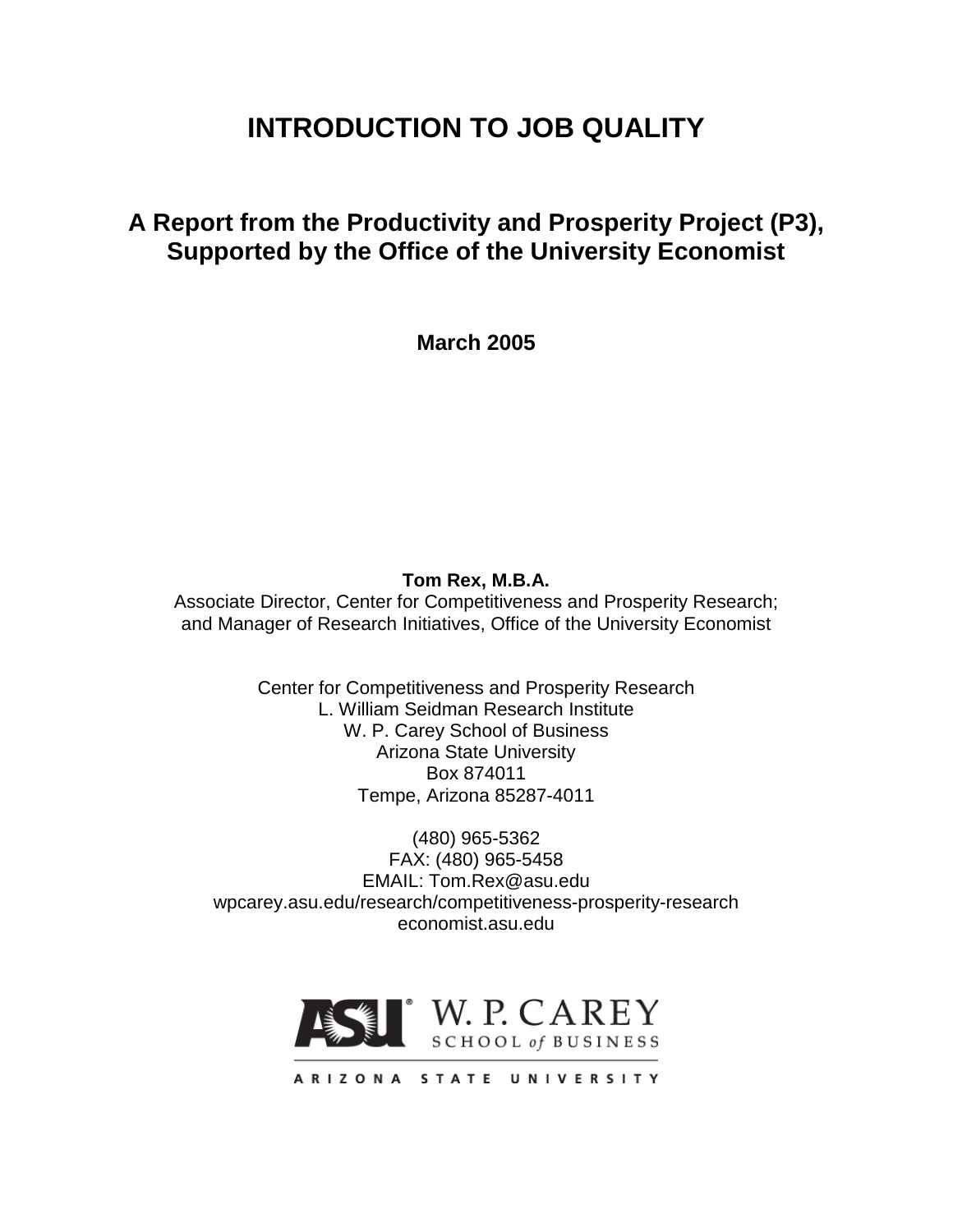# INTRODUCTION TO JOB QUALITY

## A Report from the Productivity and Prosperity Project (P3), Supported by the Office of the University Economist

**March 2005**

**Tom Rex, M.B.A.**
Associate Director, Center for Competitiveness and Prosperity Research;
and Manager of Research Initiatives, Office of the University Economist

Center for Competitiveness and Prosperity Research
L. William Seidman Research Institute
W. P. Carey School of Business
Arizona State University
Box 874011
Tempe, Arizona 85287-4011

(480) 965-5362
FAX: (480) 965-5458
EMAIL: Tom.Rex@asu.edu
wpcarey.asu.edu/research/competitiveness-prosperity-research
economist.asu.edu

ASU W. P. CAREY SCHOOL of BUSINESS
ARIZONA STATE UNIVERSITY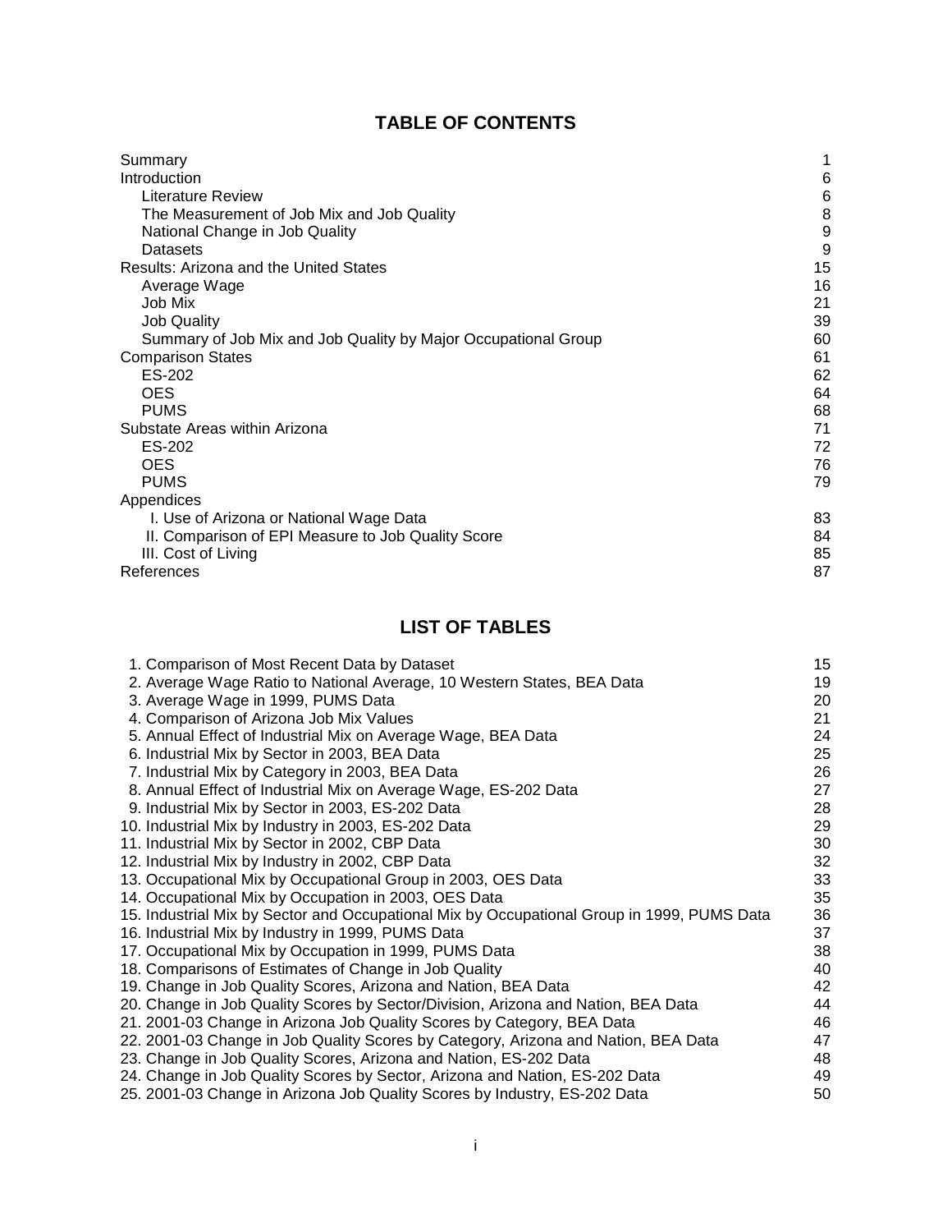## TABLE OF CONTENTS

| | |
|---|---|
| Summary | 1 |
| Introduction | 6 |
| Literature Review | 6 |
| The Measurement of Job Mix and Job Quality | 8 |
| National Change in Job Quality | 9 |
| Datasets | 9 |
| Results: Arizona and the United States | 15 |
| Average Wage | 16 |
| Job Mix | 21 |
| Job Quality | 39 |
| Summary of Job Mix and Job Quality by Major Occupational Group | 60 |
| Comparison States | 61 |
| ES-202 | 62 |
| OES | 64 |
| PUMS | 68 |
| Substate Areas within Arizona | 71 |
| ES-202 | 72 |
| OES | 76 |
| PUMS | 79 |
| Appendices | |
| I. Use of Arizona or National Wage Data | 83 |
| II. Comparison of EPI Measure to Job Quality Score | 84 |
| III. Cost of Living | 85 |
| References | 87 |

## LIST OF TABLES

| | |
|---|---|
| 1. Comparison of Most Recent Data by Dataset | 15 |
| 2. Average Wage Ratio to National Average, 10 Western States, BEA Data | 19 |
| 3. Average Wage in 1999, PUMS Data | 20 |
| 4. Comparison of Arizona Job Mix Values | 21 |
| 5. Annual Effect of Industrial Mix on Average Wage, BEA Data | 24 |
| 6. Industrial Mix by Sector in 2003, BEA Data | 25 |
| 7. Industrial Mix by Category in 2003, BEA Data | 26 |
| 8. Annual Effect of Industrial Mix on Average Wage, ES-202 Data | 27 |
| 9. Industrial Mix by Sector in 2003, ES-202 Data | 28 |
| 10. Industrial Mix by Industry in 2003, ES-202 Data | 29 |
| 11. Industrial Mix by Sector in 2002, CBP Data | 30 |
| 12. Industrial Mix by Industry in 2002, CBP Data | 32 |
| 13. Occupational Mix by Occupational Group in 2003, OES Data | 33 |
| 14. Occupational Mix by Occupation in 2003, OES Data | 35 |
| 15. Industrial Mix by Sector and Occupational Mix by Occupational Group in 1999, PUMS Data | 36 |
| 16. Industrial Mix by Industry in 1999, PUMS Data | 37 |
| 17. Occupational Mix by Occupation in 1999, PUMS Data | 38 |
| 18. Comparisons of Estimates of Change in Job Quality | 40 |
| 19. Change in Job Quality Scores, Arizona and Nation, BEA Data | 42 |
| 20. Change in Job Quality Scores by Sector/Division, Arizona and Nation, BEA Data | 44 |
| 21. 2001-03 Change in Arizona Job Quality Scores by Category, BEA Data | 46 |
| 22. 2001-03 Change in Job Quality Scores by Category, Arizona and Nation, BEA Data | 47 |
| 23. Change in Job Quality Scores, Arizona and Nation, ES-202 Data | 48 |
| 24. Change in Job Quality Scores by Sector, Arizona and Nation, ES-202 Data | 49 |
| 25. 2001-03 Change in Arizona Job Quality Scores by Industry, ES-202 Data | 50 |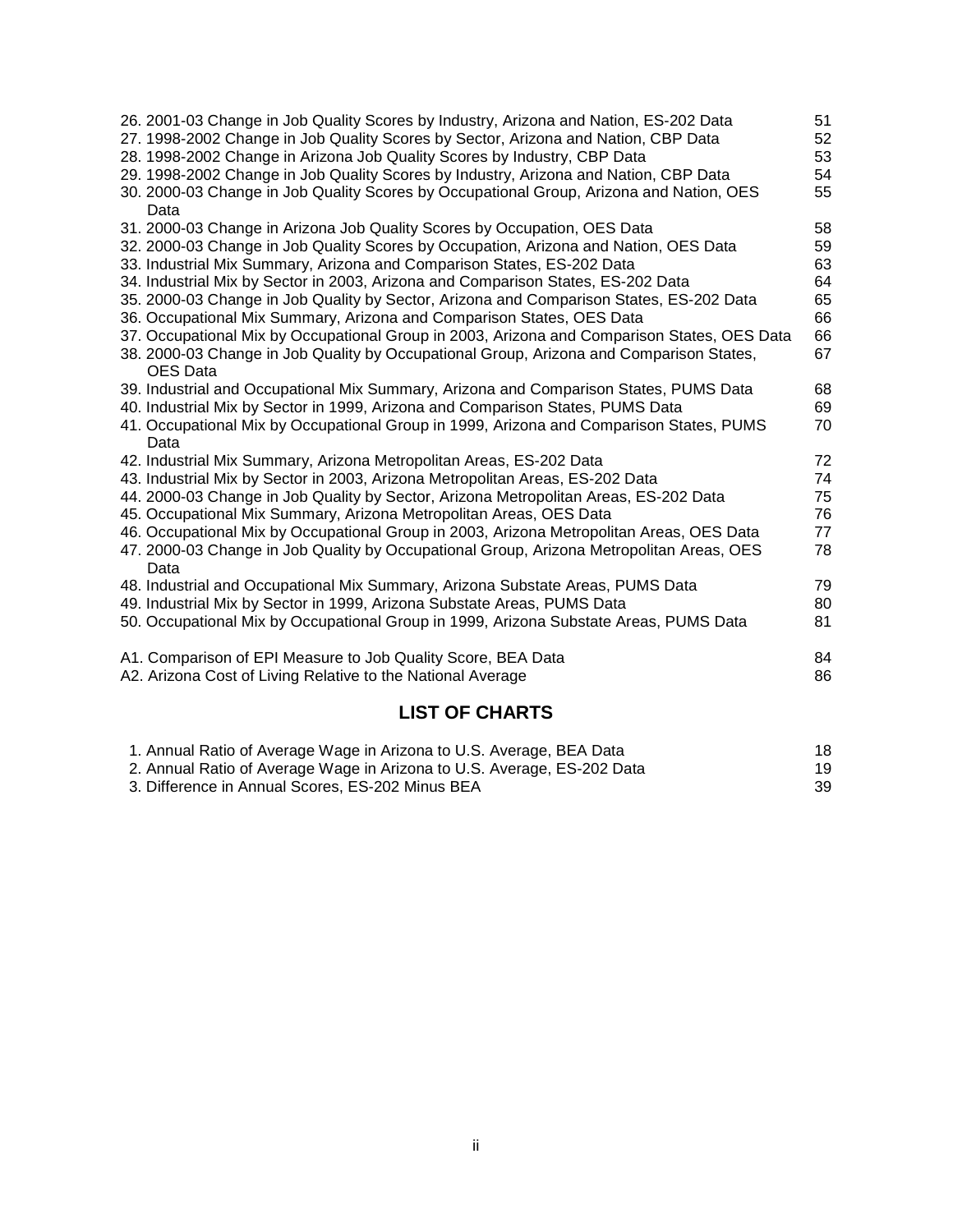| | |
|---|---|
| 26. 2001-03 Change in Job Quality Scores by Industry, Arizona and Nation, ES-202 Data | 51 |
| 27. 1998-2002 Change in Job Quality Scores by Sector, Arizona and Nation, CBP Data | 52 |
| 28. 1998-2002 Change in Arizona Job Quality Scores by Industry, CBP Data | 53 |
| 29. 1998-2002 Change in Job Quality Scores by Industry, Arizona and Nation, CBP Data | 54 |
| 30. 2000-03 Change in Job Quality Scores by Occupational Group, Arizona and Nation, OES Data | 55 |
| 31. 2000-03 Change in Arizona Job Quality Scores by Occupation, OES Data | 58 |
| 32. 2000-03 Change in Job Quality Scores by Occupation, Arizona and Nation, OES Data | 59 |
| 33. Industrial Mix Summary, Arizona and Comparison States, ES-202 Data | 63 |
| 34. Industrial Mix by Sector in 2003, Arizona and Comparison States, ES-202 Data | 64 |
| 35. 2000-03 Change in Job Quality by Sector, Arizona and Comparison States, ES-202 Data | 65 |
| 36. Occupational Mix Summary, Arizona and Comparison States, OES Data | 66 |
| 37. Occupational Mix by Occupational Group in 2003, Arizona and Comparison States, OES Data | 66 |
| 38. 2000-03 Change in Job Quality by Occupational Group, Arizona and Comparison States, OES Data | 67 |
| 39. Industrial and Occupational Mix Summary, Arizona and Comparison States, PUMS Data | 68 |
| 40. Industrial Mix by Sector in 1999, Arizona and Comparison States, PUMS Data | 69 |
| 41. Occupational Mix by Occupational Group in 1999, Arizona and Comparison States, PUMS Data | 70 |
| 42. Industrial Mix Summary, Arizona Metropolitan Areas, ES-202 Data | 72 |
| 43. Industrial Mix by Sector in 2003, Arizona Metropolitan Areas, ES-202 Data | 74 |
| 44. 2000-03 Change in Job Quality by Sector, Arizona Metropolitan Areas, ES-202 Data | 75 |
| 45. Occupational Mix Summary, Arizona Metropolitan Areas, OES Data | 76 |
| 46. Occupational Mix by Occupational Group in 2003, Arizona Metropolitan Areas, OES Data | 77 |
| 47. 2000-03 Change in Job Quality by Occupational Group, Arizona Metropolitan Areas, OES Data | 78 |
| 48. Industrial and Occupational Mix Summary, Arizona Substate Areas, PUMS Data | 79 |
| 49. Industrial Mix by Sector in 1999, Arizona Substate Areas, PUMS Data | 80 |
| 50. Occupational Mix by Occupational Group in 1999, Arizona Substate Areas, PUMS Data | 81 |
| | |
| A1. Comparison of EPI Measure to Job Quality Score, BEA Data | 84 |
| A2. Arizona Cost of Living Relative to the National Average | 86 |

## LIST OF CHARTS

| | |
|---|---|
| 1. Annual Ratio of Average Wage in Arizona to U.S. Average, BEA Data | 18 |
| 2. Annual Ratio of Average Wage in Arizona to U.S. Average, ES-202 Data | 19 |
| 3. Difference in Annual Scores, ES-202 Minus BEA | 39 |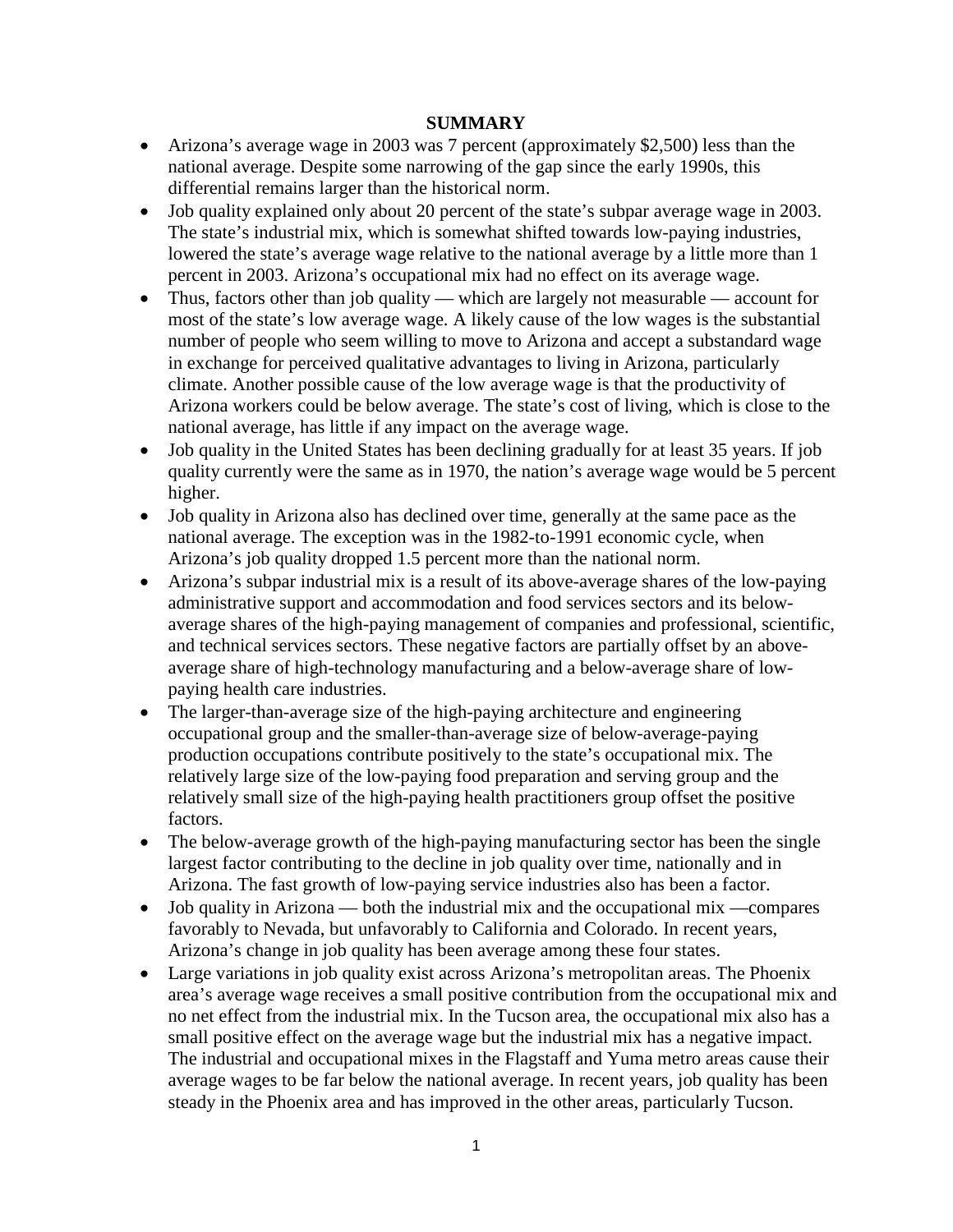## SUMMARY

- Arizona's average wage in 2003 was 7 percent (approximately $2,500) less than the national average. Despite some narrowing of the gap since the early 1990s, this differential remains larger than the historical norm.
- Job quality explained only about 20 percent of the state's subpar average wage in 2003. The state's industrial mix, which is somewhat shifted towards low-paying industries, lowered the state's average wage relative to the national average by a little more than 1 percent in 2003. Arizona's occupational mix had no effect on its average wage.
- Thus, factors other than job quality — which are largely not measurable — account for most of the state's low average wage. A likely cause of the low wages is the substantial number of people who seem willing to move to Arizona and accept a substandard wage in exchange for perceived qualitative advantages to living in Arizona, particularly climate. Another possible cause of the low average wage is that the productivity of Arizona workers could be below average. The state's cost of living, which is close to the national average, has little if any impact on the average wage.
- Job quality in the United States has been declining gradually for at least 35 years. If job quality currently were the same as in 1970, the nation's average wage would be 5 percent higher.
- Job quality in Arizona also has declined over time, generally at the same pace as the national average. The exception was in the 1982-to-1991 economic cycle, when Arizona's job quality dropped 1.5 percent more than the national norm.
- Arizona's subpar industrial mix is a result of its above-average shares of the low-paying administrative support and accommodation and food services sectors and its below-average shares of the high-paying management of companies and professional, scientific, and technical services sectors. These negative factors are partially offset by an above-average share of high-technology manufacturing and a below-average share of low-paying health care industries.
- The larger-than-average size of the high-paying architecture and engineering occupational group and the smaller-than-average size of below-average-paying production occupations contribute positively to the state's occupational mix. The relatively large size of the low-paying food preparation and serving group and the relatively small size of the high-paying health practitioners group offset the positive factors.
- The below-average growth of the high-paying manufacturing sector has been the single largest factor contributing to the decline in job quality over time, nationally and in Arizona. The fast growth of low-paying service industries also has been a factor.
- Job quality in Arizona — both the industrial mix and the occupational mix —compares favorably to Nevada, but unfavorably to California and Colorado. In recent years, Arizona's change in job quality has been average among these four states.
- Large variations in job quality exist across Arizona's metropolitan areas. The Phoenix area's average wage receives a small positive contribution from the occupational mix and no net effect from the industrial mix. In the Tucson area, the occupational mix also has a small positive effect on the average wage but the industrial mix has a negative impact. The industrial and occupational mixes in the Flagstaff and Yuma metro areas cause their average wages to be far below the national average. In recent years, job quality has been steady in the Phoenix area and has improved in the other areas, particularly Tucson.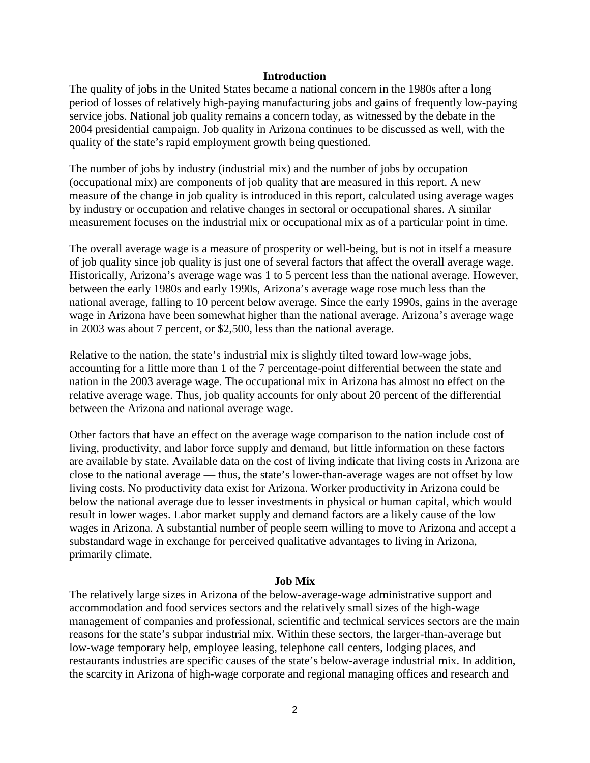## Introduction

The quality of jobs in the United States became a national concern in the 1980s after a long period of losses of relatively high-paying manufacturing jobs and gains of frequently low-paying service jobs. National job quality remains a concern today, as witnessed by the debate in the 2004 presidential campaign. Job quality in Arizona continues to be discussed as well, with the quality of the state's rapid employment growth being questioned.

The number of jobs by industry (industrial mix) and the number of jobs by occupation (occupational mix) are components of job quality that are measured in this report. A new measure of the change in job quality is introduced in this report, calculated using average wages by industry or occupation and relative changes in sectoral or occupational shares. A similar measurement focuses on the industrial mix or occupational mix as of a particular point in time.

The overall average wage is a measure of prosperity or well-being, but is not in itself a measure of job quality since job quality is just one of several factors that affect the overall average wage. Historically, Arizona's average wage was 1 to 5 percent less than the national average. However, between the early 1980s and early 1990s, Arizona's average wage rose much less than the national average, falling to 10 percent below average. Since the early 1990s, gains in the average wage in Arizona have been somewhat higher than the national average. Arizona's average wage in 2003 was about 7 percent, or $2,500, less than the national average.

Relative to the nation, the state's industrial mix is slightly tilted toward low-wage jobs, accounting for a little more than 1 of the 7 percentage-point differential between the state and nation in the 2003 average wage. The occupational mix in Arizona has almost no effect on the relative average wage. Thus, job quality accounts for only about 20 percent of the differential between the Arizona and national average wage.

Other factors that have an effect on the average wage comparison to the nation include cost of living, productivity, and labor force supply and demand, but little information on these factors are available by state. Available data on the cost of living indicate that living costs in Arizona are close to the national average — thus, the state's lower-than-average wages are not offset by low living costs. No productivity data exist for Arizona. Worker productivity in Arizona could be below the national average due to lesser investments in physical or human capital, which would result in lower wages. Labor market supply and demand factors are a likely cause of the low wages in Arizona. A substantial number of people seem willing to move to Arizona and accept a substandard wage in exchange for perceived qualitative advantages to living in Arizona, primarily climate.

## Job Mix

The relatively large sizes in Arizona of the below-average-wage administrative support and accommodation and food services sectors and the relatively small sizes of the high-wage management of companies and professional, scientific and technical services sectors are the main reasons for the state's subpar industrial mix. Within these sectors, the larger-than-average but low-wage temporary help, employee leasing, telephone call centers, lodging places, and restaurants industries are specific causes of the state's below-average industrial mix. In addition, the scarcity in Arizona of high-wage corporate and regional managing offices and research and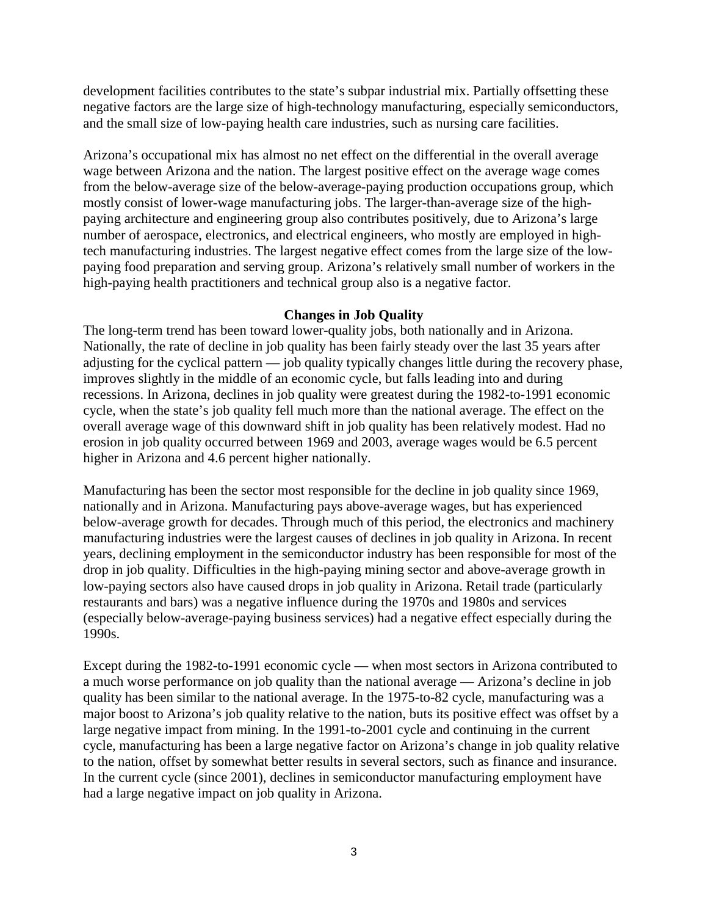development facilities contributes to the state's subpar industrial mix. Partially offsetting these negative factors are the large size of high-technology manufacturing, especially semiconductors, and the small size of low-paying health care industries, such as nursing care facilities.

Arizona's occupational mix has almost no net effect on the differential in the overall average wage between Arizona and the nation. The largest positive effect on the average wage comes from the below-average size of the below-average-paying production occupations group, which mostly consist of lower-wage manufacturing jobs. The larger-than-average size of the high-paying architecture and engineering group also contributes positively, due to Arizona's large number of aerospace, electronics, and electrical engineers, who mostly are employed in high-tech manufacturing industries. The largest negative effect comes from the large size of the low-paying food preparation and serving group. Arizona's relatively small number of workers in the high-paying health practitioners and technical group also is a negative factor.

## Changes in Job Quality

The long-term trend has been toward lower-quality jobs, both nationally and in Arizona. Nationally, the rate of decline in job quality has been fairly steady over the last 35 years after adjusting for the cyclical pattern — job quality typically changes little during the recovery phase, improves slightly in the middle of an economic cycle, but falls leading into and during recessions. In Arizona, declines in job quality were greatest during the 1982-to-1991 economic cycle, when the state's job quality fell much more than the national average. The effect on the overall average wage of this downward shift in job quality has been relatively modest. Had no erosion in job quality occurred between 1969 and 2003, average wages would be 6.5 percent higher in Arizona and 4.6 percent higher nationally.

Manufacturing has been the sector most responsible for the decline in job quality since 1969, nationally and in Arizona. Manufacturing pays above-average wages, but has experienced below-average growth for decades. Through much of this period, the electronics and machinery manufacturing industries were the largest causes of declines in job quality in Arizona. In recent years, declining employment in the semiconductor industry has been responsible for most of the drop in job quality. Difficulties in the high-paying mining sector and above-average growth in low-paying sectors also have caused drops in job quality in Arizona. Retail trade (particularly restaurants and bars) was a negative influence during the 1970s and 1980s and services (especially below-average-paying business services) had a negative effect especially during the 1990s.

Except during the 1982-to-1991 economic cycle — when most sectors in Arizona contributed to a much worse performance on job quality than the national average — Arizona's decline in job quality has been similar to the national average. In the 1975-to-82 cycle, manufacturing was a major boost to Arizona's job quality relative to the nation, buts its positive effect was offset by a large negative impact from mining. In the 1991-to-2001 cycle and continuing in the current cycle, manufacturing has been a large negative factor on Arizona's change in job quality relative to the nation, offset by somewhat better results in several sectors, such as finance and insurance. In the current cycle (since 2001), declines in semiconductor manufacturing employment have had a large negative impact on job quality in Arizona.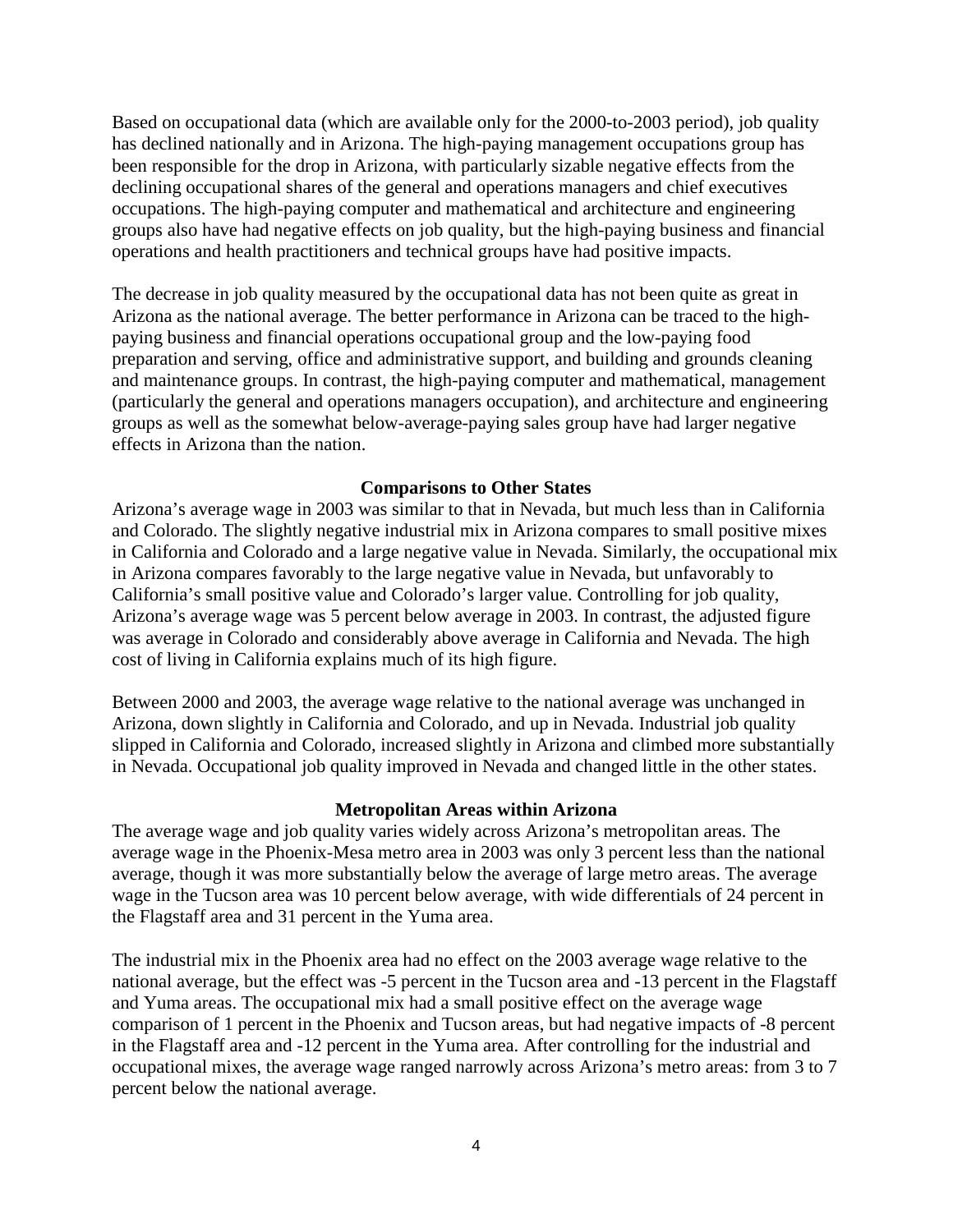Based on occupational data (which are available only for the 2000-to-2003 period), job quality has declined nationally and in Arizona. The high-paying management occupations group has been responsible for the drop in Arizona, with particularly sizable negative effects from the declining occupational shares of the general and operations managers and chief executives occupations. The high-paying computer and mathematical and architecture and engineering groups also have had negative effects on job quality, but the high-paying business and financial operations and health practitioners and technical groups have had positive impacts.

The decrease in job quality measured by the occupational data has not been quite as great in Arizona as the national average. The better performance in Arizona can be traced to the high-paying business and financial operations occupational group and the low-paying food preparation and serving, office and administrative support, and building and grounds cleaning and maintenance groups. In contrast, the high-paying computer and mathematical, management (particularly the general and operations managers occupation), and architecture and engineering groups as well as the somewhat below-average-paying sales group have had larger negative effects in Arizona than the nation.

### Comparisons to Other States

Arizona's average wage in 2003 was similar to that in Nevada, but much less than in California and Colorado. The slightly negative industrial mix in Arizona compares to small positive mixes in California and Colorado and a large negative value in Nevada. Similarly, the occupational mix in Arizona compares favorably to the large negative value in Nevada, but unfavorably to California's small positive value and Colorado's larger value. Controlling for job quality, Arizona's average wage was 5 percent below average in 2003. In contrast, the adjusted figure was average in Colorado and considerably above average in California and Nevada. The high cost of living in California explains much of its high figure.

Between 2000 and 2003, the average wage relative to the national average was unchanged in Arizona, down slightly in California and Colorado, and up in Nevada. Industrial job quality slipped in California and Colorado, increased slightly in Arizona and climbed more substantially in Nevada. Occupational job quality improved in Nevada and changed little in the other states.

### Metropolitan Areas within Arizona

The average wage and job quality varies widely across Arizona's metropolitan areas. The average wage in the Phoenix-Mesa metro area in 2003 was only 3 percent less than the national average, though it was more substantially below the average of large metro areas. The average wage in the Tucson area was 10 percent below average, with wide differentials of 24 percent in the Flagstaff area and 31 percent in the Yuma area.

The industrial mix in the Phoenix area had no effect on the 2003 average wage relative to the national average, but the effect was -5 percent in the Tucson area and -13 percent in the Flagstaff and Yuma areas. The occupational mix had a small positive effect on the average wage comparison of 1 percent in the Phoenix and Tucson areas, but had negative impacts of -8 percent in the Flagstaff area and -12 percent in the Yuma area. After controlling for the industrial and occupational mixes, the average wage ranged narrowly across Arizona's metro areas: from 3 to 7 percent below the national average.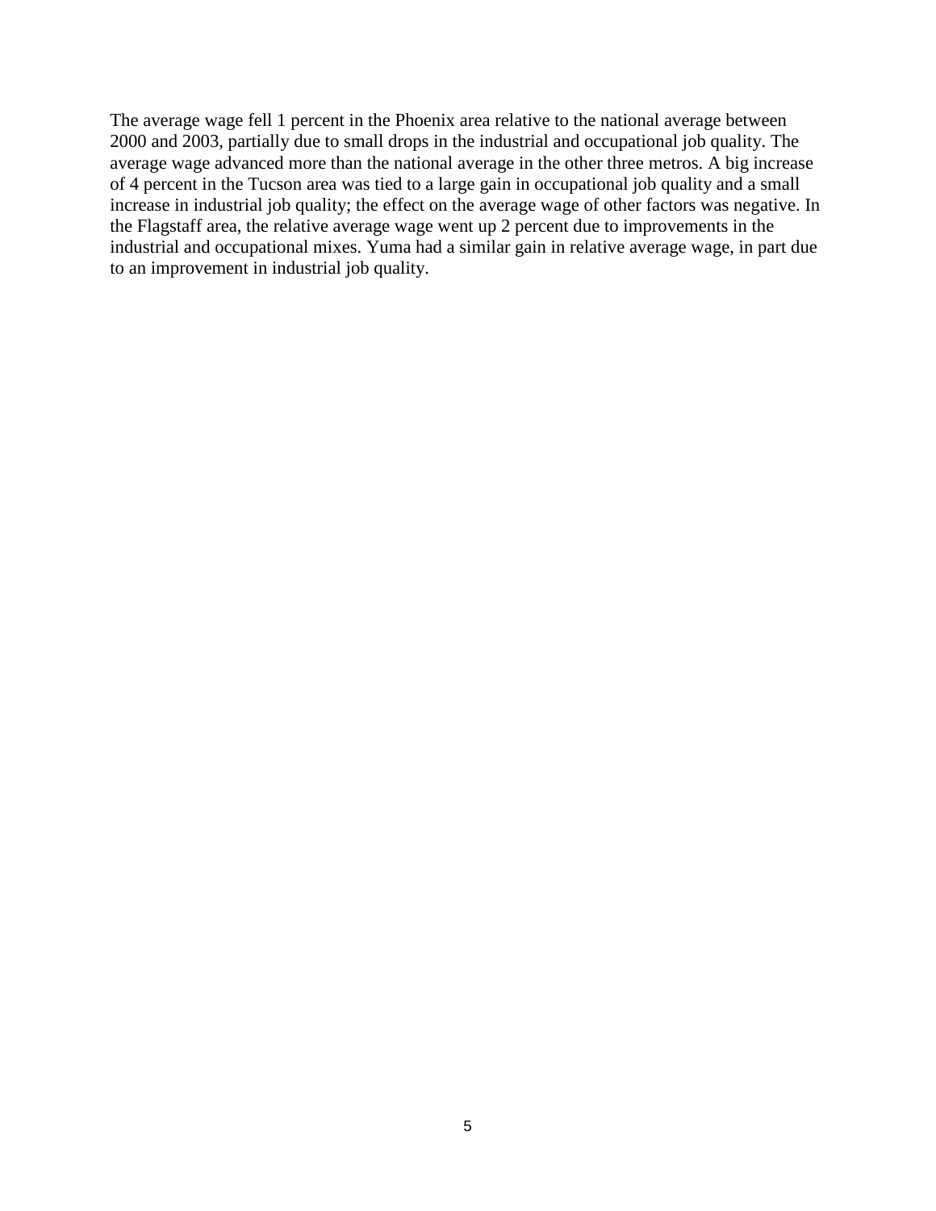The average wage fell 1 percent in the Phoenix area relative to the national average between 2000 and 2003, partially due to small drops in the industrial and occupational job quality. The average wage advanced more than the national average in the other three metros. A big increase of 4 percent in the Tucson area was tied to a large gain in occupational job quality and a small increase in industrial job quality; the effect on the average wage of other factors was negative. In the Flagstaff area, the relative average wage went up 2 percent due to improvements in the industrial and occupational mixes. Yuma had a similar gain in relative average wage, in part due to an improvement in industrial job quality.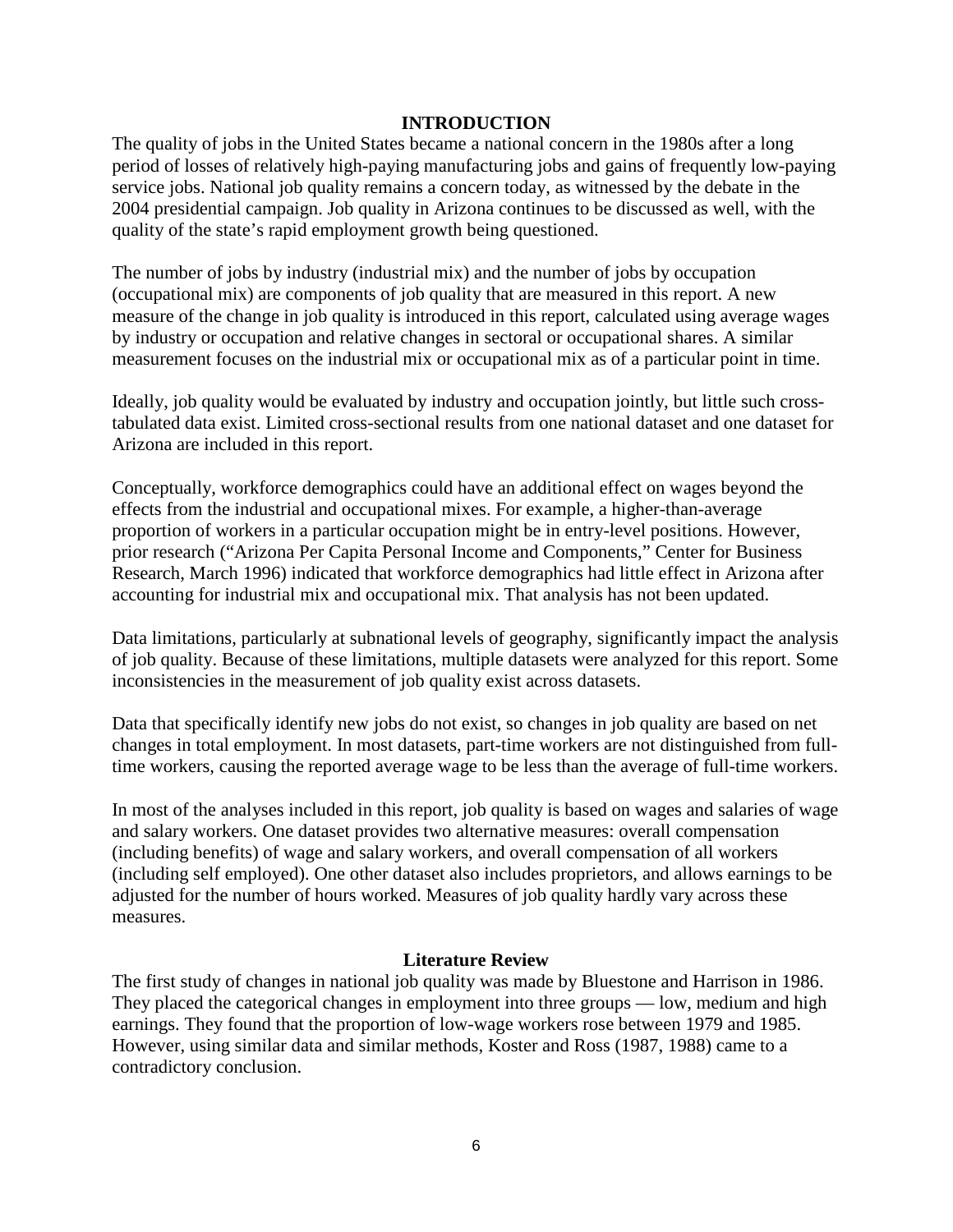# INTRODUCTION

The quality of jobs in the United States became a national concern in the 1980s after a long period of losses of relatively high-paying manufacturing jobs and gains of frequently low-paying service jobs. National job quality remains a concern today, as witnessed by the debate in the 2004 presidential campaign. Job quality in Arizona continues to be discussed as well, with the quality of the state's rapid employment growth being questioned.

The number of jobs by industry (industrial mix) and the number of jobs by occupation (occupational mix) are components of job quality that are measured in this report. A new measure of the change in job quality is introduced in this report, calculated using average wages by industry or occupation and relative changes in sectoral or occupational shares. A similar measurement focuses on the industrial mix or occupational mix as of a particular point in time.

Ideally, job quality would be evaluated by industry and occupation jointly, but little such cross-tabulated data exist. Limited cross-sectional results from one national dataset and one dataset for Arizona are included in this report.

Conceptually, workforce demographics could have an additional effect on wages beyond the effects from the industrial and occupational mixes. For example, a higher-than-average proportion of workers in a particular occupation might be in entry-level positions. However, prior research ("Arizona Per Capita Personal Income and Components," Center for Business Research, March 1996) indicated that workforce demographics had little effect in Arizona after accounting for industrial mix and occupational mix. That analysis has not been updated.

Data limitations, particularly at subnational levels of geography, significantly impact the analysis of job quality. Because of these limitations, multiple datasets were analyzed for this report. Some inconsistencies in the measurement of job quality exist across datasets.

Data that specifically identify new jobs do not exist, so changes in job quality are based on net changes in total employment. In most datasets, part-time workers are not distinguished from full-time workers, causing the reported average wage to be less than the average of full-time workers.

In most of the analyses included in this report, job quality is based on wages and salaries of wage and salary workers. One dataset provides two alternative measures: overall compensation (including benefits) of wage and salary workers, and overall compensation of all workers (including self employed). One other dataset also includes proprietors, and allows earnings to be adjusted for the number of hours worked. Measures of job quality hardly vary across these measures.

## Literature Review

The first study of changes in national job quality was made by Bluestone and Harrison in 1986. They placed the categorical changes in employment into three groups — low, medium and high earnings. They found that the proportion of low-wage workers rose between 1979 and 1985. However, using similar data and similar methods, Koster and Ross (1987, 1988) came to a contradictory conclusion.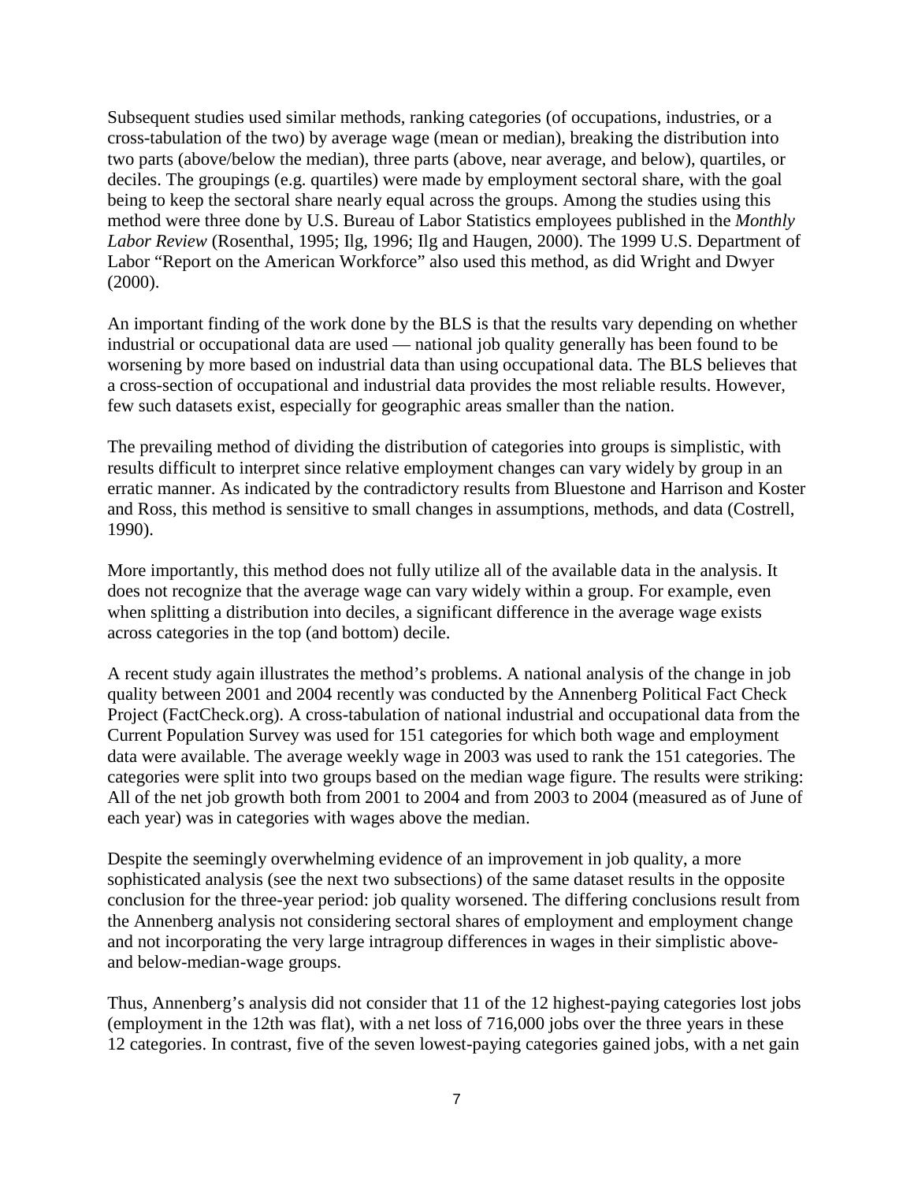Subsequent studies used similar methods, ranking categories (of occupations, industries, or a cross-tabulation of the two) by average wage (mean or median), breaking the distribution into two parts (above/below the median), three parts (above, near average, and below), quartiles, or deciles. The groupings (e.g. quartiles) were made by employment sectoral share, with the goal being to keep the sectoral share nearly equal across the groups. Among the studies using this method were three done by U.S. Bureau of Labor Statistics employees published in the *Monthly Labor Review* (Rosenthal, 1995; Ilg, 1996; Ilg and Haugen, 2000). The 1999 U.S. Department of Labor "Report on the American Workforce" also used this method, as did Wright and Dwyer (2000).

An important finding of the work done by the BLS is that the results vary depending on whether industrial or occupational data are used — national job quality generally has been found to be worsening by more based on industrial data than using occupational data. The BLS believes that a cross-section of occupational and industrial data provides the most reliable results. However, few such datasets exist, especially for geographic areas smaller than the nation.

The prevailing method of dividing the distribution of categories into groups is simplistic, with results difficult to interpret since relative employment changes can vary widely by group in an erratic manner. As indicated by the contradictory results from Bluestone and Harrison and Koster and Ross, this method is sensitive to small changes in assumptions, methods, and data (Costrell, 1990).

More importantly, this method does not fully utilize all of the available data in the analysis. It does not recognize that the average wage can vary widely within a group. For example, even when splitting a distribution into deciles, a significant difference in the average wage exists across categories in the top (and bottom) decile.

A recent study again illustrates the method's problems. A national analysis of the change in job quality between 2001 and 2004 recently was conducted by the Annenberg Political Fact Check Project (FactCheck.org). A cross-tabulation of national industrial and occupational data from the Current Population Survey was used for 151 categories for which both wage and employment data were available. The average weekly wage in 2003 was used to rank the 151 categories. The categories were split into two groups based on the median wage figure. The results were striking: All of the net job growth both from 2001 to 2004 and from 2003 to 2004 (measured as of June of each year) was in categories with wages above the median.

Despite the seemingly overwhelming evidence of an improvement in job quality, a more sophisticated analysis (see the next two subsections) of the same dataset results in the opposite conclusion for the three-year period: job quality worsened. The differing conclusions result from the Annenberg analysis not considering sectoral shares of employment and employment change and not incorporating the very large intragroup differences in wages in their simplistic above- and below-median-wage groups.

Thus, Annenberg's analysis did not consider that 11 of the 12 highest-paying categories lost jobs (employment in the 12th was flat), with a net loss of 716,000 jobs over the three years in these 12 categories. In contrast, five of the seven lowest-paying categories gained jobs, with a net gain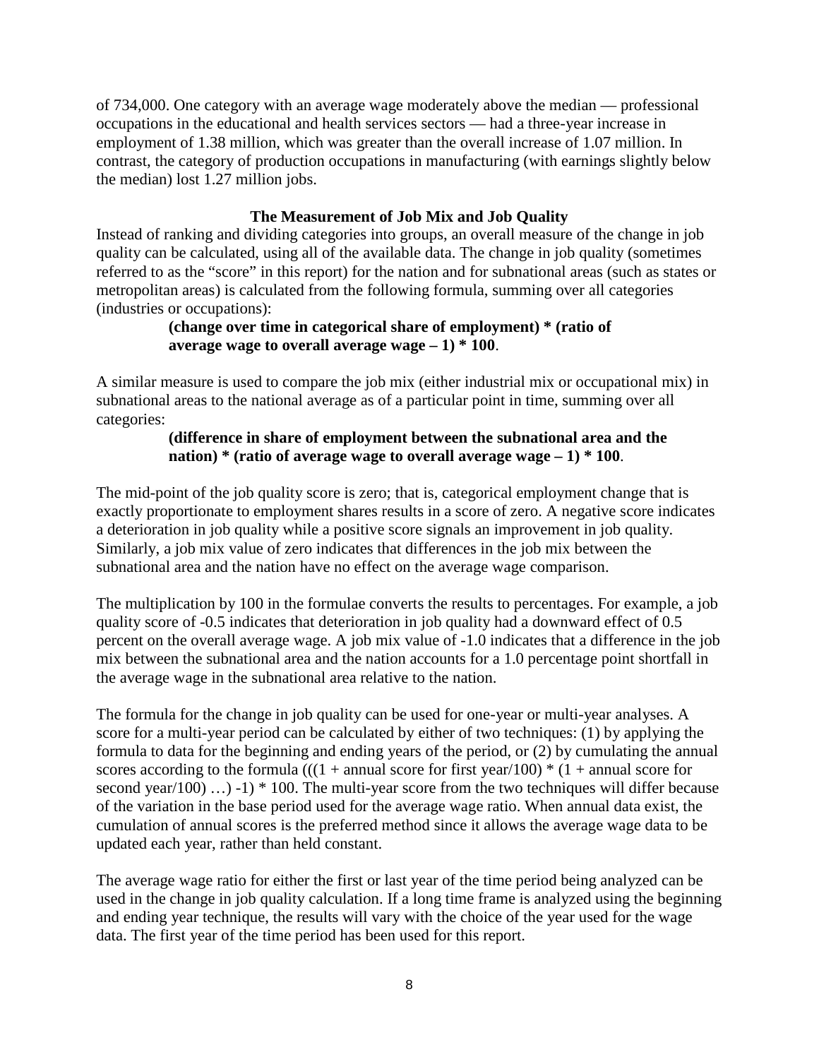of 734,000. One category with an average wage moderately above the median — professional occupations in the educational and health services sectors — had a three-year increase in employment of 1.38 million, which was greater than the overall increase of 1.07 million. In contrast, the category of production occupations in manufacturing (with earnings slightly below the median) lost 1.27 million jobs.

### The Measurement of Job Mix and Job Quality

Instead of ranking and dividing categories into groups, an overall measure of the change in job quality can be calculated, using all of the available data. The change in job quality (sometimes referred to as the "score" in this report) for the nation and for subnational areas (such as states or metropolitan areas) is calculated from the following formula, summing over all categories (industries or occupations):

> **(change over time in categorical share of employment) * (ratio of average wage to overall average wage – 1) * 100**.

A similar measure is used to compare the job mix (either industrial mix or occupational mix) in subnational areas to the national average as of a particular point in time, summing over all categories:

> **(difference in share of employment between the subnational area and the nation) * (ratio of average wage to overall average wage – 1) * 100**.

The mid-point of the job quality score is zero; that is, categorical employment change that is exactly proportionate to employment shares results in a score of zero. A negative score indicates a deterioration in job quality while a positive score signals an improvement in job quality. Similarly, a job mix value of zero indicates that differences in the job mix between the subnational area and the nation have no effect on the average wage comparison.

The multiplication by 100 in the formulae converts the results to percentages. For example, a job quality score of -0.5 indicates that deterioration in job quality had a downward effect of 0.5 percent on the overall average wage. A job mix value of -1.0 indicates that a difference in the job mix between the subnational area and the nation accounts for a 1.0 percentage point shortfall in the average wage in the subnational area relative to the nation.

The formula for the change in job quality can be used for one-year or multi-year analyses. A score for a multi-year period can be calculated by either of two techniques: (1) by applying the formula to data for the beginning and ending years of the period, or (2) by cumulating the annual scores according to the formula (((1 + annual score for first year/100) * (1 + annual score for second year/100) …) -1) * 100. The multi-year score from the two techniques will differ because of the variation in the base period used for the average wage ratio. When annual data exist, the cumulation of annual scores is the preferred method since it allows the average wage data to be updated each year, rather than held constant.

The average wage ratio for either the first or last year of the time period being analyzed can be used in the change in job quality calculation. If a long time frame is analyzed using the beginning and ending year technique, the results will vary with the choice of the year used for the wage data. The first year of the time period has been used for this report.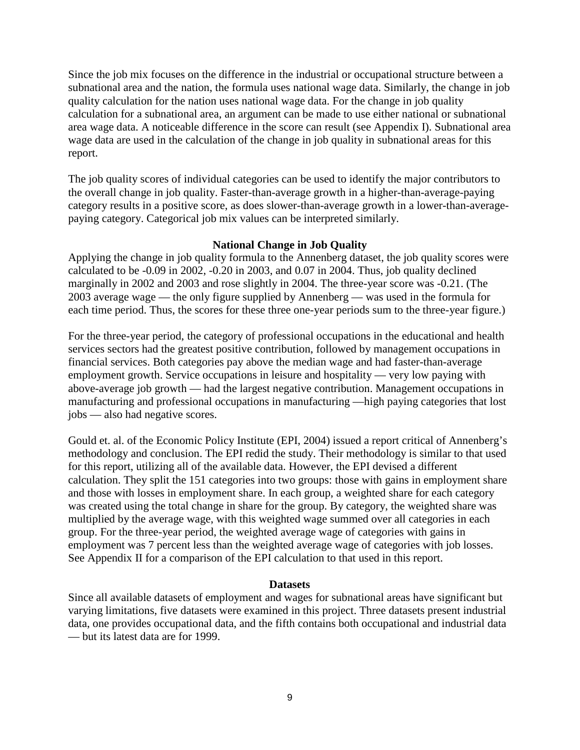Since the job mix focuses on the difference in the industrial or occupational structure between a subnational area and the nation, the formula uses national wage data. Similarly, the change in job quality calculation for the nation uses national wage data. For the change in job quality calculation for a subnational area, an argument can be made to use either national or subnational area wage data. A noticeable difference in the score can result (see Appendix I). Subnational area wage data are used in the calculation of the change in job quality in subnational areas for this report.

The job quality scores of individual categories can be used to identify the major contributors to the overall change in job quality. Faster-than-average growth in a higher-than-average-paying category results in a positive score, as does slower-than-average growth in a lower-than-average-paying category. Categorical job mix values can be interpreted similarly.

## National Change in Job Quality

Applying the change in job quality formula to the Annenberg dataset, the job quality scores were calculated to be -0.09 in 2002, -0.20 in 2003, and 0.07 in 2004. Thus, job quality declined marginally in 2002 and 2003 and rose slightly in 2004. The three-year score was -0.21. (The 2003 average wage — the only figure supplied by Annenberg — was used in the formula for each time period. Thus, the scores for these three one-year periods sum to the three-year figure.)

For the three-year period, the category of professional occupations in the educational and health services sectors had the greatest positive contribution, followed by management occupations in financial services. Both categories pay above the median wage and had faster-than-average employment growth. Service occupations in leisure and hospitality — very low paying with above-average job growth — had the largest negative contribution. Management occupations in manufacturing and professional occupations in manufacturing —high paying categories that lost jobs — also had negative scores.

Gould et. al. of the Economic Policy Institute (EPI, 2004) issued a report critical of Annenberg's methodology and conclusion. The EPI redid the study. Their methodology is similar to that used for this report, utilizing all of the available data. However, the EPI devised a different calculation. They split the 151 categories into two groups: those with gains in employment share and those with losses in employment share. In each group, a weighted share for each category was created using the total change in share for the group. By category, the weighted share was multiplied by the average wage, with this weighted wage summed over all categories in each group. For the three-year period, the weighted average wage of categories with gains in employment was 7 percent less than the weighted average wage of categories with job losses. See Appendix II for a comparison of the EPI calculation to that used in this report.

## Datasets

Since all available datasets of employment and wages for subnational areas have significant but varying limitations, five datasets were examined in this project. Three datasets present industrial data, one provides occupational data, and the fifth contains both occupational and industrial data — but its latest data are for 1999.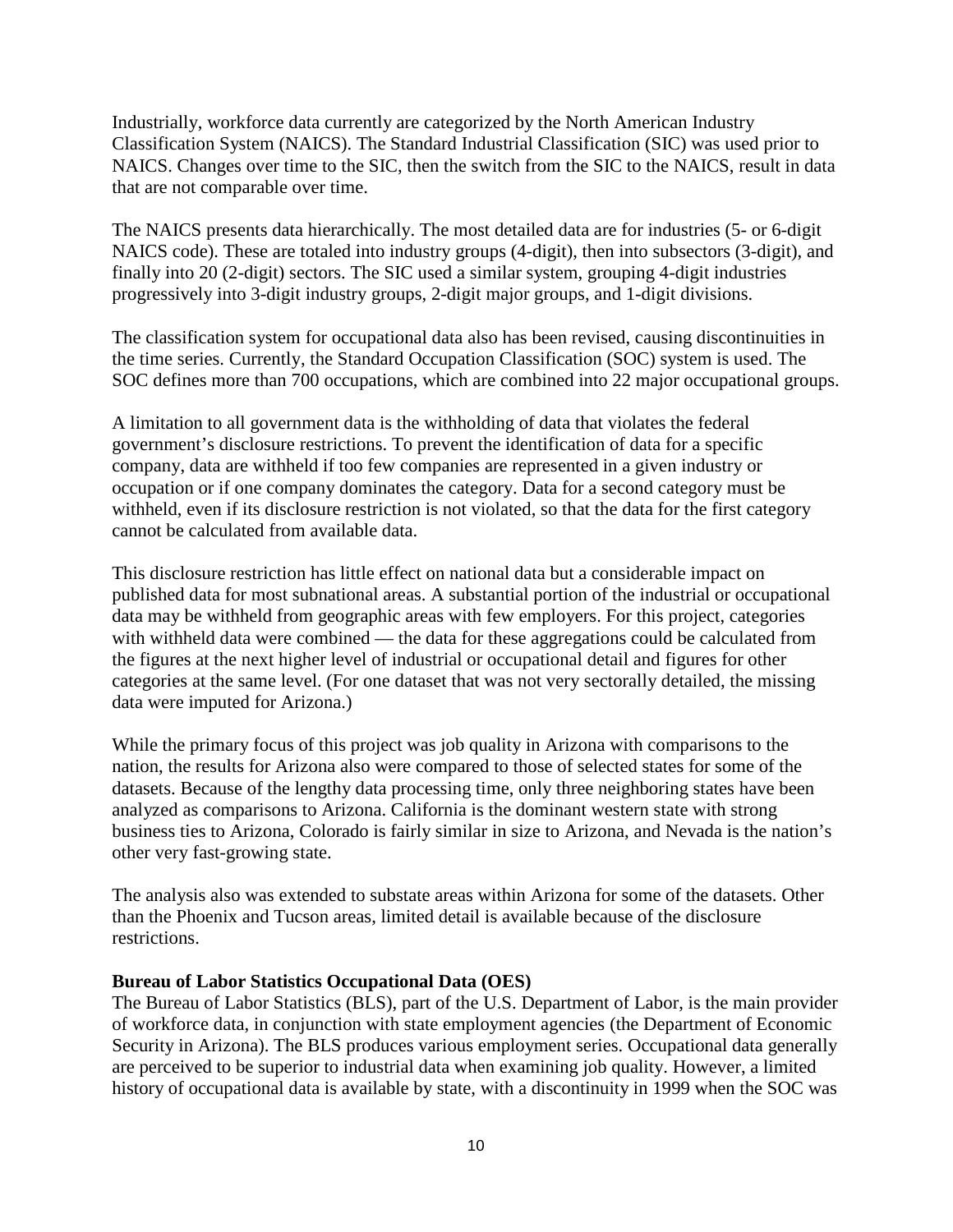Industrially, workforce data currently are categorized by the North American Industry Classification System (NAICS). The Standard Industrial Classification (SIC) was used prior to NAICS. Changes over time to the SIC, then the switch from the SIC to the NAICS, result in data that are not comparable over time.

The NAICS presents data hierarchically. The most detailed data are for industries (5- or 6-digit NAICS code). These are totaled into industry groups (4-digit), then into subsectors (3-digit), and finally into 20 (2-digit) sectors. The SIC used a similar system, grouping 4-digit industries progressively into 3-digit industry groups, 2-digit major groups, and 1-digit divisions.

The classification system for occupational data also has been revised, causing discontinuities in the time series. Currently, the Standard Occupation Classification (SOC) system is used. The SOC defines more than 700 occupations, which are combined into 22 major occupational groups.

A limitation to all government data is the withholding of data that violates the federal government's disclosure restrictions. To prevent the identification of data for a specific company, data are withheld if too few companies are represented in a given industry or occupation or if one company dominates the category. Data for a second category must be withheld, even if its disclosure restriction is not violated, so that the data for the first category cannot be calculated from available data.

This disclosure restriction has little effect on national data but a considerable impact on published data for most subnational areas. A substantial portion of the industrial or occupational data may be withheld from geographic areas with few employers. For this project, categories with withheld data were combined — the data for these aggregations could be calculated from the figures at the next higher level of industrial or occupational detail and figures for other categories at the same level. (For one dataset that was not very sectorally detailed, the missing data were imputed for Arizona.)

While the primary focus of this project was job quality in Arizona with comparisons to the nation, the results for Arizona also were compared to those of selected states for some of the datasets. Because of the lengthy data processing time, only three neighboring states have been analyzed as comparisons to Arizona. California is the dominant western state with strong business ties to Arizona, Colorado is fairly similar in size to Arizona, and Nevada is the nation's other very fast-growing state.

The analysis also was extended to substate areas within Arizona for some of the datasets. Other than the Phoenix and Tucson areas, limited detail is available because of the disclosure restrictions.

**Bureau of Labor Statistics Occupational Data (OES)**

The Bureau of Labor Statistics (BLS), part of the U.S. Department of Labor, is the main provider of workforce data, in conjunction with state employment agencies (the Department of Economic Security in Arizona). The BLS produces various employment series. Occupational data generally are perceived to be superior to industrial data when examining job quality. However, a limited history of occupational data is available by state, with a discontinuity in 1999 when the SOC was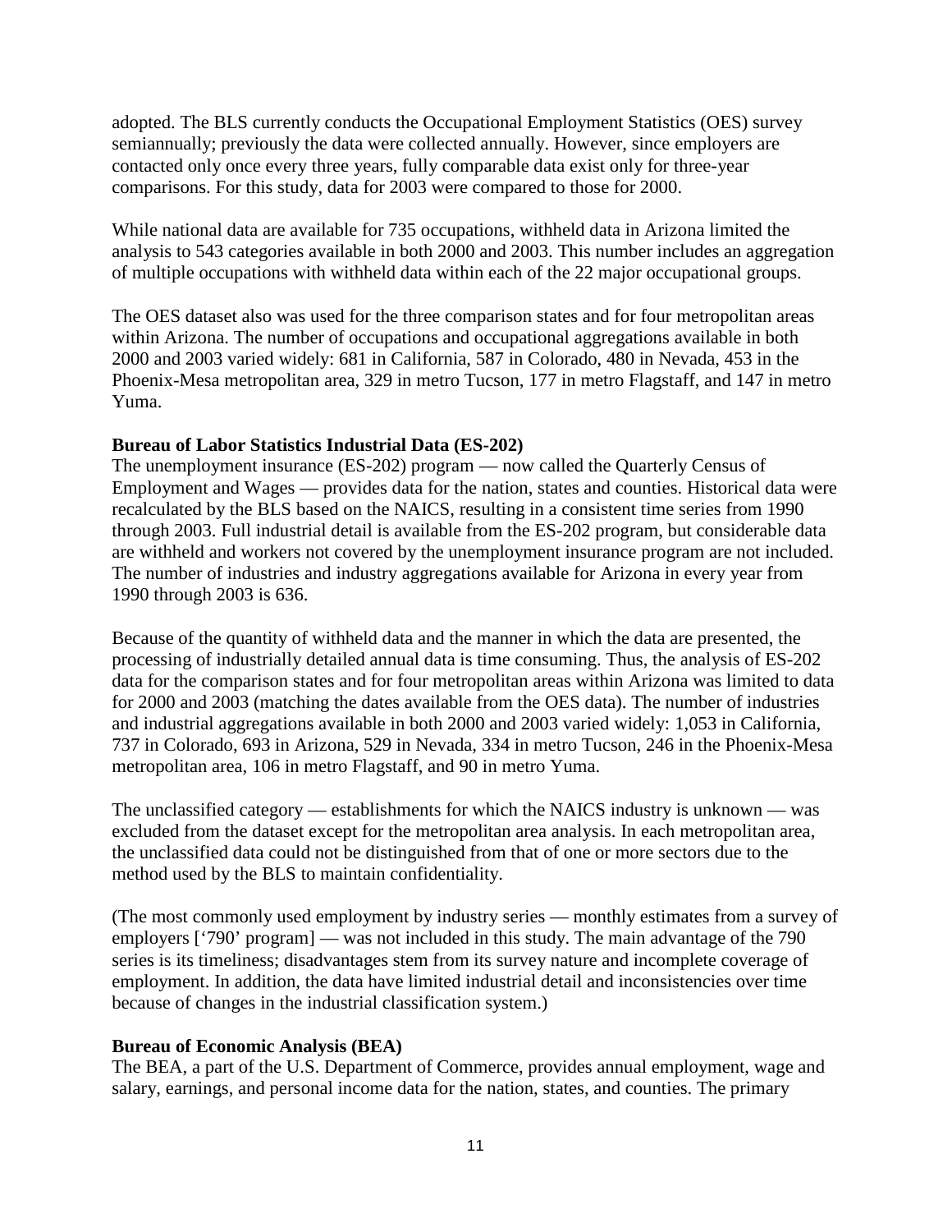adopted. The BLS currently conducts the Occupational Employment Statistics (OES) survey semiannually; previously the data were collected annually. However, since employers are contacted only once every three years, fully comparable data exist only for three-year comparisons. For this study, data for 2003 were compared to those for 2000.

While national data are available for 735 occupations, withheld data in Arizona limited the analysis to 543 categories available in both 2000 and 2003. This number includes an aggregation of multiple occupations with withheld data within each of the 22 major occupational groups.

The OES dataset also was used for the three comparison states and for four metropolitan areas within Arizona. The number of occupations and occupational aggregations available in both 2000 and 2003 varied widely: 681 in California, 587 in Colorado, 480 in Nevada, 453 in the Phoenix-Mesa metropolitan area, 329 in metro Tucson, 177 in metro Flagstaff, and 147 in metro Yuma.

**Bureau of Labor Statistics Industrial Data (ES-202)**

The unemployment insurance (ES-202) program — now called the Quarterly Census of Employment and Wages — provides data for the nation, states and counties. Historical data were recalculated by the BLS based on the NAICS, resulting in a consistent time series from 1990 through 2003. Full industrial detail is available from the ES-202 program, but considerable data are withheld and workers not covered by the unemployment insurance program are not included. The number of industries and industry aggregations available for Arizona in every year from 1990 through 2003 is 636.

Because of the quantity of withheld data and the manner in which the data are presented, the processing of industrially detailed annual data is time consuming. Thus, the analysis of ES-202 data for the comparison states and for four metropolitan areas within Arizona was limited to data for 2000 and 2003 (matching the dates available from the OES data). The number of industries and industrial aggregations available in both 2000 and 2003 varied widely: 1,053 in California, 737 in Colorado, 693 in Arizona, 529 in Nevada, 334 in metro Tucson, 246 in the Phoenix-Mesa metropolitan area, 106 in metro Flagstaff, and 90 in metro Yuma.

The unclassified category — establishments for which the NAICS industry is unknown — was excluded from the dataset except for the metropolitan area analysis. In each metropolitan area, the unclassified data could not be distinguished from that of one or more sectors due to the method used by the BLS to maintain confidentiality.

(The most commonly used employment by industry series — monthly estimates from a survey of employers ['790' program] — was not included in this study. The main advantage of the 790 series is its timeliness; disadvantages stem from its survey nature and incomplete coverage of employment. In addition, the data have limited industrial detail and inconsistencies over time because of changes in the industrial classification system.)

**Bureau of Economic Analysis (BEA)**

The BEA, a part of the U.S. Department of Commerce, provides annual employment, wage and salary, earnings, and personal income data for the nation, states, and counties. The primary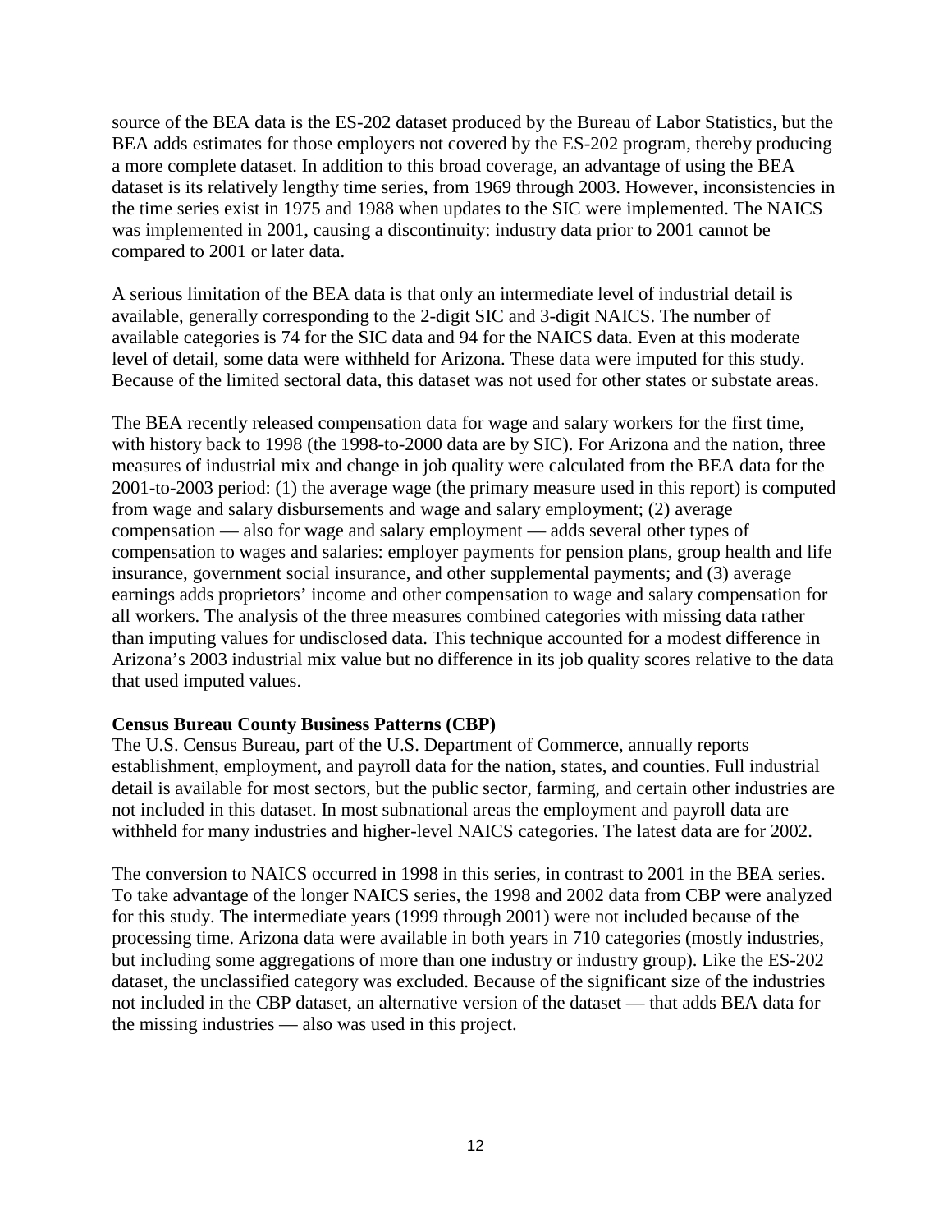source of the BEA data is the ES-202 dataset produced by the Bureau of Labor Statistics, but the BEA adds estimates for those employers not covered by the ES-202 program, thereby producing a more complete dataset. In addition to this broad coverage, an advantage of using the BEA dataset is its relatively lengthy time series, from 1969 through 2003. However, inconsistencies in the time series exist in 1975 and 1988 when updates to the SIC were implemented. The NAICS was implemented in 2001, causing a discontinuity: industry data prior to 2001 cannot be compared to 2001 or later data.

A serious limitation of the BEA data is that only an intermediate level of industrial detail is available, generally corresponding to the 2-digit SIC and 3-digit NAICS. The number of available categories is 74 for the SIC data and 94 for the NAICS data. Even at this moderate level of detail, some data were withheld for Arizona. These data were imputed for this study. Because of the limited sectoral data, this dataset was not used for other states or substate areas.

The BEA recently released compensation data for wage and salary workers for the first time, with history back to 1998 (the 1998-to-2000 data are by SIC). For Arizona and the nation, three measures of industrial mix and change in job quality were calculated from the BEA data for the 2001-to-2003 period: (1) the average wage (the primary measure used in this report) is computed from wage and salary disbursements and wage and salary employment; (2) average compensation — also for wage and salary employment — adds several other types of compensation to wages and salaries: employer payments for pension plans, group health and life insurance, government social insurance, and other supplemental payments; and (3) average earnings adds proprietors' income and other compensation to wage and salary compensation for all workers. The analysis of the three measures combined categories with missing data rather than imputing values for undisclosed data. This technique accounted for a modest difference in Arizona's 2003 industrial mix value but no difference in its job quality scores relative to the data that used imputed values.

**Census Bureau County Business Patterns (CBP)**

The U.S. Census Bureau, part of the U.S. Department of Commerce, annually reports establishment, employment, and payroll data for the nation, states, and counties. Full industrial detail is available for most sectors, but the public sector, farming, and certain other industries are not included in this dataset. In most subnational areas the employment and payroll data are withheld for many industries and higher-level NAICS categories. The latest data are for 2002.

The conversion to NAICS occurred in 1998 in this series, in contrast to 2001 in the BEA series. To take advantage of the longer NAICS series, the 1998 and 2002 data from CBP were analyzed for this study. The intermediate years (1999 through 2001) were not included because of the processing time. Arizona data were available in both years in 710 categories (mostly industries, but including some aggregations of more than one industry or industry group). Like the ES-202 dataset, the unclassified category was excluded. Because of the significant size of the industries not included in the CBP dataset, an alternative version of the dataset — that adds BEA data for the missing industries — also was used in this project.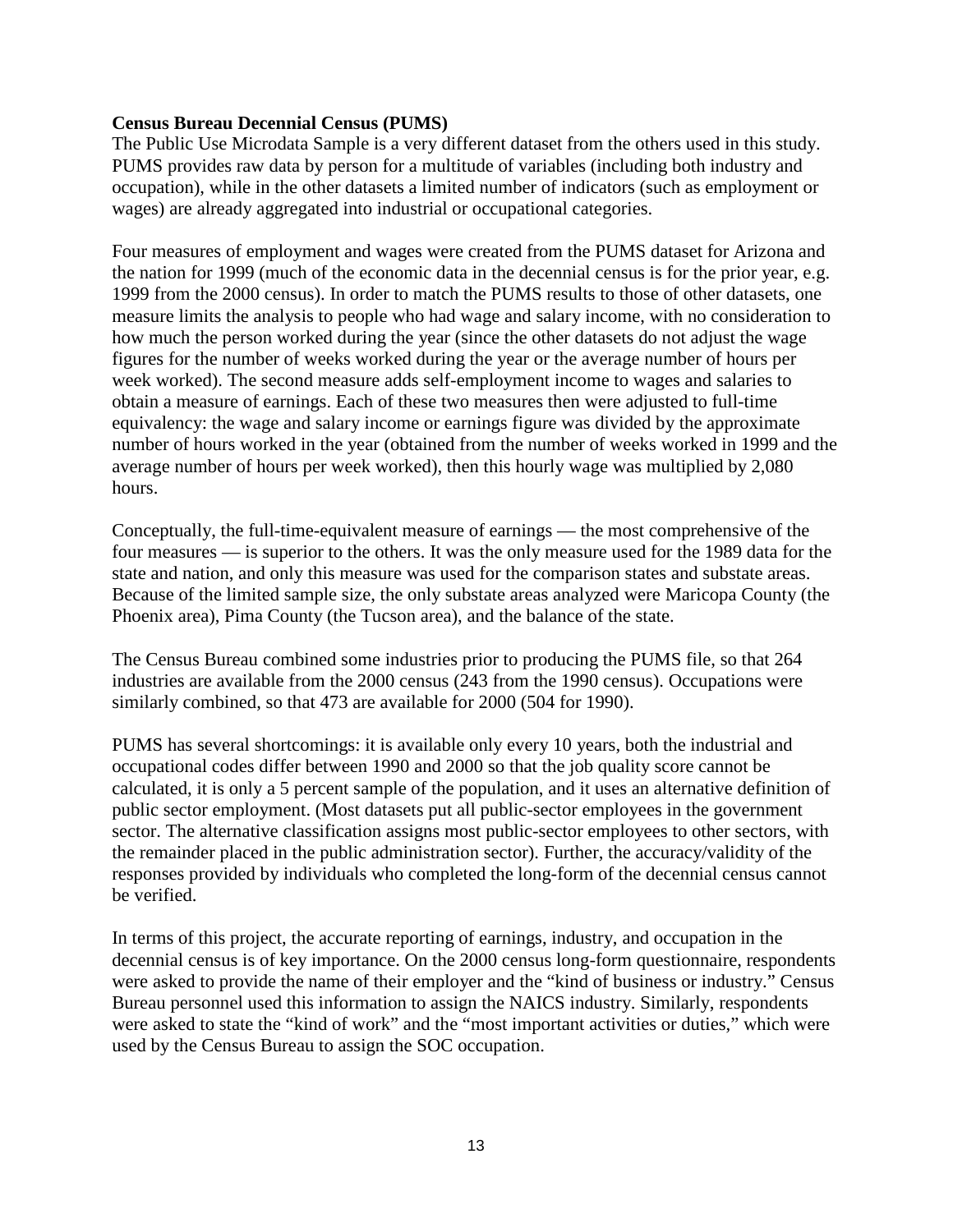**Census Bureau Decennial Census (PUMS)**

The Public Use Microdata Sample is a very different dataset from the others used in this study. PUMS provides raw data by person for a multitude of variables (including both industry and occupation), while in the other datasets a limited number of indicators (such as employment or wages) are already aggregated into industrial or occupational categories.

Four measures of employment and wages were created from the PUMS dataset for Arizona and the nation for 1999 (much of the economic data in the decennial census is for the prior year, e.g. 1999 from the 2000 census). In order to match the PUMS results to those of other datasets, one measure limits the analysis to people who had wage and salary income, with no consideration to how much the person worked during the year (since the other datasets do not adjust the wage figures for the number of weeks worked during the year or the average number of hours per week worked). The second measure adds self-employment income to wages and salaries to obtain a measure of earnings. Each of these two measures then were adjusted to full-time equivalency: the wage and salary income or earnings figure was divided by the approximate number of hours worked in the year (obtained from the number of weeks worked in 1999 and the average number of hours per week worked), then this hourly wage was multiplied by 2,080 hours.

Conceptually, the full-time-equivalent measure of earnings — the most comprehensive of the four measures — is superior to the others. It was the only measure used for the 1989 data for the state and nation, and only this measure was used for the comparison states and substate areas. Because of the limited sample size, the only substate areas analyzed were Maricopa County (the Phoenix area), Pima County (the Tucson area), and the balance of the state.

The Census Bureau combined some industries prior to producing the PUMS file, so that 264 industries are available from the 2000 census (243 from the 1990 census). Occupations were similarly combined, so that 473 are available for 2000 (504 for 1990).

PUMS has several shortcomings: it is available only every 10 years, both the industrial and occupational codes differ between 1990 and 2000 so that the job quality score cannot be calculated, it is only a 5 percent sample of the population, and it uses an alternative definition of public sector employment. (Most datasets put all public-sector employees in the government sector. The alternative classification assigns most public-sector employees to other sectors, with the remainder placed in the public administration sector). Further, the accuracy/validity of the responses provided by individuals who completed the long-form of the decennial census cannot be verified.

In terms of this project, the accurate reporting of earnings, industry, and occupation in the decennial census is of key importance. On the 2000 census long-form questionnaire, respondents were asked to provide the name of their employer and the "kind of business or industry." Census Bureau personnel used this information to assign the NAICS industry. Similarly, respondents were asked to state the "kind of work" and the "most important activities or duties," which were used by the Census Bureau to assign the SOC occupation.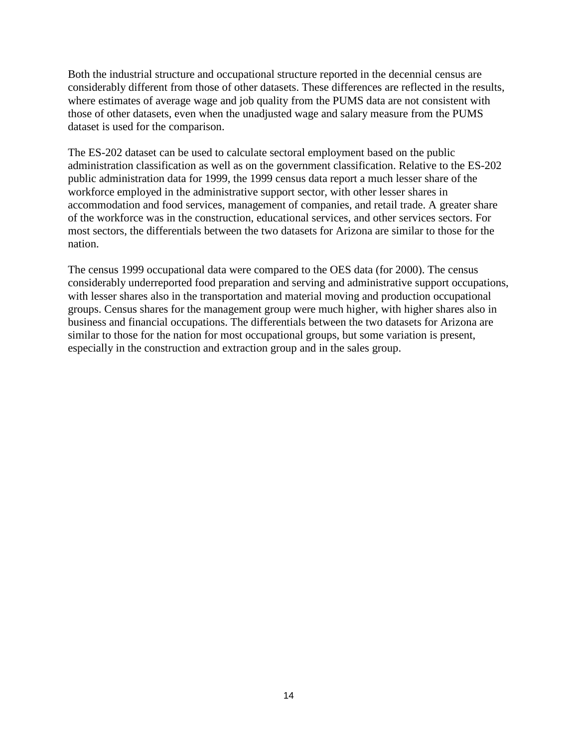Both the industrial structure and occupational structure reported in the decennial census are considerably different from those of other datasets. These differences are reflected in the results, where estimates of average wage and job quality from the PUMS data are not consistent with those of other datasets, even when the unadjusted wage and salary measure from the PUMS dataset is used for the comparison.

The ES-202 dataset can be used to calculate sectoral employment based on the public administration classification as well as on the government classification. Relative to the ES-202 public administration data for 1999, the 1999 census data report a much lesser share of the workforce employed in the administrative support sector, with other lesser shares in accommodation and food services, management of companies, and retail trade. A greater share of the workforce was in the construction, educational services, and other services sectors. For most sectors, the differentials between the two datasets for Arizona are similar to those for the nation.

The census 1999 occupational data were compared to the OES data (for 2000). The census considerably underreported food preparation and serving and administrative support occupations, with lesser shares also in the transportation and material moving and production occupational groups. Census shares for the management group were much higher, with higher shares also in business and financial occupations. The differentials between the two datasets for Arizona are similar to those for the nation for most occupational groups, but some variation is present, especially in the construction and extraction group and in the sales group.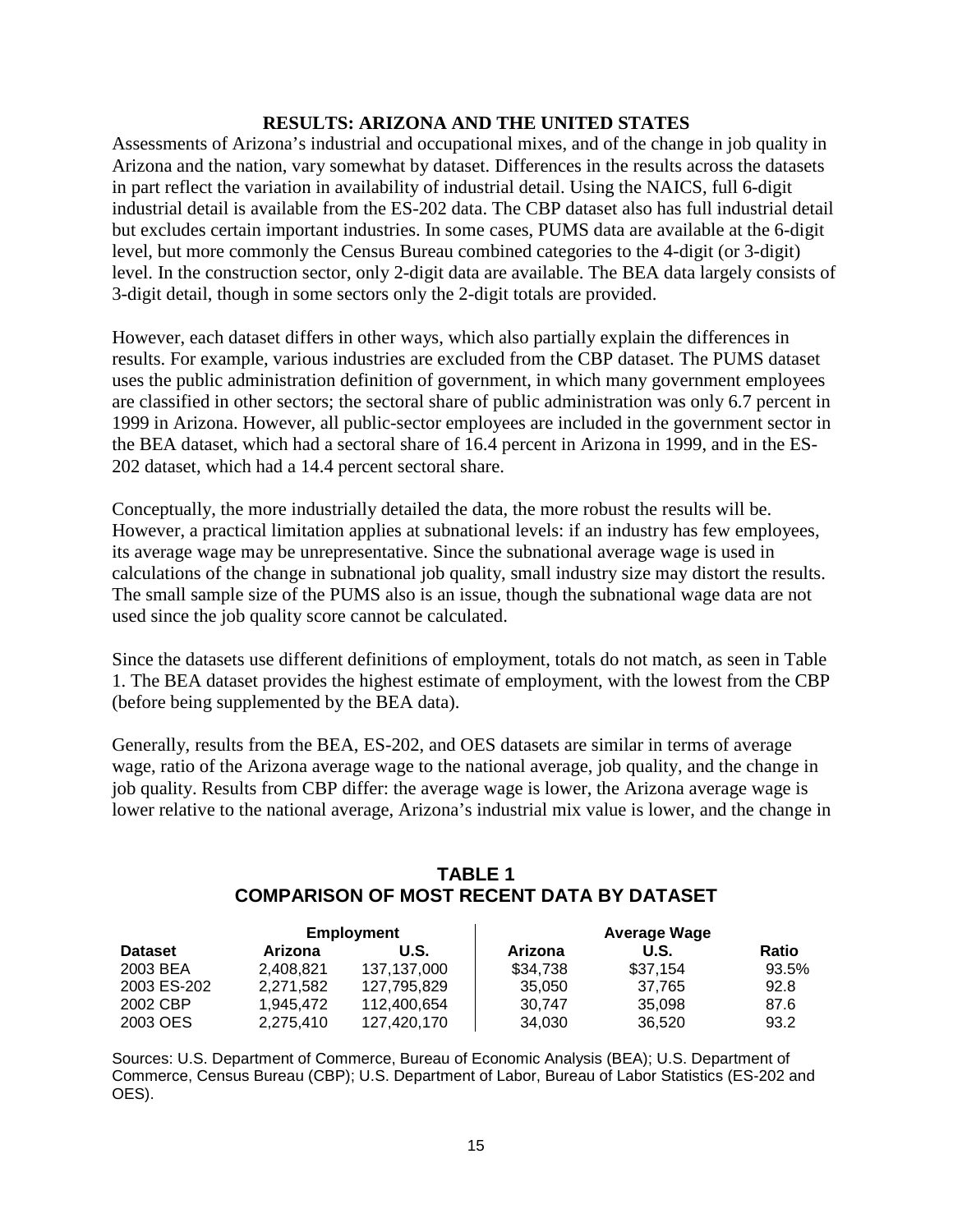## RESULTS: ARIZONA AND THE UNITED STATES

Assessments of Arizona's industrial and occupational mixes, and of the change in job quality in Arizona and the nation, vary somewhat by dataset. Differences in the results across the datasets in part reflect the variation in availability of industrial detail. Using the NAICS, full 6-digit industrial detail is available from the ES-202 data. The CBP dataset also has full industrial detail but excludes certain important industries. In some cases, PUMS data are available at the 6-digit level, but more commonly the Census Bureau combined categories to the 4-digit (or 3-digit) level. In the construction sector, only 2-digit data are available. The BEA data largely consists of 3-digit detail, though in some sectors only the 2-digit totals are provided.

However, each dataset differs in other ways, which also partially explain the differences in results. For example, various industries are excluded from the CBP dataset. The PUMS dataset uses the public administration definition of government, in which many government employees are classified in other sectors; the sectoral share of public administration was only 6.7 percent in 1999 in Arizona. However, all public-sector employees are included in the government sector in the BEA dataset, which had a sectoral share of 16.4 percent in Arizona in 1999, and in the ES-202 dataset, which had a 14.4 percent sectoral share.

Conceptually, the more industrially detailed the data, the more robust the results will be. However, a practical limitation applies at subnational levels: if an industry has few employees, its average wage may be unrepresentative. Since the subnational average wage is used in calculations of the change in subnational job quality, small industry size may distort the results. The small sample size of the PUMS also is an issue, though the subnational wage data are not used since the job quality score cannot be calculated.

Since the datasets use different definitions of employment, totals do not match, as seen in Table 1. The BEA dataset provides the highest estimate of employment, with the lowest from the CBP (before being supplemented by the BEA data).

Generally, results from the BEA, ES-202, and OES datasets are similar in terms of average wage, ratio of the Arizona average wage to the national average, job quality, and the change in job quality. Results from CBP differ: the average wage is lower, the Arizona average wage is lower relative to the national average, Arizona's industrial mix value is lower, and the change in

### TABLE 1
### COMPARISON OF MOST RECENT DATA BY DATASET

| | Employment | | Average Wage | | |
|---|---|---|---|---|---|
| **Dataset** | **Arizona** | **U.S.** | **Arizona** | **U.S.** | **Ratio** |
| 2003 BEA | 2,408,821 | 137,137,000 | $34,738 | $37,154 | 93.5% |
| 2003 ES-202 | 2,271,582 | 127,795,829 | 35,050 | 37,765 | 92.8 |
| 2002 CBP | 1,945,472 | 112,400,654 | 30,747 | 35,098 | 87.6 |
| 2003 OES | 2,275,410 | 127,420,170 | 34,030 | 36,520 | 93.2 |

Sources: U.S. Department of Commerce, Bureau of Economic Analysis (BEA); U.S. Department of Commerce, Census Bureau (CBP); U.S. Department of Labor, Bureau of Labor Statistics (ES-202 and OES).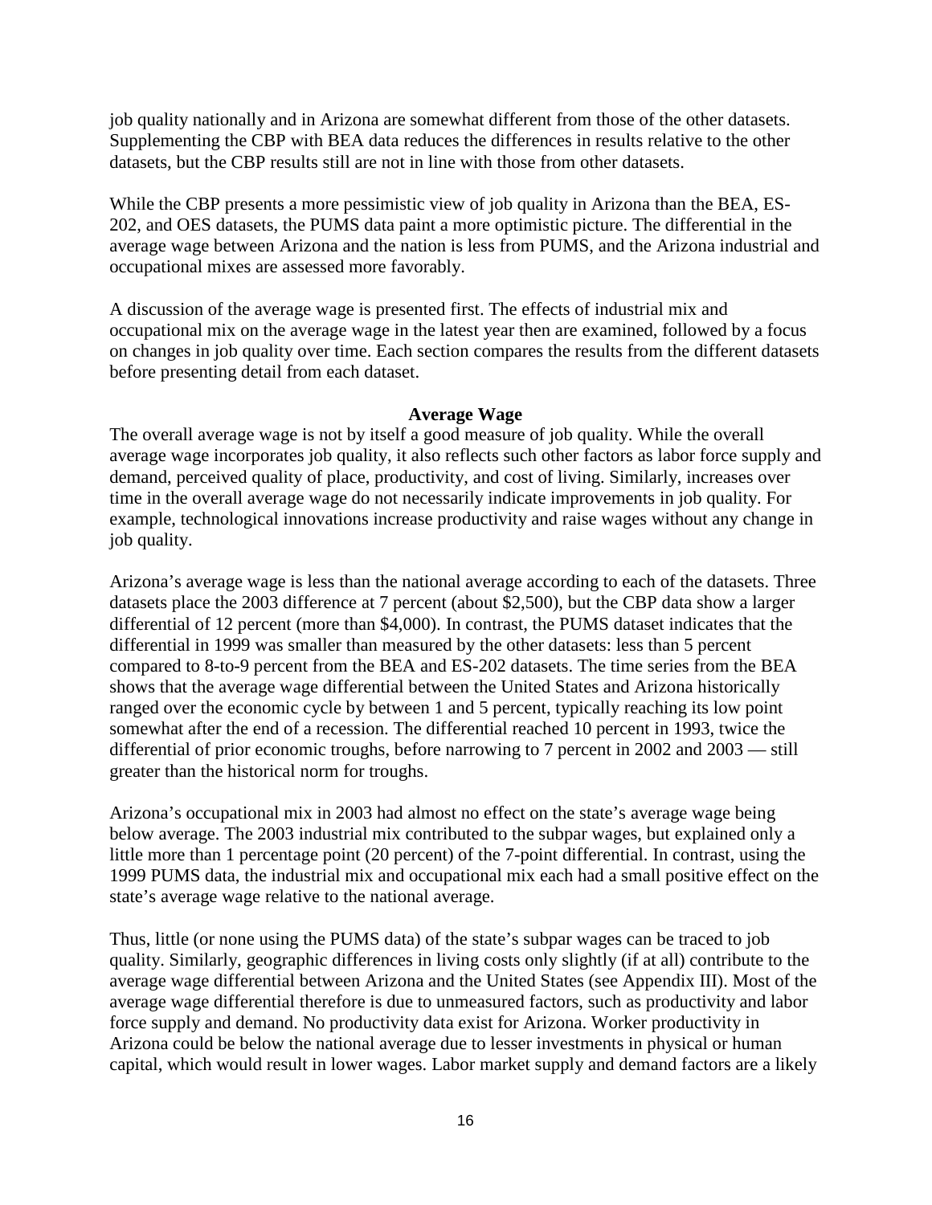job quality nationally and in Arizona are somewhat different from those of the other datasets. Supplementing the CBP with BEA data reduces the differences in results relative to the other datasets, but the CBP results still are not in line with those from other datasets.

While the CBP presents a more pessimistic view of job quality in Arizona than the BEA, ES-202, and OES datasets, the PUMS data paint a more optimistic picture. The differential in the average wage between Arizona and the nation is less from PUMS, and the Arizona industrial and occupational mixes are assessed more favorably.

A discussion of the average wage is presented first. The effects of industrial mix and occupational mix on the average wage in the latest year then are examined, followed by a focus on changes in job quality over time. Each section compares the results from the different datasets before presenting detail from each dataset.

## Average Wage

The overall average wage is not by itself a good measure of job quality. While the overall average wage incorporates job quality, it also reflects such other factors as labor force supply and demand, perceived quality of place, productivity, and cost of living. Similarly, increases over time in the overall average wage do not necessarily indicate improvements in job quality. For example, technological innovations increase productivity and raise wages without any change in job quality.

Arizona's average wage is less than the national average according to each of the datasets. Three datasets place the 2003 difference at 7 percent (about $2,500), but the CBP data show a larger differential of 12 percent (more than $4,000). In contrast, the PUMS dataset indicates that the differential in 1999 was smaller than measured by the other datasets: less than 5 percent compared to 8-to-9 percent from the BEA and ES-202 datasets. The time series from the BEA shows that the average wage differential between the United States and Arizona historically ranged over the economic cycle by between 1 and 5 percent, typically reaching its low point somewhat after the end of a recession. The differential reached 10 percent in 1993, twice the differential of prior economic troughs, before narrowing to 7 percent in 2002 and 2003 — still greater than the historical norm for troughs.

Arizona's occupational mix in 2003 had almost no effect on the state's average wage being below average. The 2003 industrial mix contributed to the subpar wages, but explained only a little more than 1 percentage point (20 percent) of the 7-point differential. In contrast, using the 1999 PUMS data, the industrial mix and occupational mix each had a small positive effect on the state's average wage relative to the national average.

Thus, little (or none using the PUMS data) of the state's subpar wages can be traced to job quality. Similarly, geographic differences in living costs only slightly (if at all) contribute to the average wage differential between Arizona and the United States (see Appendix III). Most of the average wage differential therefore is due to unmeasured factors, such as productivity and labor force supply and demand. No productivity data exist for Arizona. Worker productivity in Arizona could be below the national average due to lesser investments in physical or human capital, which would result in lower wages. Labor market supply and demand factors are a likely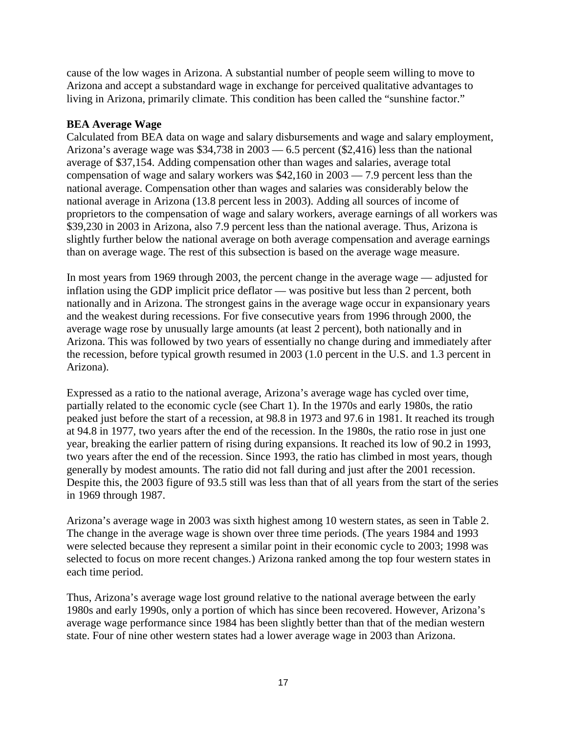cause of the low wages in Arizona. A substantial number of people seem willing to move to Arizona and accept a substandard wage in exchange for perceived qualitative advantages to living in Arizona, primarily climate. This condition has been called the "sunshine factor."

**BEA Average Wage**

Calculated from BEA data on wage and salary disbursements and wage and salary employment, Arizona's average wage was $34,738 in 2003 — 6.5 percent ($2,416) less than the national average of $37,154. Adding compensation other than wages and salaries, average total compensation of wage and salary workers was $42,160 in 2003 — 7.9 percent less than the national average. Compensation other than wages and salaries was considerably below the national average in Arizona (13.8 percent less in 2003). Adding all sources of income of proprietors to the compensation of wage and salary workers, average earnings of all workers was $39,230 in 2003 in Arizona, also 7.9 percent less than the national average. Thus, Arizona is slightly further below the national average on both average compensation and average earnings than on average wage. The rest of this subsection is based on the average wage measure.

In most years from 1969 through 2003, the percent change in the average wage — adjusted for inflation using the GDP implicit price deflator — was positive but less than 2 percent, both nationally and in Arizona. The strongest gains in the average wage occur in expansionary years and the weakest during recessions. For five consecutive years from 1996 through 2000, the average wage rose by unusually large amounts (at least 2 percent), both nationally and in Arizona. This was followed by two years of essentially no change during and immediately after the recession, before typical growth resumed in 2003 (1.0 percent in the U.S. and 1.3 percent in Arizona).

Expressed as a ratio to the national average, Arizona's average wage has cycled over time, partially related to the economic cycle (see Chart 1). In the 1970s and early 1980s, the ratio peaked just before the start of a recession, at 98.8 in 1973 and 97.6 in 1981. It reached its trough at 94.8 in 1977, two years after the end of the recession. In the 1980s, the ratio rose in just one year, breaking the earlier pattern of rising during expansions. It reached its low of 90.2 in 1993, two years after the end of the recession. Since 1993, the ratio has climbed in most years, though generally by modest amounts. The ratio did not fall during and just after the 2001 recession. Despite this, the 2003 figure of 93.5 still was less than that of all years from the start of the series in 1969 through 1987.

Arizona's average wage in 2003 was sixth highest among 10 western states, as seen in Table 2. The change in the average wage is shown over three time periods. (The years 1984 and 1993 were selected because they represent a similar point in their economic cycle to 2003; 1998 was selected to focus on more recent changes.) Arizona ranked among the top four western states in each time period.

Thus, Arizona's average wage lost ground relative to the national average between the early 1980s and early 1990s, only a portion of which has since been recovered. However, Arizona's average wage performance since 1984 has been slightly better than that of the median western state. Four of nine other western states had a lower average wage in 2003 than Arizona.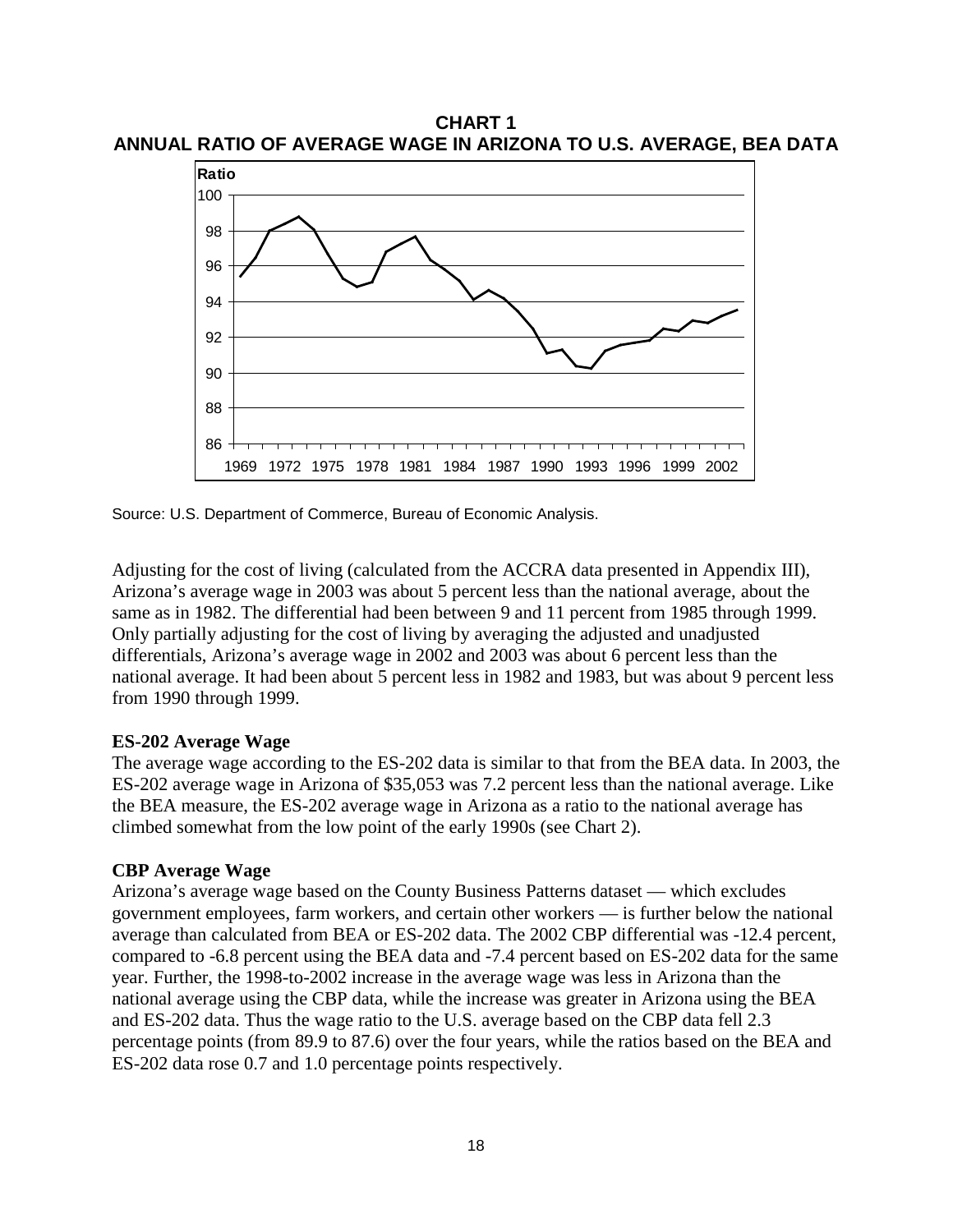**CHART 1**
**ANNUAL RATIO OF AVERAGE WAGE IN ARIZONA TO U.S. AVERAGE, BEA DATA**

Source: U.S. Department of Commerce, Bureau of Economic Analysis.

Adjusting for the cost of living (calculated from the ACCRA data presented in Appendix III), Arizona's average wage in 2003 was about 5 percent less than the national average, about the same as in 1982. The differential had been between 9 and 11 percent from 1985 through 1999. Only partially adjusting for the cost of living by averaging the adjusted and unadjusted differentials, Arizona's average wage in 2002 and 2003 was about 6 percent less than the national average. It had been about 5 percent less in 1982 and 1983, but was about 9 percent less from 1990 through 1999.

**ES-202 Average Wage**

The average wage according to the ES-202 data is similar to that from the BEA data. In 2003, the ES-202 average wage in Arizona of $35,053 was 7.2 percent less than the national average. Like the BEA measure, the ES-202 average wage in Arizona as a ratio to the national average has climbed somewhat from the low point of the early 1990s (see Chart 2).

**CBP Average Wage**

Arizona's average wage based on the County Business Patterns dataset — which excludes government employees, farm workers, and certain other workers — is further below the national average than calculated from BEA or ES-202 data. The 2002 CBP differential was -12.4 percent, compared to -6.8 percent using the BEA data and -7.4 percent based on ES-202 data for the same year. Further, the 1998-to-2002 increase in the average wage was less in Arizona than the national average using the CBP data, while the increase was greater in Arizona using the BEA and ES-202 data. Thus the wage ratio to the U.S. average based on the CBP data fell 2.3 percentage points (from 89.9 to 87.6) over the four years, while the ratios based on the BEA and ES-202 data rose 0.7 and 1.0 percentage points respectively.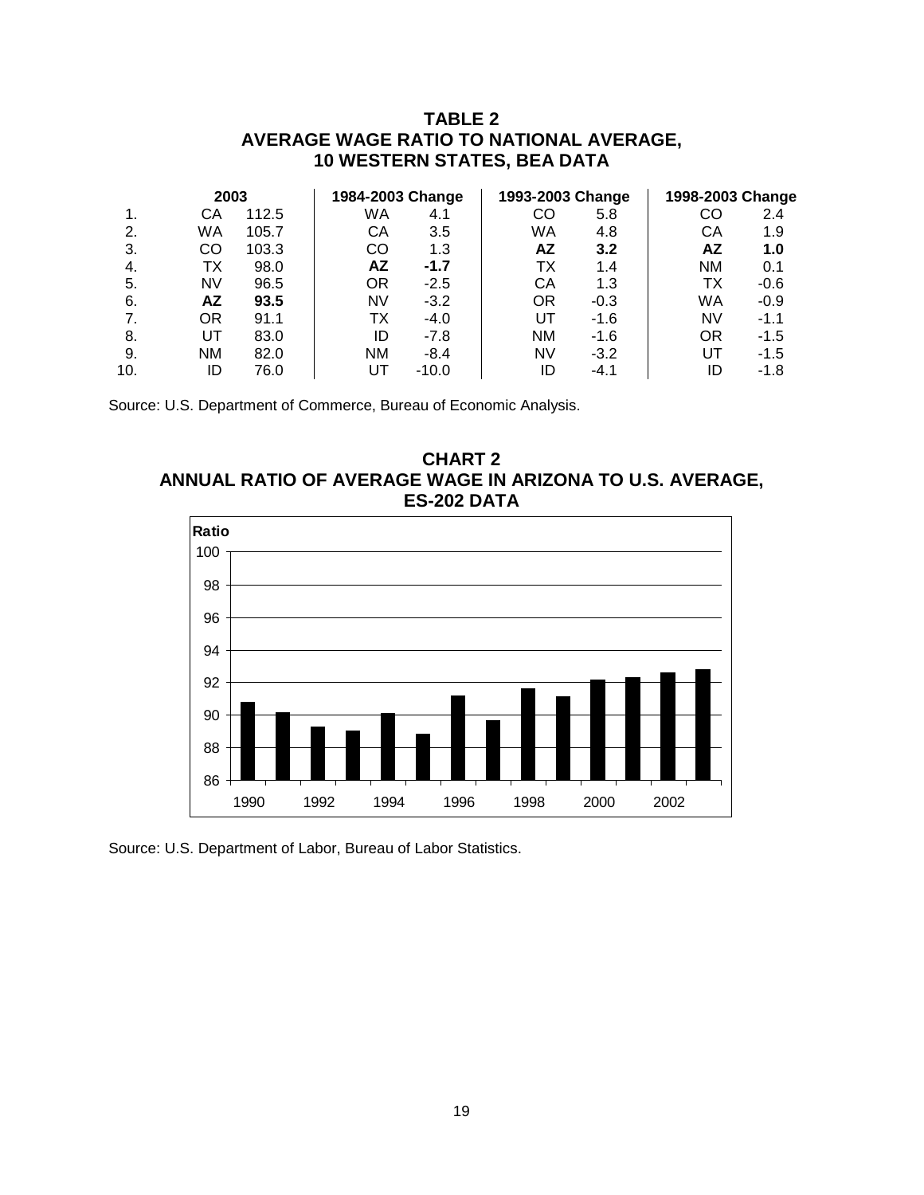## TABLE 2
## AVERAGE WAGE RATIO TO NATIONAL AVERAGE, 10 WESTERN STATES, BEA DATA

| | 2003 | | 1984-2003 Change | | 1993-2003 Change | | 1998-2003 Change | |
|---|---|---|---|---|---|---|---|---|
| 1. | CA | 112.5 | WA | 4.1 | CO | 5.8 | CO | 2.4 |
| 2. | WA | 105.7 | CA | 3.5 | WA | 4.8 | CA | 1.9 |
| 3. | CO | 103.3 | CO | 1.3 | **AZ** | **3.2** | **AZ** | **1.0** |
| 4. | TX | 98.0 | **AZ** | **-1.7** | TX | 1.4 | NM | 0.1 |
| 5. | NV | 96.5 | OR | -2.5 | CA | 1.3 | TX | -0.6 |
| 6. | **AZ** | **93.5** | NV | -3.2 | OR | -0.3 | WA | -0.9 |
| 7. | OR | 91.1 | TX | -4.0 | UT | -1.6 | NV | -1.1 |
| 8. | UT | 83.0 | ID | -7.8 | NM | -1.6 | OR | -1.5 |
| 9. | NM | 82.0 | NM | -8.4 | NV | -3.2 | UT | -1.5 |
| 10. | ID | 76.0 | UT | -10.0 | ID | -4.1 | ID | -1.8 |

Source: U.S. Department of Commerce, Bureau of Economic Analysis.

## CHART 2
## ANNUAL RATIO OF AVERAGE WAGE IN ARIZONA TO U.S. AVERAGE, ES-202 DATA

Source: U.S. Department of Labor, Bureau of Labor Statistics.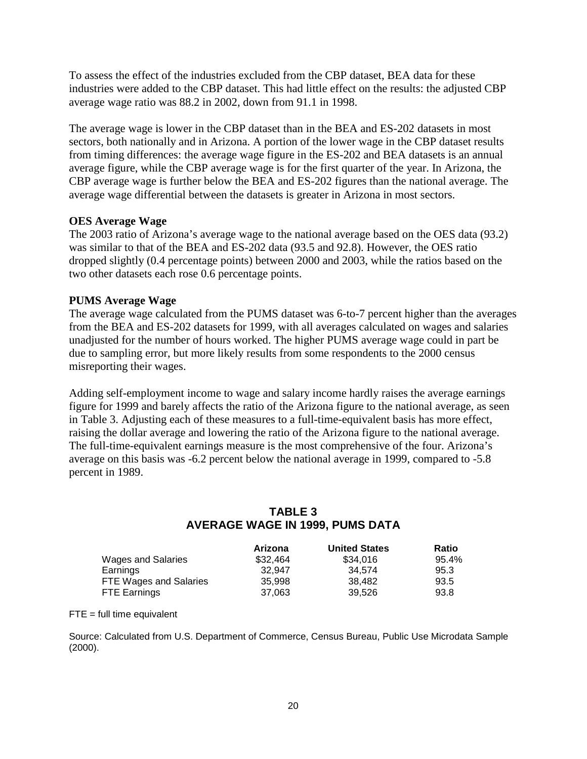To assess the effect of the industries excluded from the CBP dataset, BEA data for these industries were added to the CBP dataset. This had little effect on the results: the adjusted CBP average wage ratio was 88.2 in 2002, down from 91.1 in 1998.

The average wage is lower in the CBP dataset than in the BEA and ES-202 datasets in most sectors, both nationally and in Arizona. A portion of the lower wage in the CBP dataset results from timing differences: the average wage figure in the ES-202 and BEA datasets is an annual average figure, while the CBP average wage is for the first quarter of the year. In Arizona, the CBP average wage is further below the BEA and ES-202 figures than the national average. The average wage differential between the datasets is greater in Arizona in most sectors.

**OES Average Wage**

The 2003 ratio of Arizona's average wage to the national average based on the OES data (93.2) was similar to that of the BEA and ES-202 data (93.5 and 92.8). However, the OES ratio dropped slightly (0.4 percentage points) between 2000 and 2003, while the ratios based on the two other datasets each rose 0.6 percentage points.

**PUMS Average Wage**

The average wage calculated from the PUMS dataset was 6-to-7 percent higher than the averages from the BEA and ES-202 datasets for 1999, with all averages calculated on wages and salaries unadjusted for the number of hours worked. The higher PUMS average wage could in part be due to sampling error, but more likely results from some respondents to the 2000 census misreporting their wages.

Adding self-employment income to wage and salary income hardly raises the average earnings figure for 1999 and barely affects the ratio of the Arizona figure to the national average, as seen in Table 3. Adjusting each of these measures to a full-time-equivalent basis has more effect, raising the dollar average and lowering the ratio of the Arizona figure to the national average. The full-time-equivalent earnings measure is the most comprehensive of the four. Arizona's average on this basis was -6.2 percent below the national average in 1999, compared to -5.8 percent in 1989.

## TABLE 3
## AVERAGE WAGE IN 1999, PUMS DATA

| | Arizona | United States | Ratio |
|---|---|---|---|
| Wages and Salaries | $32,464 | $34,016 | 95.4% |
| Earnings | 32,947 | 34,574 | 95.3 |
| FTE Wages and Salaries | 35,998 | 38,482 | 93.5 |
| FTE Earnings | 37,063 | 39,526 | 93.8 |

FTE = full time equivalent

Source: Calculated from U.S. Department of Commerce, Census Bureau, Public Use Microdata Sample (2000).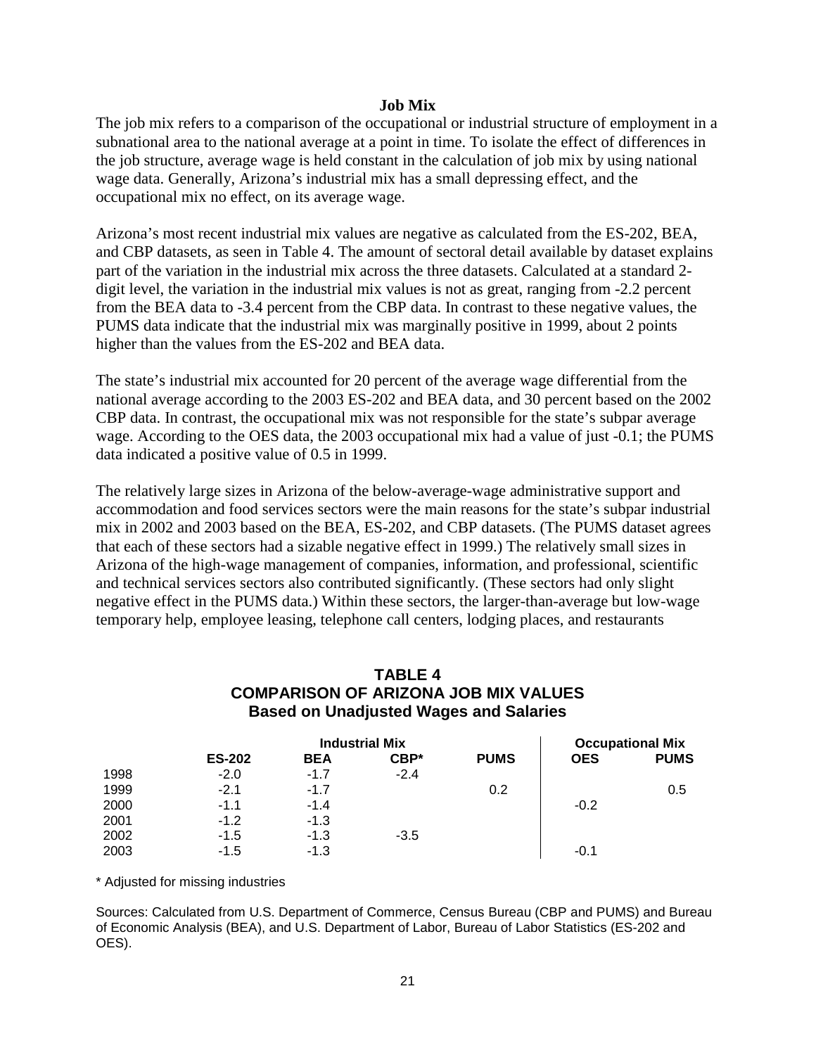### Job Mix

The job mix refers to a comparison of the occupational or industrial structure of employment in a subnational area to the national average at a point in time. To isolate the effect of differences in the job structure, average wage is held constant in the calculation of job mix by using national wage data. Generally, Arizona's industrial mix has a small depressing effect, and the occupational mix no effect, on its average wage.

Arizona's most recent industrial mix values are negative as calculated from the ES-202, BEA, and CBP datasets, as seen in Table 4. The amount of sectoral detail available by dataset explains part of the variation in the industrial mix across the three datasets. Calculated at a standard 2-digit level, the variation in the industrial mix values is not as great, ranging from -2.2 percent from the BEA data to -3.4 percent from the CBP data. In contrast to these negative values, the PUMS data indicate that the industrial mix was marginally positive in 1999, about 2 points higher than the values from the ES-202 and BEA data.

The state's industrial mix accounted for 20 percent of the average wage differential from the national average according to the 2003 ES-202 and BEA data, and 30 percent based on the 2002 CBP data. In contrast, the occupational mix was not responsible for the state's subpar average wage. According to the OES data, the 2003 occupational mix had a value of just -0.1; the PUMS data indicated a positive value of 0.5 in 1999.

The relatively large sizes in Arizona of the below-average-wage administrative support and accommodation and food services sectors were the main reasons for the state's subpar industrial mix in 2002 and 2003 based on the BEA, ES-202, and CBP datasets. (The PUMS dataset agrees that each of these sectors had a sizable negative effect in 1999.) The relatively small sizes in Arizona of the high-wage management of companies, information, and professional, scientific and technical services sectors also contributed significantly. (These sectors had only slight negative effect in the PUMS data.) Within these sectors, the larger-than-average but low-wage temporary help, employee leasing, telephone call centers, lodging places, and restaurants

**TABLE 4**
**COMPARISON OF ARIZONA JOB MIX VALUES**
**Based on Unadjusted Wages and Salaries**

| | Industrial Mix | | | | Occupational Mix | |
|---|---|---|---|---|---|---|
| | **ES-202** | **BEA** | **CBP*** | **PUMS** | **OES** | **PUMS** |
| 1998 | -2.0 | -1.7 | -2.4 | | | |
| 1999 | -2.1 | -1.7 | | 0.2 | | 0.5 |
| 2000 | -1.1 | -1.4 | | | -0.2 | |
| 2001 | -1.2 | -1.3 | | | | |
| 2002 | -1.5 | -1.3 | -3.5 | | | |
| 2003 | -1.5 | -1.3 | | | -0.1 | |

\* Adjusted for missing industries

Sources: Calculated from U.S. Department of Commerce, Census Bureau (CBP and PUMS) and Bureau of Economic Analysis (BEA), and U.S. Department of Labor, Bureau of Labor Statistics (ES-202 and OES).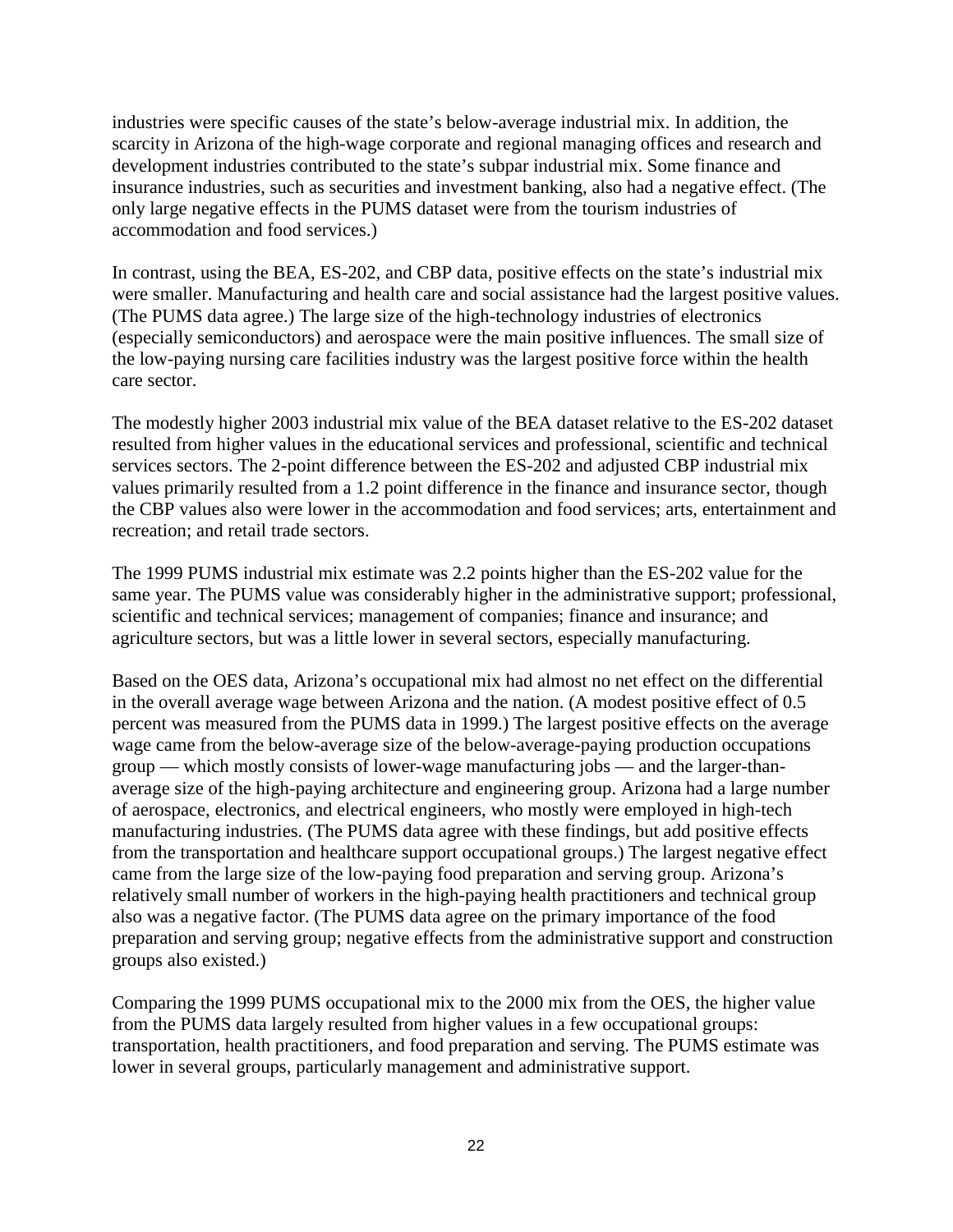industries were specific causes of the state's below-average industrial mix. In addition, the scarcity in Arizona of the high-wage corporate and regional managing offices and research and development industries contributed to the state's subpar industrial mix. Some finance and insurance industries, such as securities and investment banking, also had a negative effect. (The only large negative effects in the PUMS dataset were from the tourism industries of accommodation and food services.)

In contrast, using the BEA, ES-202, and CBP data, positive effects on the state's industrial mix were smaller. Manufacturing and health care and social assistance had the largest positive values. (The PUMS data agree.) The large size of the high-technology industries of electronics (especially semiconductors) and aerospace were the main positive influences. The small size of the low-paying nursing care facilities industry was the largest positive force within the health care sector.

The modestly higher 2003 industrial mix value of the BEA dataset relative to the ES-202 dataset resulted from higher values in the educational services and professional, scientific and technical services sectors. The 2-point difference between the ES-202 and adjusted CBP industrial mix values primarily resulted from a 1.2 point difference in the finance and insurance sector, though the CBP values also were lower in the accommodation and food services; arts, entertainment and recreation; and retail trade sectors.

The 1999 PUMS industrial mix estimate was 2.2 points higher than the ES-202 value for the same year. The PUMS value was considerably higher in the administrative support; professional, scientific and technical services; management of companies; finance and insurance; and agriculture sectors, but was a little lower in several sectors, especially manufacturing.

Based on the OES data, Arizona's occupational mix had almost no net effect on the differential in the overall average wage between Arizona and the nation. (A modest positive effect of 0.5 percent was measured from the PUMS data in 1999.) The largest positive effects on the average wage came from the below-average size of the below-average-paying production occupations group — which mostly consists of lower-wage manufacturing jobs — and the larger-than-average size of the high-paying architecture and engineering group. Arizona had a large number of aerospace, electronics, and electrical engineers, who mostly were employed in high-tech manufacturing industries. (The PUMS data agree with these findings, but add positive effects from the transportation and healthcare support occupational groups.) The largest negative effect came from the large size of the low-paying food preparation and serving group. Arizona's relatively small number of workers in the high-paying health practitioners and technical group also was a negative factor. (The PUMS data agree on the primary importance of the food preparation and serving group; negative effects from the administrative support and construction groups also existed.)

Comparing the 1999 PUMS occupational mix to the 2000 mix from the OES, the higher value from the PUMS data largely resulted from higher values in a few occupational groups: transportation, health practitioners, and food preparation and serving. The PUMS estimate was lower in several groups, particularly management and administrative support.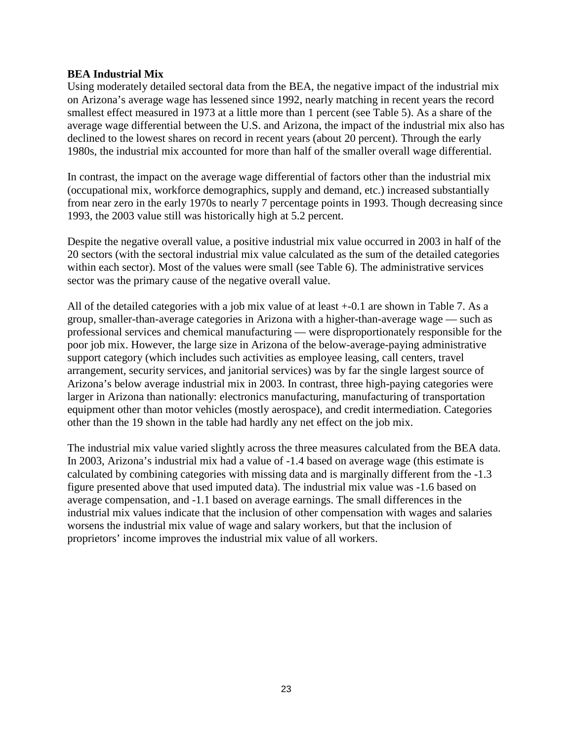**BEA Industrial Mix**

Using moderately detailed sectoral data from the BEA, the negative impact of the industrial mix on Arizona's average wage has lessened since 1992, nearly matching in recent years the record smallest effect measured in 1973 at a little more than 1 percent (see Table 5). As a share of the average wage differential between the U.S. and Arizona, the impact of the industrial mix also has declined to the lowest shares on record in recent years (about 20 percent). Through the early 1980s, the industrial mix accounted for more than half of the smaller overall wage differential.

In contrast, the impact on the average wage differential of factors other than the industrial mix (occupational mix, workforce demographics, supply and demand, etc.) increased substantially from near zero in the early 1970s to nearly 7 percentage points in 1993. Though decreasing since 1993, the 2003 value still was historically high at 5.2 percent.

Despite the negative overall value, a positive industrial mix value occurred in 2003 in half of the 20 sectors (with the sectoral industrial mix value calculated as the sum of the detailed categories within each sector). Most of the values were small (see Table 6). The administrative services sector was the primary cause of the negative overall value.

All of the detailed categories with a job mix value of at least +-0.1 are shown in Table 7. As a group, smaller-than-average categories in Arizona with a higher-than-average wage — such as professional services and chemical manufacturing — were disproportionately responsible for the poor job mix. However, the large size in Arizona of the below-average-paying administrative support category (which includes such activities as employee leasing, call centers, travel arrangement, security services, and janitorial services) was by far the single largest source of Arizona's below average industrial mix in 2003. In contrast, three high-paying categories were larger in Arizona than nationally: electronics manufacturing, manufacturing of transportation equipment other than motor vehicles (mostly aerospace), and credit intermediation. Categories other than the 19 shown in the table had hardly any net effect on the job mix.

The industrial mix value varied slightly across the three measures calculated from the BEA data. In 2003, Arizona's industrial mix had a value of -1.4 based on average wage (this estimate is calculated by combining categories with missing data and is marginally different from the -1.3 figure presented above that used imputed data). The industrial mix value was -1.6 based on average compensation, and -1.1 based on average earnings. The small differences in the industrial mix values indicate that the inclusion of other compensation with wages and salaries worsens the industrial mix value of wage and salary workers, but that the inclusion of proprietors' income improves the industrial mix value of all workers.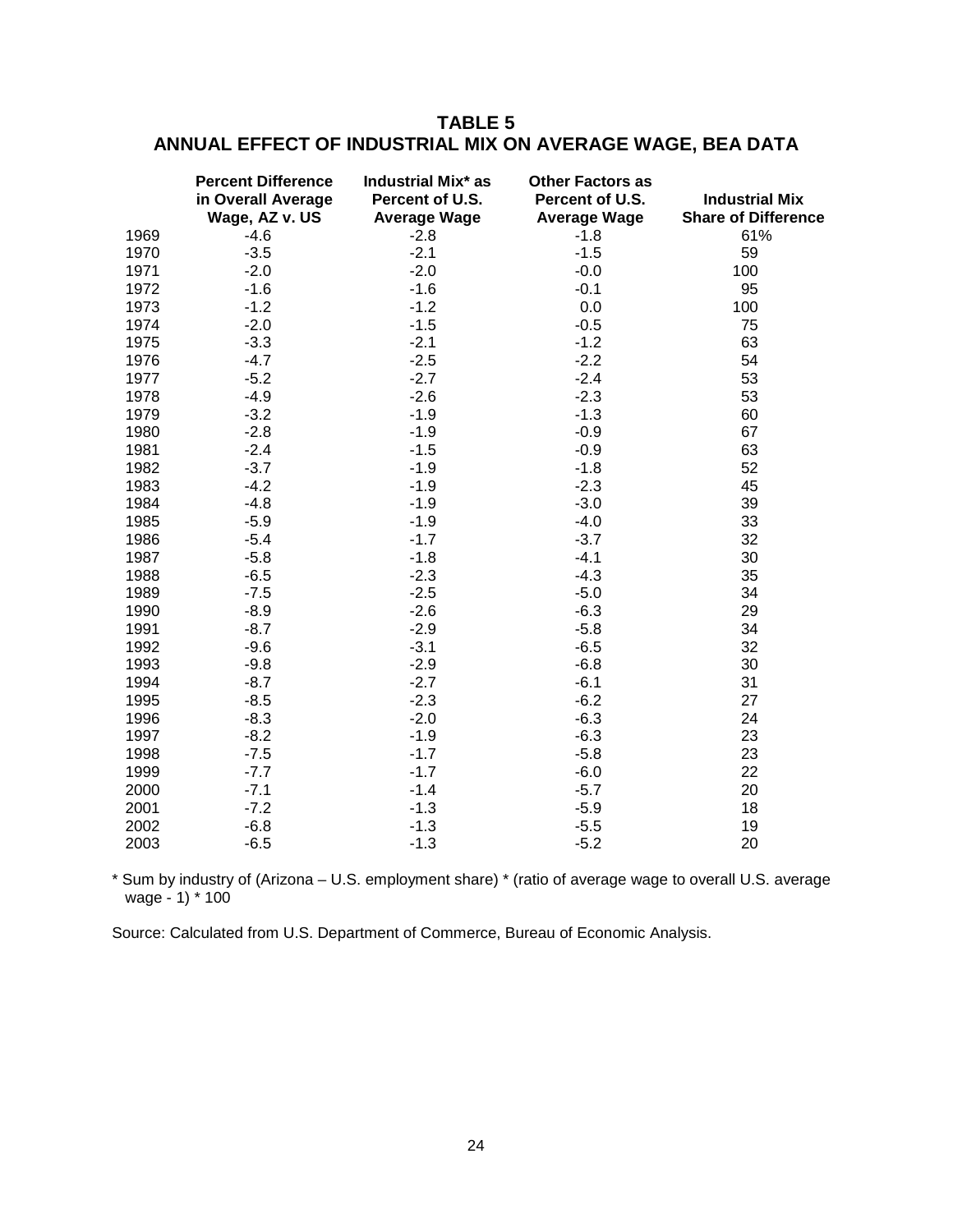# TABLE 5
## ANNUAL EFFECT OF INDUSTRIAL MIX ON AVERAGE WAGE, BEA DATA

| | Percent Difference in Overall Average Wage, AZ v. US | Industrial Mix* as Percent of U.S. Average Wage | Other Factors as Percent of U.S. Average Wage | Industrial Mix Share of Difference |
|---|---|---|---|---|
| 1969 | -4.6 | -2.8 | -1.8 | 61% |
| 1970 | -3.5 | -2.1 | -1.5 | 59 |
| 1971 | -2.0 | -2.0 | -0.0 | 100 |
| 1972 | -1.6 | -1.6 | -0.1 | 95 |
| 1973 | -1.2 | -1.2 | 0.0 | 100 |
| 1974 | -2.0 | -1.5 | -0.5 | 75 |
| 1975 | -3.3 | -2.1 | -1.2 | 63 |
| 1976 | -4.7 | -2.5 | -2.2 | 54 |
| 1977 | -5.2 | -2.7 | -2.4 | 53 |
| 1978 | -4.9 | -2.6 | -2.3 | 53 |
| 1979 | -3.2 | -1.9 | -1.3 | 60 |
| 1980 | -2.8 | -1.9 | -0.9 | 67 |
| 1981 | -2.4 | -1.5 | -0.9 | 63 |
| 1982 | -3.7 | -1.9 | -1.8 | 52 |
| 1983 | -4.2 | -1.9 | -2.3 | 45 |
| 1984 | -4.8 | -1.9 | -3.0 | 39 |
| 1985 | -5.9 | -1.9 | -4.0 | 33 |
| 1986 | -5.4 | -1.7 | -3.7 | 32 |
| 1987 | -5.8 | -1.8 | -4.1 | 30 |
| 1988 | -6.5 | -2.3 | -4.3 | 35 |
| 1989 | -7.5 | -2.5 | -5.0 | 34 |
| 1990 | -8.9 | -2.6 | -6.3 | 29 |
| 1991 | -8.7 | -2.9 | -5.8 | 34 |
| 1992 | -9.6 | -3.1 | -6.5 | 32 |
| 1993 | -9.8 | -2.9 | -6.8 | 30 |
| 1994 | -8.7 | -2.7 | -6.1 | 31 |
| 1995 | -8.5 | -2.3 | -6.2 | 27 |
| 1996 | -8.3 | -2.0 | -6.3 | 24 |
| 1997 | -8.2 | -1.9 | -6.3 | 23 |
| 1998 | -7.5 | -1.7 | -5.8 | 23 |
| 1999 | -7.7 | -1.7 | -6.0 | 22 |
| 2000 | -7.1 | -1.4 | -5.7 | 20 |
| 2001 | -7.2 | -1.3 | -5.9 | 18 |
| 2002 | -6.8 | -1.3 | -5.5 | 19 |
| 2003 | -6.5 | -1.3 | -5.2 | 20 |

* Sum by industry of (Arizona – U.S. employment share) * (ratio of average wage to overall U.S. average wage - 1) * 100

Source: Calculated from U.S. Department of Commerce, Bureau of Economic Analysis.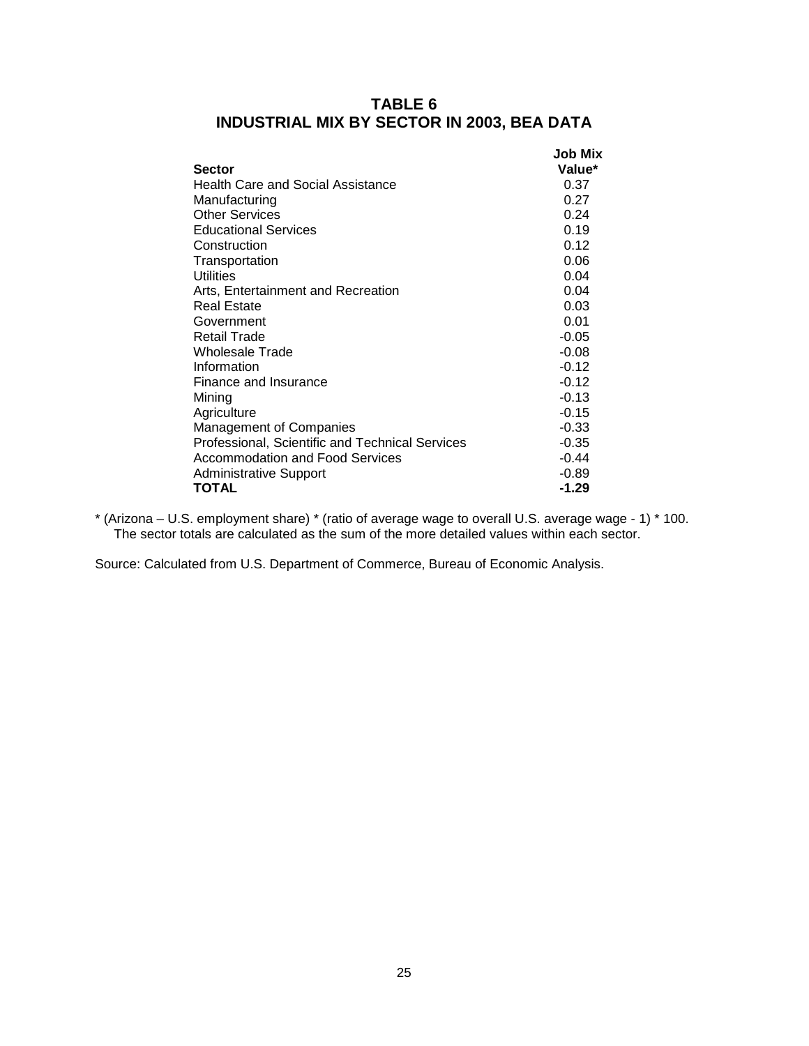## TABLE 6
## INDUSTRIAL MIX BY SECTOR IN 2003, BEA DATA

| Sector | Job Mix Value* |
|---|---|
| Health Care and Social Assistance | 0.37 |
| Manufacturing | 0.27 |
| Other Services | 0.24 |
| Educational Services | 0.19 |
| Construction | 0.12 |
| Transportation | 0.06 |
| Utilities | 0.04 |
| Arts, Entertainment and Recreation | 0.04 |
| Real Estate | 0.03 |
| Government | 0.01 |
| Retail Trade | -0.05 |
| Wholesale Trade | -0.08 |
| Information | -0.12 |
| Finance and Insurance | -0.12 |
| Mining | -0.13 |
| Agriculture | -0.15 |
| Management of Companies | -0.33 |
| Professional, Scientific and Technical Services | -0.35 |
| Accommodation and Food Services | -0.44 |
| Administrative Support | -0.89 |
| **TOTAL** | **-1.29** |

\* (Arizona – U.S. employment share) * (ratio of average wage to overall U.S. average wage - 1) * 100. The sector totals are calculated as the sum of the more detailed values within each sector.

Source: Calculated from U.S. Department of Commerce, Bureau of Economic Analysis.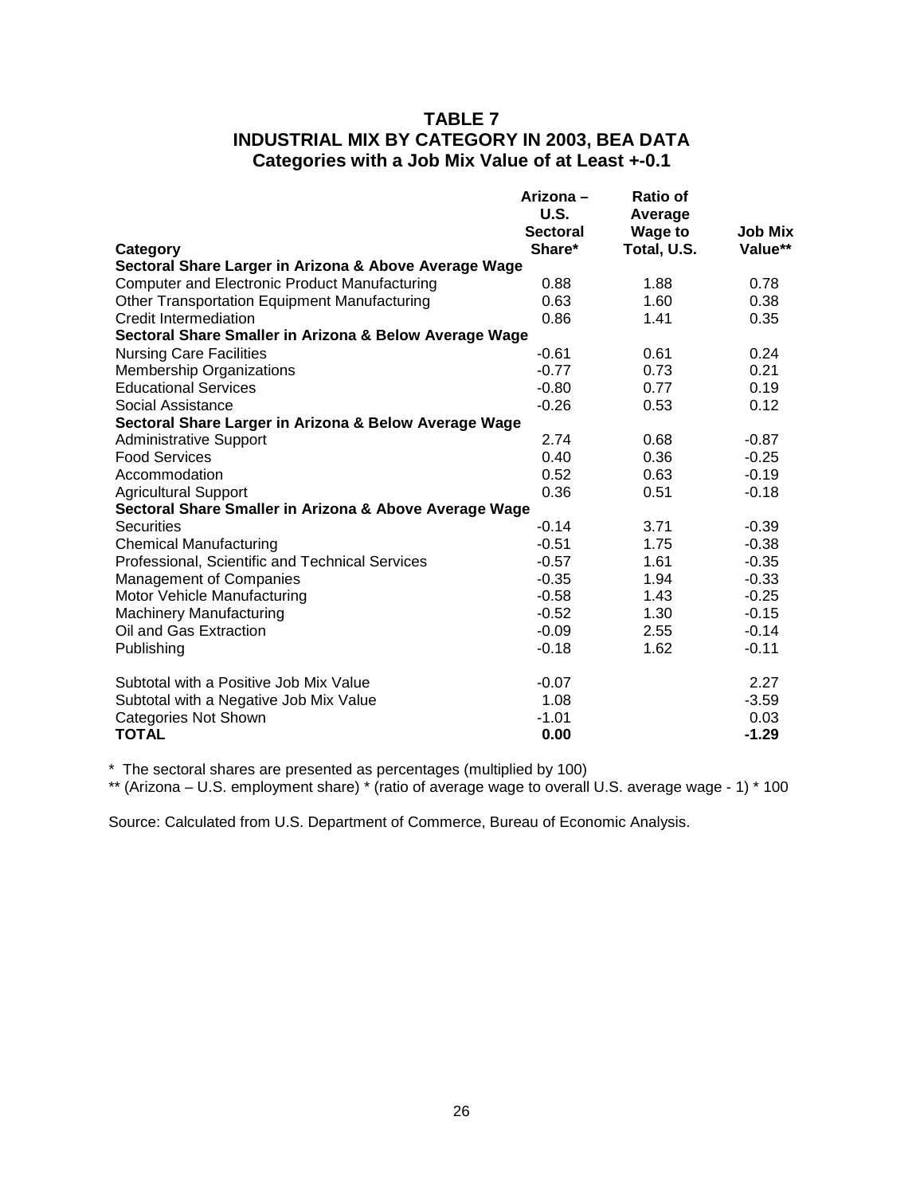# TABLE 7
## INDUSTRIAL MIX BY CATEGORY IN 2003, BEA DATA
### Categories with a Job Mix Value of at Least +-0.1

| Category | Arizona – U.S. Sectoral Share* | Ratio of Average Wage to Total, U.S. | Job Mix Value** |
|---|---|---|---|
| **Sectoral Share Larger in Arizona & Above Average Wage** | | | |
| Computer and Electronic Product Manufacturing | 0.88 | 1.88 | 0.78 |
| Other Transportation Equipment Manufacturing | 0.63 | 1.60 | 0.38 |
| Credit Intermediation | 0.86 | 1.41 | 0.35 |
| **Sectoral Share Smaller in Arizona & Below Average Wage** | | | |
| Nursing Care Facilities | -0.61 | 0.61 | 0.24 |
| Membership Organizations | -0.77 | 0.73 | 0.21 |
| Educational Services | -0.80 | 0.77 | 0.19 |
| Social Assistance | -0.26 | 0.53 | 0.12 |
| **Sectoral Share Larger in Arizona & Below Average Wage** | | | |
| Administrative Support | 2.74 | 0.68 | -0.87 |
| Food Services | 0.40 | 0.36 | -0.25 |
| Accommodation | 0.52 | 0.63 | -0.19 |
| Agricultural Support | 0.36 | 0.51 | -0.18 |
| **Sectoral Share Smaller in Arizona & Above Average Wage** | | | |
| Securities | -0.14 | 3.71 | -0.39 |
| Chemical Manufacturing | -0.51 | 1.75 | -0.38 |
| Professional, Scientific and Technical Services | -0.57 | 1.61 | -0.35 |
| Management of Companies | -0.35 | 1.94 | -0.33 |
| Motor Vehicle Manufacturing | -0.58 | 1.43 | -0.25 |
| Machinery Manufacturing | -0.52 | 1.30 | -0.15 |
| Oil and Gas Extraction | -0.09 | 2.55 | -0.14 |
| Publishing | -0.18 | 1.62 | -0.11 |
| | | | |
| Subtotal with a Positive Job Mix Value | -0.07 | | 2.27 |
| Subtotal with a Negative Job Mix Value | 1.08 | | -3.59 |
| Categories Not Shown | -1.01 | | 0.03 |
| **TOTAL** | **0.00** | | **-1.29** |

* The sectoral shares are presented as percentages (multiplied by 100)

** (Arizona – U.S. employment share) * (ratio of average wage to overall U.S. average wage - 1) * 100

Source: Calculated from U.S. Department of Commerce, Bureau of Economic Analysis.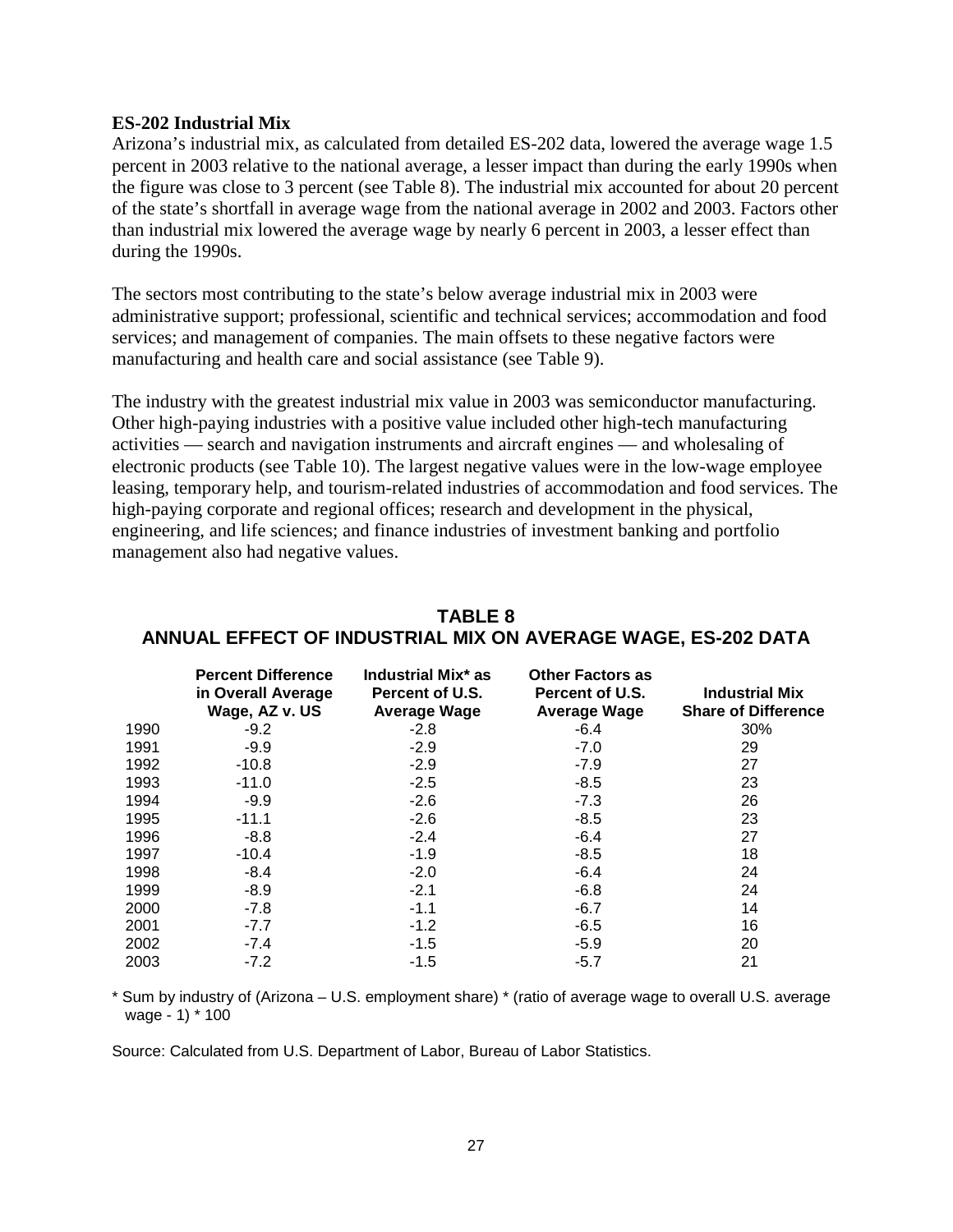### ES-202 Industrial Mix

Arizona's industrial mix, as calculated from detailed ES-202 data, lowered the average wage 1.5 percent in 2003 relative to the national average, a lesser impact than during the early 1990s when the figure was close to 3 percent (see Table 8). The industrial mix accounted for about 20 percent of the state's shortfall in average wage from the national average in 2002 and 2003. Factors other than industrial mix lowered the average wage by nearly 6 percent in 2003, a lesser effect than during the 1990s.

The sectors most contributing to the state's below average industrial mix in 2003 were administrative support; professional, scientific and technical services; accommodation and food services; and management of companies. The main offsets to these negative factors were manufacturing and health care and social assistance (see Table 9).

The industry with the greatest industrial mix value in 2003 was semiconductor manufacturing. Other high-paying industries with a positive value included other high-tech manufacturing activities — search and navigation instruments and aircraft engines — and wholesaling of electronic products (see Table 10). The largest negative values were in the low-wage employee leasing, temporary help, and tourism-related industries of accommodation and food services. The high-paying corporate and regional offices; research and development in the physical, engineering, and life sciences; and finance industries of investment banking and portfolio management also had negative values.

## TABLE 8
## ANNUAL EFFECT OF INDUSTRIAL MIX ON AVERAGE WAGE, ES-202 DATA

| | Percent Difference in Overall Average Wage, AZ v. US | Industrial Mix* as Percent of U.S. Average Wage | Other Factors as Percent of U.S. Average Wage | Industrial Mix Share of Difference |
|---|---|---|---|---|
| 1990 | -9.2 | -2.8 | -6.4 | 30% |
| 1991 | -9.9 | -2.9 | -7.0 | 29 |
| 1992 | -10.8 | -2.9 | -7.9 | 27 |
| 1993 | -11.0 | -2.5 | -8.5 | 23 |
| 1994 | -9.9 | -2.6 | -7.3 | 26 |
| 1995 | -11.1 | -2.6 | -8.5 | 23 |
| 1996 | -8.8 | -2.4 | -6.4 | 27 |
| 1997 | -10.4 | -1.9 | -8.5 | 18 |
| 1998 | -8.4 | -2.0 | -6.4 | 24 |
| 1999 | -8.9 | -2.1 | -6.8 | 24 |
| 2000 | -7.8 | -1.1 | -6.7 | 14 |
| 2001 | -7.7 | -1.2 | -6.5 | 16 |
| 2002 | -7.4 | -1.5 | -5.9 | 20 |
| 2003 | -7.2 | -1.5 | -5.7 | 21 |

* Sum by industry of (Arizona – U.S. employment share) * (ratio of average wage to overall U.S. average wage - 1) * 100

Source: Calculated from U.S. Department of Labor, Bureau of Labor Statistics.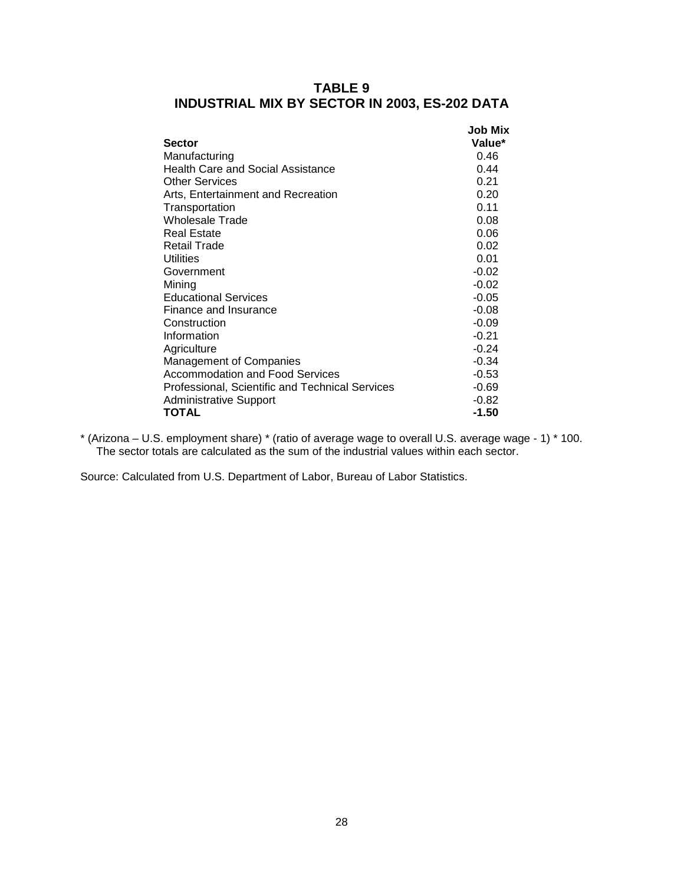## TABLE 9
## INDUSTRIAL MIX BY SECTOR IN 2003, ES-202 DATA

| Sector | Job Mix Value* |
|---|---|
| Manufacturing | 0.46 |
| Health Care and Social Assistance | 0.44 |
| Other Services | 0.21 |
| Arts, Entertainment and Recreation | 0.20 |
| Transportation | 0.11 |
| Wholesale Trade | 0.08 |
| Real Estate | 0.06 |
| Retail Trade | 0.02 |
| Utilities | 0.01 |
| Government | -0.02 |
| Mining | -0.02 |
| Educational Services | -0.05 |
| Finance and Insurance | -0.08 |
| Construction | -0.09 |
| Information | -0.21 |
| Agriculture | -0.24 |
| Management of Companies | -0.34 |
| Accommodation and Food Services | -0.53 |
| Professional, Scientific and Technical Services | -0.69 |
| Administrative Support | -0.82 |
| **TOTAL** | **-1.50** |

* (Arizona – U.S. employment share) * (ratio of average wage to overall U.S. average wage - 1) * 100. The sector totals are calculated as the sum of the industrial values within each sector.

Source: Calculated from U.S. Department of Labor, Bureau of Labor Statistics.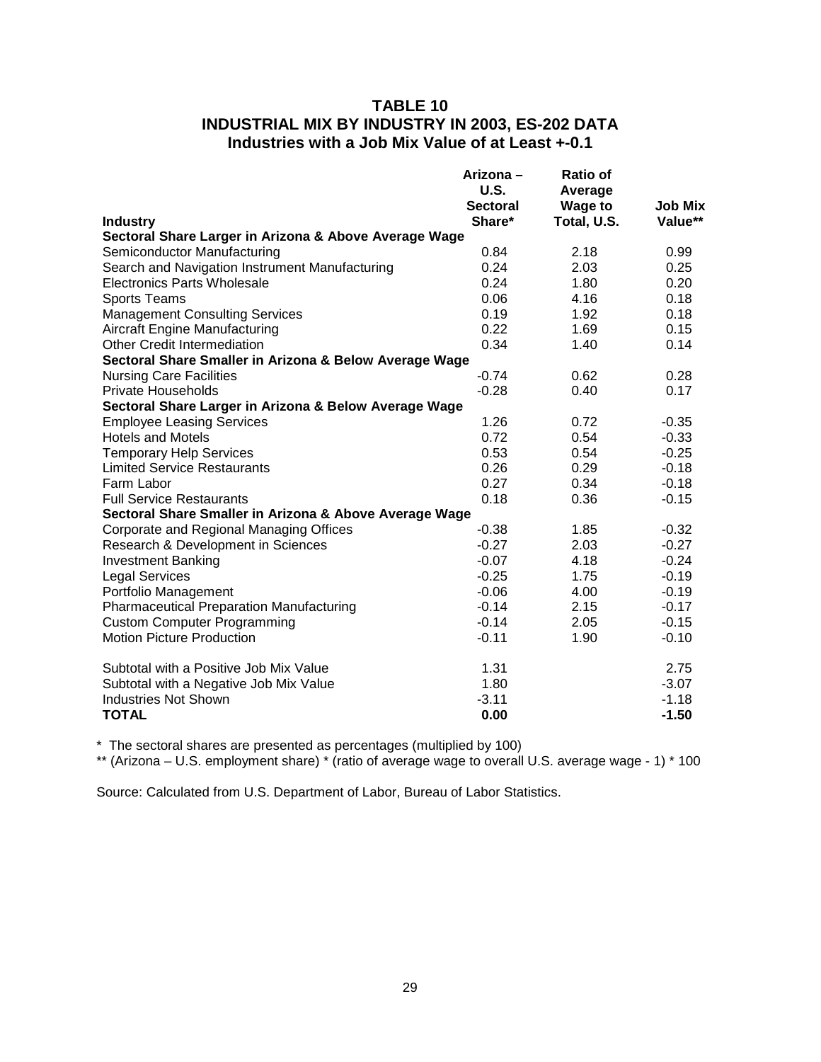# TABLE 10
## INDUSTRIAL MIX BY INDUSTRY IN 2003, ES-202 DATA
### Industries with a Job Mix Value of at Least +-0.1

| Industry | Arizona – U.S. Sectoral Share* | Ratio of Average Wage to Total, U.S. | Job Mix Value** |
|---|---|---|---|
| **Sectoral Share Larger in Arizona & Above Average Wage** | | | |
| Semiconductor Manufacturing | 0.84 | 2.18 | 0.99 |
| Search and Navigation Instrument Manufacturing | 0.24 | 2.03 | 0.25 |
| Electronics Parts Wholesale | 0.24 | 1.80 | 0.20 |
| Sports Teams | 0.06 | 4.16 | 0.18 |
| Management Consulting Services | 0.19 | 1.92 | 0.18 |
| Aircraft Engine Manufacturing | 0.22 | 1.69 | 0.15 |
| Other Credit Intermediation | 0.34 | 1.40 | 0.14 |
| **Sectoral Share Smaller in Arizona & Below Average Wage** | | | |
| Nursing Care Facilities | -0.74 | 0.62 | 0.28 |
| Private Households | -0.28 | 0.40 | 0.17 |
| **Sectoral Share Larger in Arizona & Below Average Wage** | | | |
| Employee Leasing Services | 1.26 | 0.72 | -0.35 |
| Hotels and Motels | 0.72 | 0.54 | -0.33 |
| Temporary Help Services | 0.53 | 0.54 | -0.25 |
| Limited Service Restaurants | 0.26 | 0.29 | -0.18 |
| Farm Labor | 0.27 | 0.34 | -0.18 |
| Full Service Restaurants | 0.18 | 0.36 | -0.15 |
| **Sectoral Share Smaller in Arizona & Above Average Wage** | | | |
| Corporate and Regional Managing Offices | -0.38 | 1.85 | -0.32 |
| Research & Development in Sciences | -0.27 | 2.03 | -0.27 |
| Investment Banking | -0.07 | 4.18 | -0.24 |
| Legal Services | -0.25 | 1.75 | -0.19 |
| Portfolio Management | -0.06 | 4.00 | -0.19 |
| Pharmaceutical Preparation Manufacturing | -0.14 | 2.15 | -0.17 |
| Custom Computer Programming | -0.14 | 2.05 | -0.15 |
| Motion Picture Production | -0.11 | 1.90 | -0.10 |
| Subtotal with a Positive Job Mix Value | 1.31 | | 2.75 |
| Subtotal with a Negative Job Mix Value | 1.80 | | -3.07 |
| Industries Not Shown | -3.11 | | -1.18 |
| **TOTAL** | **0.00** | | **-1.50** |

* The sectoral shares are presented as percentages (multiplied by 100)

** (Arizona – U.S. employment share) * (ratio of average wage to overall U.S. average wage - 1) * 100

Source: Calculated from U.S. Department of Labor, Bureau of Labor Statistics.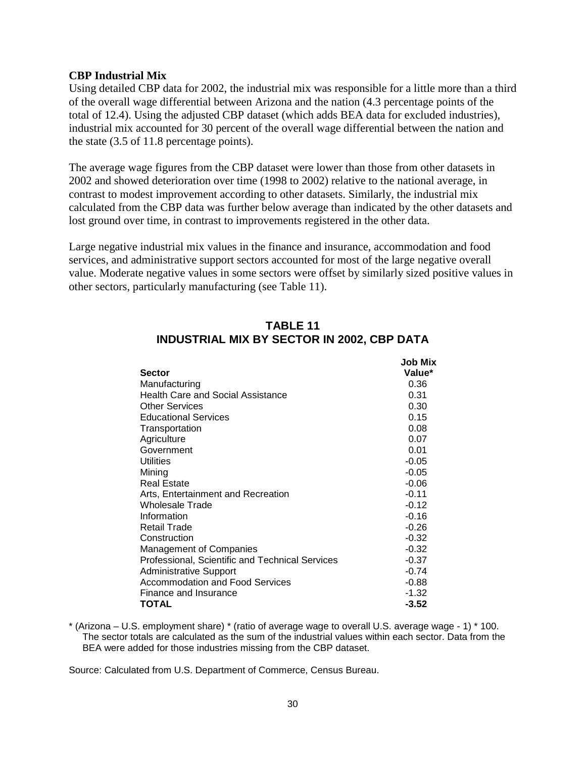**CBP Industrial Mix**

Using detailed CBP data for 2002, the industrial mix was responsible for a little more than a third of the overall wage differential between Arizona and the nation (4.3 percentage points of the total of 12.4). Using the adjusted CBP dataset (which adds BEA data for excluded industries), industrial mix accounted for 30 percent of the overall wage differential between the nation and the state (3.5 of 11.8 percentage points).

The average wage figures from the CBP dataset were lower than those from other datasets in 2002 and showed deterioration over time (1998 to 2002) relative to the national average, in contrast to modest improvement according to other datasets. Similarly, the industrial mix calculated from the CBP data was further below average than indicated by the other datasets and lost ground over time, in contrast to improvements registered in the other data.

Large negative industrial mix values in the finance and insurance, accommodation and food services, and administrative support sectors accounted for most of the large negative overall value. Moderate negative values in some sectors were offset by similarly sized positive values in other sectors, particularly manufacturing (see Table 11).

## TABLE 11
## INDUSTRIAL MIX BY SECTOR IN 2002, CBP DATA

| Sector | Job Mix Value* |
|---|---|
| Manufacturing | 0.36 |
| Health Care and Social Assistance | 0.31 |
| Other Services | 0.30 |
| Educational Services | 0.15 |
| Transportation | 0.08 |
| Agriculture | 0.07 |
| Government | 0.01 |
| Utilities | -0.05 |
| Mining | -0.05 |
| Real Estate | -0.06 |
| Arts, Entertainment and Recreation | -0.11 |
| Wholesale Trade | -0.12 |
| Information | -0.16 |
| Retail Trade | -0.26 |
| Construction | -0.32 |
| Management of Companies | -0.32 |
| Professional, Scientific and Technical Services | -0.37 |
| Administrative Support | -0.74 |
| Accommodation and Food Services | -0.88 |
| Finance and Insurance | -1.32 |
| **TOTAL** | **-3.52** |

* (Arizona – U.S. employment share) * (ratio of average wage to overall U.S. average wage - 1) * 100. The sector totals are calculated as the sum of the industrial values within each sector. Data from the BEA were added for those industries missing from the CBP dataset.

Source: Calculated from U.S. Department of Commerce, Census Bureau.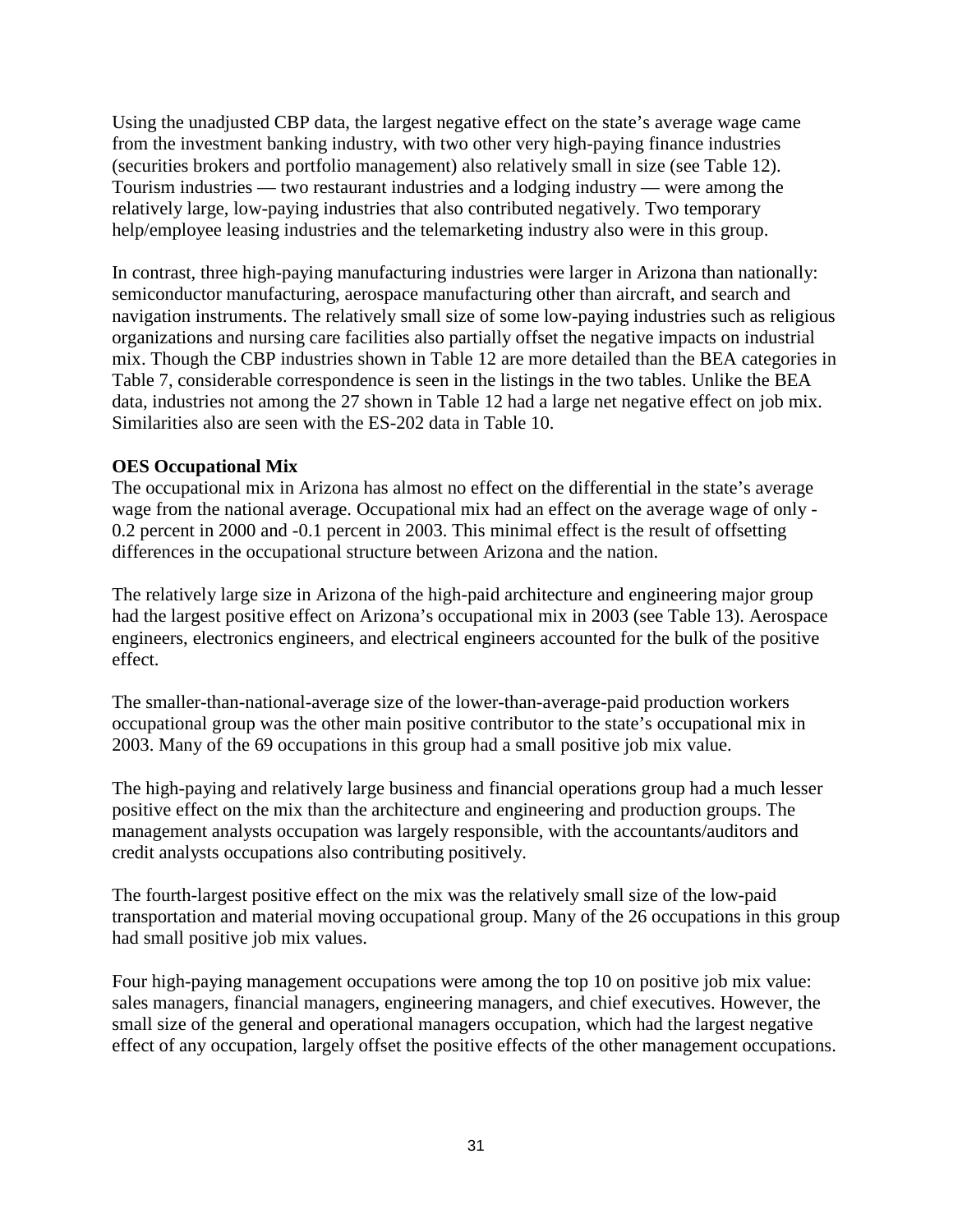Using the unadjusted CBP data, the largest negative effect on the state's average wage came from the investment banking industry, with two other very high-paying finance industries (securities brokers and portfolio management) also relatively small in size (see Table 12). Tourism industries — two restaurant industries and a lodging industry — were among the relatively large, low-paying industries that also contributed negatively. Two temporary help/employee leasing industries and the telemarketing industry also were in this group.

In contrast, three high-paying manufacturing industries were larger in Arizona than nationally: semiconductor manufacturing, aerospace manufacturing other than aircraft, and search and navigation instruments. The relatively small size of some low-paying industries such as religious organizations and nursing care facilities also partially offset the negative impacts on industrial mix. Though the CBP industries shown in Table 12 are more detailed than the BEA categories in Table 7, considerable correspondence is seen in the listings in the two tables. Unlike the BEA data, industries not among the 27 shown in Table 12 had a large net negative effect on job mix. Similarities also are seen with the ES-202 data in Table 10.

**OES Occupational Mix**

The occupational mix in Arizona has almost no effect on the differential in the state's average wage from the national average. Occupational mix had an effect on the average wage of only -0.2 percent in 2000 and -0.1 percent in 2003. This minimal effect is the result of offsetting differences in the occupational structure between Arizona and the nation.

The relatively large size in Arizona of the high-paid architecture and engineering major group had the largest positive effect on Arizona's occupational mix in 2003 (see Table 13). Aerospace engineers, electronics engineers, and electrical engineers accounted for the bulk of the positive effect.

The smaller-than-national-average size of the lower-than-average-paid production workers occupational group was the other main positive contributor to the state's occupational mix in 2003. Many of the 69 occupations in this group had a small positive job mix value.

The high-paying and relatively large business and financial operations group had a much lesser positive effect on the mix than the architecture and engineering and production groups. The management analysts occupation was largely responsible, with the accountants/auditors and credit analysts occupations also contributing positively.

The fourth-largest positive effect on the mix was the relatively small size of the low-paid transportation and material moving occupational group. Many of the 26 occupations in this group had small positive job mix values.

Four high-paying management occupations were among the top 10 on positive job mix value: sales managers, financial managers, engineering managers, and chief executives. However, the small size of the general and operational managers occupation, which had the largest negative effect of any occupation, largely offset the positive effects of the other management occupations.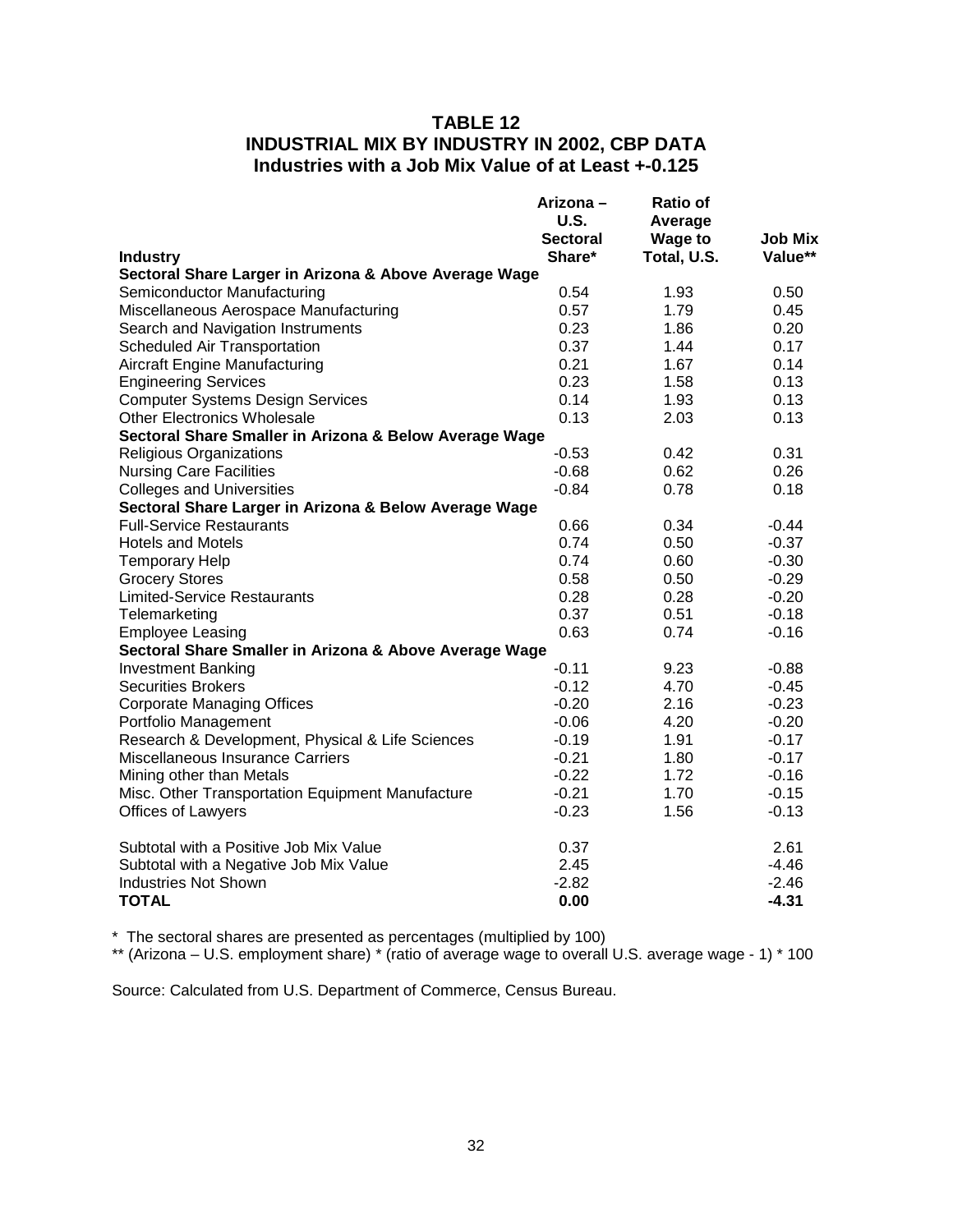# TABLE 12
## INDUSTRIAL MIX BY INDUSTRY IN 2002, CBP DATA
### Industries with a Job Mix Value of at Least +-0.125

| Industry | Arizona – U.S. Sectoral Share* | Ratio of Average Wage to Total, U.S. | Job Mix Value** |
|---|---|---|---|
| **Sectoral Share Larger in Arizona & Above Average Wage** | | | |
| Semiconductor Manufacturing | 0.54 | 1.93 | 0.50 |
| Miscellaneous Aerospace Manufacturing | 0.57 | 1.79 | 0.45 |
| Search and Navigation Instruments | 0.23 | 1.86 | 0.20 |
| Scheduled Air Transportation | 0.37 | 1.44 | 0.17 |
| Aircraft Engine Manufacturing | 0.21 | 1.67 | 0.14 |
| Engineering Services | 0.23 | 1.58 | 0.13 |
| Computer Systems Design Services | 0.14 | 1.93 | 0.13 |
| Other Electronics Wholesale | 0.13 | 2.03 | 0.13 |
| **Sectoral Share Smaller in Arizona & Below Average Wage** | | | |
| Religious Organizations | -0.53 | 0.42 | 0.31 |
| Nursing Care Facilities | -0.68 | 0.62 | 0.26 |
| Colleges and Universities | -0.84 | 0.78 | 0.18 |
| **Sectoral Share Larger in Arizona & Below Average Wage** | | | |
| Full-Service Restaurants | 0.66 | 0.34 | -0.44 |
| Hotels and Motels | 0.74 | 0.50 | -0.37 |
| Temporary Help | 0.74 | 0.60 | -0.30 |
| Grocery Stores | 0.58 | 0.50 | -0.29 |
| Limited-Service Restaurants | 0.28 | 0.28 | -0.20 |
| Telemarketing | 0.37 | 0.51 | -0.18 |
| Employee Leasing | 0.63 | 0.74 | -0.16 |
| **Sectoral Share Smaller in Arizona & Above Average Wage** | | | |
| Investment Banking | -0.11 | 9.23 | -0.88 |
| Securities Brokers | -0.12 | 4.70 | -0.45 |
| Corporate Managing Offices | -0.20 | 2.16 | -0.23 |
| Portfolio Management | -0.06 | 4.20 | -0.20 |
| Research & Development, Physical & Life Sciences | -0.19 | 1.91 | -0.17 |
| Miscellaneous Insurance Carriers | -0.21 | 1.80 | -0.17 |
| Mining other than Metals | -0.22 | 1.72 | -0.16 |
| Misc. Other Transportation Equipment Manufacture | -0.21 | 1.70 | -0.15 |
| Offices of Lawyers | -0.23 | 1.56 | -0.13 |
| | | | |
| Subtotal with a Positive Job Mix Value | 0.37 | | 2.61 |
| Subtotal with a Negative Job Mix Value | 2.45 | | -4.46 |
| Industries Not Shown | -2.82 | | -2.46 |
| **TOTAL** | **0.00** | | **-4.31** |

* The sectoral shares are presented as percentages (multiplied by 100)

** (Arizona – U.S. employment share) * (ratio of average wage to overall U.S. average wage - 1) * 100

Source: Calculated from U.S. Department of Commerce, Census Bureau.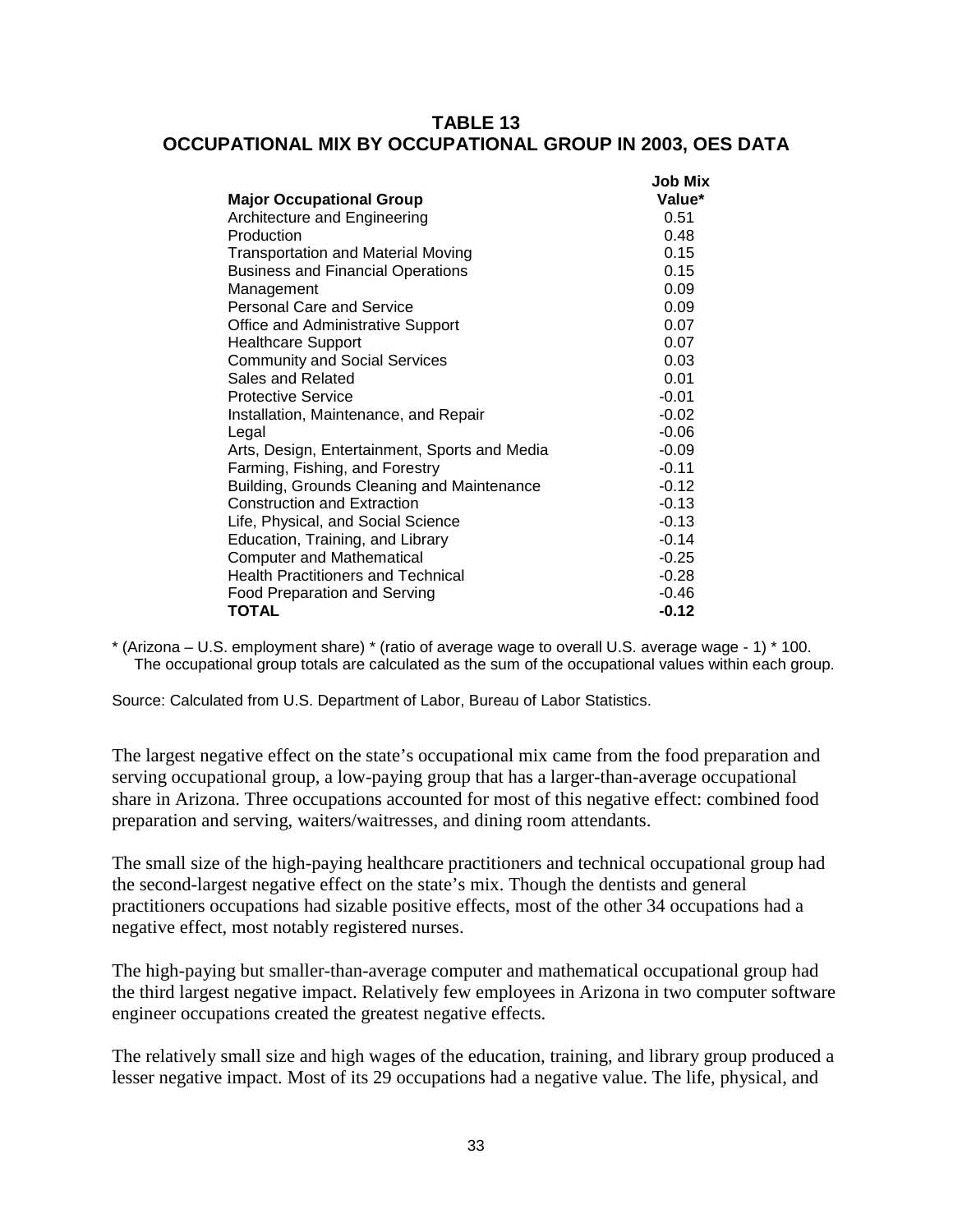### TABLE 13
### OCCUPATIONAL MIX BY OCCUPATIONAL GROUP IN 2003, OES DATA

| Major Occupational Group | Job Mix Value* |
|---|---|
| Architecture and Engineering | 0.51 |
| Production | 0.48 |
| Transportation and Material Moving | 0.15 |
| Business and Financial Operations | 0.15 |
| Management | 0.09 |
| Personal Care and Service | 0.09 |
| Office and Administrative Support | 0.07 |
| Healthcare Support | 0.07 |
| Community and Social Services | 0.03 |
| Sales and Related | 0.01 |
| Protective Service | -0.01 |
| Installation, Maintenance, and Repair | -0.02 |
| Legal | -0.06 |
| Arts, Design, Entertainment, Sports and Media | -0.09 |
| Farming, Fishing, and Forestry | -0.11 |
| Building, Grounds Cleaning and Maintenance | -0.12 |
| Construction and Extraction | -0.13 |
| Life, Physical, and Social Science | -0.13 |
| Education, Training, and Library | -0.14 |
| Computer and Mathematical | -0.25 |
| Health Practitioners and Technical | -0.28 |
| Food Preparation and Serving | -0.46 |
| **TOTAL** | **-0.12** |

* (Arizona – U.S. employment share) * (ratio of average wage to overall U.S. average wage - 1) * 100. The occupational group totals are calculated as the sum of the occupational values within each group.

Source: Calculated from U.S. Department of Labor, Bureau of Labor Statistics.

The largest negative effect on the state's occupational mix came from the food preparation and serving occupational group, a low-paying group that has a larger-than-average occupational share in Arizona. Three occupations accounted for most of this negative effect: combined food preparation and serving, waiters/waitresses, and dining room attendants.

The small size of the high-paying healthcare practitioners and technical occupational group had the second-largest negative effect on the state's mix. Though the dentists and general practitioners occupations had sizable positive effects, most of the other 34 occupations had a negative effect, most notably registered nurses.

The high-paying but smaller-than-average computer and mathematical occupational group had the third largest negative impact. Relatively few employees in Arizona in two computer software engineer occupations created the greatest negative effects.

The relatively small size and high wages of the education, training, and library group produced a lesser negative impact. Most of its 29 occupations had a negative value. The life, physical, and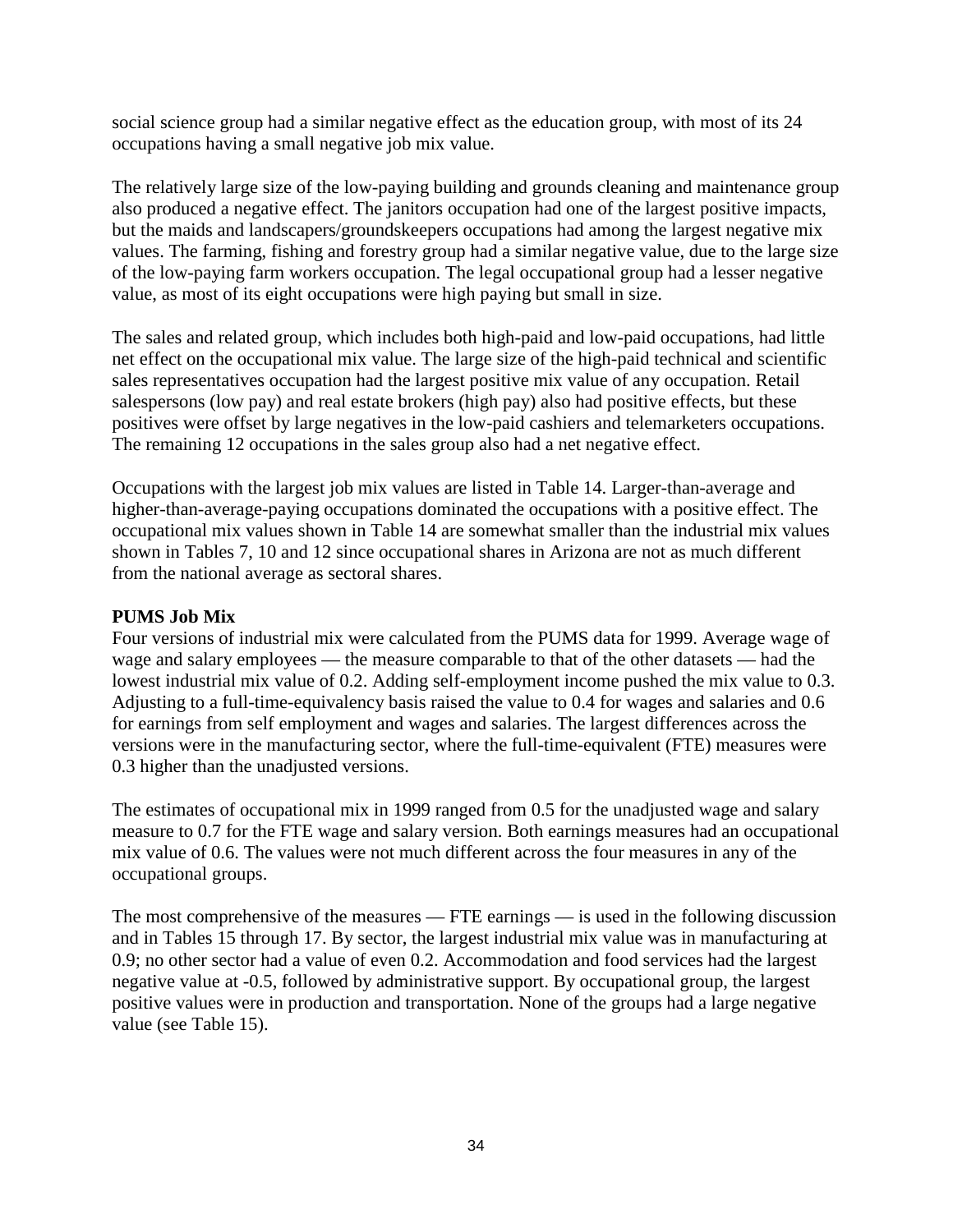social science group had a similar negative effect as the education group, with most of its 24 occupations having a small negative job mix value.

The relatively large size of the low-paying building and grounds cleaning and maintenance group also produced a negative effect. The janitors occupation had one of the largest positive impacts, but the maids and landscapers/groundskeepers occupations had among the largest negative mix values. The farming, fishing and forestry group had a similar negative value, due to the large size of the low-paying farm workers occupation. The legal occupational group had a lesser negative value, as most of its eight occupations were high paying but small in size.

The sales and related group, which includes both high-paid and low-paid occupations, had little net effect on the occupational mix value. The large size of the high-paid technical and scientific sales representatives occupation had the largest positive mix value of any occupation. Retail salespersons (low pay) and real estate brokers (high pay) also had positive effects, but these positives were offset by large negatives in the low-paid cashiers and telemarketers occupations. The remaining 12 occupations in the sales group also had a net negative effect.

Occupations with the largest job mix values are listed in Table 14. Larger-than-average and higher-than-average-paying occupations dominated the occupations with a positive effect. The occupational mix values shown in Table 14 are somewhat smaller than the industrial mix values shown in Tables 7, 10 and 12 since occupational shares in Arizona are not as much different from the national average as sectoral shares.

**PUMS Job Mix**

Four versions of industrial mix were calculated from the PUMS data for 1999. Average wage of wage and salary employees — the measure comparable to that of the other datasets — had the lowest industrial mix value of 0.2. Adding self-employment income pushed the mix value to 0.3. Adjusting to a full-time-equivalency basis raised the value to 0.4 for wages and salaries and 0.6 for earnings from self employment and wages and salaries. The largest differences across the versions were in the manufacturing sector, where the full-time-equivalent (FTE) measures were 0.3 higher than the unadjusted versions.

The estimates of occupational mix in 1999 ranged from 0.5 for the unadjusted wage and salary measure to 0.7 for the FTE wage and salary version. Both earnings measures had an occupational mix value of 0.6. The values were not much different across the four measures in any of the occupational groups.

The most comprehensive of the measures — FTE earnings — is used in the following discussion and in Tables 15 through 17. By sector, the largest industrial mix value was in manufacturing at 0.9; no other sector had a value of even 0.2. Accommodation and food services had the largest negative value at -0.5, followed by administrative support. By occupational group, the largest positive values were in production and transportation. None of the groups had a large negative value (see Table 15).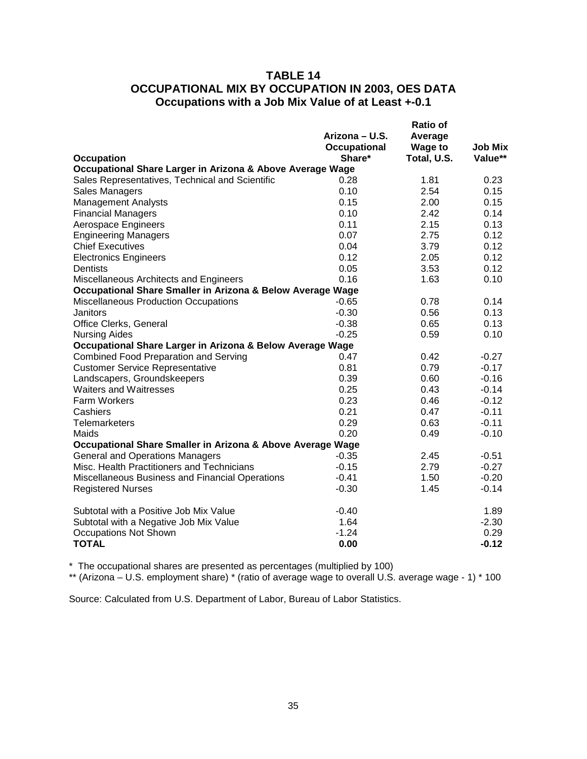# TABLE 14
## OCCUPATIONAL MIX BY OCCUPATION IN 2003, OES DATA
### Occupations with a Job Mix Value of at Least +-0.1

| Occupation | Arizona – U.S. Occupational Share* | Ratio of Average Wage to Total, U.S. | Job Mix Value** |
|---|---|---|---|
| **Occupational Share Larger in Arizona & Above Average Wage** | | | |
| Sales Representatives, Technical and Scientific | 0.28 | 1.81 | 0.23 |
| Sales Managers | 0.10 | 2.54 | 0.15 |
| Management Analysts | 0.15 | 2.00 | 0.15 |
| Financial Managers | 0.10 | 2.42 | 0.14 |
| Aerospace Engineers | 0.11 | 2.15 | 0.13 |
| Engineering Managers | 0.07 | 2.75 | 0.12 |
| Chief Executives | 0.04 | 3.79 | 0.12 |
| Electronics Engineers | 0.12 | 2.05 | 0.12 |
| Dentists | 0.05 | 3.53 | 0.12 |
| Miscellaneous Architects and Engineers | 0.16 | 1.63 | 0.10 |
| **Occupational Share Smaller in Arizona & Below Average Wage** | | | |
| Miscellaneous Production Occupations | -0.65 | 0.78 | 0.14 |
| Janitors | -0.30 | 0.56 | 0.13 |
| Office Clerks, General | -0.38 | 0.65 | 0.13 |
| Nursing Aides | -0.25 | 0.59 | 0.10 |
| **Occupational Share Larger in Arizona & Below Average Wage** | | | |
| Combined Food Preparation and Serving | 0.47 | 0.42 | -0.27 |
| Customer Service Representative | 0.81 | 0.79 | -0.17 |
| Landscapers, Groundskeepers | 0.39 | 0.60 | -0.16 |
| Waiters and Waitresses | 0.25 | 0.43 | -0.14 |
| Farm Workers | 0.23 | 0.46 | -0.12 |
| Cashiers | 0.21 | 0.47 | -0.11 |
| Telemarketers | 0.29 | 0.63 | -0.11 |
| Maids | 0.20 | 0.49 | -0.10 |
| **Occupational Share Smaller in Arizona & Above Average Wage** | | | |
| General and Operations Managers | -0.35 | 2.45 | -0.51 |
| Misc. Health Practitioners and Technicians | -0.15 | 2.79 | -0.27 |
| Miscellaneous Business and Financial Operations | -0.41 | 1.50 | -0.20 |
| Registered Nurses | -0.30 | 1.45 | -0.14 |
| | | | |
| Subtotal with a Positive Job Mix Value | -0.40 | | 1.89 |
| Subtotal with a Negative Job Mix Value | 1.64 | | -2.30 |
| Occupations Not Shown | -1.24 | | 0.29 |
| **TOTAL** | **0.00** | | **-0.12** |

* The occupational shares are presented as percentages (multiplied by 100)

** (Arizona – U.S. employment share) * (ratio of average wage to overall U.S. average wage - 1) * 100

Source: Calculated from U.S. Department of Labor, Bureau of Labor Statistics.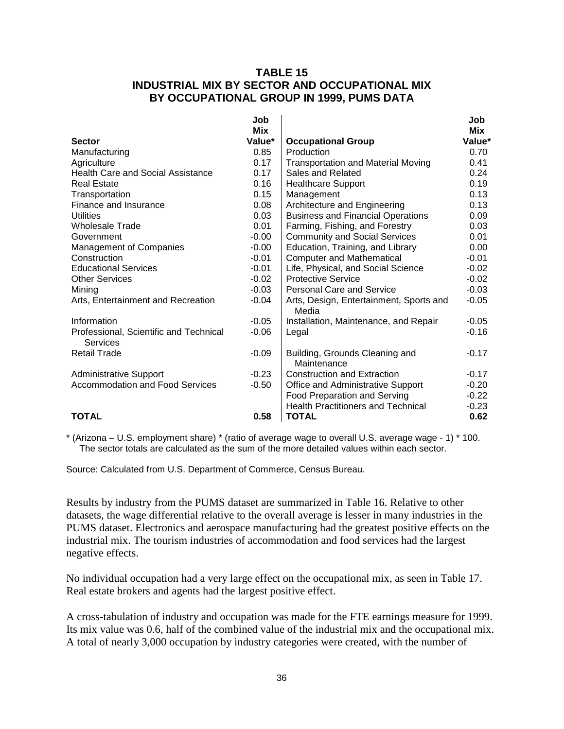## TABLE 15
## INDUSTRIAL MIX BY SECTOR AND OCCUPATIONAL MIX BY OCCUPATIONAL GROUP IN 1999, PUMS DATA

| Sector | Job Mix Value* | Occupational Group | Job Mix Value* |
|---|---|---|---|
| Manufacturing | 0.85 | Production | 0.70 |
| Agriculture | 0.17 | Transportation and Material Moving | 0.41 |
| Health Care and Social Assistance | 0.17 | Sales and Related | 0.24 |
| Real Estate | 0.16 | Healthcare Support | 0.19 |
| Transportation | 0.15 | Management | 0.13 |
| Finance and Insurance | 0.08 | Architecture and Engineering | 0.13 |
| Utilities | 0.03 | Business and Financial Operations | 0.09 |
| Wholesale Trade | 0.01 | Farming, Fishing, and Forestry | 0.03 |
| Government | -0.00 | Community and Social Services | 0.01 |
| Management of Companies | -0.00 | Education, Training, and Library | 0.00 |
| Construction | -0.01 | Computer and Mathematical | -0.01 |
| Educational Services | -0.01 | Life, Physical, and Social Science | -0.02 |
| Other Services | -0.02 | Protective Service | -0.02 |
| Mining | -0.03 | Personal Care and Service | -0.03 |
| Arts, Entertainment and Recreation | -0.04 | Arts, Design, Entertainment, Sports and Media | -0.05 |
| Information | -0.05 | Installation, Maintenance, and Repair | -0.05 |
| Professional, Scientific and Technical Services | -0.06 | Legal | -0.16 |
| Retail Trade | -0.09 | Building, Grounds Cleaning and Maintenance | -0.17 |
| Administrative Support | -0.23 | Construction and Extraction | -0.17 |
| Accommodation and Food Services | -0.50 | Office and Administrative Support | -0.20 |
| | | Food Preparation and Serving | -0.22 |
| | | Health Practitioners and Technical | -0.23 |
| **TOTAL** | **0.58** | **TOTAL** | **0.62** |

* (Arizona – U.S. employment share) * (ratio of average wage to overall U.S. average wage - 1) * 100. The sector totals are calculated as the sum of the more detailed values within each sector.

Source: Calculated from U.S. Department of Commerce, Census Bureau.

Results by industry from the PUMS dataset are summarized in Table 16. Relative to other datasets, the wage differential relative to the overall average is lesser in many industries in the PUMS dataset. Electronics and aerospace manufacturing had the greatest positive effects on the industrial mix. The tourism industries of accommodation and food services had the largest negative effects.

No individual occupation had a very large effect on the occupational mix, as seen in Table 17. Real estate brokers and agents had the largest positive effect.

A cross-tabulation of industry and occupation was made for the FTE earnings measure for 1999. Its mix value was 0.6, half of the combined value of the industrial mix and the occupational mix. A total of nearly 3,000 occupation by industry categories were created, with the number of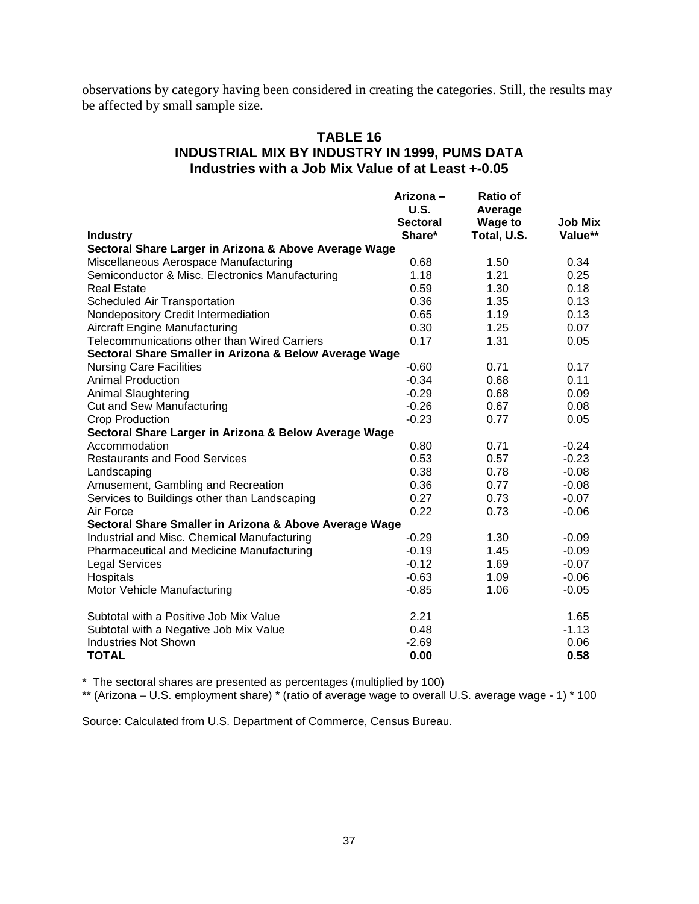observations by category having been considered in creating the categories. Still, the results may be affected by small sample size.

## TABLE 16
## INDUSTRIAL MIX BY INDUSTRY IN 1999, PUMS DATA
### Industries with a Job Mix Value of at Least +-0.05

| Industry | Arizona – U.S. Sectoral Share* | Ratio of Average Wage to Total, U.S. | Job Mix Value** |
|---|---|---|---|
| **Sectoral Share Larger in Arizona & Above Average Wage** | | | |
| Miscellaneous Aerospace Manufacturing | 0.68 | 1.50 | 0.34 |
| Semiconductor & Misc. Electronics Manufacturing | 1.18 | 1.21 | 0.25 |
| Real Estate | 0.59 | 1.30 | 0.18 |
| Scheduled Air Transportation | 0.36 | 1.35 | 0.13 |
| Nondepository Credit Intermediation | 0.65 | 1.19 | 0.13 |
| Aircraft Engine Manufacturing | 0.30 | 1.25 | 0.07 |
| Telecommunications other than Wired Carriers | 0.17 | 1.31 | 0.05 |
| **Sectoral Share Smaller in Arizona & Below Average Wage** | | | |
| Nursing Care Facilities | -0.60 | 0.71 | 0.17 |
| Animal Production | -0.34 | 0.68 | 0.11 |
| Animal Slaughtering | -0.29 | 0.68 | 0.09 |
| Cut and Sew Manufacturing | -0.26 | 0.67 | 0.08 |
| Crop Production | -0.23 | 0.77 | 0.05 |
| **Sectoral Share Larger in Arizona & Below Average Wage** | | | |
| Accommodation | 0.80 | 0.71 | -0.24 |
| Restaurants and Food Services | 0.53 | 0.57 | -0.23 |
| Landscaping | 0.38 | 0.78 | -0.08 |
| Amusement, Gambling and Recreation | 0.36 | 0.77 | -0.08 |
| Services to Buildings other than Landscaping | 0.27 | 0.73 | -0.07 |
| Air Force | 0.22 | 0.73 | -0.06 |
| **Sectoral Share Smaller in Arizona & Above Average Wage** | | | |
| Industrial and Misc. Chemical Manufacturing | -0.29 | 1.30 | -0.09 |
| Pharmaceutical and Medicine Manufacturing | -0.19 | 1.45 | -0.09 |
| Legal Services | -0.12 | 1.69 | -0.07 |
| Hospitals | -0.63 | 1.09 | -0.06 |
| Motor Vehicle Manufacturing | -0.85 | 1.06 | -0.05 |
| | | | |
| Subtotal with a Positive Job Mix Value | 2.21 | | 1.65 |
| Subtotal with a Negative Job Mix Value | 0.48 | | -1.13 |
| Industries Not Shown | -2.69 | | 0.06 |
| **TOTAL** | **0.00** | | **0.58** |

\* The sectoral shares are presented as percentages (multiplied by 100)

\*\* (Arizona – U.S. employment share) * (ratio of average wage to overall U.S. average wage - 1) * 100

Source: Calculated from U.S. Department of Commerce, Census Bureau.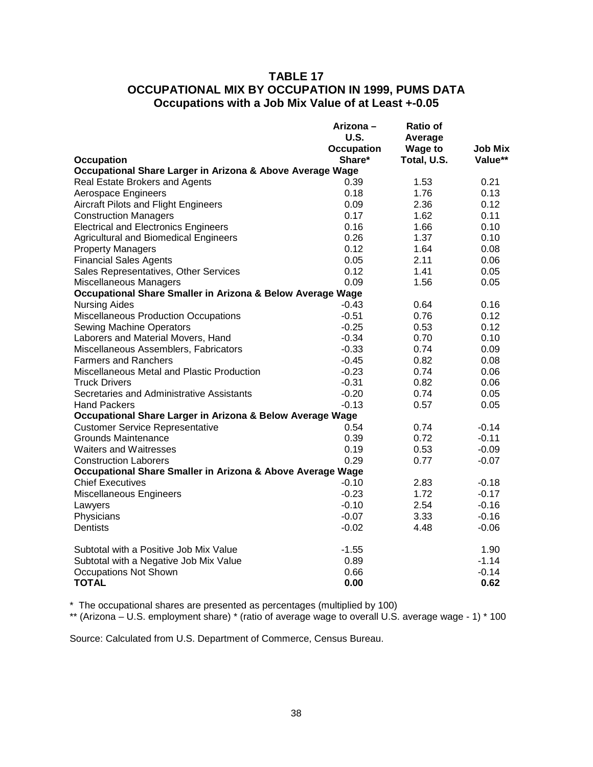## TABLE 17
## OCCUPATIONAL MIX BY OCCUPATION IN 1999, PUMS DATA
### Occupations with a Job Mix Value of at Least +-0.05

| Occupation | Arizona – U.S. Occupation Share* | Ratio of Average Wage to Total, U.S. | Job Mix Value** |
|---|---|---|---|
| **Occupational Share Larger in Arizona & Above Average Wage** | | | |
| Real Estate Brokers and Agents | 0.39 | 1.53 | 0.21 |
| Aerospace Engineers | 0.18 | 1.76 | 0.13 |
| Aircraft Pilots and Flight Engineers | 0.09 | 2.36 | 0.12 |
| Construction Managers | 0.17 | 1.62 | 0.11 |
| Electrical and Electronics Engineers | 0.16 | 1.66 | 0.10 |
| Agricultural and Biomedical Engineers | 0.26 | 1.37 | 0.10 |
| Property Managers | 0.12 | 1.64 | 0.08 |
| Financial Sales Agents | 0.05 | 2.11 | 0.06 |
| Sales Representatives, Other Services | 0.12 | 1.41 | 0.05 |
| Miscellaneous Managers | 0.09 | 1.56 | 0.05 |
| **Occupational Share Smaller in Arizona & Below Average Wage** | | | |
| Nursing Aides | -0.43 | 0.64 | 0.16 |
| Miscellaneous Production Occupations | -0.51 | 0.76 | 0.12 |
| Sewing Machine Operators | -0.25 | 0.53 | 0.12 |
| Laborers and Material Movers, Hand | -0.34 | 0.70 | 0.10 |
| Miscellaneous Assemblers, Fabricators | -0.33 | 0.74 | 0.09 |
| Farmers and Ranchers | -0.45 | 0.82 | 0.08 |
| Miscellaneous Metal and Plastic Production | -0.23 | 0.74 | 0.06 |
| Truck Drivers | -0.31 | 0.82 | 0.06 |
| Secretaries and Administrative Assistants | -0.20 | 0.74 | 0.05 |
| Hand Packers | -0.13 | 0.57 | 0.05 |
| **Occupational Share Larger in Arizona & Below Average Wage** | | | |
| Customer Service Representative | 0.54 | 0.74 | -0.14 |
| Grounds Maintenance | 0.39 | 0.72 | -0.11 |
| Waiters and Waitresses | 0.19 | 0.53 | -0.09 |
| Construction Laborers | 0.29 | 0.77 | -0.07 |
| **Occupational Share Smaller in Arizona & Above Average Wage** | | | |
| Chief Executives | -0.10 | 2.83 | -0.18 |
| Miscellaneous Engineers | -0.23 | 1.72 | -0.17 |
| Lawyers | -0.10 | 2.54 | -0.16 |
| Physicians | -0.07 | 3.33 | -0.16 |
| Dentists | -0.02 | 4.48 | -0.06 |
| | | | |
| Subtotal with a Positive Job Mix Value | -1.55 | | 1.90 |
| Subtotal with a Negative Job Mix Value | 0.89 | | -1.14 |
| Occupations Not Shown | 0.66 | | -0.14 |
| **TOTAL** | **0.00** | | **0.62** |

\* The occupational shares are presented as percentages (multiplied by 100)

** (Arizona – U.S. employment share) * (ratio of average wage to overall U.S. average wage - 1) * 100

Source: Calculated from U.S. Department of Commerce, Census Bureau.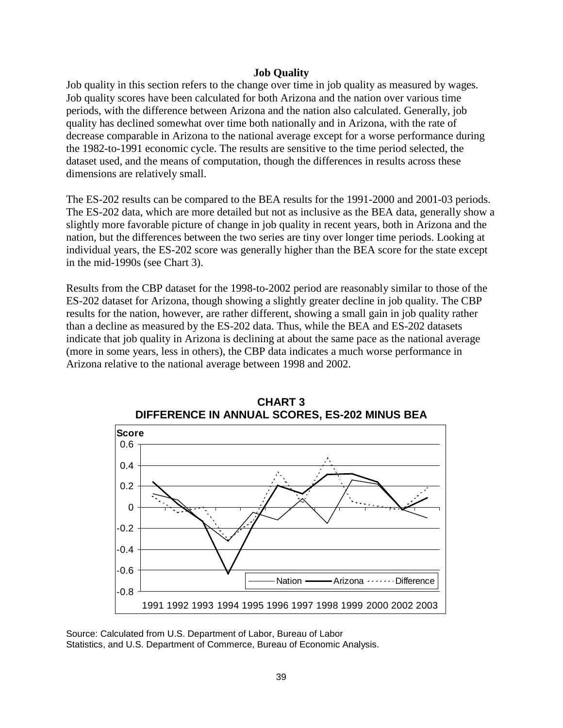### Job Quality

Job quality in this section refers to the change over time in job quality as measured by wages. Job quality scores have been calculated for both Arizona and the nation over various time periods, with the difference between Arizona and the nation also calculated. Generally, job quality has declined somewhat over time both nationally and in Arizona, with the rate of decrease comparable in Arizona to the national average except for a worse performance during the 1982-to-1991 economic cycle. The results are sensitive to the time period selected, the dataset used, and the means of computation, though the differences in results across these dimensions are relatively small.

The ES-202 results can be compared to the BEA results for the 1991-2000 and 2001-03 periods. The ES-202 data, which are more detailed but not as inclusive as the BEA data, generally show a slightly more favorable picture of change in job quality in recent years, both in Arizona and the nation, but the differences between the two series are tiny over longer time periods. Looking at individual years, the ES-202 score was generally higher than the BEA score for the state except in the mid-1990s (see Chart 3).

Results from the CBP dataset for the 1998-to-2002 period are reasonably similar to those of the ES-202 dataset for Arizona, though showing a slightly greater decline in job quality. The CBP results for the nation, however, are rather different, showing a small gain in job quality rather than a decline as measured by the ES-202 data. Thus, while the BEA and ES-202 datasets indicate that job quality in Arizona is declining at about the same pace as the national average (more in some years, less in others), the CBP data indicates a much worse performance in Arizona relative to the national average between 1998 and 2002.

**CHART 3**
**DIFFERENCE IN ANNUAL SCORES, ES-202 MINUS BEA**

Score

0.6
0.4
0.2
0
-0.2
-0.4
-0.6
-0.8

1991 1992 1993 1994 1995 1996 1997 1998 1999 2000 2002 2003

Nation — Arizona — Difference

Source: Calculated from U.S. Department of Labor, Bureau of Labor Statistics, and U.S. Department of Commerce, Bureau of Economic Analysis.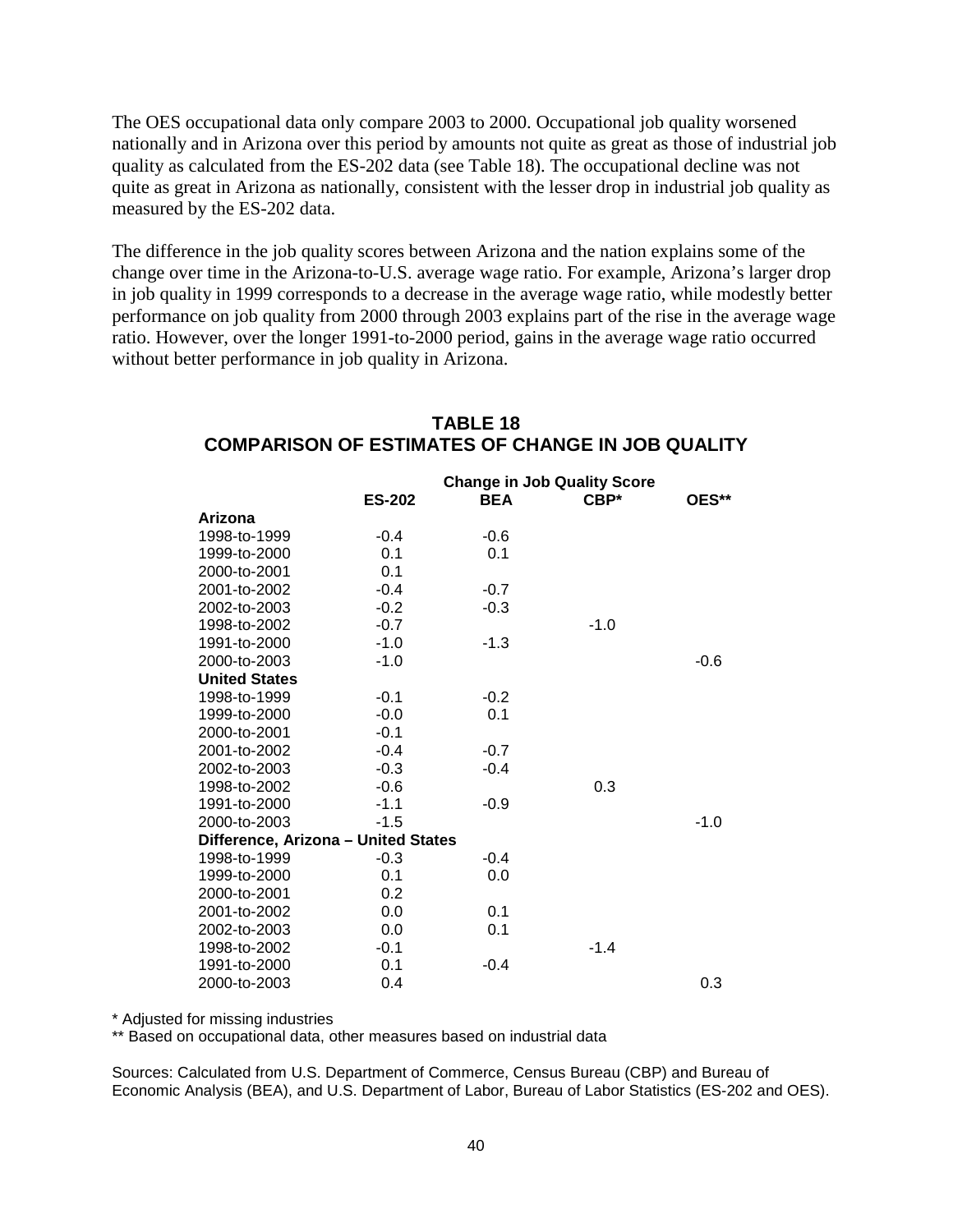The OES occupational data only compare 2003 to 2000. Occupational job quality worsened nationally and in Arizona over this period by amounts not quite as great as those of industrial job quality as calculated from the ES-202 data (see Table 18). The occupational decline was not quite as great in Arizona as nationally, consistent with the lesser drop in industrial job quality as measured by the ES-202 data.

The difference in the job quality scores between Arizona and the nation explains some of the change over time in the Arizona-to-U.S. average wage ratio. For example, Arizona's larger drop in job quality in 1999 corresponds to a decrease in the average wage ratio, while modestly better performance on job quality from 2000 through 2003 explains part of the rise in the average wage ratio. However, over the longer 1991-to-2000 period, gains in the average wage ratio occurred without better performance in job quality in Arizona.

## TABLE 18
## COMPARISON OF ESTIMATES OF CHANGE IN JOB QUALITY

| | Change in Job Quality Score | | | |
|---|---|---|---|---|
| | **ES-202** | **BEA** | **CBP*** | **OES**** |
| **Arizona** | | | | |
| 1998-to-1999 | -0.4 | -0.6 | | |
| 1999-to-2000 | 0.1 | 0.1 | | |
| 2000-to-2001 | 0.1 | | | |
| 2001-to-2002 | -0.4 | -0.7 | | |
| 2002-to-2003 | -0.2 | -0.3 | | |
| 1998-to-2002 | -0.7 | | -1.0 | |
| 1991-to-2000 | -1.0 | -1.3 | | |
| 2000-to-2003 | -1.0 | | | -0.6 |
| **United States** | | | | |
| 1998-to-1999 | -0.1 | -0.2 | | |
| 1999-to-2000 | -0.0 | 0.1 | | |
| 2000-to-2001 | -0.1 | | | |
| 2001-to-2002 | -0.4 | -0.7 | | |
| 2002-to-2003 | -0.3 | -0.4 | | |
| 1998-to-2002 | -0.6 | | 0.3 | |
| 1991-to-2000 | -1.1 | -0.9 | | |
| 2000-to-2003 | -1.5 | | | -1.0 |
| **Difference, Arizona – United States** | | | | |
| 1998-to-1999 | -0.3 | -0.4 | | |
| 1999-to-2000 | 0.1 | 0.0 | | |
| 2000-to-2001 | 0.2 | | | |
| 2001-to-2002 | 0.0 | 0.1 | | |
| 2002-to-2003 | 0.0 | 0.1 | | |
| 1998-to-2002 | -0.1 | | -1.4 | |
| 1991-to-2000 | 0.1 | -0.4 | | |
| 2000-to-2003 | 0.4 | | | 0.3 |

* Adjusted for missing industries

** Based on occupational data, other measures based on industrial data

Sources: Calculated from U.S. Department of Commerce, Census Bureau (CBP) and Bureau of Economic Analysis (BEA), and U.S. Department of Labor, Bureau of Labor Statistics (ES-202 and OES).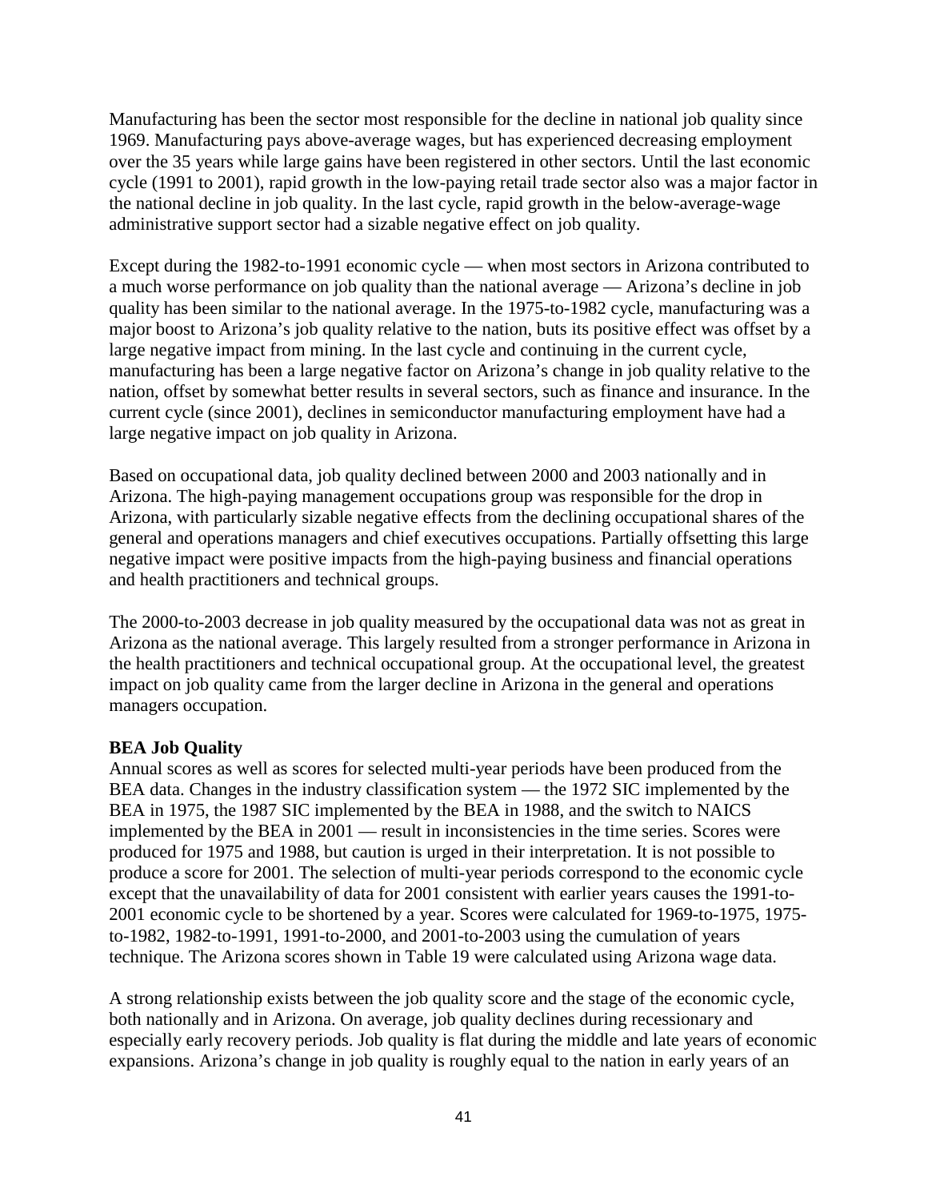Manufacturing has been the sector most responsible for the decline in national job quality since 1969. Manufacturing pays above-average wages, but has experienced decreasing employment over the 35 years while large gains have been registered in other sectors. Until the last economic cycle (1991 to 2001), rapid growth in the low-paying retail trade sector also was a major factor in the national decline in job quality. In the last cycle, rapid growth in the below-average-wage administrative support sector had a sizable negative effect on job quality.

Except during the 1982-to-1991 economic cycle — when most sectors in Arizona contributed to a much worse performance on job quality than the national average — Arizona's decline in job quality has been similar to the national average. In the 1975-to-1982 cycle, manufacturing was a major boost to Arizona's job quality relative to the nation, buts its positive effect was offset by a large negative impact from mining. In the last cycle and continuing in the current cycle, manufacturing has been a large negative factor on Arizona's change in job quality relative to the nation, offset by somewhat better results in several sectors, such as finance and insurance. In the current cycle (since 2001), declines in semiconductor manufacturing employment have had a large negative impact on job quality in Arizona.

Based on occupational data, job quality declined between 2000 and 2003 nationally and in Arizona. The high-paying management occupations group was responsible for the drop in Arizona, with particularly sizable negative effects from the declining occupational shares of the general and operations managers and chief executives occupations. Partially offsetting this large negative impact were positive impacts from the high-paying business and financial operations and health practitioners and technical groups.

The 2000-to-2003 decrease in job quality measured by the occupational data was not as great in Arizona as the national average. This largely resulted from a stronger performance in Arizona in the health practitioners and technical occupational group. At the occupational level, the greatest impact on job quality came from the larger decline in Arizona in the general and operations managers occupation.

**BEA Job Quality**

Annual scores as well as scores for selected multi-year periods have been produced from the BEA data. Changes in the industry classification system — the 1972 SIC implemented by the BEA in 1975, the 1987 SIC implemented by the BEA in 1988, and the switch to NAICS implemented by the BEA in 2001 — result in inconsistencies in the time series. Scores were produced for 1975 and 1988, but caution is urged in their interpretation. It is not possible to produce a score for 2001. The selection of multi-year periods correspond to the economic cycle except that the unavailability of data for 2001 consistent with earlier years causes the 1991-to-2001 economic cycle to be shortened by a year. Scores were calculated for 1969-to-1975, 1975-to-1982, 1982-to-1991, 1991-to-2000, and 2001-to-2003 using the cumulation of years technique. The Arizona scores shown in Table 19 were calculated using Arizona wage data.

A strong relationship exists between the job quality score and the stage of the economic cycle, both nationally and in Arizona. On average, job quality declines during recessionary and especially early recovery periods. Job quality is flat during the middle and late years of economic expansions. Arizona's change in job quality is roughly equal to the nation in early years of an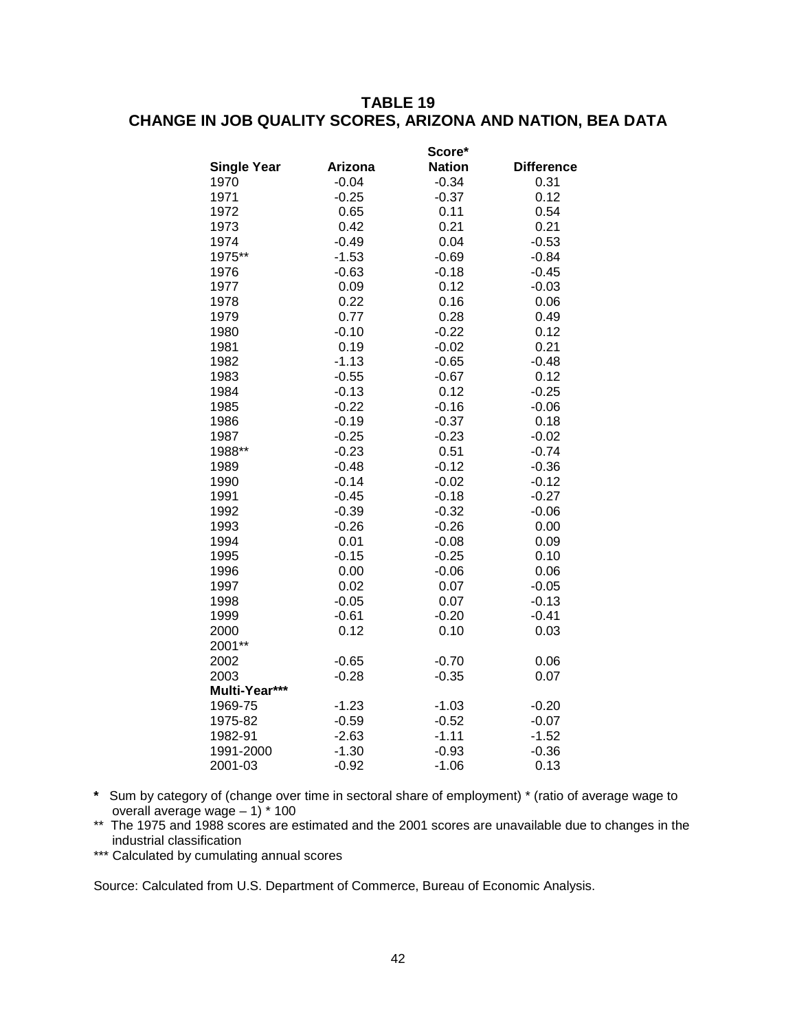## TABLE 19
## CHANGE IN JOB QUALITY SCORES, ARIZONA AND NATION, BEA DATA

| | | Score* | |
|---|---|---|---|
| **Single Year** | **Arizona** | **Nation** | **Difference** |
| 1970 | -0.04 | -0.34 | 0.31 |
| 1971 | -0.25 | -0.37 | 0.12 |
| 1972 | 0.65 | 0.11 | 0.54 |
| 1973 | 0.42 | 0.21 | 0.21 |
| 1974 | -0.49 | 0.04 | -0.53 |
| 1975** | -1.53 | -0.69 | -0.84 |
| 1976 | -0.63 | -0.18 | -0.45 |
| 1977 | 0.09 | 0.12 | -0.03 |
| 1978 | 0.22 | 0.16 | 0.06 |
| 1979 | 0.77 | 0.28 | 0.49 |
| 1980 | -0.10 | -0.22 | 0.12 |
| 1981 | 0.19 | -0.02 | 0.21 |
| 1982 | -1.13 | -0.65 | -0.48 |
| 1983 | -0.55 | -0.67 | 0.12 |
| 1984 | -0.13 | 0.12 | -0.25 |
| 1985 | -0.22 | -0.16 | -0.06 |
| 1986 | -0.19 | -0.37 | 0.18 |
| 1987 | -0.25 | -0.23 | -0.02 |
| 1988** | -0.23 | 0.51 | -0.74 |
| 1989 | -0.48 | -0.12 | -0.36 |
| 1990 | -0.14 | -0.02 | -0.12 |
| 1991 | -0.45 | -0.18 | -0.27 |
| 1992 | -0.39 | -0.32 | -0.06 |
| 1993 | -0.26 | -0.26 | 0.00 |
| 1994 | 0.01 | -0.08 | 0.09 |
| 1995 | -0.15 | -0.25 | 0.10 |
| 1996 | 0.00 | -0.06 | 0.06 |
| 1997 | 0.02 | 0.07 | -0.05 |
| 1998 | -0.05 | 0.07 | -0.13 |
| 1999 | -0.61 | -0.20 | -0.41 |
| 2000 | 0.12 | 0.10 | 0.03 |
| 2001** | | | |
| 2002 | -0.65 | -0.70 | 0.06 |
| 2003 | -0.28 | -0.35 | 0.07 |
| **Multi-Year*** ** | | | |
| 1969-75 | -1.23 | -1.03 | -0.20 |
| 1975-82 | -0.59 | -0.52 | -0.07 |
| 1982-91 | -2.63 | -1.11 | -1.52 |
| 1991-2000 | -1.30 | -0.93 | -0.36 |
| 2001-03 | -0.92 | -1.06 | 0.13 |

\* Sum by category of (change over time in sectoral share of employment) * (ratio of average wage to overall average wage – 1) * 100

** The 1975 and 1988 scores are estimated and the 2001 scores are unavailable due to changes in the industrial classification

*** Calculated by cumulating annual scores

Source: Calculated from U.S. Department of Commerce, Bureau of Economic Analysis.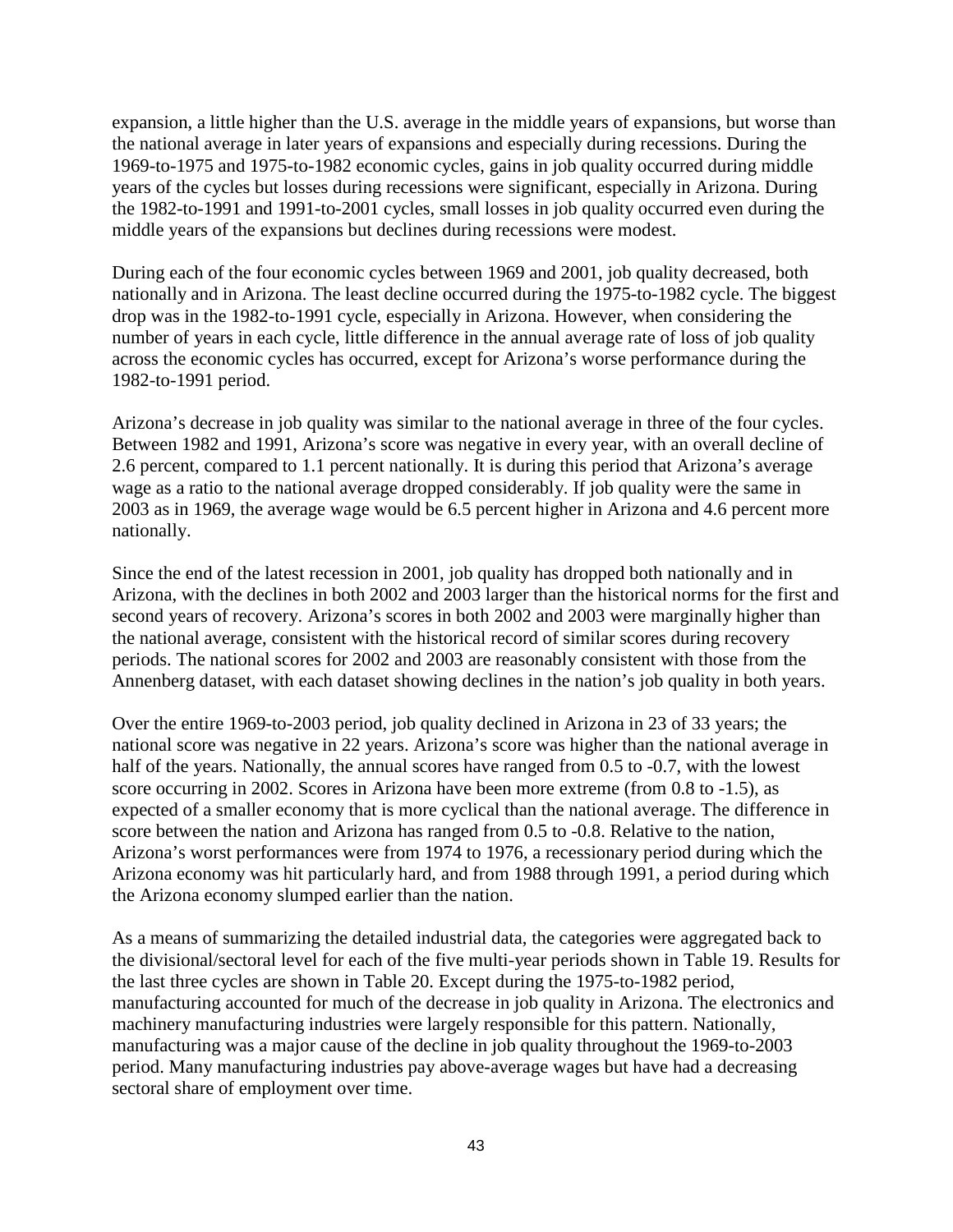expansion, a little higher than the U.S. average in the middle years of expansions, but worse than the national average in later years of expansions and especially during recessions. During the 1969-to-1975 and 1975-to-1982 economic cycles, gains in job quality occurred during middle years of the cycles but losses during recessions were significant, especially in Arizona. During the 1982-to-1991 and 1991-to-2001 cycles, small losses in job quality occurred even during the middle years of the expansions but declines during recessions were modest.

During each of the four economic cycles between 1969 and 2001, job quality decreased, both nationally and in Arizona. The least decline occurred during the 1975-to-1982 cycle. The biggest drop was in the 1982-to-1991 cycle, especially in Arizona. However, when considering the number of years in each cycle, little difference in the annual average rate of loss of job quality across the economic cycles has occurred, except for Arizona's worse performance during the 1982-to-1991 period.

Arizona's decrease in job quality was similar to the national average in three of the four cycles. Between 1982 and 1991, Arizona's score was negative in every year, with an overall decline of 2.6 percent, compared to 1.1 percent nationally. It is during this period that Arizona's average wage as a ratio to the national average dropped considerably. If job quality were the same in 2003 as in 1969, the average wage would be 6.5 percent higher in Arizona and 4.6 percent more nationally.

Since the end of the latest recession in 2001, job quality has dropped both nationally and in Arizona, with the declines in both 2002 and 2003 larger than the historical norms for the first and second years of recovery. Arizona's scores in both 2002 and 2003 were marginally higher than the national average, consistent with the historical record of similar scores during recovery periods. The national scores for 2002 and 2003 are reasonably consistent with those from the Annenberg dataset, with each dataset showing declines in the nation's job quality in both years.

Over the entire 1969-to-2003 period, job quality declined in Arizona in 23 of 33 years; the national score was negative in 22 years. Arizona's score was higher than the national average in half of the years. Nationally, the annual scores have ranged from 0.5 to -0.7, with the lowest score occurring in 2002. Scores in Arizona have been more extreme (from 0.8 to -1.5), as expected of a smaller economy that is more cyclical than the national average. The difference in score between the nation and Arizona has ranged from 0.5 to -0.8. Relative to the nation, Arizona's worst performances were from 1974 to 1976, a recessionary period during which the Arizona economy was hit particularly hard, and from 1988 through 1991, a period during which the Arizona economy slumped earlier than the nation.

As a means of summarizing the detailed industrial data, the categories were aggregated back to the divisional/sectoral level for each of the five multi-year periods shown in Table 19. Results for the last three cycles are shown in Table 20. Except during the 1975-to-1982 period, manufacturing accounted for much of the decrease in job quality in Arizona. The electronics and machinery manufacturing industries were largely responsible for this pattern. Nationally, manufacturing was a major cause of the decline in job quality throughout the 1969-to-2003 period. Many manufacturing industries pay above-average wages but have had a decreasing sectoral share of employment over time.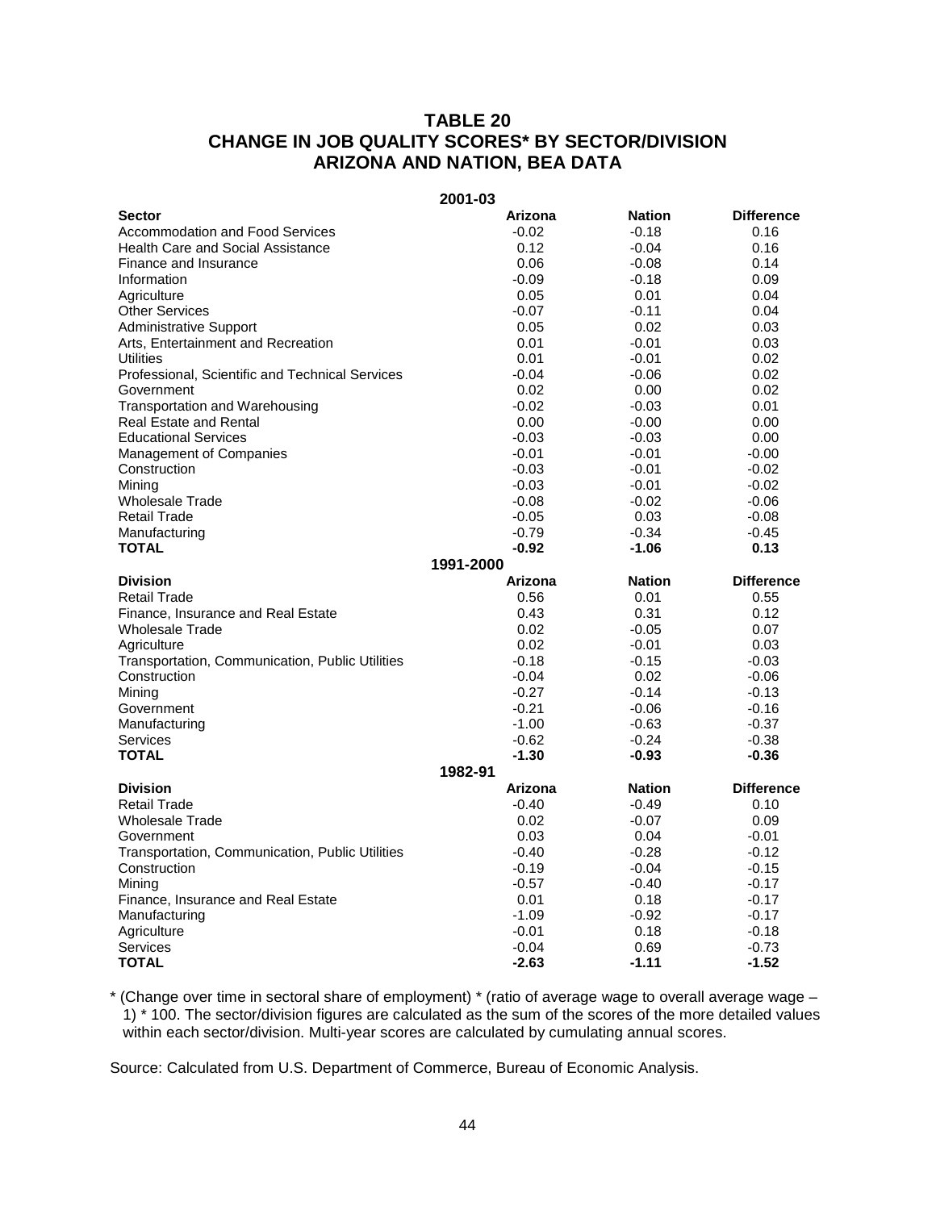## TABLE 20
## CHANGE IN JOB QUALITY SCORES* BY SECTOR/DIVISION
## ARIZONA AND NATION, BEA DATA

| | 2001-03 | | |
|---|---|---|---|
| **Sector** | **Arizona** | **Nation** | **Difference** |
| Accommodation and Food Services | -0.02 | -0.18 | 0.16 |
| Health Care and Social Assistance | 0.12 | -0.04 | 0.16 |
| Finance and Insurance | 0.06 | -0.08 | 0.14 |
| Information | -0.09 | -0.18 | 0.09 |
| Agriculture | 0.05 | 0.01 | 0.04 |
| Other Services | -0.07 | -0.11 | 0.04 |
| Administrative Support | 0.05 | 0.02 | 0.03 |
| Arts, Entertainment and Recreation | 0.01 | -0.01 | 0.03 |
| Utilities | 0.01 | -0.01 | 0.02 |
| Professional, Scientific and Technical Services | -0.04 | -0.06 | 0.02 |
| Government | 0.02 | 0.00 | 0.02 |
| Transportation and Warehousing | -0.02 | -0.03 | 0.01 |
| Real Estate and Rental | 0.00 | -0.00 | 0.00 |
| Educational Services | -0.03 | -0.03 | 0.00 |
| Management of Companies | -0.01 | -0.01 | -0.00 |
| Construction | -0.03 | -0.01 | -0.02 |
| Mining | -0.03 | -0.01 | -0.02 |
| Wholesale Trade | -0.08 | -0.02 | -0.06 |
| Retail Trade | -0.05 | 0.03 | -0.08 |
| Manufacturing | -0.79 | -0.34 | -0.45 |
| **TOTAL** | **-0.92** | **-1.06** | **0.13** |
| | **1991-2000** | | |
| **Division** | **Arizona** | **Nation** | **Difference** |
| Retail Trade | 0.56 | 0.01 | 0.55 |
| Finance, Insurance and Real Estate | 0.43 | 0.31 | 0.12 |
| Wholesale Trade | 0.02 | -0.05 | 0.07 |
| Agriculture | 0.02 | -0.01 | 0.03 |
| Transportation, Communication, Public Utilities | -0.18 | -0.15 | -0.03 |
| Construction | -0.04 | 0.02 | -0.06 |
| Mining | -0.27 | -0.14 | -0.13 |
| Government | -0.21 | -0.06 | -0.16 |
| Manufacturing | -1.00 | -0.63 | -0.37 |
| Services | -0.62 | -0.24 | -0.38 |
| **TOTAL** | **-1.30** | **-0.93** | **-0.36** |
| | **1982-91** | | |
| **Division** | **Arizona** | **Nation** | **Difference** |
| Retail Trade | -0.40 | -0.49 | 0.10 |
| Wholesale Trade | 0.02 | -0.07 | 0.09 |
| Government | 0.03 | 0.04 | -0.01 |
| Transportation, Communication, Public Utilities | -0.40 | -0.28 | -0.12 |
| Construction | -0.19 | -0.04 | -0.15 |
| Mining | -0.57 | -0.40 | -0.17 |
| Finance, Insurance and Real Estate | 0.01 | 0.18 | -0.17 |
| Manufacturing | -1.09 | -0.92 | -0.17 |
| Agriculture | -0.01 | 0.18 | -0.18 |
| Services | -0.04 | 0.69 | -0.73 |
| **TOTAL** | **-2.63** | **-1.11** | **-1.52** |

* (Change over time in sectoral share of employment) * (ratio of average wage to overall average wage – 1) * 100. The sector/division figures are calculated as the sum of the scores of the more detailed values within each sector/division. Multi-year scores are calculated by cumulating annual scores.

Source: Calculated from U.S. Department of Commerce, Bureau of Economic Analysis.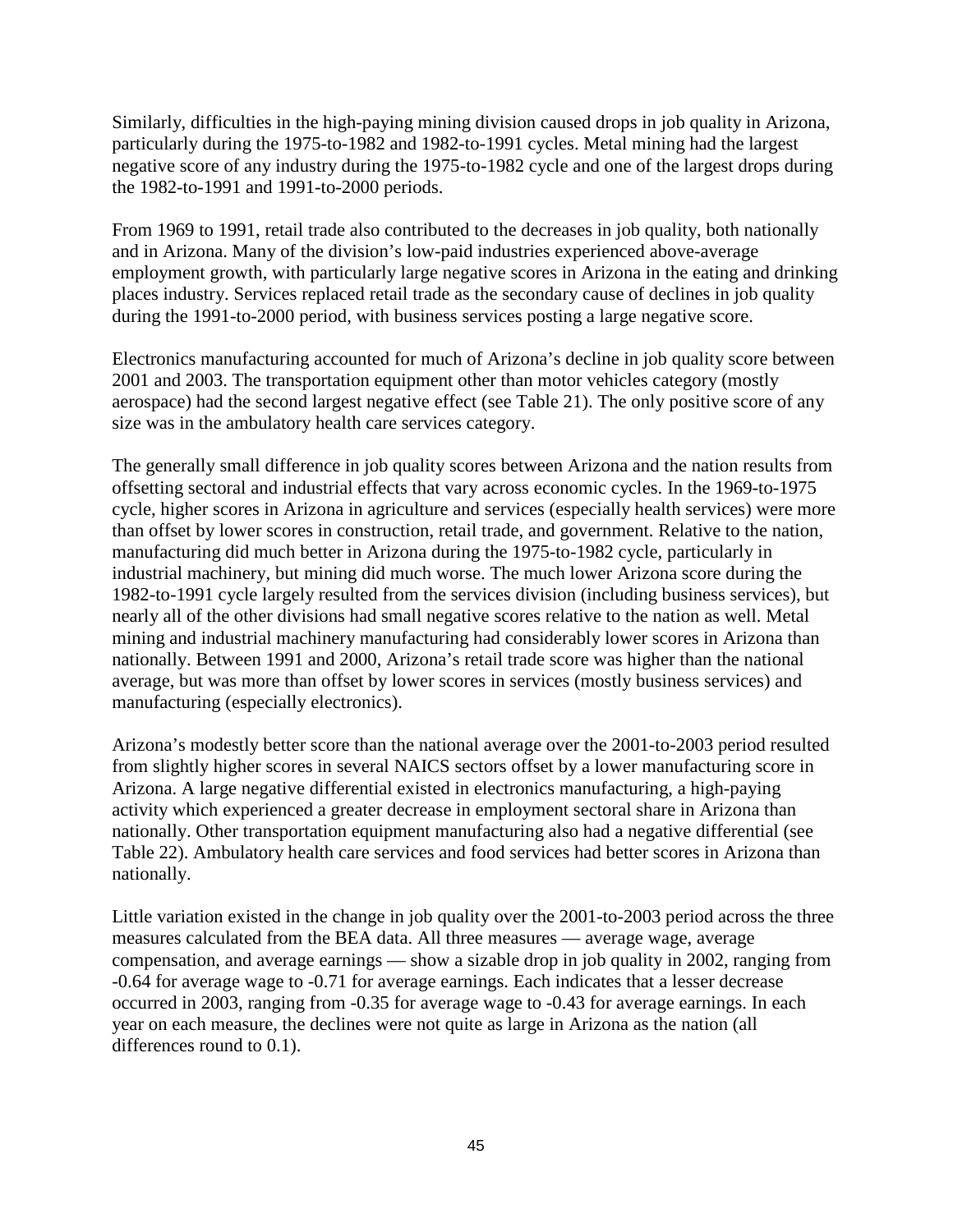Similarly, difficulties in the high-paying mining division caused drops in job quality in Arizona, particularly during the 1975-to-1982 and 1982-to-1991 cycles. Metal mining had the largest negative score of any industry during the 1975-to-1982 cycle and one of the largest drops during the 1982-to-1991 and 1991-to-2000 periods.

From 1969 to 1991, retail trade also contributed to the decreases in job quality, both nationally and in Arizona. Many of the division's low-paid industries experienced above-average employment growth, with particularly large negative scores in Arizona in the eating and drinking places industry. Services replaced retail trade as the secondary cause of declines in job quality during the 1991-to-2000 period, with business services posting a large negative score.

Electronics manufacturing accounted for much of Arizona's decline in job quality score between 2001 and 2003. The transportation equipment other than motor vehicles category (mostly aerospace) had the second largest negative effect (see Table 21). The only positive score of any size was in the ambulatory health care services category.

The generally small difference in job quality scores between Arizona and the nation results from offsetting sectoral and industrial effects that vary across economic cycles. In the 1969-to-1975 cycle, higher scores in Arizona in agriculture and services (especially health services) were more than offset by lower scores in construction, retail trade, and government. Relative to the nation, manufacturing did much better in Arizona during the 1975-to-1982 cycle, particularly in industrial machinery, but mining did much worse. The much lower Arizona score during the 1982-to-1991 cycle largely resulted from the services division (including business services), but nearly all of the other divisions had small negative scores relative to the nation as well. Metal mining and industrial machinery manufacturing had considerably lower scores in Arizona than nationally. Between 1991 and 2000, Arizona's retail trade score was higher than the national average, but was more than offset by lower scores in services (mostly business services) and manufacturing (especially electronics).

Arizona's modestly better score than the national average over the 2001-to-2003 period resulted from slightly higher scores in several NAICS sectors offset by a lower manufacturing score in Arizona. A large negative differential existed in electronics manufacturing, a high-paying activity which experienced a greater decrease in employment sectoral share in Arizona than nationally. Other transportation equipment manufacturing also had a negative differential (see Table 22). Ambulatory health care services and food services had better scores in Arizona than nationally.

Little variation existed in the change in job quality over the 2001-to-2003 period across the three measures calculated from the BEA data. All three measures — average wage, average compensation, and average earnings — show a sizable drop in job quality in 2002, ranging from -0.64 for average wage to -0.71 for average earnings. Each indicates that a lesser decrease occurred in 2003, ranging from -0.35 for average wage to -0.43 for average earnings. In each year on each measure, the declines were not quite as large in Arizona as the nation (all differences round to 0.1).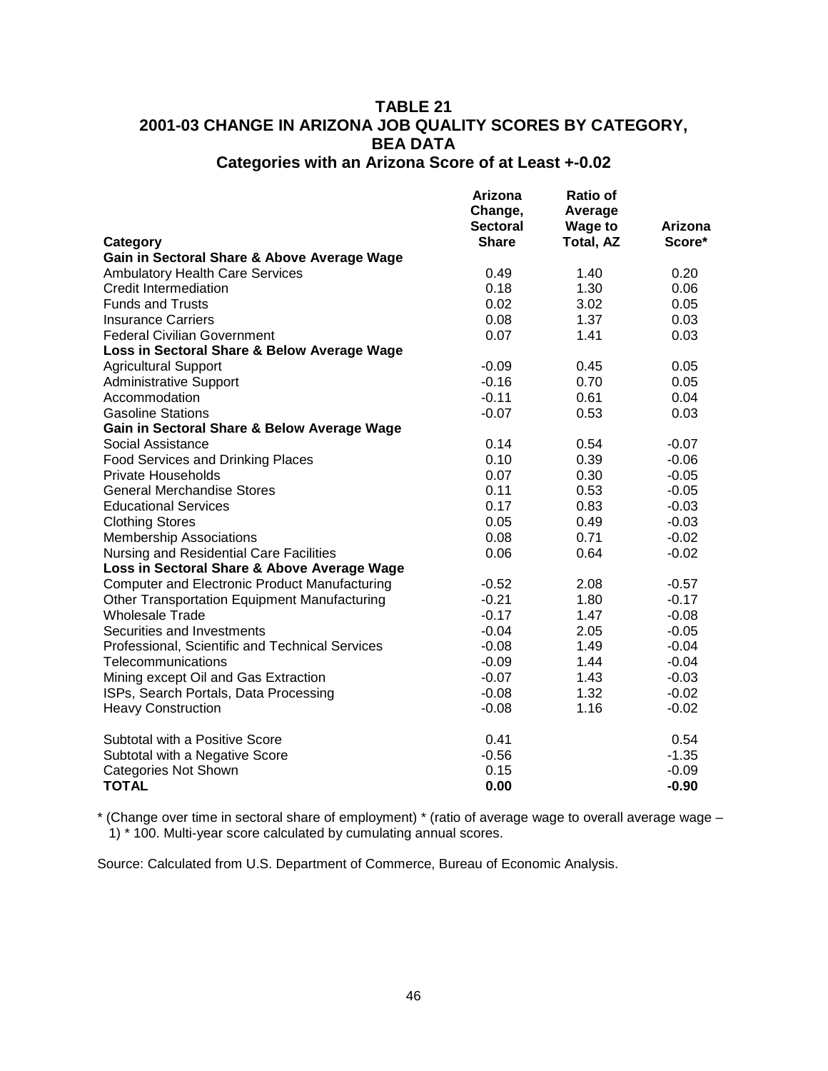# TABLE 21
## 2001-03 CHANGE IN ARIZONA JOB QUALITY SCORES BY CATEGORY, BEA DATA
### Categories with an Arizona Score of at Least +-0.02

| Category | Arizona Change, Sectoral Share | Ratio of Average Wage to Total, AZ | Arizona Score* |
|---|---|---|---|
| **Gain in Sectoral Share & Above Average Wage** | | | |
| Ambulatory Health Care Services | 0.49 | 1.40 | 0.20 |
| Credit Intermediation | 0.18 | 1.30 | 0.06 |
| Funds and Trusts | 0.02 | 3.02 | 0.05 |
| Insurance Carriers | 0.08 | 1.37 | 0.03 |
| Federal Civilian Government | 0.07 | 1.41 | 0.03 |
| **Loss in Sectoral Share & Below Average Wage** | | | |
| Agricultural Support | -0.09 | 0.45 | 0.05 |
| Administrative Support | -0.16 | 0.70 | 0.05 |
| Accommodation | -0.11 | 0.61 | 0.04 |
| Gasoline Stations | -0.07 | 0.53 | 0.03 |
| **Gain in Sectoral Share & Below Average Wage** | | | |
| Social Assistance | 0.14 | 0.54 | -0.07 |
| Food Services and Drinking Places | 0.10 | 0.39 | -0.06 |
| Private Households | 0.07 | 0.30 | -0.05 |
| General Merchandise Stores | 0.11 | 0.53 | -0.05 |
| Educational Services | 0.17 | 0.83 | -0.03 |
| Clothing Stores | 0.05 | 0.49 | -0.03 |
| Membership Associations | 0.08 | 0.71 | -0.02 |
| Nursing and Residential Care Facilities | 0.06 | 0.64 | -0.02 |
| **Loss in Sectoral Share & Above Average Wage** | | | |
| Computer and Electronic Product Manufacturing | -0.52 | 2.08 | -0.57 |
| Other Transportation Equipment Manufacturing | -0.21 | 1.80 | -0.17 |
| Wholesale Trade | -0.17 | 1.47 | -0.08 |
| Securities and Investments | -0.04 | 2.05 | -0.05 |
| Professional, Scientific and Technical Services | -0.08 | 1.49 | -0.04 |
| Telecommunications | -0.09 | 1.44 | -0.04 |
| Mining except Oil and Gas Extraction | -0.07 | 1.43 | -0.03 |
| ISPs, Search Portals, Data Processing | -0.08 | 1.32 | -0.02 |
| Heavy Construction | -0.08 | 1.16 | -0.02 |
| | | | |
| Subtotal with a Positive Score | 0.41 | | 0.54 |
| Subtotal with a Negative Score | -0.56 | | -1.35 |
| Categories Not Shown | 0.15 | | -0.09 |
| **TOTAL** | **0.00** | | **-0.90** |

\* (Change over time in sectoral share of employment) * (ratio of average wage to overall average wage – 1) * 100. Multi-year score calculated by cumulating annual scores.

Source: Calculated from U.S. Department of Commerce, Bureau of Economic Analysis.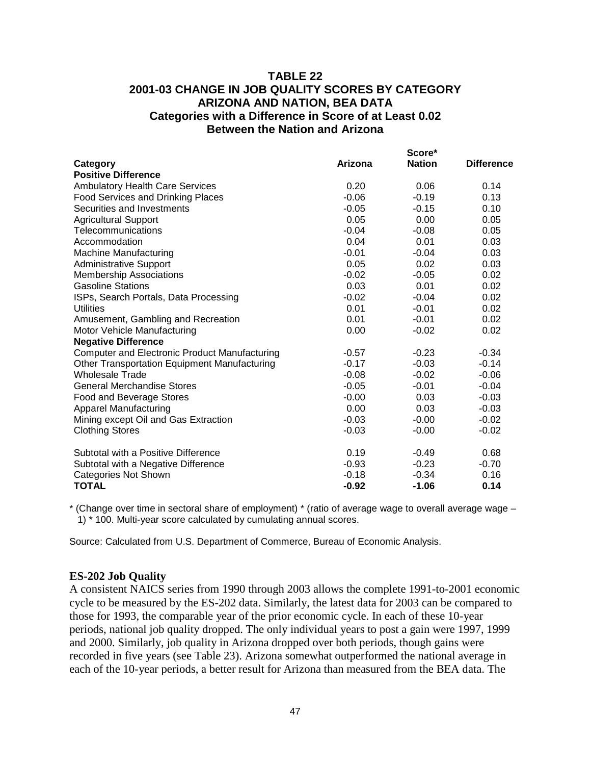### TABLE 22
### 2001-03 CHANGE IN JOB QUALITY SCORES BY CATEGORY
### ARIZONA AND NATION, BEA DATA
### Categories with a Difference in Score of at Least 0.02 Between the Nation and Arizona

| Category | Arizona | Score* Nation | Difference |
|---|---|---|---|
| **Positive Difference** | | | |
| Ambulatory Health Care Services | 0.20 | 0.06 | 0.14 |
| Food Services and Drinking Places | -0.06 | -0.19 | 0.13 |
| Securities and Investments | -0.05 | -0.15 | 0.10 |
| Agricultural Support | 0.05 | 0.00 | 0.05 |
| Telecommunications | -0.04 | -0.08 | 0.05 |
| Accommodation | 0.04 | 0.01 | 0.03 |
| Machine Manufacturing | -0.01 | -0.04 | 0.03 |
| Administrative Support | 0.05 | 0.02 | 0.03 |
| Membership Associations | -0.02 | -0.05 | 0.02 |
| Gasoline Stations | 0.03 | 0.01 | 0.02 |
| ISPs, Search Portals, Data Processing | -0.02 | -0.04 | 0.02 |
| Utilities | 0.01 | -0.01 | 0.02 |
| Amusement, Gambling and Recreation | 0.01 | -0.01 | 0.02 |
| Motor Vehicle Manufacturing | 0.00 | -0.02 | 0.02 |
| **Negative Difference** | | | |
| Computer and Electronic Product Manufacturing | -0.57 | -0.23 | -0.34 |
| Other Transportation Equipment Manufacturing | -0.17 | -0.03 | -0.14 |
| Wholesale Trade | -0.08 | -0.02 | -0.06 |
| General Merchandise Stores | -0.05 | -0.01 | -0.04 |
| Food and Beverage Stores | -0.00 | 0.03 | -0.03 |
| Apparel Manufacturing | 0.00 | 0.03 | -0.03 |
| Mining except Oil and Gas Extraction | -0.03 | -0.00 | -0.02 |
| Clothing Stores | -0.03 | -0.00 | -0.02 |
| | | | |
| Subtotal with a Positive Difference | 0.19 | -0.49 | 0.68 |
| Subtotal with a Negative Difference | -0.93 | -0.23 | -0.70 |
| Categories Not Shown | -0.18 | -0.34 | 0.16 |
| **TOTAL** | **-0.92** | **-1.06** | **0.14** |

* (Change over time in sectoral share of employment) * (ratio of average wage to overall average wage – 1) * 100. Multi-year score calculated by cumulating annual scores.

Source: Calculated from U.S. Department of Commerce, Bureau of Economic Analysis.

**ES-202 Job Quality**

A consistent NAICS series from 1990 through 2003 allows the complete 1991-to-2001 economic cycle to be measured by the ES-202 data. Similarly, the latest data for 2003 can be compared to those for 1993, the comparable year of the prior economic cycle. In each of these 10-year periods, national job quality dropped. The only individual years to post a gain were 1997, 1999 and 2000. Similarly, job quality in Arizona dropped over both periods, though gains were recorded in five years (see Table 23). Arizona somewhat outperformed the national average in each of the 10-year periods, a better result for Arizona than measured from the BEA data. The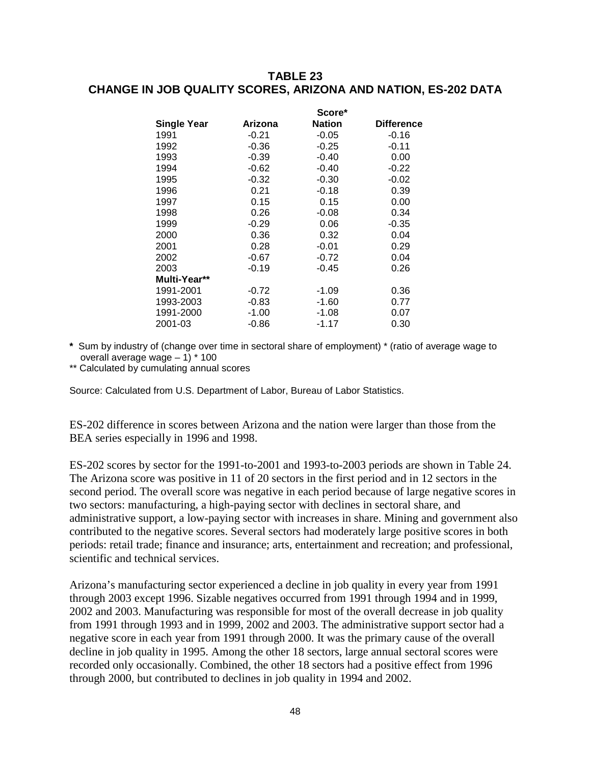## TABLE 23
## CHANGE IN JOB QUALITY SCORES, ARIZONA AND NATION, ES-202 DATA

| | Score* | | |
|---|---|---|---|
| **Single Year** | **Arizona** | **Nation** | **Difference** |
| 1991 | -0.21 | -0.05 | -0.16 |
| 1992 | -0.36 | -0.25 | -0.11 |
| 1993 | -0.39 | -0.40 | 0.00 |
| 1994 | -0.62 | -0.40 | -0.22 |
| 1995 | -0.32 | -0.30 | -0.02 |
| 1996 | 0.21 | -0.18 | 0.39 |
| 1997 | 0.15 | 0.15 | 0.00 |
| 1998 | 0.26 | -0.08 | 0.34 |
| 1999 | -0.29 | 0.06 | -0.35 |
| 2000 | 0.36 | 0.32 | 0.04 |
| 2001 | 0.28 | -0.01 | 0.29 |
| 2002 | -0.67 | -0.72 | 0.04 |
| 2003 | -0.19 | -0.45 | 0.26 |
| **Multi-Year**** | | | |
| 1991-2001 | -0.72 | -1.09 | 0.36 |
| 1993-2003 | -0.83 | -1.60 | 0.77 |
| 1991-2000 | -1.00 | -1.08 | 0.07 |
| 2001-03 | -0.86 | -1.17 | 0.30 |

**\*** Sum by industry of (change over time in sectoral share of employment) * (ratio of average wage to overall average wage – 1) * 100

** Calculated by cumulating annual scores

Source: Calculated from U.S. Department of Labor, Bureau of Labor Statistics.

ES-202 difference in scores between Arizona and the nation were larger than those from the BEA series especially in 1996 and 1998.

ES-202 scores by sector for the 1991-to-2001 and 1993-to-2003 periods are shown in Table 24. The Arizona score was positive in 11 of 20 sectors in the first period and in 12 sectors in the second period. The overall score was negative in each period because of large negative scores in two sectors: manufacturing, a high-paying sector with declines in sectoral share, and administrative support, a low-paying sector with increases in share. Mining and government also contributed to the negative scores. Several sectors had moderately large positive scores in both periods: retail trade; finance and insurance; arts, entertainment and recreation; and professional, scientific and technical services.

Arizona's manufacturing sector experienced a decline in job quality in every year from 1991 through 2003 except 1996. Sizable negatives occurred from 1991 through 1994 and in 1999, 2002 and 2003. Manufacturing was responsible for most of the overall decrease in job quality from 1991 through 1993 and in 1999, 2002 and 2003. The administrative support sector had a negative score in each year from 1991 through 2000. It was the primary cause of the overall decline in job quality in 1995. Among the other 18 sectors, large annual sectoral scores were recorded only occasionally. Combined, the other 18 sectors had a positive effect from 1996 through 2000, but contributed to declines in job quality in 1994 and 2002.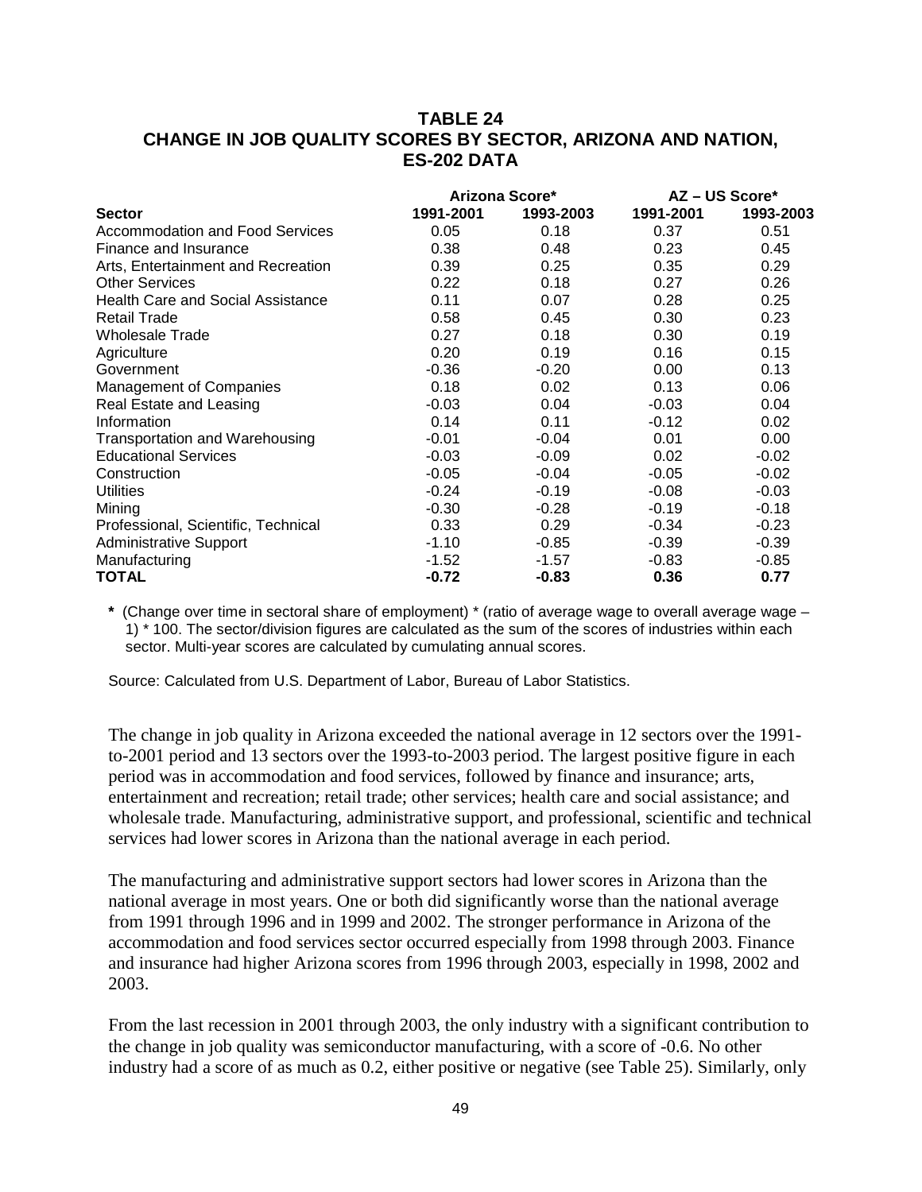# TABLE 24
## CHANGE IN JOB QUALITY SCORES BY SECTOR, ARIZONA AND NATION, ES-202 DATA

| | Arizona Score* | | AZ – US Score* | |
|---|---|---|---|---|
| **Sector** | **1991-2001** | **1993-2003** | **1991-2001** | **1993-2003** |
| Accommodation and Food Services | 0.05 | 0.18 | 0.37 | 0.51 |
| Finance and Insurance | 0.38 | 0.48 | 0.23 | 0.45 |
| Arts, Entertainment and Recreation | 0.39 | 0.25 | 0.35 | 0.29 |
| Other Services | 0.22 | 0.18 | 0.27 | 0.26 |
| Health Care and Social Assistance | 0.11 | 0.07 | 0.28 | 0.25 |
| Retail Trade | 0.58 | 0.45 | 0.30 | 0.23 |
| Wholesale Trade | 0.27 | 0.18 | 0.30 | 0.19 |
| Agriculture | 0.20 | 0.19 | 0.16 | 0.15 |
| Government | -0.36 | -0.20 | 0.00 | 0.13 |
| Management of Companies | 0.18 | 0.02 | 0.13 | 0.06 |
| Real Estate and Leasing | -0.03 | 0.04 | -0.03 | 0.04 |
| Information | 0.14 | 0.11 | -0.12 | 0.02 |
| Transportation and Warehousing | -0.01 | -0.04 | 0.01 | 0.00 |
| Educational Services | -0.03 | -0.09 | 0.02 | -0.02 |
| Construction | -0.05 | -0.04 | -0.05 | -0.02 |
| Utilities | -0.24 | -0.19 | -0.08 | -0.03 |
| Mining | -0.30 | -0.28 | -0.19 | -0.18 |
| Professional, Scientific, Technical | 0.33 | 0.29 | -0.34 | -0.23 |
| Administrative Support | -1.10 | -0.85 | -0.39 | -0.39 |
| Manufacturing | -1.52 | -1.57 | -0.83 | -0.85 |
| **TOTAL** | **-0.72** | **-0.83** | **0.36** | **0.77** |

**\*** (Change over time in sectoral share of employment) * (ratio of average wage to overall average wage – 1) * 100. The sector/division figures are calculated as the sum of the scores of industries within each sector. Multi-year scores are calculated by cumulating annual scores.

Source: Calculated from U.S. Department of Labor, Bureau of Labor Statistics.

The change in job quality in Arizona exceeded the national average in 12 sectors over the 1991-to-2001 period and 13 sectors over the 1993-to-2003 period. The largest positive figure in each period was in accommodation and food services, followed by finance and insurance; arts, entertainment and recreation; retail trade; other services; health care and social assistance; and wholesale trade. Manufacturing, administrative support, and professional, scientific and technical services had lower scores in Arizona than the national average in each period.

The manufacturing and administrative support sectors had lower scores in Arizona than the national average in most years. One or both did significantly worse than the national average from 1991 through 1996 and in 1999 and 2002. The stronger performance in Arizona of the accommodation and food services sector occurred especially from 1998 through 2003. Finance and insurance had higher Arizona scores from 1996 through 2003, especially in 1998, 2002 and 2003.

From the last recession in 2001 through 2003, the only industry with a significant contribution to the change in job quality was semiconductor manufacturing, with a score of -0.6. No other industry had a score of as much as 0.2, either positive or negative (see Table 25). Similarly, only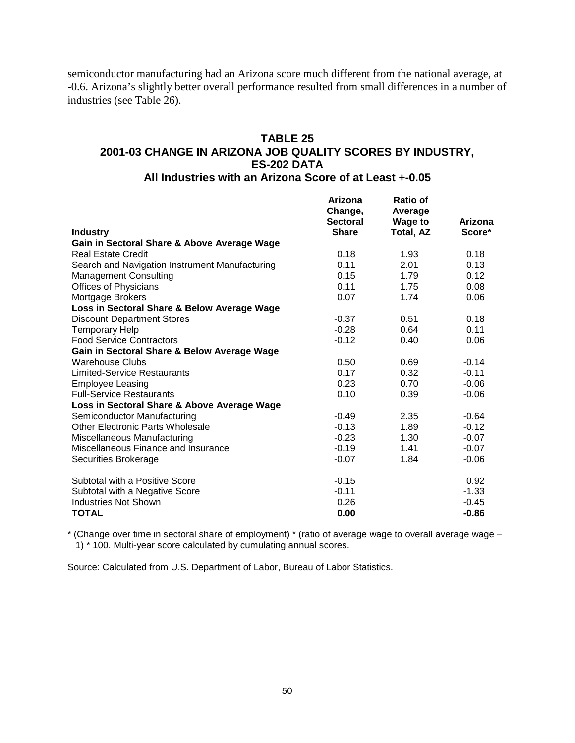semiconductor manufacturing had an Arizona score much different from the national average, at -0.6. Arizona's slightly better overall performance resulted from small differences in a number of industries (see Table 26).

## TABLE 25
## 2001-03 CHANGE IN ARIZONA JOB QUALITY SCORES BY INDUSTRY, ES-202 DATA
### All Industries with an Arizona Score of at Least +-0.05

| Industry | Arizona Change, Sectoral Share | Ratio of Average Wage to Total, AZ | Arizona Score* |
|---|---|---|---|
| **Gain in Sectoral Share & Above Average Wage** | | | |
| Real Estate Credit | 0.18 | 1.93 | 0.18 |
| Search and Navigation Instrument Manufacturing | 0.11 | 2.01 | 0.13 |
| Management Consulting | 0.15 | 1.79 | 0.12 |
| Offices of Physicians | 0.11 | 1.75 | 0.08 |
| Mortgage Brokers | 0.07 | 1.74 | 0.06 |
| **Loss in Sectoral Share & Below Average Wage** | | | |
| Discount Department Stores | -0.37 | 0.51 | 0.18 |
| Temporary Help | -0.28 | 0.64 | 0.11 |
| Food Service Contractors | -0.12 | 0.40 | 0.06 |
| **Gain in Sectoral Share & Below Average Wage** | | | |
| Warehouse Clubs | 0.50 | 0.69 | -0.14 |
| Limited-Service Restaurants | 0.17 | 0.32 | -0.11 |
| Employee Leasing | 0.23 | 0.70 | -0.06 |
| Full-Service Restaurants | 0.10 | 0.39 | -0.06 |
| **Loss in Sectoral Share & Above Average Wage** | | | |
| Semiconductor Manufacturing | -0.49 | 2.35 | -0.64 |
| Other Electronic Parts Wholesale | -0.13 | 1.89 | -0.12 |
| Miscellaneous Manufacturing | -0.23 | 1.30 | -0.07 |
| Miscellaneous Finance and Insurance | -0.19 | 1.41 | -0.07 |
| Securities Brokerage | -0.07 | 1.84 | -0.06 |
| Subtotal with a Positive Score | -0.15 | | 0.92 |
| Subtotal with a Negative Score | -0.11 | | -1.33 |
| Industries Not Shown | 0.26 | | -0.45 |
| **TOTAL** | **0.00** | | **-0.86** |

* (Change over time in sectoral share of employment) * (ratio of average wage to overall average wage – 1) * 100. Multi-year score calculated by cumulating annual scores.

Source: Calculated from U.S. Department of Labor, Bureau of Labor Statistics.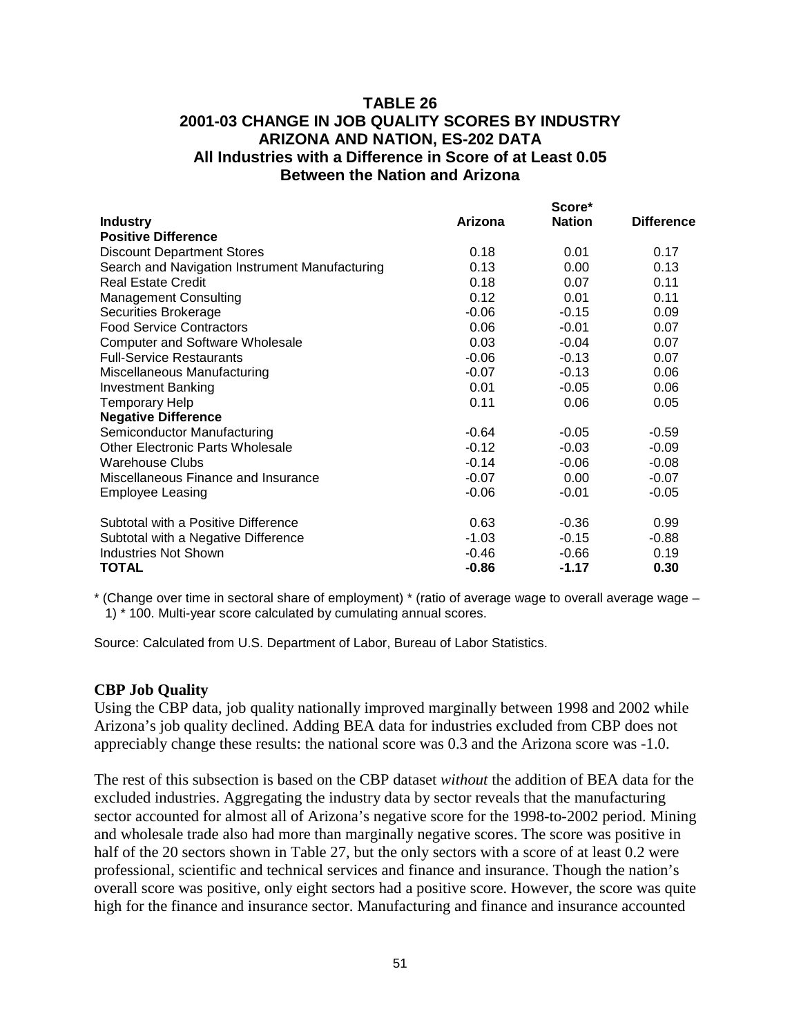**TABLE 26**
**2001-03 CHANGE IN JOB QUALITY SCORES BY INDUSTRY**
**ARIZONA AND NATION, ES-202 DATA**
**All Industries with a Difference in Score of at Least 0.05**
**Between the Nation and Arizona**

| Industry | Arizona | Score* Nation | Difference |
|---|---|---|---|
| **Positive Difference** | | | |
| Discount Department Stores | 0.18 | 0.01 | 0.17 |
| Search and Navigation Instrument Manufacturing | 0.13 | 0.00 | 0.13 |
| Real Estate Credit | 0.18 | 0.07 | 0.11 |
| Management Consulting | 0.12 | 0.01 | 0.11 |
| Securities Brokerage | -0.06 | -0.15 | 0.09 |
| Food Service Contractors | 0.06 | -0.01 | 0.07 |
| Computer and Software Wholesale | 0.03 | -0.04 | 0.07 |
| Full-Service Restaurants | -0.06 | -0.13 | 0.07 |
| Miscellaneous Manufacturing | -0.07 | -0.13 | 0.06 |
| Investment Banking | 0.01 | -0.05 | 0.06 |
| Temporary Help | 0.11 | 0.06 | 0.05 |
| **Negative Difference** | | | |
| Semiconductor Manufacturing | -0.64 | -0.05 | -0.59 |
| Other Electronic Parts Wholesale | -0.12 | -0.03 | -0.09 |
| Warehouse Clubs | -0.14 | -0.06 | -0.08 |
| Miscellaneous Finance and Insurance | -0.07 | 0.00 | -0.07 |
| Employee Leasing | -0.06 | -0.01 | -0.05 |
| | | | |
| Subtotal with a Positive Difference | 0.63 | -0.36 | 0.99 |
| Subtotal with a Negative Difference | -1.03 | -0.15 | -0.88 |
| Industries Not Shown | -0.46 | -0.66 | 0.19 |
| **TOTAL** | **-0.86** | **-1.17** | **0.30** |

* (Change over time in sectoral share of employment) * (ratio of average wage to overall average wage – 1) * 100. Multi-year score calculated by cumulating annual scores.

Source: Calculated from U.S. Department of Labor, Bureau of Labor Statistics.

### CBP Job Quality

Using the CBP data, job quality nationally improved marginally between 1998 and 2002 while Arizona's job quality declined. Adding BEA data for industries excluded from CBP does not appreciably change these results: the national score was 0.3 and the Arizona score was -1.0.

The rest of this subsection is based on the CBP dataset *without* the addition of BEA data for the excluded industries. Aggregating the industry data by sector reveals that the manufacturing sector accounted for almost all of Arizona's negative score for the 1998-to-2002 period. Mining and wholesale trade also had more than marginally negative scores. The score was positive in half of the 20 sectors shown in Table 27, but the only sectors with a score of at least 0.2 were professional, scientific and technical services and finance and insurance. Though the nation's overall score was positive, only eight sectors had a positive score. However, the score was quite high for the finance and insurance sector. Manufacturing and finance and insurance accounted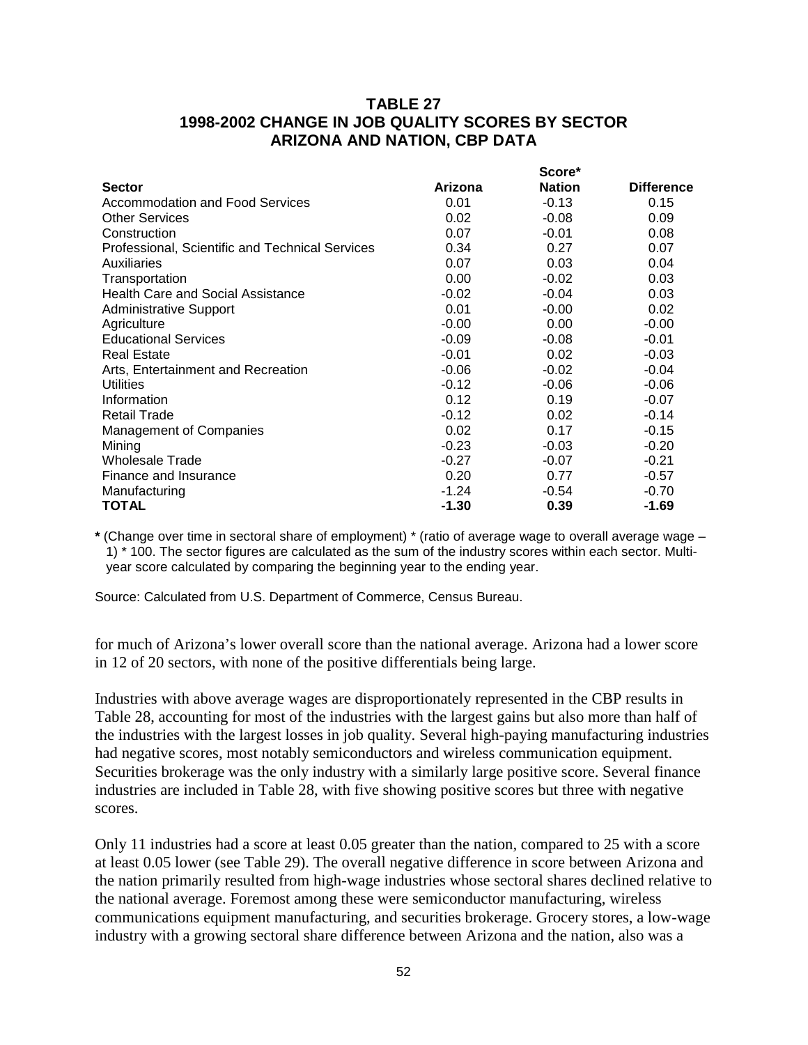## TABLE 27
## 1998-2002 CHANGE IN JOB QUALITY SCORES BY SECTOR
## ARIZONA AND NATION, CBP DATA

| | Score* | | |
|---|---|---|---|
| **Sector** | **Arizona** | **Nation** | **Difference** |
| Accommodation and Food Services | 0.01 | -0.13 | 0.15 |
| Other Services | 0.02 | -0.08 | 0.09 |
| Construction | 0.07 | -0.01 | 0.08 |
| Professional, Scientific and Technical Services | 0.34 | 0.27 | 0.07 |
| Auxiliaries | 0.07 | 0.03 | 0.04 |
| Transportation | 0.00 | -0.02 | 0.03 |
| Health Care and Social Assistance | -0.02 | -0.04 | 0.03 |
| Administrative Support | 0.01 | -0.00 | 0.02 |
| Agriculture | -0.00 | 0.00 | -0.00 |
| Educational Services | -0.09 | -0.08 | -0.01 |
| Real Estate | -0.01 | 0.02 | -0.03 |
| Arts, Entertainment and Recreation | -0.06 | -0.02 | -0.04 |
| Utilities | -0.12 | -0.06 | -0.06 |
| Information | 0.12 | 0.19 | -0.07 |
| Retail Trade | -0.12 | 0.02 | -0.14 |
| Management of Companies | 0.02 | 0.17 | -0.15 |
| Mining | -0.23 | -0.03 | -0.20 |
| Wholesale Trade | -0.27 | -0.07 | -0.21 |
| Finance and Insurance | 0.20 | 0.77 | -0.57 |
| Manufacturing | -1.24 | -0.54 | -0.70 |
| **TOTAL** | **-1.30** | **0.39** | **-1.69** |

**\*** (Change over time in sectoral share of employment) * (ratio of average wage to overall average wage – 1) * 100. The sector figures are calculated as the sum of the industry scores within each sector. Multi-year score calculated by comparing the beginning year to the ending year.

Source: Calculated from U.S. Department of Commerce, Census Bureau.

for much of Arizona's lower overall score than the national average. Arizona had a lower score in 12 of 20 sectors, with none of the positive differentials being large.

Industries with above average wages are disproportionately represented in the CBP results in Table 28, accounting for most of the industries with the largest gains but also more than half of the industries with the largest losses in job quality. Several high-paying manufacturing industries had negative scores, most notably semiconductors and wireless communication equipment. Securities brokerage was the only industry with a similarly large positive score. Several finance industries are included in Table 28, with five showing positive scores but three with negative scores.

Only 11 industries had a score at least 0.05 greater than the nation, compared to 25 with a score at least 0.05 lower (see Table 29). The overall negative difference in score between Arizona and the nation primarily resulted from high-wage industries whose sectoral shares declined relative to the national average. Foremost among these were semiconductor manufacturing, wireless communications equipment manufacturing, and securities brokerage. Grocery stores, a low-wage industry with a growing sectoral share difference between Arizona and the nation, also was a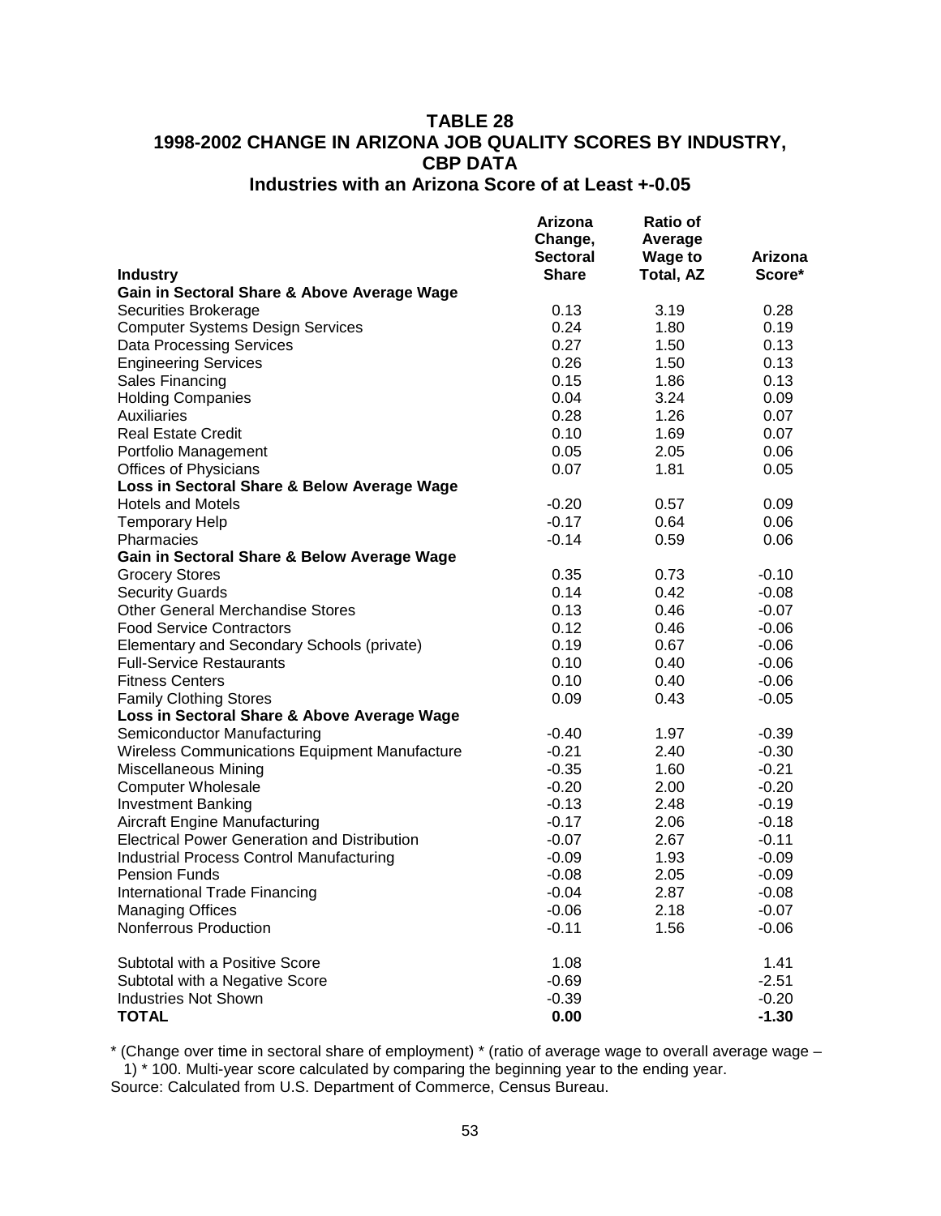## TABLE 28
## 1998-2002 CHANGE IN ARIZONA JOB QUALITY SCORES BY INDUSTRY, CBP DATA
### Industries with an Arizona Score of at Least +-0.05

| Industry | Arizona Change, Sectoral Share | Ratio of Average Wage to Total, AZ | Arizona Score* |
|---|---|---|---|
| **Gain in Sectoral Share & Above Average Wage** | | | |
| Securities Brokerage | 0.13 | 3.19 | 0.28 |
| Computer Systems Design Services | 0.24 | 1.80 | 0.19 |
| Data Processing Services | 0.27 | 1.50 | 0.13 |
| Engineering Services | 0.26 | 1.50 | 0.13 |
| Sales Financing | 0.15 | 1.86 | 0.13 |
| Holding Companies | 0.04 | 3.24 | 0.09 |
| Auxiliaries | 0.28 | 1.26 | 0.07 |
| Real Estate Credit | 0.10 | 1.69 | 0.07 |
| Portfolio Management | 0.05 | 2.05 | 0.06 |
| Offices of Physicians | 0.07 | 1.81 | 0.05 |
| **Loss in Sectoral Share & Below Average Wage** | | | |
| Hotels and Motels | -0.20 | 0.57 | 0.09 |
| Temporary Help | -0.17 | 0.64 | 0.06 |
| Pharmacies | -0.14 | 0.59 | 0.06 |
| **Gain in Sectoral Share & Below Average Wage** | | | |
| Grocery Stores | 0.35 | 0.73 | -0.10 |
| Security Guards | 0.14 | 0.42 | -0.08 |
| Other General Merchandise Stores | 0.13 | 0.46 | -0.07 |
| Food Service Contractors | 0.12 | 0.46 | -0.06 |
| Elementary and Secondary Schools (private) | 0.19 | 0.67 | -0.06 |
| Full-Service Restaurants | 0.10 | 0.40 | -0.06 |
| Fitness Centers | 0.10 | 0.40 | -0.06 |
| Family Clothing Stores | 0.09 | 0.43 | -0.05 |
| **Loss in Sectoral Share & Above Average Wage** | | | |
| Semiconductor Manufacturing | -0.40 | 1.97 | -0.39 |
| Wireless Communications Equipment Manufacture | -0.21 | 2.40 | -0.30 |
| Miscellaneous Mining | -0.35 | 1.60 | -0.21 |
| Computer Wholesale | -0.20 | 2.00 | -0.20 |
| Investment Banking | -0.13 | 2.48 | -0.19 |
| Aircraft Engine Manufacturing | -0.17 | 2.06 | -0.18 |
| Electrical Power Generation and Distribution | -0.07 | 2.67 | -0.11 |
| Industrial Process Control Manufacturing | -0.09 | 1.93 | -0.09 |
| Pension Funds | -0.08 | 2.05 | -0.09 |
| International Trade Financing | -0.04 | 2.87 | -0.08 |
| Managing Offices | -0.06 | 2.18 | -0.07 |
| Nonferrous Production | -0.11 | 1.56 | -0.06 |
| | | | |
| Subtotal with a Positive Score | 1.08 | | 1.41 |
| Subtotal with a Negative Score | -0.69 | | -2.51 |
| Industries Not Shown | -0.39 | | -0.20 |
| **TOTAL** | **0.00** | | **-1.30** |

* (Change over time in sectoral share of employment) * (ratio of average wage to overall average wage – 1) * 100. Multi-year score calculated by comparing the beginning year to the ending year.

Source: Calculated from U.S. Department of Commerce, Census Bureau.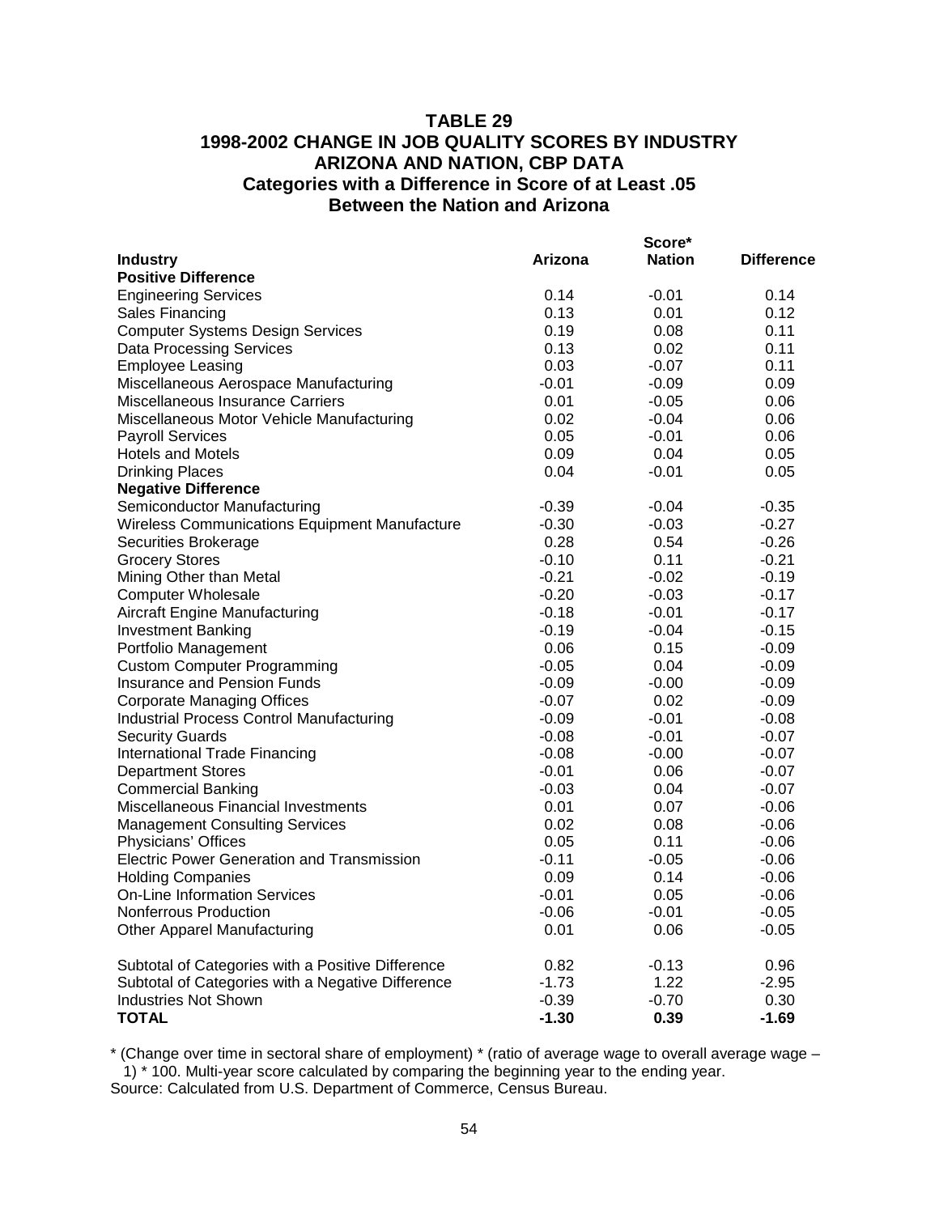# TABLE 29
## 1998-2002 CHANGE IN JOB QUALITY SCORES BY INDUSTRY
## ARIZONA AND NATION, CBP DATA
### Categories with a Difference in Score of at Least .05 Between the Nation and Arizona

| Industry | Score* Arizona | Nation | Difference |
|---|---|---|---|
| **Positive Difference** | | | |
| Engineering Services | 0.14 | -0.01 | 0.14 |
| Sales Financing | 0.13 | 0.01 | 0.12 |
| Computer Systems Design Services | 0.19 | 0.08 | 0.11 |
| Data Processing Services | 0.13 | 0.02 | 0.11 |
| Employee Leasing | 0.03 | -0.07 | 0.11 |
| Miscellaneous Aerospace Manufacturing | -0.01 | -0.09 | 0.09 |
| Miscellaneous Insurance Carriers | 0.01 | -0.05 | 0.06 |
| Miscellaneous Motor Vehicle Manufacturing | 0.02 | -0.04 | 0.06 |
| Payroll Services | 0.05 | -0.01 | 0.06 |
| Hotels and Motels | 0.09 | 0.04 | 0.05 |
| Drinking Places | 0.04 | -0.01 | 0.05 |
| **Negative Difference** | | | |
| Semiconductor Manufacturing | -0.39 | -0.04 | -0.35 |
| Wireless Communications Equipment Manufacture | -0.30 | -0.03 | -0.27 |
| Securities Brokerage | 0.28 | 0.54 | -0.26 |
| Grocery Stores | -0.10 | 0.11 | -0.21 |
| Mining Other than Metal | -0.21 | -0.02 | -0.19 |
| Computer Wholesale | -0.20 | -0.03 | -0.17 |
| Aircraft Engine Manufacturing | -0.18 | -0.01 | -0.17 |
| Investment Banking | -0.19 | -0.04 | -0.15 |
| Portfolio Management | 0.06 | 0.15 | -0.09 |
| Custom Computer Programming | -0.05 | 0.04 | -0.09 |
| Insurance and Pension Funds | -0.09 | -0.00 | -0.09 |
| Corporate Managing Offices | -0.07 | 0.02 | -0.09 |
| Industrial Process Control Manufacturing | -0.09 | -0.01 | -0.08 |
| Security Guards | -0.08 | -0.01 | -0.07 |
| International Trade Financing | -0.08 | -0.00 | -0.07 |
| Department Stores | -0.01 | 0.06 | -0.07 |
| Commercial Banking | -0.03 | 0.04 | -0.07 |
| Miscellaneous Financial Investments | 0.01 | 0.07 | -0.06 |
| Management Consulting Services | 0.02 | 0.08 | -0.06 |
| Physicians' Offices | 0.05 | 0.11 | -0.06 |
| Electric Power Generation and Transmission | -0.11 | -0.05 | -0.06 |
| Holding Companies | 0.09 | 0.14 | -0.06 |
| On-Line Information Services | -0.01 | 0.05 | -0.06 |
| Nonferrous Production | -0.06 | -0.01 | -0.05 |
| Other Apparel Manufacturing | 0.01 | 0.06 | -0.05 |
| | | | |
| Subtotal of Categories with a Positive Difference | 0.82 | -0.13 | 0.96 |
| Subtotal of Categories with a Negative Difference | -1.73 | 1.22 | -2.95 |
| Industries Not Shown | -0.39 | -0.70 | 0.30 |
| **TOTAL** | **-1.30** | **0.39** | **-1.69** |

* (Change over time in sectoral share of employment) * (ratio of average wage to overall average wage – 1) * 100. Multi-year score calculated by comparing the beginning year to the ending year.

Source: Calculated from U.S. Department of Commerce, Census Bureau.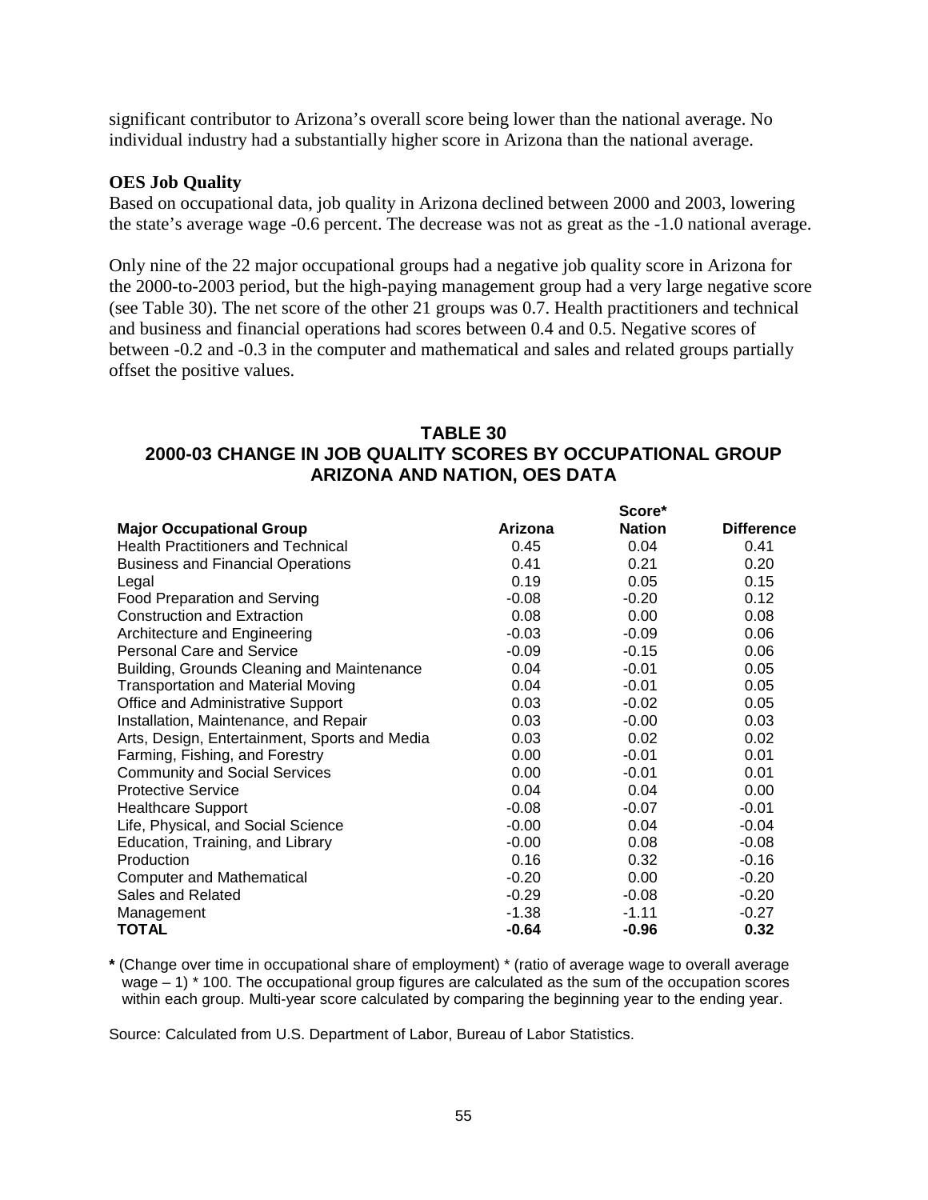significant contributor to Arizona's overall score being lower than the national average. No individual industry had a substantially higher score in Arizona than the national average.

**OES Job Quality**

Based on occupational data, job quality in Arizona declined between 2000 and 2003, lowering the state's average wage -0.6 percent. The decrease was not as great as the -1.0 national average.

Only nine of the 22 major occupational groups had a negative job quality score in Arizona for the 2000-to-2003 period, but the high-paying management group had a very large negative score (see Table 30). The net score of the other 21 groups was 0.7. Health practitioners and technical and business and financial operations had scores between 0.4 and 0.5. Negative scores of between -0.2 and -0.3 in the computer and mathematical and sales and related groups partially offset the positive values.

## TABLE 30
## 2000-03 CHANGE IN JOB QUALITY SCORES BY OCCUPATIONAL GROUP ARIZONA AND NATION, OES DATA

| | Score* | | |
|---|---|---|---|
| **Major Occupational Group** | **Arizona** | **Nation** | **Difference** |
| Health Practitioners and Technical | 0.45 | 0.04 | 0.41 |
| Business and Financial Operations | 0.41 | 0.21 | 0.20 |
| Legal | 0.19 | 0.05 | 0.15 |
| Food Preparation and Serving | -0.08 | -0.20 | 0.12 |
| Construction and Extraction | 0.08 | 0.00 | 0.08 |
| Architecture and Engineering | -0.03 | -0.09 | 0.06 |
| Personal Care and Service | -0.09 | -0.15 | 0.06 |
| Building, Grounds Cleaning and Maintenance | 0.04 | -0.01 | 0.05 |
| Transportation and Material Moving | 0.04 | -0.01 | 0.05 |
| Office and Administrative Support | 0.03 | -0.02 | 0.05 |
| Installation, Maintenance, and Repair | 0.03 | -0.00 | 0.03 |
| Arts, Design, Entertainment, Sports and Media | 0.03 | 0.02 | 0.02 |
| Farming, Fishing, and Forestry | 0.00 | -0.01 | 0.01 |
| Community and Social Services | 0.00 | -0.01 | 0.01 |
| Protective Service | 0.04 | 0.04 | 0.00 |
| Healthcare Support | -0.08 | -0.07 | -0.01 |
| Life, Physical, and Social Science | -0.00 | 0.04 | -0.04 |
| Education, Training, and Library | -0.00 | 0.08 | -0.08 |
| Production | 0.16 | 0.32 | -0.16 |
| Computer and Mathematical | -0.20 | 0.00 | -0.20 |
| Sales and Related | -0.29 | -0.08 | -0.20 |
| Management | -1.38 | -1.11 | -0.27 |
| **TOTAL** | **-0.64** | **-0.96** | **0.32** |

**\*** (Change over time in occupational share of employment) * (ratio of average wage to overall average wage – 1) * 100. The occupational group figures are calculated as the sum of the occupation scores within each group. Multi-year score calculated by comparing the beginning year to the ending year.

Source: Calculated from U.S. Department of Labor, Bureau of Labor Statistics.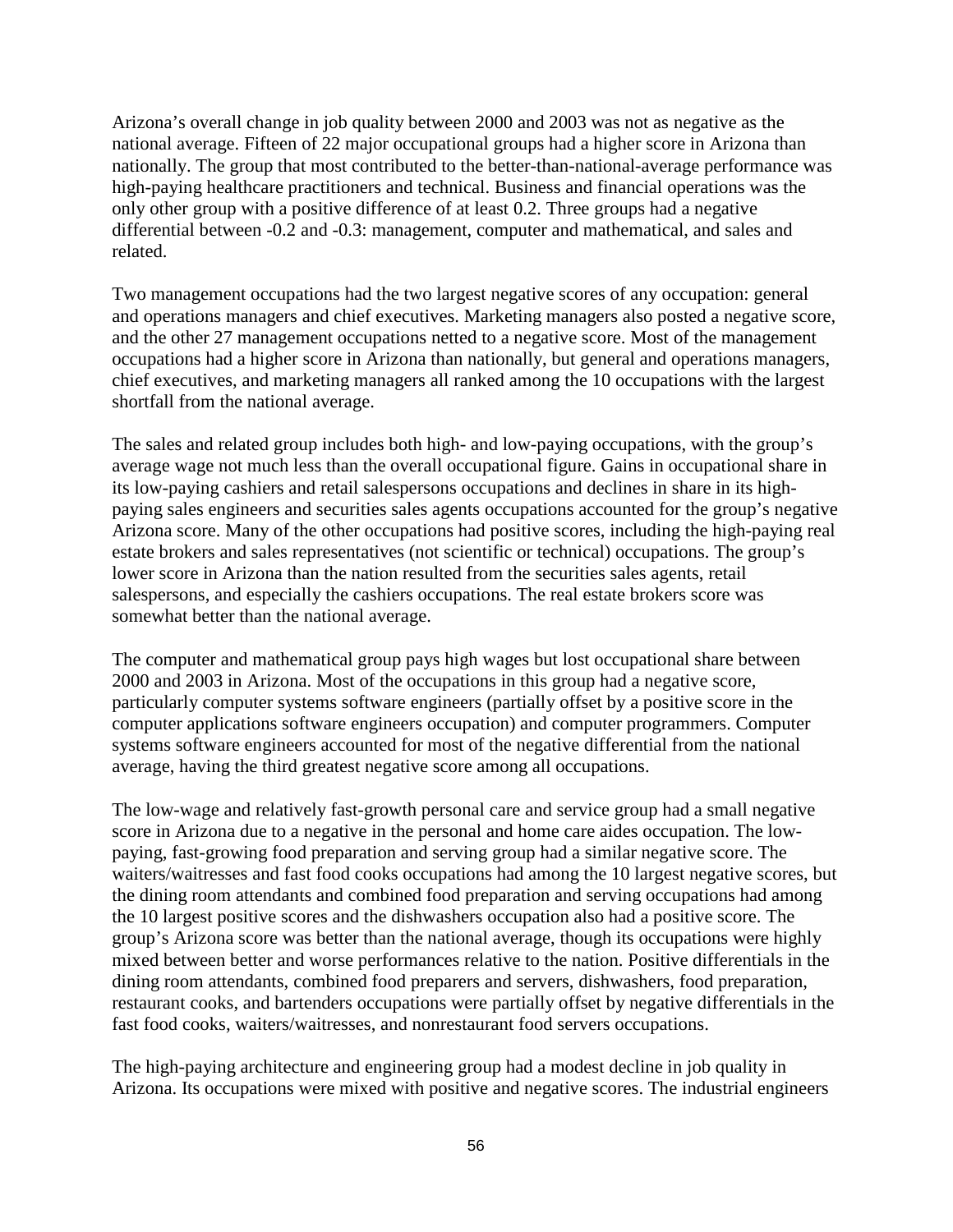Arizona's overall change in job quality between 2000 and 2003 was not as negative as the national average. Fifteen of 22 major occupational groups had a higher score in Arizona than nationally. The group that most contributed to the better-than-national-average performance was high-paying healthcare practitioners and technical. Business and financial operations was the only other group with a positive difference of at least 0.2. Three groups had a negative differential between -0.2 and -0.3: management, computer and mathematical, and sales and related.

Two management occupations had the two largest negative scores of any occupation: general and operations managers and chief executives. Marketing managers also posted a negative score, and the other 27 management occupations netted to a negative score. Most of the management occupations had a higher score in Arizona than nationally, but general and operations managers, chief executives, and marketing managers all ranked among the 10 occupations with the largest shortfall from the national average.

The sales and related group includes both high- and low-paying occupations, with the group's average wage not much less than the overall occupational figure. Gains in occupational share in its low-paying cashiers and retail salespersons occupations and declines in share in its high-paying sales engineers and securities sales agents occupations accounted for the group's negative Arizona score. Many of the other occupations had positive scores, including the high-paying real estate brokers and sales representatives (not scientific or technical) occupations. The group's lower score in Arizona than the nation resulted from the securities sales agents, retail salespersons, and especially the cashiers occupations. The real estate brokers score was somewhat better than the national average.

The computer and mathematical group pays high wages but lost occupational share between 2000 and 2003 in Arizona. Most of the occupations in this group had a negative score, particularly computer systems software engineers (partially offset by a positive score in the computer applications software engineers occupation) and computer programmers. Computer systems software engineers accounted for most of the negative differential from the national average, having the third greatest negative score among all occupations.

The low-wage and relatively fast-growth personal care and service group had a small negative score in Arizona due to a negative in the personal and home care aides occupation. The low-paying, fast-growing food preparation and serving group had a similar negative score. The waiters/waitresses and fast food cooks occupations had among the 10 largest negative scores, but the dining room attendants and combined food preparation and serving occupations had among the 10 largest positive scores and the dishwashers occupation also had a positive score. The group's Arizona score was better than the national average, though its occupations were highly mixed between better and worse performances relative to the nation. Positive differentials in the dining room attendants, combined food preparers and servers, dishwashers, food preparation, restaurant cooks, and bartenders occupations were partially offset by negative differentials in the fast food cooks, waiters/waitresses, and nonrestaurant food servers occupations.

The high-paying architecture and engineering group had a modest decline in job quality in Arizona. Its occupations were mixed with positive and negative scores. The industrial engineers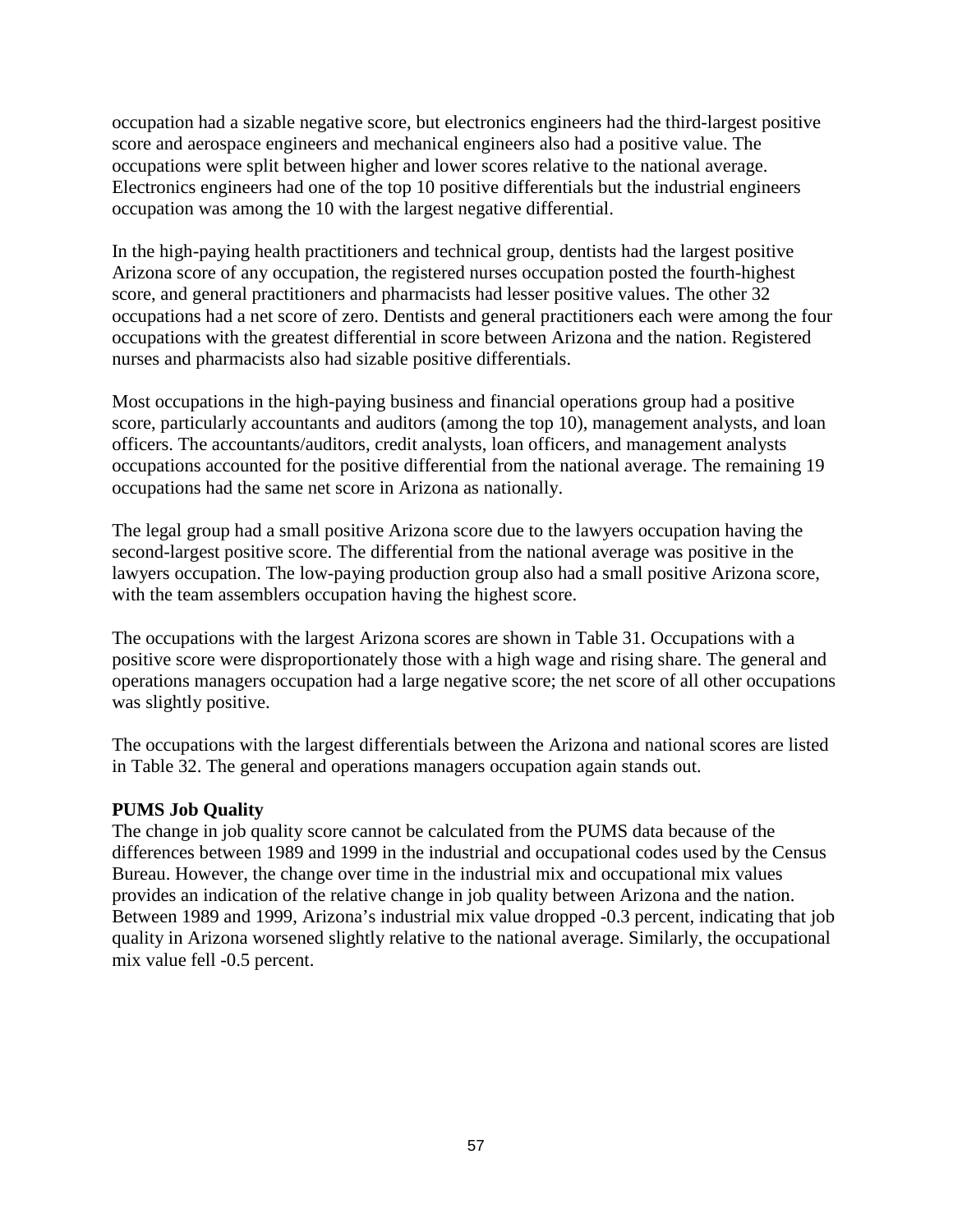occupation had a sizable negative score, but electronics engineers had the third-largest positive score and aerospace engineers and mechanical engineers also had a positive value. The occupations were split between higher and lower scores relative to the national average. Electronics engineers had one of the top 10 positive differentials but the industrial engineers occupation was among the 10 with the largest negative differential.

In the high-paying health practitioners and technical group, dentists had the largest positive Arizona score of any occupation, the registered nurses occupation posted the fourth-highest score, and general practitioners and pharmacists had lesser positive values. The other 32 occupations had a net score of zero. Dentists and general practitioners each were among the four occupations with the greatest differential in score between Arizona and the nation. Registered nurses and pharmacists also had sizable positive differentials.

Most occupations in the high-paying business and financial operations group had a positive score, particularly accountants and auditors (among the top 10), management analysts, and loan officers. The accountants/auditors, credit analysts, loan officers, and management analysts occupations accounted for the positive differential from the national average. The remaining 19 occupations had the same net score in Arizona as nationally.

The legal group had a small positive Arizona score due to the lawyers occupation having the second-largest positive score. The differential from the national average was positive in the lawyers occupation. The low-paying production group also had a small positive Arizona score, with the team assemblers occupation having the highest score.

The occupations with the largest Arizona scores are shown in Table 31. Occupations with a positive score were disproportionately those with a high wage and rising share. The general and operations managers occupation had a large negative score; the net score of all other occupations was slightly positive.

The occupations with the largest differentials between the Arizona and national scores are listed in Table 32. The general and operations managers occupation again stands out.

**PUMS Job Quality**

The change in job quality score cannot be calculated from the PUMS data because of the differences between 1989 and 1999 in the industrial and occupational codes used by the Census Bureau. However, the change over time in the industrial mix and occupational mix values provides an indication of the relative change in job quality between Arizona and the nation. Between 1989 and 1999, Arizona's industrial mix value dropped -0.3 percent, indicating that job quality in Arizona worsened slightly relative to the national average. Similarly, the occupational mix value fell -0.5 percent.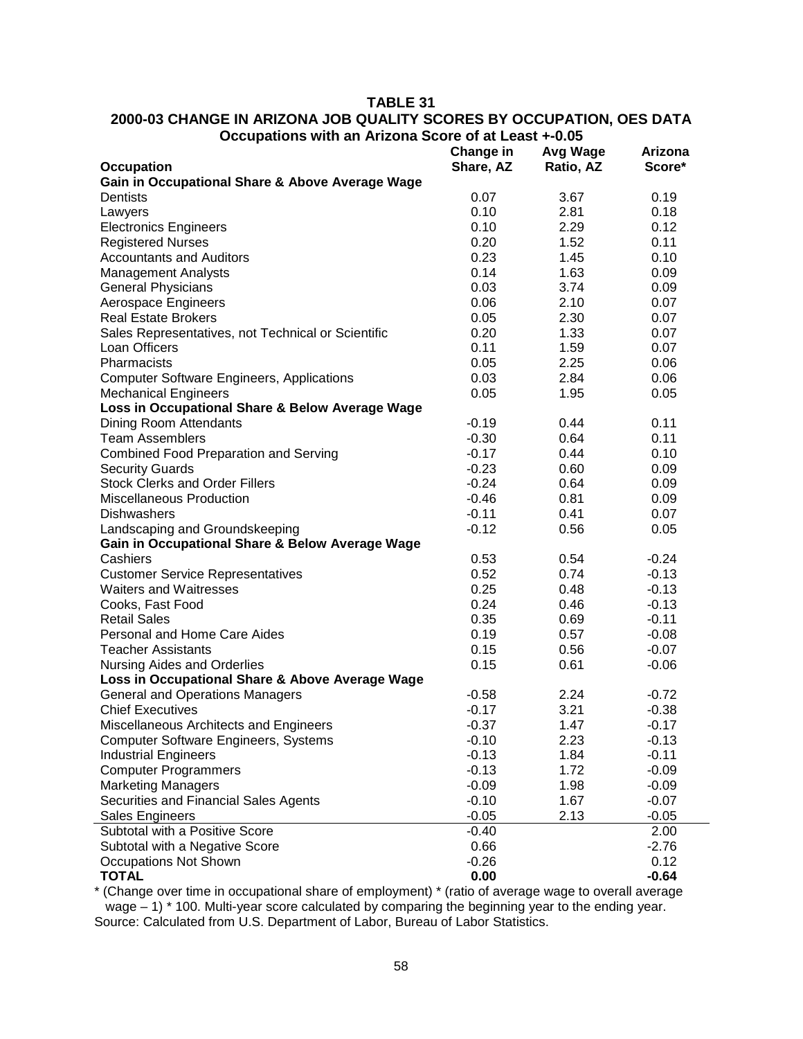**TABLE 31**

**2000-03 CHANGE IN ARIZONA JOB QUALITY SCORES BY OCCUPATION, OES DATA**

**Occupations with an Arizona Score of at Least +-0.05**

| Occupation | Change in Share, AZ | Avg Wage Ratio, AZ | Arizona Score* |
|---|---|---|---|
| **Gain in Occupational Share & Above Average Wage** | | | |
| Dentists | 0.07 | 3.67 | 0.19 |
| Lawyers | 0.10 | 2.81 | 0.18 |
| Electronics Engineers | 0.10 | 2.29 | 0.12 |
| Registered Nurses | 0.20 | 1.52 | 0.11 |
| Accountants and Auditors | 0.23 | 1.45 | 0.10 |
| Management Analysts | 0.14 | 1.63 | 0.09 |
| General Physicians | 0.03 | 3.74 | 0.09 |
| Aerospace Engineers | 0.06 | 2.10 | 0.07 |
| Real Estate Brokers | 0.05 | 2.30 | 0.07 |
| Sales Representatives, not Technical or Scientific | 0.20 | 1.33 | 0.07 |
| Loan Officers | 0.11 | 1.59 | 0.07 |
| Pharmacists | 0.05 | 2.25 | 0.06 |
| Computer Software Engineers, Applications | 0.03 | 2.84 | 0.06 |
| Mechanical Engineers | 0.05 | 1.95 | 0.05 |
| **Loss in Occupational Share & Below Average Wage** | | | |
| Dining Room Attendants | -0.19 | 0.44 | 0.11 |
| Team Assemblers | -0.30 | 0.64 | 0.11 |
| Combined Food Preparation and Serving | -0.17 | 0.44 | 0.10 |
| Security Guards | -0.23 | 0.60 | 0.09 |
| Stock Clerks and Order Fillers | -0.24 | 0.64 | 0.09 |
| Miscellaneous Production | -0.46 | 0.81 | 0.09 |
| Dishwashers | -0.11 | 0.41 | 0.07 |
| Landscaping and Groundskeeping | -0.12 | 0.56 | 0.05 |
| **Gain in Occupational Share & Below Average Wage** | | | |
| Cashiers | 0.53 | 0.54 | -0.24 |
| Customer Service Representatives | 0.52 | 0.74 | -0.13 |
| Waiters and Waitresses | 0.25 | 0.48 | -0.13 |
| Cooks, Fast Food | 0.24 | 0.46 | -0.13 |
| Retail Sales | 0.35 | 0.69 | -0.11 |
| Personal and Home Care Aides | 0.19 | 0.57 | -0.08 |
| Teacher Assistants | 0.15 | 0.56 | -0.07 |
| Nursing Aides and Orderlies | 0.15 | 0.61 | -0.06 |
| **Loss in Occupational Share & Above Average Wage** | | | |
| General and Operations Managers | -0.58 | 2.24 | -0.72 |
| Chief Executives | -0.17 | 3.21 | -0.38 |
| Miscellaneous Architects and Engineers | -0.37 | 1.47 | -0.17 |
| Computer Software Engineers, Systems | -0.10 | 2.23 | -0.13 |
| Industrial Engineers | -0.13 | 1.84 | -0.11 |
| Computer Programmers | -0.13 | 1.72 | -0.09 |
| Marketing Managers | -0.09 | 1.98 | -0.09 |
| Securities and Financial Sales Agents | -0.10 | 1.67 | -0.07 |
| Sales Engineers | -0.05 | 2.13 | -0.05 |
| Subtotal with a Positive Score | -0.40 | | 2.00 |
| Subtotal with a Negative Score | 0.66 | | -2.76 |
| Occupations Not Shown | -0.26 | | 0.12 |
| **TOTAL** | **0.00** | | **-0.64** |

* (Change over time in occupational share of employment) * (ratio of average wage to overall average wage – 1) * 100. Multi-year score calculated by comparing the beginning year to the ending year.

Source: Calculated from U.S. Department of Labor, Bureau of Labor Statistics.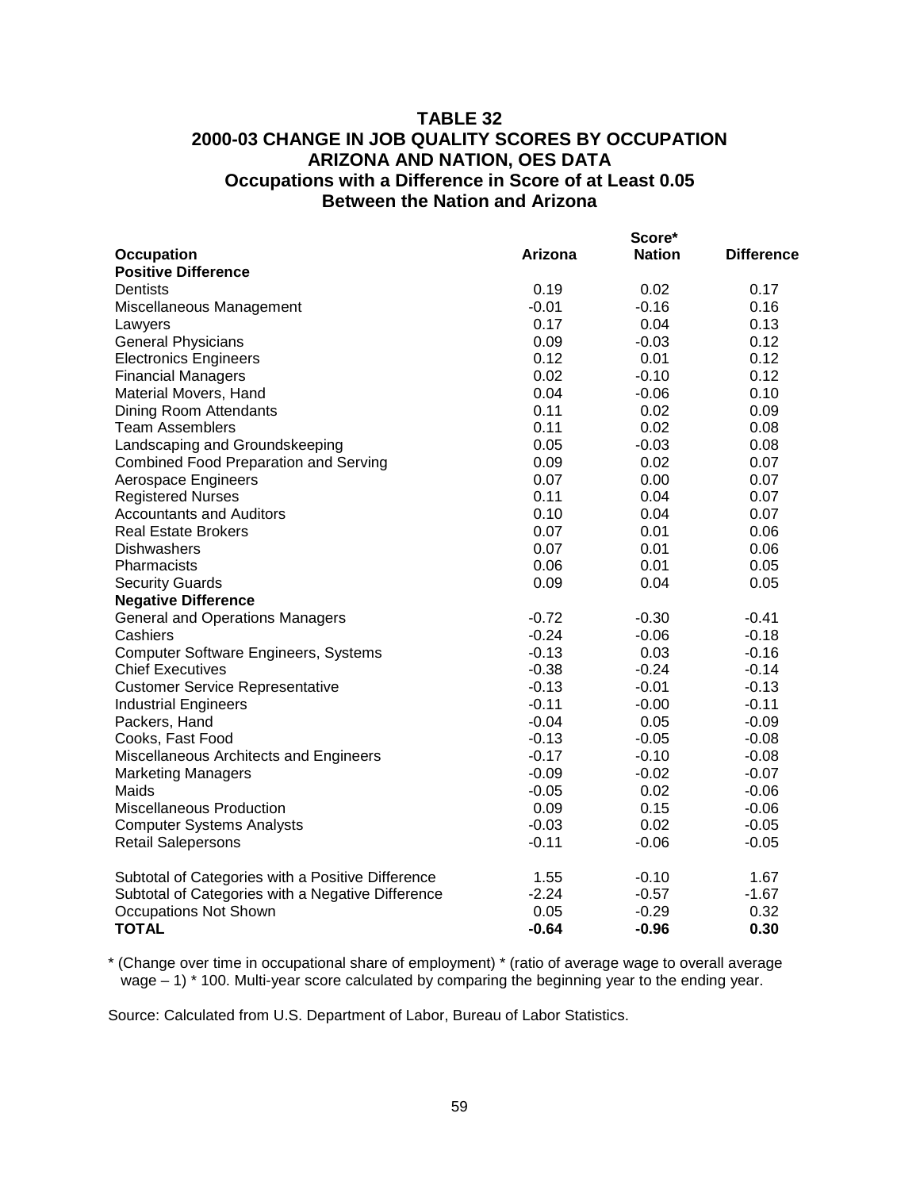# TABLE 32
## 2000-03 CHANGE IN JOB QUALITY SCORES BY OCCUPATION
## ARIZONA AND NATION, OES DATA
### Occupations with a Difference in Score of at Least 0.05 Between the Nation and Arizona

| Occupation | Arizona | Score* Nation | Difference |
|---|---|---|---|
| **Positive Difference** | | | |
| Dentists | 0.19 | 0.02 | 0.17 |
| Miscellaneous Management | -0.01 | -0.16 | 0.16 |
| Lawyers | 0.17 | 0.04 | 0.13 |
| General Physicians | 0.09 | -0.03 | 0.12 |
| Electronics Engineers | 0.12 | 0.01 | 0.12 |
| Financial Managers | 0.02 | -0.10 | 0.12 |
| Material Movers, Hand | 0.04 | -0.06 | 0.10 |
| Dining Room Attendants | 0.11 | 0.02 | 0.09 |
| Team Assemblers | 0.11 | 0.02 | 0.08 |
| Landscaping and Groundskeeping | 0.05 | -0.03 | 0.08 |
| Combined Food Preparation and Serving | 0.09 | 0.02 | 0.07 |
| Aerospace Engineers | 0.07 | 0.00 | 0.07 |
| Registered Nurses | 0.11 | 0.04 | 0.07 |
| Accountants and Auditors | 0.10 | 0.04 | 0.07 |
| Real Estate Brokers | 0.07 | 0.01 | 0.06 |
| Dishwashers | 0.07 | 0.01 | 0.06 |
| Pharmacists | 0.06 | 0.01 | 0.05 |
| Security Guards | 0.09 | 0.04 | 0.05 |
| **Negative Difference** | | | |
| General and Operations Managers | -0.72 | -0.30 | -0.41 |
| Cashiers | -0.24 | -0.06 | -0.18 |
| Computer Software Engineers, Systems | -0.13 | 0.03 | -0.16 |
| Chief Executives | -0.38 | -0.24 | -0.14 |
| Customer Service Representative | -0.13 | -0.01 | -0.13 |
| Industrial Engineers | -0.11 | -0.00 | -0.11 |
| Packers, Hand | -0.04 | 0.05 | -0.09 |
| Cooks, Fast Food | -0.13 | -0.05 | -0.08 |
| Miscellaneous Architects and Engineers | -0.17 | -0.10 | -0.08 |
| Marketing Managers | -0.09 | -0.02 | -0.07 |
| Maids | -0.05 | 0.02 | -0.06 |
| Miscellaneous Production | 0.09 | 0.15 | -0.06 |
| Computer Systems Analysts | -0.03 | 0.02 | -0.05 |
| Retail Salepersons | -0.11 | -0.06 | -0.05 |
| Subtotal of Categories with a Positive Difference | 1.55 | -0.10 | 1.67 |
| Subtotal of Categories with a Negative Difference | -2.24 | -0.57 | -1.67 |
| Occupations Not Shown | 0.05 | -0.29 | 0.32 |
| **TOTAL** | **-0.64** | **-0.96** | **0.30** |

* (Change over time in occupational share of employment) * (ratio of average wage to overall average wage – 1) * 100. Multi-year score calculated by comparing the beginning year to the ending year.

Source: Calculated from U.S. Department of Labor, Bureau of Labor Statistics.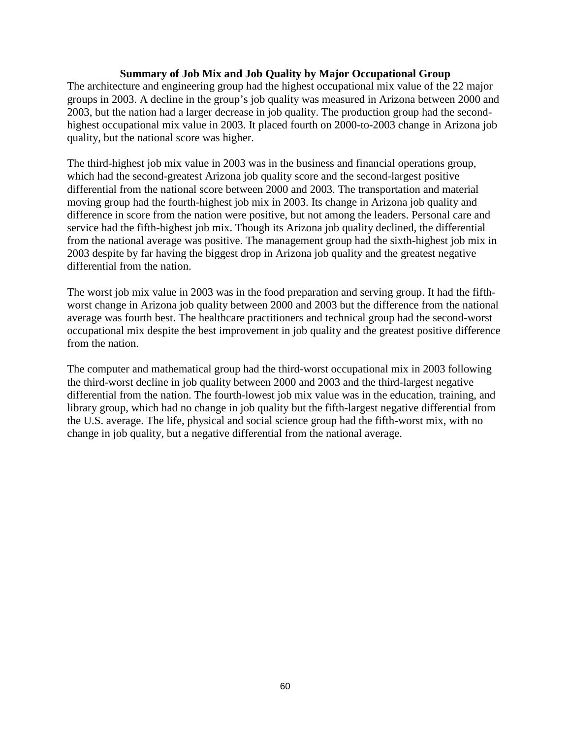### Summary of Job Mix and Job Quality by Major Occupational Group

The architecture and engineering group had the highest occupational mix value of the 22 major groups in 2003. A decline in the group's job quality was measured in Arizona between 2000 and 2003, but the nation had a larger decrease in job quality. The production group had the second-highest occupational mix value in 2003. It placed fourth on 2000-to-2003 change in Arizona job quality, but the national score was higher.

The third-highest job mix value in 2003 was in the business and financial operations group, which had the second-greatest Arizona job quality score and the second-largest positive differential from the national score between 2000 and 2003. The transportation and material moving group had the fourth-highest job mix in 2003. Its change in Arizona job quality and difference in score from the nation were positive, but not among the leaders. Personal care and service had the fifth-highest job mix. Though its Arizona job quality declined, the differential from the national average was positive. The management group had the sixth-highest job mix in 2003 despite by far having the biggest drop in Arizona job quality and the greatest negative differential from the nation.

The worst job mix value in 2003 was in the food preparation and serving group. It had the fifth-worst change in Arizona job quality between 2000 and 2003 but the difference from the national average was fourth best. The healthcare practitioners and technical group had the second-worst occupational mix despite the best improvement in job quality and the greatest positive difference from the nation.

The computer and mathematical group had the third-worst occupational mix in 2003 following the third-worst decline in job quality between 2000 and 2003 and the third-largest negative differential from the nation. The fourth-lowest job mix value was in the education, training, and library group, which had no change in job quality but the fifth-largest negative differential from the U.S. average. The life, physical and social science group had the fifth-worst mix, with no change in job quality, but a negative differential from the national average.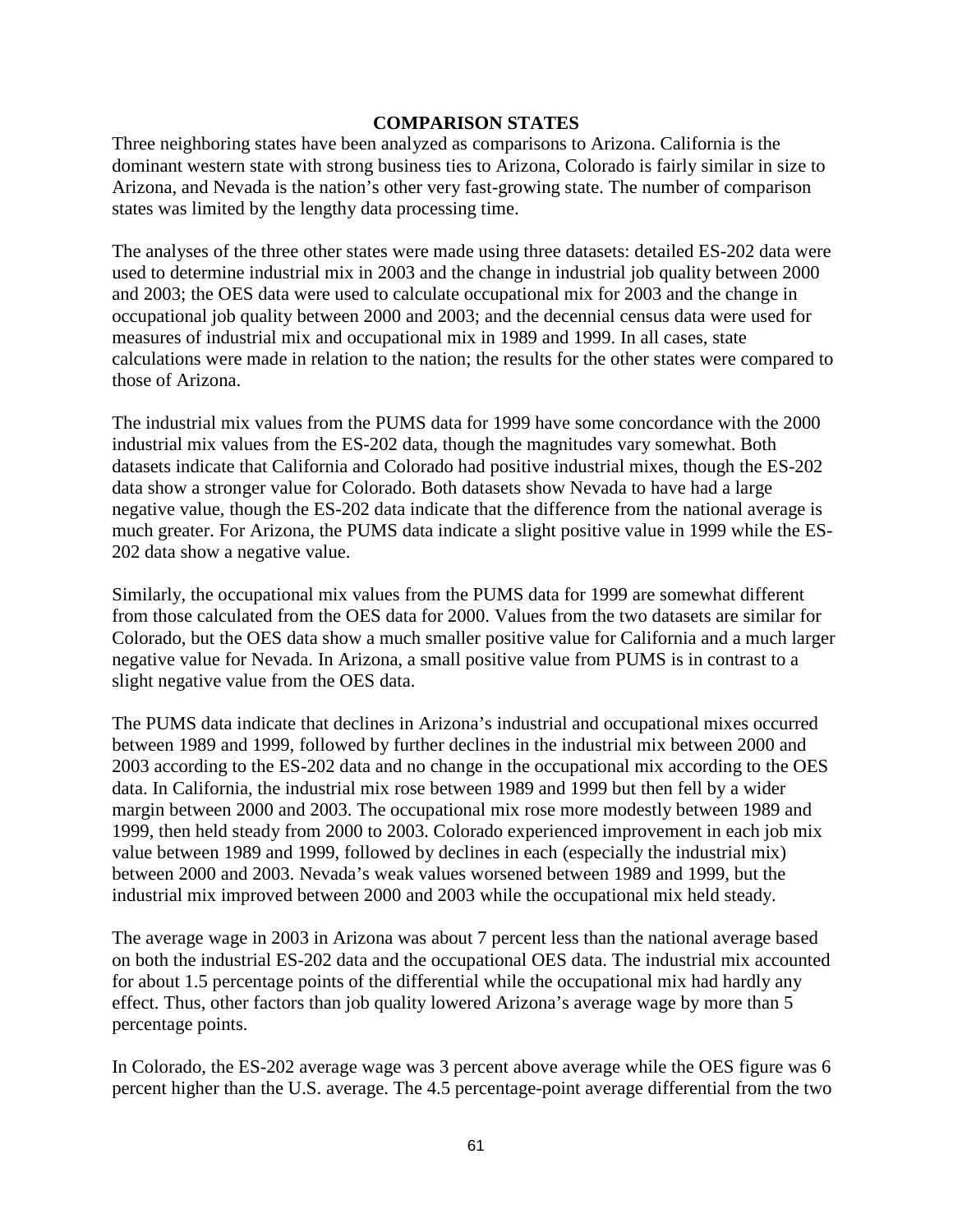## COMPARISON STATES

Three neighboring states have been analyzed as comparisons to Arizona. California is the dominant western state with strong business ties to Arizona, Colorado is fairly similar in size to Arizona, and Nevada is the nation's other very fast-growing state. The number of comparison states was limited by the lengthy data processing time.

The analyses of the three other states were made using three datasets: detailed ES-202 data were used to determine industrial mix in 2003 and the change in industrial job quality between 2000 and 2003; the OES data were used to calculate occupational mix for 2003 and the change in occupational job quality between 2000 and 2003; and the decennial census data were used for measures of industrial mix and occupational mix in 1989 and 1999. In all cases, state calculations were made in relation to the nation; the results for the other states were compared to those of Arizona.

The industrial mix values from the PUMS data for 1999 have some concordance with the 2000 industrial mix values from the ES-202 data, though the magnitudes vary somewhat. Both datasets indicate that California and Colorado had positive industrial mixes, though the ES-202 data show a stronger value for Colorado. Both datasets show Nevada to have had a large negative value, though the ES-202 data indicate that the difference from the national average is much greater. For Arizona, the PUMS data indicate a slight positive value in 1999 while the ES-202 data show a negative value.

Similarly, the occupational mix values from the PUMS data for 1999 are somewhat different from those calculated from the OES data for 2000. Values from the two datasets are similar for Colorado, but the OES data show a much smaller positive value for California and a much larger negative value for Nevada. In Arizona, a small positive value from PUMS is in contrast to a slight negative value from the OES data.

The PUMS data indicate that declines in Arizona's industrial and occupational mixes occurred between 1989 and 1999, followed by further declines in the industrial mix between 2000 and 2003 according to the ES-202 data and no change in the occupational mix according to the OES data. In California, the industrial mix rose between 1989 and 1999 but then fell by a wider margin between 2000 and 2003. The occupational mix rose more modestly between 1989 and 1999, then held steady from 2000 to 2003. Colorado experienced improvement in each job mix value between 1989 and 1999, followed by declines in each (especially the industrial mix) between 2000 and 2003. Nevada's weak values worsened between 1989 and 1999, but the industrial mix improved between 2000 and 2003 while the occupational mix held steady.

The average wage in 2003 in Arizona was about 7 percent less than the national average based on both the industrial ES-202 data and the occupational OES data. The industrial mix accounted for about 1.5 percentage points of the differential while the occupational mix had hardly any effect. Thus, other factors than job quality lowered Arizona's average wage by more than 5 percentage points.

In Colorado, the ES-202 average wage was 3 percent above average while the OES figure was 6 percent higher than the U.S. average. The 4.5 percentage-point average differential from the two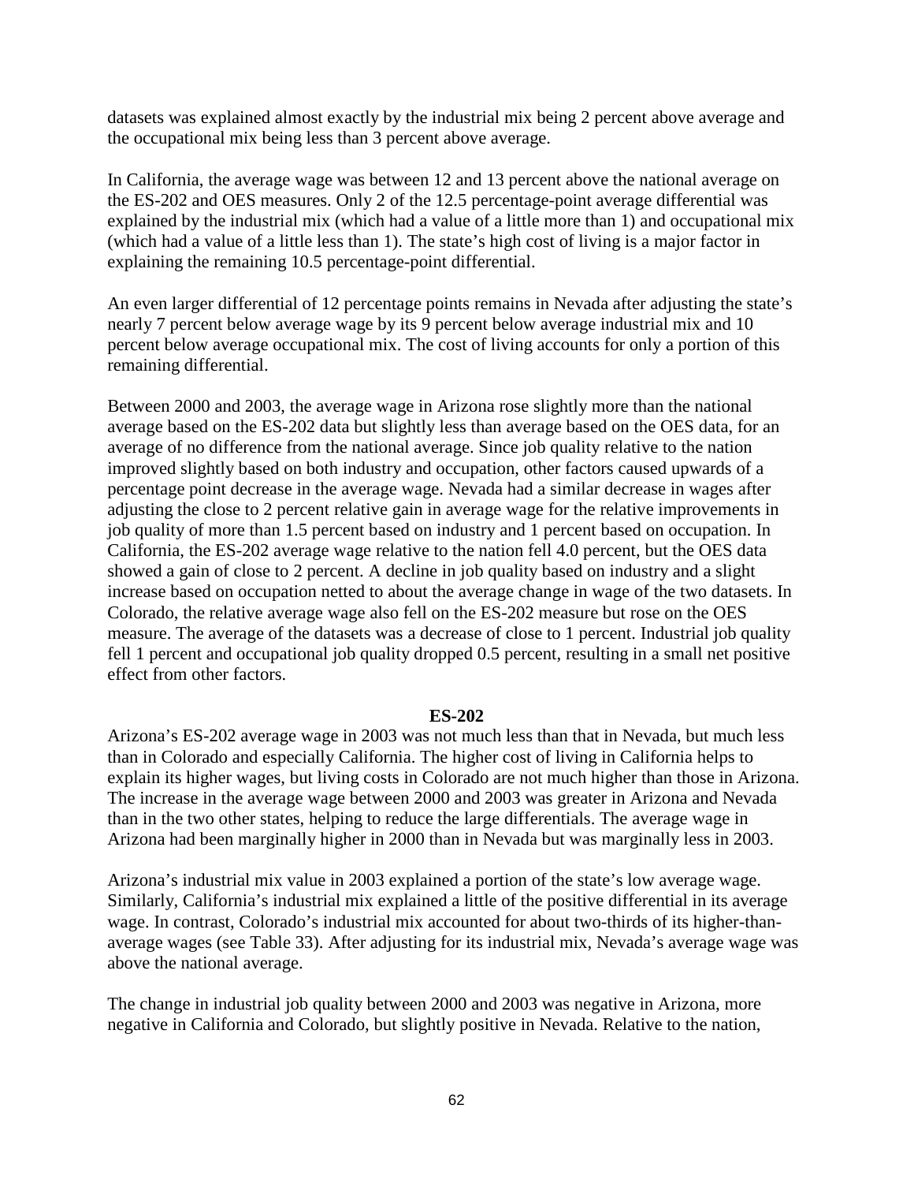datasets was explained almost exactly by the industrial mix being 2 percent above average and the occupational mix being less than 3 percent above average.

In California, the average wage was between 12 and 13 percent above the national average on the ES-202 and OES measures. Only 2 of the 12.5 percentage-point average differential was explained by the industrial mix (which had a value of a little more than 1) and occupational mix (which had a value of a little less than 1). The state's high cost of living is a major factor in explaining the remaining 10.5 percentage-point differential.

An even larger differential of 12 percentage points remains in Nevada after adjusting the state's nearly 7 percent below average wage by its 9 percent below average industrial mix and 10 percent below average occupational mix. The cost of living accounts for only a portion of this remaining differential.

Between 2000 and 2003, the average wage in Arizona rose slightly more than the national average based on the ES-202 data but slightly less than average based on the OES data, for an average of no difference from the national average. Since job quality relative to the nation improved slightly based on both industry and occupation, other factors caused upwards of a percentage point decrease in the average wage. Nevada had a similar decrease in wages after adjusting the close to 2 percent relative gain in average wage for the relative improvements in job quality of more than 1.5 percent based on industry and 1 percent based on occupation. In California, the ES-202 average wage relative to the nation fell 4.0 percent, but the OES data showed a gain of close to 2 percent. A decline in job quality based on industry and a slight increase based on occupation netted to about the average change in wage of the two datasets. In Colorado, the relative average wage also fell on the ES-202 measure but rose on the OES measure. The average of the datasets was a decrease of close to 1 percent. Industrial job quality fell 1 percent and occupational job quality dropped 0.5 percent, resulting in a small net positive effect from other factors.

**ES-202**

Arizona's ES-202 average wage in 2003 was not much less than that in Nevada, but much less than in Colorado and especially California. The higher cost of living in California helps to explain its higher wages, but living costs in Colorado are not much higher than those in Arizona. The increase in the average wage between 2000 and 2003 was greater in Arizona and Nevada than in the two other states, helping to reduce the large differentials. The average wage in Arizona had been marginally higher in 2000 than in Nevada but was marginally less in 2003.

Arizona's industrial mix value in 2003 explained a portion of the state's low average wage. Similarly, California's industrial mix explained a little of the positive differential in its average wage. In contrast, Colorado's industrial mix accounted for about two-thirds of its higher-than-average wages (see Table 33). After adjusting for its industrial mix, Nevada's average wage was above the national average.

The change in industrial job quality between 2000 and 2003 was negative in Arizona, more negative in California and Colorado, but slightly positive in Nevada. Relative to the nation,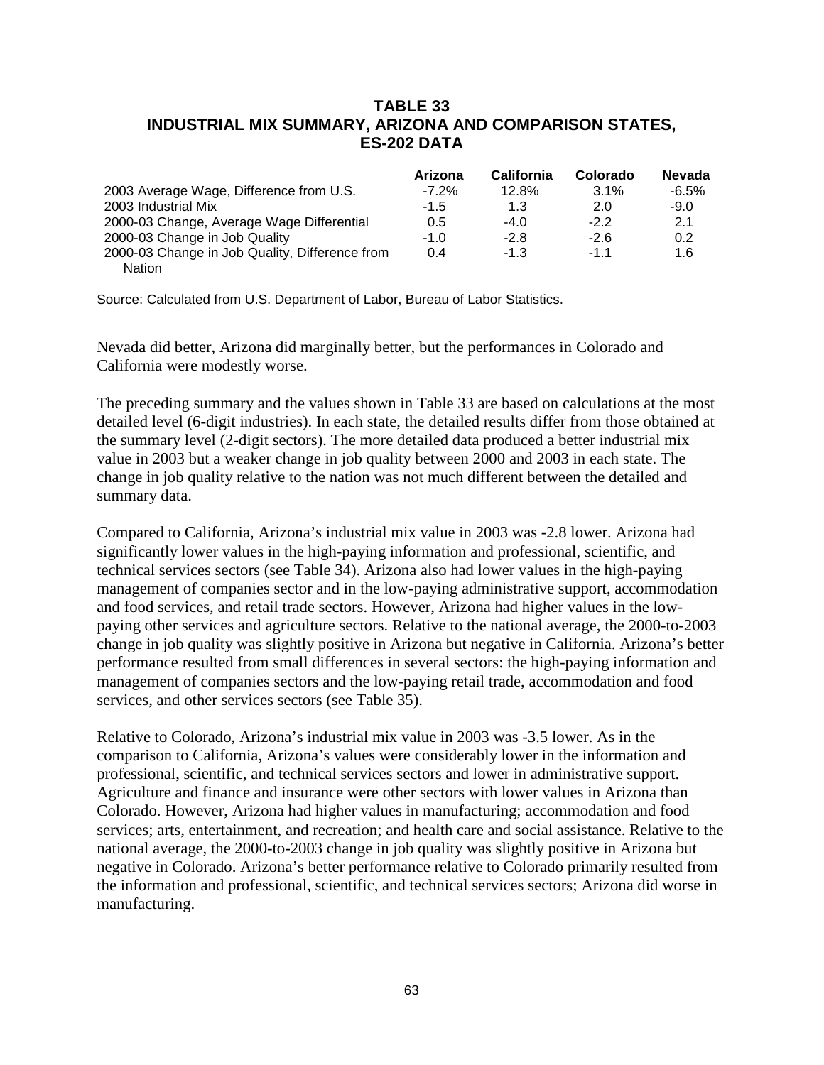## TABLE 33
## INDUSTRIAL MIX SUMMARY, ARIZONA AND COMPARISON STATES, ES-202 DATA

| | Arizona | California | Colorado | Nevada |
|---|---|---|---|---|
| 2003 Average Wage, Difference from U.S. | -7.2% | 12.8% | 3.1% | -6.5% |
| 2003 Industrial Mix | -1.5 | 1.3 | 2.0 | -9.0 |
| 2000-03 Change, Average Wage Differential | 0.5 | -4.0 | -2.2 | 2.1 |
| 2000-03 Change in Job Quality | -1.0 | -2.8 | -2.6 | 0.2 |
| 2000-03 Change in Job Quality, Difference from Nation | 0.4 | -1.3 | -1.1 | 1.6 |

Source: Calculated from U.S. Department of Labor, Bureau of Labor Statistics.

Nevada did better, Arizona did marginally better, but the performances in Colorado and California were modestly worse.

The preceding summary and the values shown in Table 33 are based on calculations at the most detailed level (6-digit industries). In each state, the detailed results differ from those obtained at the summary level (2-digit sectors). The more detailed data produced a better industrial mix value in 2003 but a weaker change in job quality between 2000 and 2003 in each state. The change in job quality relative to the nation was not much different between the detailed and summary data.

Compared to California, Arizona's industrial mix value in 2003 was -2.8 lower. Arizona had significantly lower values in the high-paying information and professional, scientific, and technical services sectors (see Table 34). Arizona also had lower values in the high-paying management of companies sector and in the low-paying administrative support, accommodation and food services, and retail trade sectors. However, Arizona had higher values in the low-paying other services and agriculture sectors. Relative to the national average, the 2000-to-2003 change in job quality was slightly positive in Arizona but negative in California. Arizona's better performance resulted from small differences in several sectors: the high-paying information and management of companies sectors and the low-paying retail trade, accommodation and food services, and other services sectors (see Table 35).

Relative to Colorado, Arizona's industrial mix value in 2003 was -3.5 lower. As in the comparison to California, Arizona's values were considerably lower in the information and professional, scientific, and technical services sectors and lower in administrative support. Agriculture and finance and insurance were other sectors with lower values in Arizona than Colorado. However, Arizona had higher values in manufacturing; accommodation and food services; arts, entertainment, and recreation; and health care and social assistance. Relative to the national average, the 2000-to-2003 change in job quality was slightly positive in Arizona but negative in Colorado. Arizona's better performance relative to Colorado primarily resulted from the information and professional, scientific, and technical services sectors; Arizona did worse in manufacturing.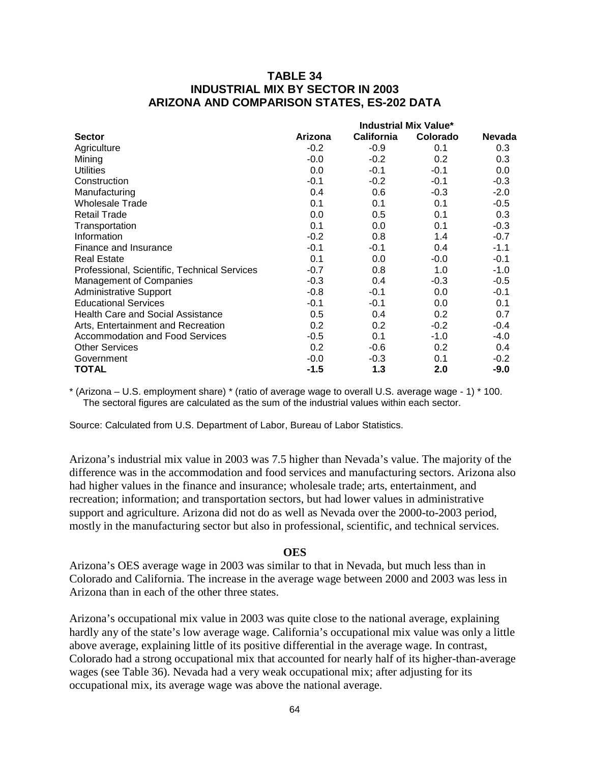# TABLE 34
## INDUSTRIAL MIX BY SECTOR IN 2003
## ARIZONA AND COMPARISON STATES, ES-202 DATA

| | Industrial Mix Value* | | | |
|---|---|---|---|---|
| **Sector** | **Arizona** | **California** | **Colorado** | **Nevada** |
| Agriculture | -0.2 | -0.9 | 0.1 | 0.3 |
| Mining | -0.0 | -0.2 | 0.2 | 0.3 |
| Utilities | 0.0 | -0.1 | -0.1 | 0.0 |
| Construction | -0.1 | -0.2 | -0.1 | -0.3 |
| Manufacturing | 0.4 | 0.6 | -0.3 | -2.0 |
| Wholesale Trade | 0.1 | 0.1 | 0.1 | -0.5 |
| Retail Trade | 0.0 | 0.5 | 0.1 | 0.3 |
| Transportation | 0.1 | 0.0 | 0.1 | -0.3 |
| Information | -0.2 | 0.8 | 1.4 | -0.7 |
| Finance and Insurance | -0.1 | -0.1 | 0.4 | -1.1 |
| Real Estate | 0.1 | 0.0 | -0.0 | -0.1 |
| Professional, Scientific, Technical Services | -0.7 | 0.8 | 1.0 | -1.0 |
| Management of Companies | -0.3 | 0.4 | -0.3 | -0.5 |
| Administrative Support | -0.8 | -0.1 | 0.0 | -0.1 |
| Educational Services | -0.1 | -0.1 | 0.0 | 0.1 |
| Health Care and Social Assistance | 0.5 | 0.4 | 0.2 | 0.7 |
| Arts, Entertainment and Recreation | 0.2 | 0.2 | -0.2 | -0.4 |
| Accommodation and Food Services | -0.5 | 0.1 | -1.0 | -4.0 |
| Other Services | 0.2 | -0.6 | 0.2 | 0.4 |
| Government | -0.0 | -0.3 | 0.1 | -0.2 |
| **TOTAL** | **-1.5** | **1.3** | **2.0** | **-9.0** |

* (Arizona – U.S. employment share) * (ratio of average wage to overall U.S. average wage - 1) * 100. The sectoral figures are calculated as the sum of the industrial values within each sector.

Source: Calculated from U.S. Department of Labor, Bureau of Labor Statistics.

Arizona's industrial mix value in 2003 was 7.5 higher than Nevada's value. The majority of the difference was in the accommodation and food services and manufacturing sectors. Arizona also had higher values in the finance and insurance; wholesale trade; arts, entertainment, and recreation; information; and transportation sectors, but had lower values in administrative support and agriculture. Arizona did not do as well as Nevada over the 2000-to-2003 period, mostly in the manufacturing sector but also in professional, scientific, and technical services.

**OES**

Arizona's OES average wage in 2003 was similar to that in Nevada, but much less than in Colorado and California. The increase in the average wage between 2000 and 2003 was less in Arizona than in each of the other three states.

Arizona's occupational mix value in 2003 was quite close to the national average, explaining hardly any of the state's low average wage. California's occupational mix value was only a little above average, explaining little of its positive differential in the average wage. In contrast, Colorado had a strong occupational mix that accounted for nearly half of its higher-than-average wages (see Table 36). Nevada had a very weak occupational mix; after adjusting for its occupational mix, its average wage was above the national average.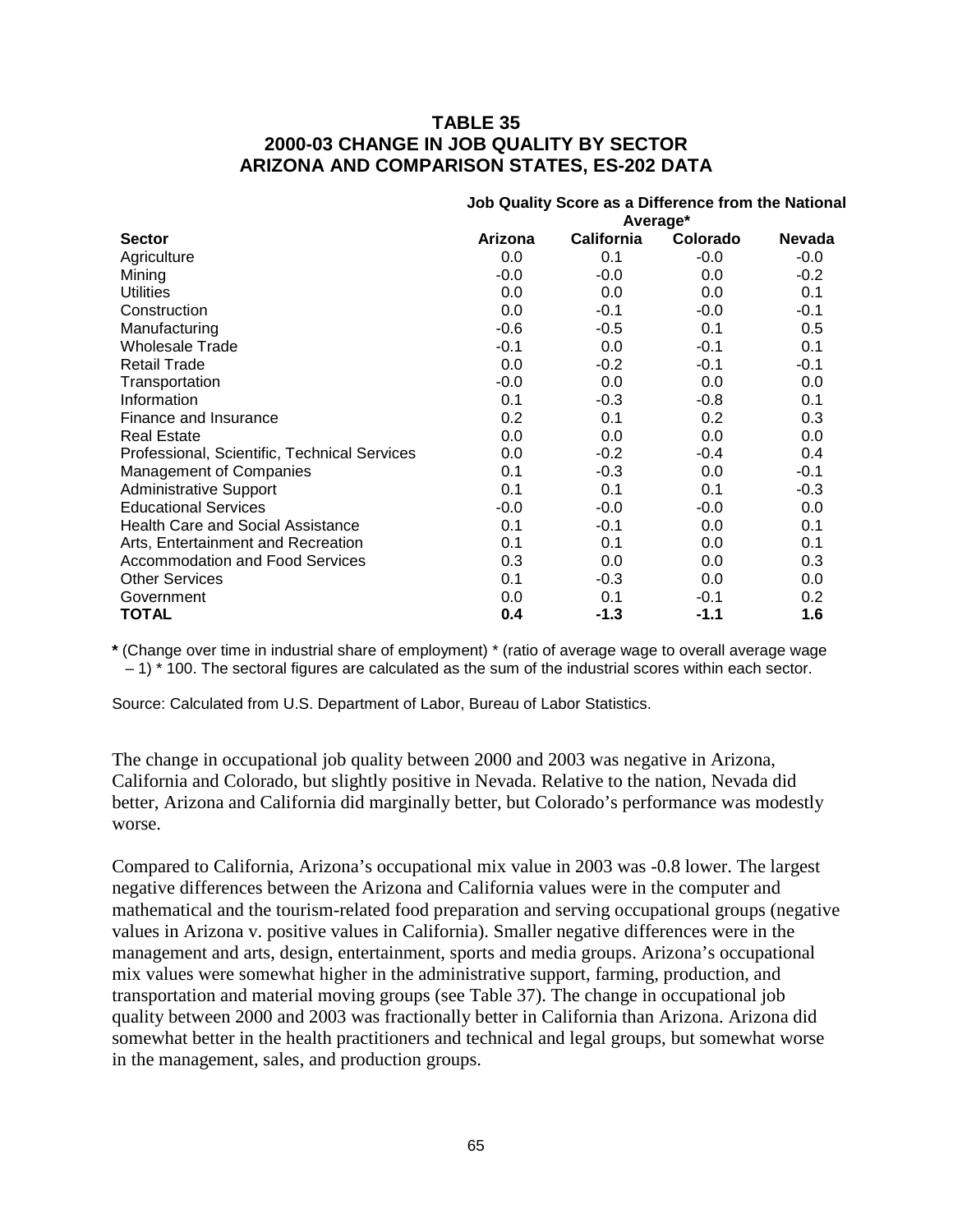### TABLE 35
### 2000-03 CHANGE IN JOB QUALITY BY SECTOR
### ARIZONA AND COMPARISON STATES, ES-202 DATA

| | Job Quality Score as a Difference from the National Average* | | | |
|---|---|---|---|---|
| **Sector** | **Arizona** | **California** | **Colorado** | **Nevada** |
| Agriculture | 0.0 | 0.1 | -0.0 | -0.0 |
| Mining | -0.0 | -0.0 | 0.0 | -0.2 |
| Utilities | 0.0 | 0.0 | 0.0 | 0.1 |
| Construction | 0.0 | -0.1 | -0.0 | -0.1 |
| Manufacturing | -0.6 | -0.5 | 0.1 | 0.5 |
| Wholesale Trade | -0.1 | 0.0 | -0.1 | 0.1 |
| Retail Trade | 0.0 | -0.2 | -0.1 | -0.1 |
| Transportation | -0.0 | 0.0 | 0.0 | 0.0 |
| Information | 0.1 | -0.3 | -0.8 | 0.1 |
| Finance and Insurance | 0.2 | 0.1 | 0.2 | 0.3 |
| Real Estate | 0.0 | 0.0 | 0.0 | 0.0 |
| Professional, Scientific, Technical Services | 0.0 | -0.2 | -0.4 | 0.4 |
| Management of Companies | 0.1 | -0.3 | 0.0 | -0.1 |
| Administrative Support | 0.1 | 0.1 | 0.1 | -0.3 |
| Educational Services | -0.0 | -0.0 | -0.0 | 0.0 |
| Health Care and Social Assistance | 0.1 | -0.1 | 0.0 | 0.1 |
| Arts, Entertainment and Recreation | 0.1 | 0.1 | 0.0 | 0.1 |
| Accommodation and Food Services | 0.3 | 0.0 | 0.0 | 0.3 |
| Other Services | 0.1 | -0.3 | 0.0 | 0.0 |
| Government | 0.0 | 0.1 | -0.1 | 0.2 |
| **TOTAL** | **0.4** | **-1.3** | **-1.1** | **1.6** |

**\*** (Change over time in industrial share of employment) * (ratio of average wage to overall average wage – 1) * 100. The sectoral figures are calculated as the sum of the industrial scores within each sector.

Source: Calculated from U.S. Department of Labor, Bureau of Labor Statistics.

The change in occupational job quality between 2000 and 2003 was negative in Arizona, California and Colorado, but slightly positive in Nevada. Relative to the nation, Nevada did better, Arizona and California did marginally better, but Colorado's performance was modestly worse.

Compared to California, Arizona's occupational mix value in 2003 was -0.8 lower. The largest negative differences between the Arizona and California values were in the computer and mathematical and the tourism-related food preparation and serving occupational groups (negative values in Arizona v. positive values in California). Smaller negative differences were in the management and arts, design, entertainment, sports and media groups. Arizona's occupational mix values were somewhat higher in the administrative support, farming, production, and transportation and material moving groups (see Table 37). The change in occupational job quality between 2000 and 2003 was fractionally better in California than Arizona. Arizona did somewhat better in the health practitioners and technical and legal groups, but somewhat worse in the management, sales, and production groups.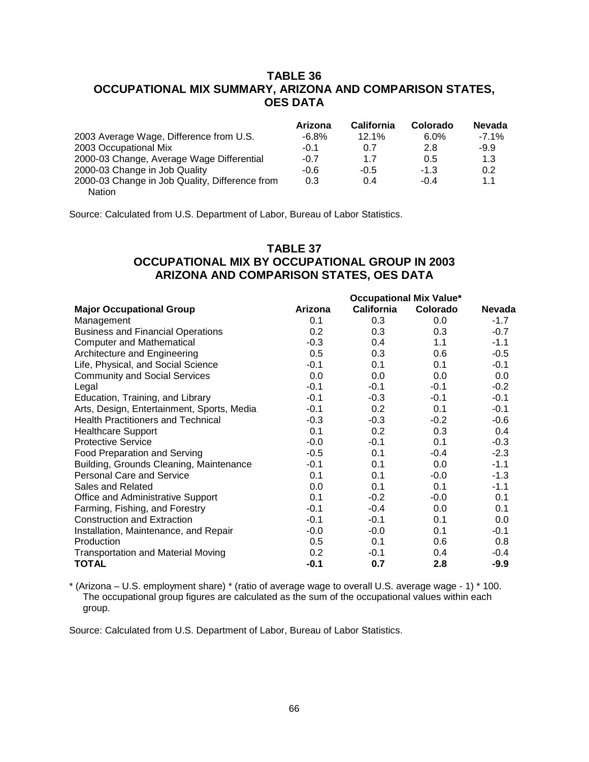## TABLE 36
## OCCUPATIONAL MIX SUMMARY, ARIZONA AND COMPARISON STATES, OES DATA

| | Arizona | California | Colorado | Nevada |
|---|---|---|---|---|
| 2003 Average Wage, Difference from U.S. | -6.8% | 12.1% | 6.0% | -7.1% |
| 2003 Occupational Mix | -0.1 | 0.7 | 2.8 | -9.9 |
| 2000-03 Change, Average Wage Differential | -0.7 | 1.7 | 0.5 | 1.3 |
| 2000-03 Change in Job Quality | -0.6 | -0.5 | -1.3 | 0.2 |
| 2000-03 Change in Job Quality, Difference from Nation | 0.3 | 0.4 | -0.4 | 1.1 |

Source: Calculated from U.S. Department of Labor, Bureau of Labor Statistics.

## TABLE 37
## OCCUPATIONAL MIX BY OCCUPATIONAL GROUP IN 2003 ARIZONA AND COMPARISON STATES, OES DATA

| | Occupational Mix Value* | | | |
|---|---|---|---|---|
| **Major Occupational Group** | **Arizona** | **California** | **Colorado** | **Nevada** |
| Management | 0.1 | 0.3 | 0.0 | -1.7 |
| Business and Financial Operations | 0.2 | 0.3 | 0.3 | -0.7 |
| Computer and Mathematical | -0.3 | 0.4 | 1.1 | -1.1 |
| Architecture and Engineering | 0.5 | 0.3 | 0.6 | -0.5 |
| Life, Physical, and Social Science | -0.1 | 0.1 | 0.1 | -0.1 |
| Community and Social Services | 0.0 | 0.0 | 0.0 | 0.0 |
| Legal | -0.1 | -0.1 | -0.1 | -0.2 |
| Education, Training, and Library | -0.1 | -0.3 | -0.1 | -0.1 |
| Arts, Design, Entertainment, Sports, Media | -0.1 | 0.2 | 0.1 | -0.1 |
| Health Practitioners and Technical | -0.3 | -0.3 | -0.2 | -0.6 |
| Healthcare Support | 0.1 | 0.2 | 0.3 | 0.4 |
| Protective Service | -0.0 | -0.1 | 0.1 | -0.3 |
| Food Preparation and Serving | -0.5 | 0.1 | -0.4 | -2.3 |
| Building, Grounds Cleaning, Maintenance | -0.1 | 0.1 | 0.0 | -1.1 |
| Personal Care and Service | 0.1 | 0.1 | -0.0 | -1.3 |
| Sales and Related | 0.0 | 0.1 | 0.1 | -1.1 |
| Office and Administrative Support | 0.1 | -0.2 | -0.0 | 0.1 |
| Farming, Fishing, and Forestry | -0.1 | -0.4 | 0.0 | 0.1 |
| Construction and Extraction | -0.1 | -0.1 | 0.1 | 0.0 |
| Installation, Maintenance, and Repair | -0.0 | -0.0 | 0.1 | -0.1 |
| Production | 0.5 | 0.1 | 0.6 | 0.8 |
| Transportation and Material Moving | 0.2 | -0.1 | 0.4 | -0.4 |
| **TOTAL** | **-0.1** | **0.7** | **2.8** | **-9.9** |

* (Arizona – U.S. employment share) * (ratio of average wage to overall U.S. average wage - 1) * 100. The occupational group figures are calculated as the sum of the occupational values within each group.

Source: Calculated from U.S. Department of Labor, Bureau of Labor Statistics.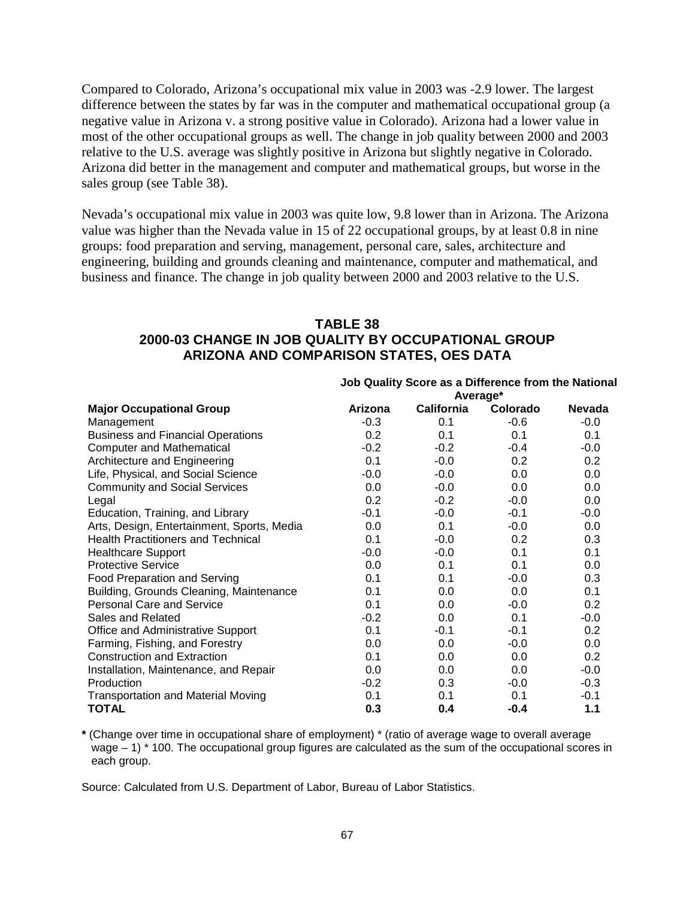Compared to Colorado, Arizona's occupational mix value in 2003 was -2.9 lower. The largest difference between the states by far was in the computer and mathematical occupational group (a negative value in Arizona v. a strong positive value in Colorado). Arizona had a lower value in most of the other occupational groups as well. The change in job quality between 2000 and 2003 relative to the U.S. average was slightly positive in Arizona but slightly negative in Colorado. Arizona did better in the management and computer and mathematical groups, but worse in the sales group (see Table 38).

Nevada's occupational mix value in 2003 was quite low, 9.8 lower than in Arizona. The Arizona value was higher than the Nevada value in 15 of 22 occupational groups, by at least 0.8 in nine groups: food preparation and serving, management, personal care, sales, architecture and engineering, building and grounds cleaning and maintenance, computer and mathematical, and business and finance. The change in job quality between 2000 and 2003 relative to the U.S.

## TABLE 38
## 2000-03 CHANGE IN JOB QUALITY BY OCCUPATIONAL GROUP
## ARIZONA AND COMPARISON STATES, OES DATA

| | Job Quality Score as a Difference from the National Average* | | | |
|---|---|---|---|---|
| **Major Occupational Group** | **Arizona** | **California** | **Colorado** | **Nevada** |
| Management | -0.3 | 0.1 | -0.6 | -0.0 |
| Business and Financial Operations | 0.2 | 0.1 | 0.1 | 0.1 |
| Computer and Mathematical | -0.2 | -0.2 | -0.4 | -0.0 |
| Architecture and Engineering | 0.1 | -0.0 | 0.2 | 0.2 |
| Life, Physical, and Social Science | -0.0 | -0.0 | 0.0 | 0.0 |
| Community and Social Services | 0.0 | -0.0 | 0.0 | 0.0 |
| Legal | 0.2 | -0.2 | -0.0 | 0.0 |
| Education, Training, and Library | -0.1 | -0.0 | -0.1 | -0.0 |
| Arts, Design, Entertainment, Sports, Media | 0.0 | 0.1 | -0.0 | 0.0 |
| Health Practitioners and Technical | 0.1 | -0.0 | 0.2 | 0.3 |
| Healthcare Support | -0.0 | -0.0 | 0.1 | 0.1 |
| Protective Service | 0.0 | 0.1 | 0.1 | 0.0 |
| Food Preparation and Serving | 0.1 | 0.1 | -0.0 | 0.3 |
| Building, Grounds Cleaning, Maintenance | 0.1 | 0.0 | 0.0 | 0.1 |
| Personal Care and Service | 0.1 | 0.0 | -0.0 | 0.2 |
| Sales and Related | -0.2 | 0.0 | 0.1 | -0.0 |
| Office and Administrative Support | 0.1 | -0.1 | -0.1 | 0.2 |
| Farming, Fishing, and Forestry | 0.0 | 0.0 | -0.0 | 0.0 |
| Construction and Extraction | 0.1 | 0.0 | 0.0 | 0.2 |
| Installation, Maintenance, and Repair | 0.0 | 0.0 | 0.0 | -0.0 |
| Production | -0.2 | 0.3 | -0.0 | -0.3 |
| Transportation and Material Moving | 0.1 | 0.1 | 0.1 | -0.1 |
| **TOTAL** | **0.3** | **0.4** | **-0.4** | **1.1** |

**\*** (Change over time in occupational share of employment) * (ratio of average wage to overall average wage – 1) * 100. The occupational group figures are calculated as the sum of the occupational scores in each group.

Source: Calculated from U.S. Department of Labor, Bureau of Labor Statistics.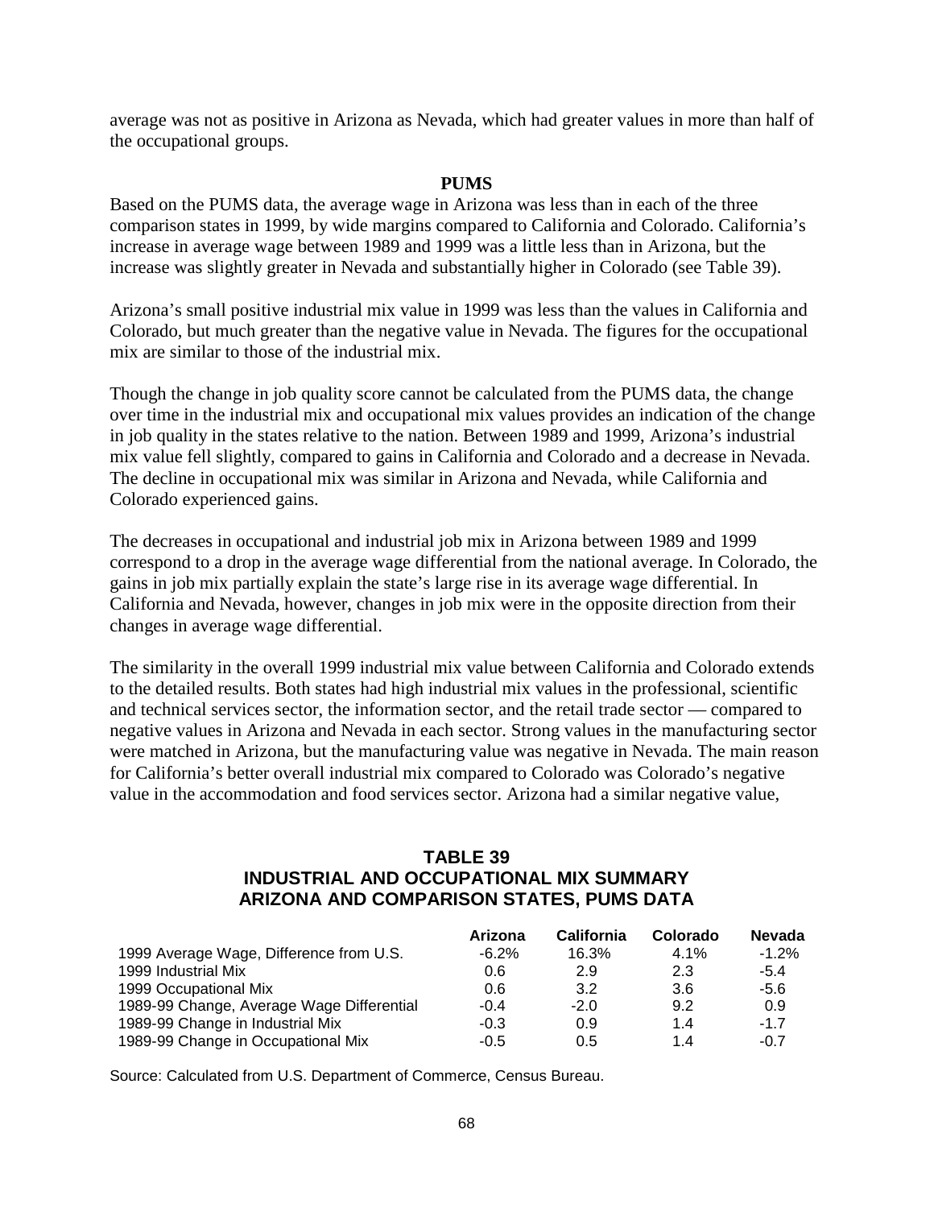average was not as positive in Arizona as Nevada, which had greater values in more than half of the occupational groups.

## PUMS

Based on the PUMS data, the average wage in Arizona was less than in each of the three comparison states in 1999, by wide margins compared to California and Colorado. California's increase in average wage between 1989 and 1999 was a little less than in Arizona, but the increase was slightly greater in Nevada and substantially higher in Colorado (see Table 39).

Arizona's small positive industrial mix value in 1999 was less than the values in California and Colorado, but much greater than the negative value in Nevada. The figures for the occupational mix are similar to those of the industrial mix.

Though the change in job quality score cannot be calculated from the PUMS data, the change over time in the industrial mix and occupational mix values provides an indication of the change in job quality in the states relative to the nation. Between 1989 and 1999, Arizona's industrial mix value fell slightly, compared to gains in California and Colorado and a decrease in Nevada. The decline in occupational mix was similar in Arizona and Nevada, while California and Colorado experienced gains.

The decreases in occupational and industrial job mix in Arizona between 1989 and 1999 correspond to a drop in the average wage differential from the national average. In Colorado, the gains in job mix partially explain the state's large rise in its average wage differential. In California and Nevada, however, changes in job mix were in the opposite direction from their changes in average wage differential.

The similarity in the overall 1999 industrial mix value between California and Colorado extends to the detailed results. Both states had high industrial mix values in the professional, scientific and technical services sector, the information sector, and the retail trade sector — compared to negative values in Arizona and Nevada in each sector. Strong values in the manufacturing sector were matched in Arizona, but the manufacturing value was negative in Nevada. The main reason for California's better overall industrial mix compared to Colorado was Colorado's negative value in the accommodation and food services sector. Arizona had a similar negative value,

**TABLE 39**
**INDUSTRIAL AND OCCUPATIONAL MIX SUMMARY**
**ARIZONA AND COMPARISON STATES, PUMS DATA**

| | Arizona | California | Colorado | Nevada |
|---|---|---|---|---|
| 1999 Average Wage, Difference from U.S. | -6.2% | 16.3% | 4.1% | -1.2% |
| 1999 Industrial Mix | 0.6 | 2.9 | 2.3 | -5.4 |
| 1999 Occupational Mix | 0.6 | 3.2 | 3.6 | -5.6 |
| 1989-99 Change, Average Wage Differential | -0.4 | -2.0 | 9.2 | 0.9 |
| 1989-99 Change in Industrial Mix | -0.3 | 0.9 | 1.4 | -1.7 |
| 1989-99 Change in Occupational Mix | -0.5 | 0.5 | 1.4 | -0.7 |

Source: Calculated from U.S. Department of Commerce, Census Bureau.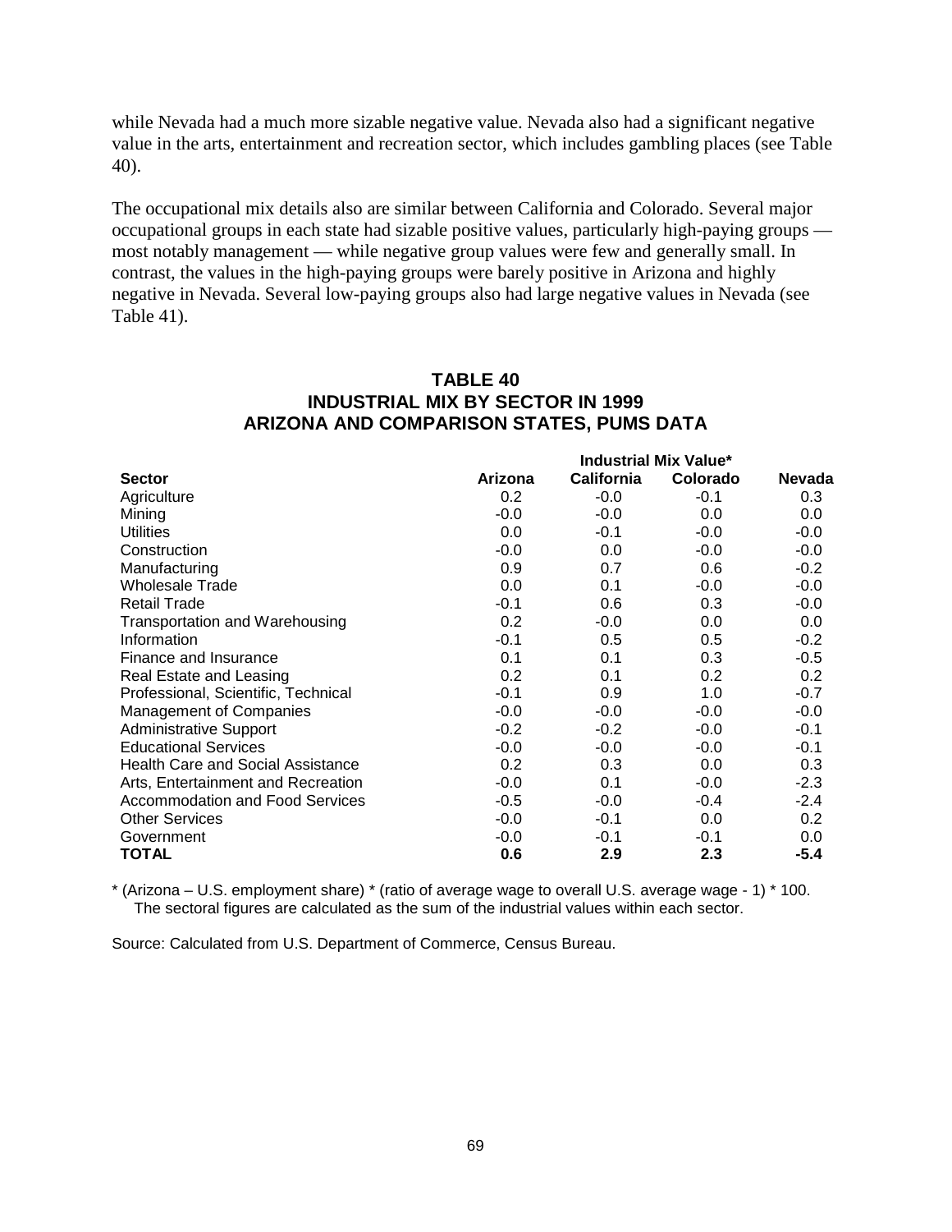while Nevada had a much more sizable negative value. Nevada also had a significant negative value in the arts, entertainment and recreation sector, which includes gambling places (see Table 40).

The occupational mix details also are similar between California and Colorado. Several major occupational groups in each state had sizable positive values, particularly high-paying groups — most notably management — while negative group values were few and generally small. In contrast, the values in the high-paying groups were barely positive in Arizona and highly negative in Nevada. Several low-paying groups also had large negative values in Nevada (see Table 41).

## TABLE 40
## INDUSTRIAL MIX BY SECTOR IN 1999
## ARIZONA AND COMPARISON STATES, PUMS DATA

| | Industrial Mix Value* | | | |
|---|---|---|---|---|
| **Sector** | **Arizona** | **California** | **Colorado** | **Nevada** |
| Agriculture | 0.2 | -0.0 | -0.1 | 0.3 |
| Mining | -0.0 | -0.0 | 0.0 | 0.0 |
| Utilities | 0.0 | -0.1 | -0.0 | -0.0 |
| Construction | -0.0 | 0.0 | -0.0 | -0.0 |
| Manufacturing | 0.9 | 0.7 | 0.6 | -0.2 |
| Wholesale Trade | 0.0 | 0.1 | -0.0 | -0.0 |
| Retail Trade | -0.1 | 0.6 | 0.3 | -0.0 |
| Transportation and Warehousing | 0.2 | -0.0 | 0.0 | 0.0 |
| Information | -0.1 | 0.5 | 0.5 | -0.2 |
| Finance and Insurance | 0.1 | 0.1 | 0.3 | -0.5 |
| Real Estate and Leasing | 0.2 | 0.1 | 0.2 | 0.2 |
| Professional, Scientific, Technical | -0.1 | 0.9 | 1.0 | -0.7 |
| Management of Companies | -0.0 | -0.0 | -0.0 | -0.0 |
| Administrative Support | -0.2 | -0.2 | -0.0 | -0.1 |
| Educational Services | -0.0 | -0.0 | -0.0 | -0.1 |
| Health Care and Social Assistance | 0.2 | 0.3 | 0.0 | 0.3 |
| Arts, Entertainment and Recreation | -0.0 | 0.1 | -0.0 | -2.3 |
| Accommodation and Food Services | -0.5 | -0.0 | -0.4 | -2.4 |
| Other Services | -0.0 | -0.1 | 0.0 | 0.2 |
| Government | -0.0 | -0.1 | -0.1 | 0.0 |
| **TOTAL** | **0.6** | **2.9** | **2.3** | **-5.4** |

* (Arizona – U.S. employment share) * (ratio of average wage to overall U.S. average wage - 1) * 100. The sectoral figures are calculated as the sum of the industrial values within each sector.

Source: Calculated from U.S. Department of Commerce, Census Bureau.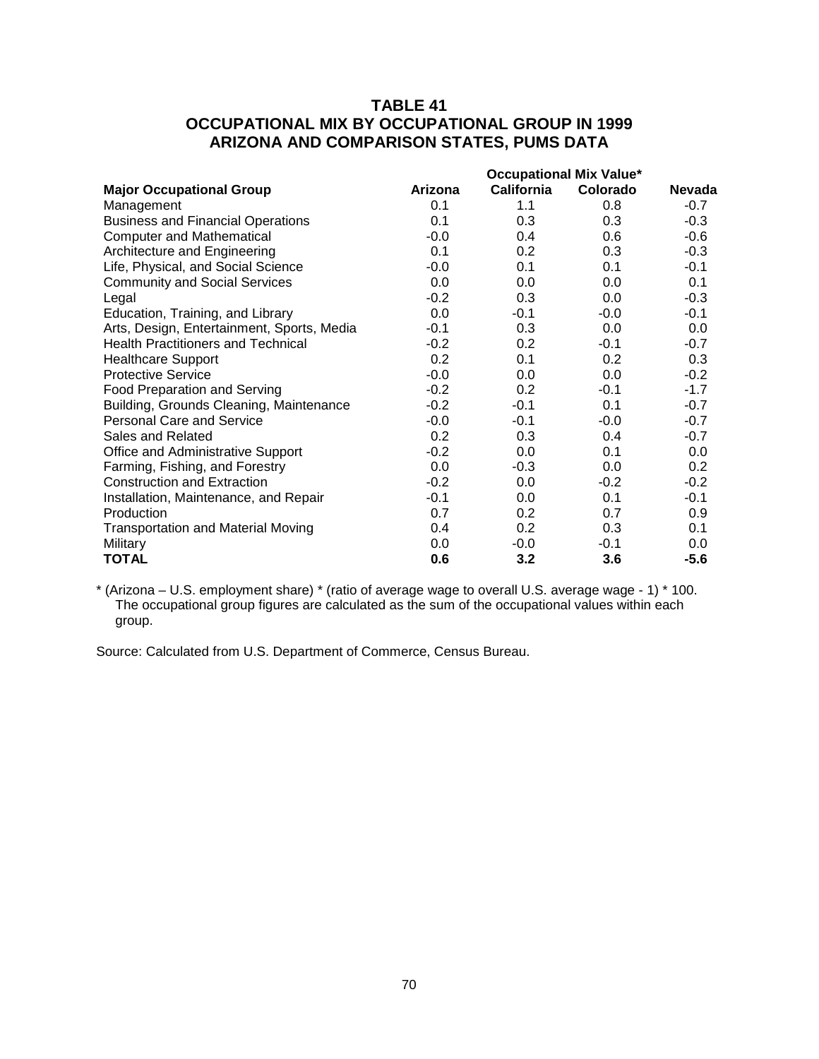## TABLE 41
## OCCUPATIONAL MIX BY OCCUPATIONAL GROUP IN 1999
## ARIZONA AND COMPARISON STATES, PUMS DATA

| | Occupational Mix Value* | | | |
|---|---|---|---|---|
| **Major Occupational Group** | **Arizona** | **California** | **Colorado** | **Nevada** |
| Management | 0.1 | 1.1 | 0.8 | -0.7 |
| Business and Financial Operations | 0.1 | 0.3 | 0.3 | -0.3 |
| Computer and Mathematical | -0.0 | 0.4 | 0.6 | -0.6 |
| Architecture and Engineering | 0.1 | 0.2 | 0.3 | -0.3 |
| Life, Physical, and Social Science | -0.0 | 0.1 | 0.1 | -0.1 |
| Community and Social Services | 0.0 | 0.0 | 0.0 | 0.1 |
| Legal | -0.2 | 0.3 | 0.0 | -0.3 |
| Education, Training, and Library | 0.0 | -0.1 | -0.0 | -0.1 |
| Arts, Design, Entertainment, Sports, Media | -0.1 | 0.3 | 0.0 | 0.0 |
| Health Practitioners and Technical | -0.2 | 0.2 | -0.1 | -0.7 |
| Healthcare Support | 0.2 | 0.1 | 0.2 | 0.3 |
| Protective Service | -0.0 | 0.0 | 0.0 | -0.2 |
| Food Preparation and Serving | -0.2 | 0.2 | -0.1 | -1.7 |
| Building, Grounds Cleaning, Maintenance | -0.2 | -0.1 | 0.1 | -0.7 |
| Personal Care and Service | -0.0 | -0.1 | -0.0 | -0.7 |
| Sales and Related | 0.2 | 0.3 | 0.4 | -0.7 |
| Office and Administrative Support | -0.2 | 0.0 | 0.1 | 0.0 |
| Farming, Fishing, and Forestry | 0.0 | -0.3 | 0.0 | 0.2 |
| Construction and Extraction | -0.2 | 0.0 | -0.2 | -0.2 |
| Installation, Maintenance, and Repair | -0.1 | 0.0 | 0.1 | -0.1 |
| Production | 0.7 | 0.2 | 0.7 | 0.9 |
| Transportation and Material Moving | 0.4 | 0.2 | 0.3 | 0.1 |
| Military | 0.0 | -0.0 | -0.1 | 0.0 |
| **TOTAL** | **0.6** | **3.2** | **3.6** | **-5.6** |

* (Arizona – U.S. employment share) * (ratio of average wage to overall U.S. average wage - 1) * 100. The occupational group figures are calculated as the sum of the occupational values within each group.

Source: Calculated from U.S. Department of Commerce, Census Bureau.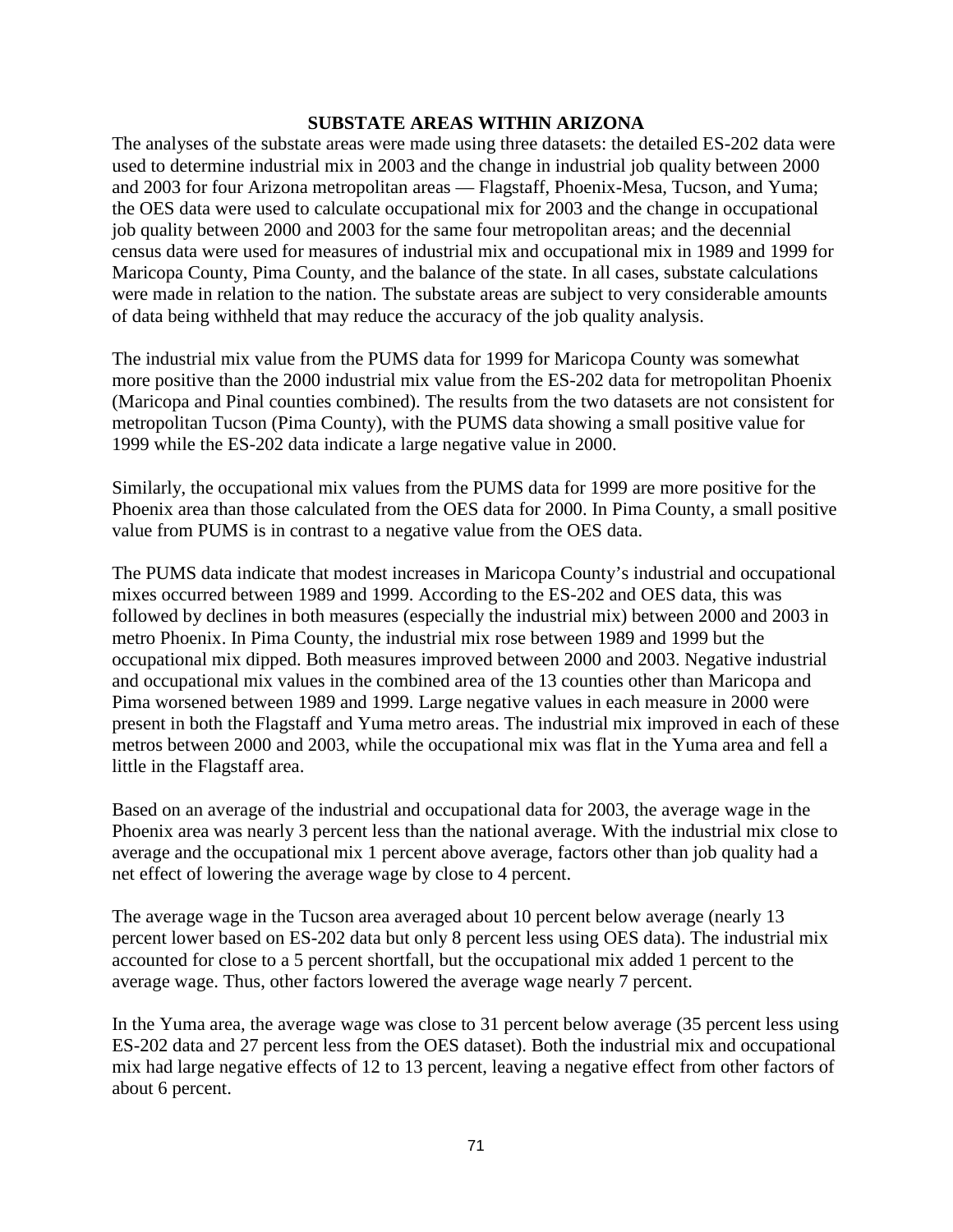## SUBSTATE AREAS WITHIN ARIZONA

The analyses of the substate areas were made using three datasets: the detailed ES-202 data were used to determine industrial mix in 2003 and the change in industrial job quality between 2000 and 2003 for four Arizona metropolitan areas — Flagstaff, Phoenix-Mesa, Tucson, and Yuma; the OES data were used to calculate occupational mix for 2003 and the change in occupational job quality between 2000 and 2003 for the same four metropolitan areas; and the decennial census data were used for measures of industrial mix and occupational mix in 1989 and 1999 for Maricopa County, Pima County, and the balance of the state. In all cases, substate calculations were made in relation to the nation. The substate areas are subject to very considerable amounts of data being withheld that may reduce the accuracy of the job quality analysis.

The industrial mix value from the PUMS data for 1999 for Maricopa County was somewhat more positive than the 2000 industrial mix value from the ES-202 data for metropolitan Phoenix (Maricopa and Pinal counties combined). The results from the two datasets are not consistent for metropolitan Tucson (Pima County), with the PUMS data showing a small positive value for 1999 while the ES-202 data indicate a large negative value in 2000.

Similarly, the occupational mix values from the PUMS data for 1999 are more positive for the Phoenix area than those calculated from the OES data for 2000. In Pima County, a small positive value from PUMS is in contrast to a negative value from the OES data.

The PUMS data indicate that modest increases in Maricopa County's industrial and occupational mixes occurred between 1989 and 1999. According to the ES-202 and OES data, this was followed by declines in both measures (especially the industrial mix) between 2000 and 2003 in metro Phoenix. In Pima County, the industrial mix rose between 1989 and 1999 but the occupational mix dipped. Both measures improved between 2000 and 2003. Negative industrial and occupational mix values in the combined area of the 13 counties other than Maricopa and Pima worsened between 1989 and 1999. Large negative values in each measure in 2000 were present in both the Flagstaff and Yuma metro areas. The industrial mix improved in each of these metros between 2000 and 2003, while the occupational mix was flat in the Yuma area and fell a little in the Flagstaff area.

Based on an average of the industrial and occupational data for 2003, the average wage in the Phoenix area was nearly 3 percent less than the national average. With the industrial mix close to average and the occupational mix 1 percent above average, factors other than job quality had a net effect of lowering the average wage by close to 4 percent.

The average wage in the Tucson area averaged about 10 percent below average (nearly 13 percent lower based on ES-202 data but only 8 percent less using OES data). The industrial mix accounted for close to a 5 percent shortfall, but the occupational mix added 1 percent to the average wage. Thus, other factors lowered the average wage nearly 7 percent.

In the Yuma area, the average wage was close to 31 percent below average (35 percent less using ES-202 data and 27 percent less from the OES dataset). Both the industrial mix and occupational mix had large negative effects of 12 to 13 percent, leaving a negative effect from other factors of about 6 percent.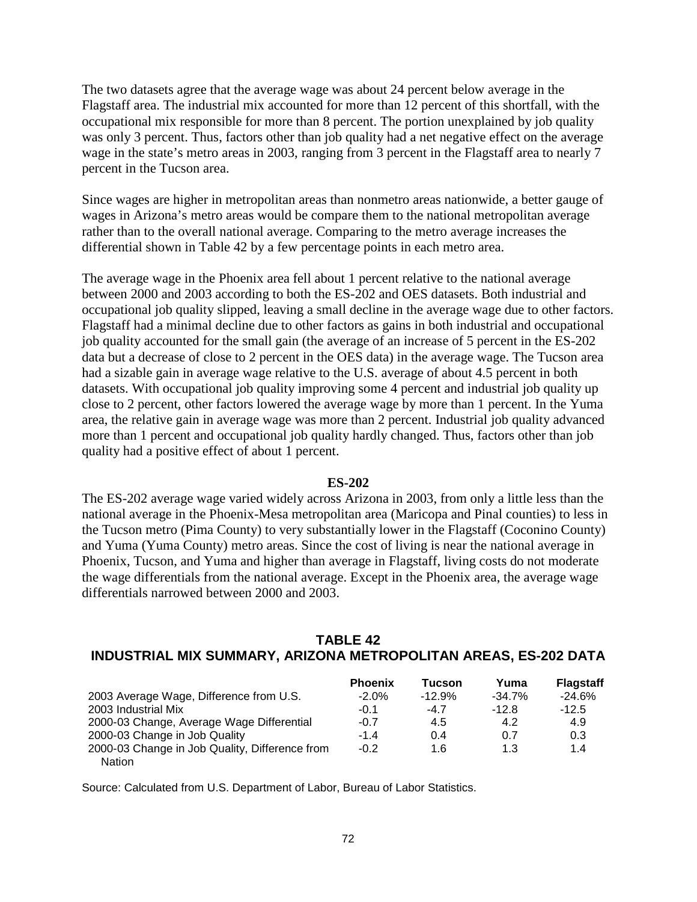The two datasets agree that the average wage was about 24 percent below average in the Flagstaff area. The industrial mix accounted for more than 12 percent of this shortfall, with the occupational mix responsible for more than 8 percent. The portion unexplained by job quality was only 3 percent. Thus, factors other than job quality had a net negative effect on the average wage in the state's metro areas in 2003, ranging from 3 percent in the Flagstaff area to nearly 7 percent in the Tucson area.

Since wages are higher in metropolitan areas than nonmetro areas nationwide, a better gauge of wages in Arizona's metro areas would be compare them to the national metropolitan average rather than to the overall national average. Comparing to the metro average increases the differential shown in Table 42 by a few percentage points in each metro area.

The average wage in the Phoenix area fell about 1 percent relative to the national average between 2000 and 2003 according to both the ES-202 and OES datasets. Both industrial and occupational job quality slipped, leaving a small decline in the average wage due to other factors. Flagstaff had a minimal decline due to other factors as gains in both industrial and occupational job quality accounted for the small gain (the average of an increase of 5 percent in the ES-202 data but a decrease of close to 2 percent in the OES data) in the average wage. The Tucson area had a sizable gain in average wage relative to the U.S. average of about 4.5 percent in both datasets. With occupational job quality improving some 4 percent and industrial job quality up close to 2 percent, other factors lowered the average wage by more than 1 percent. In the Yuma area, the relative gain in average wage was more than 2 percent. Industrial job quality advanced more than 1 percent and occupational job quality hardly changed. Thus, factors other than job quality had a positive effect of about 1 percent.

### ES-202

The ES-202 average wage varied widely across Arizona in 2003, from only a little less than the national average in the Phoenix-Mesa metropolitan area (Maricopa and Pinal counties) to less in the Tucson metro (Pima County) to very substantially lower in the Flagstaff (Coconino County) and Yuma (Yuma County) metro areas. Since the cost of living is near the national average in Phoenix, Tucson, and Yuma and higher than average in Flagstaff, living costs do not moderate the wage differentials from the national average. Except in the Phoenix area, the average wage differentials narrowed between 2000 and 2003.

## TABLE 42
## INDUSTRIAL MIX SUMMARY, ARIZONA METROPOLITAN AREAS, ES-202 DATA

| | Phoenix | Tucson | Yuma | Flagstaff |
|---|---|---|---|---|
| 2003 Average Wage, Difference from U.S. | -2.0% | -12.9% | -34.7% | -24.6% |
| 2003 Industrial Mix | -0.1 | -4.7 | -12.8 | -12.5 |
| 2000-03 Change, Average Wage Differential | -0.7 | 4.5 | 4.2 | 4.9 |
| 2000-03 Change in Job Quality | -1.4 | 0.4 | 0.7 | 0.3 |
| 2000-03 Change in Job Quality, Difference from Nation | -0.2 | 1.6 | 1.3 | 1.4 |

Source: Calculated from U.S. Department of Labor, Bureau of Labor Statistics.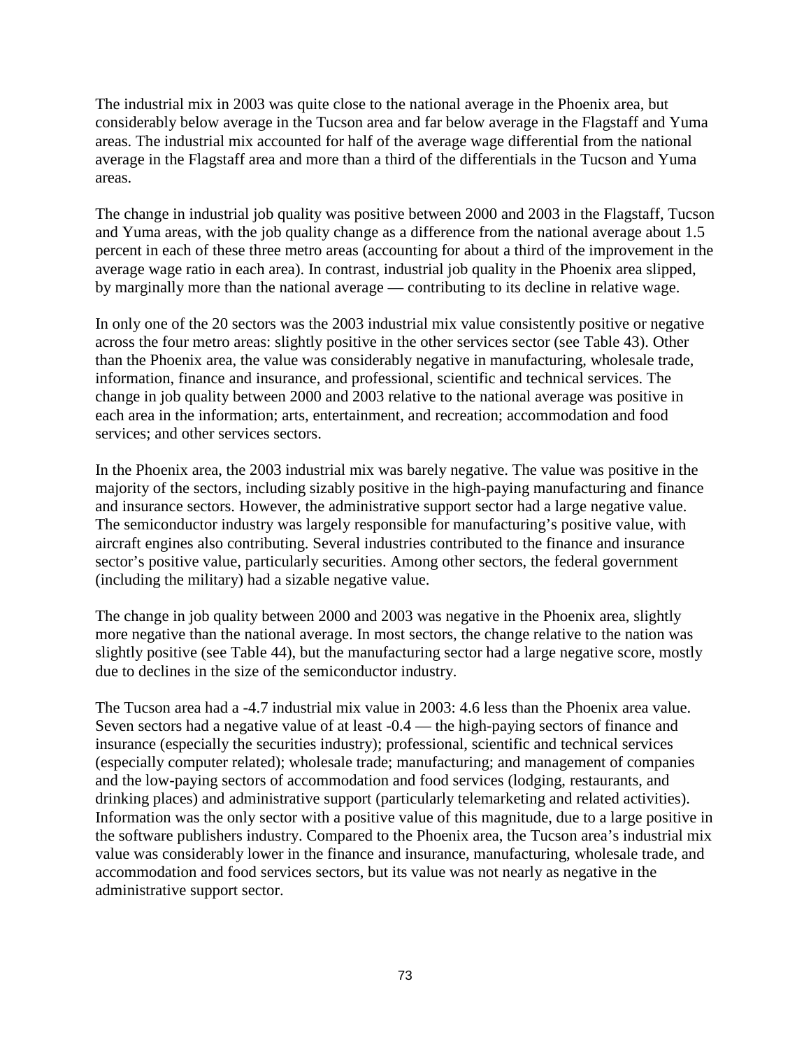The industrial mix in 2003 was quite close to the national average in the Phoenix area, but considerably below average in the Tucson area and far below average in the Flagstaff and Yuma areas. The industrial mix accounted for half of the average wage differential from the national average in the Flagstaff area and more than a third of the differentials in the Tucson and Yuma areas.

The change in industrial job quality was positive between 2000 and 2003 in the Flagstaff, Tucson and Yuma areas, with the job quality change as a difference from the national average about 1.5 percent in each of these three metro areas (accounting for about a third of the improvement in the average wage ratio in each area). In contrast, industrial job quality in the Phoenix area slipped, by marginally more than the national average — contributing to its decline in relative wage.

In only one of the 20 sectors was the 2003 industrial mix value consistently positive or negative across the four metro areas: slightly positive in the other services sector (see Table 43). Other than the Phoenix area, the value was considerably negative in manufacturing, wholesale trade, information, finance and insurance, and professional, scientific and technical services. The change in job quality between 2000 and 2003 relative to the national average was positive in each area in the information; arts, entertainment, and recreation; accommodation and food services; and other services sectors.

In the Phoenix area, the 2003 industrial mix was barely negative. The value was positive in the majority of the sectors, including sizably positive in the high-paying manufacturing and finance and insurance sectors. However, the administrative support sector had a large negative value. The semiconductor industry was largely responsible for manufacturing's positive value, with aircraft engines also contributing. Several industries contributed to the finance and insurance sector's positive value, particularly securities. Among other sectors, the federal government (including the military) had a sizable negative value.

The change in job quality between 2000 and 2003 was negative in the Phoenix area, slightly more negative than the national average. In most sectors, the change relative to the nation was slightly positive (see Table 44), but the manufacturing sector had a large negative score, mostly due to declines in the size of the semiconductor industry.

The Tucson area had a -4.7 industrial mix value in 2003: 4.6 less than the Phoenix area value. Seven sectors had a negative value of at least -0.4 — the high-paying sectors of finance and insurance (especially the securities industry); professional, scientific and technical services (especially computer related); wholesale trade; manufacturing; and management of companies and the low-paying sectors of accommodation and food services (lodging, restaurants, and drinking places) and administrative support (particularly telemarketing and related activities). Information was the only sector with a positive value of this magnitude, due to a large positive in the software publishers industry. Compared to the Phoenix area, the Tucson area's industrial mix value was considerably lower in the finance and insurance, manufacturing, wholesale trade, and accommodation and food services sectors, but its value was not nearly as negative in the administrative support sector.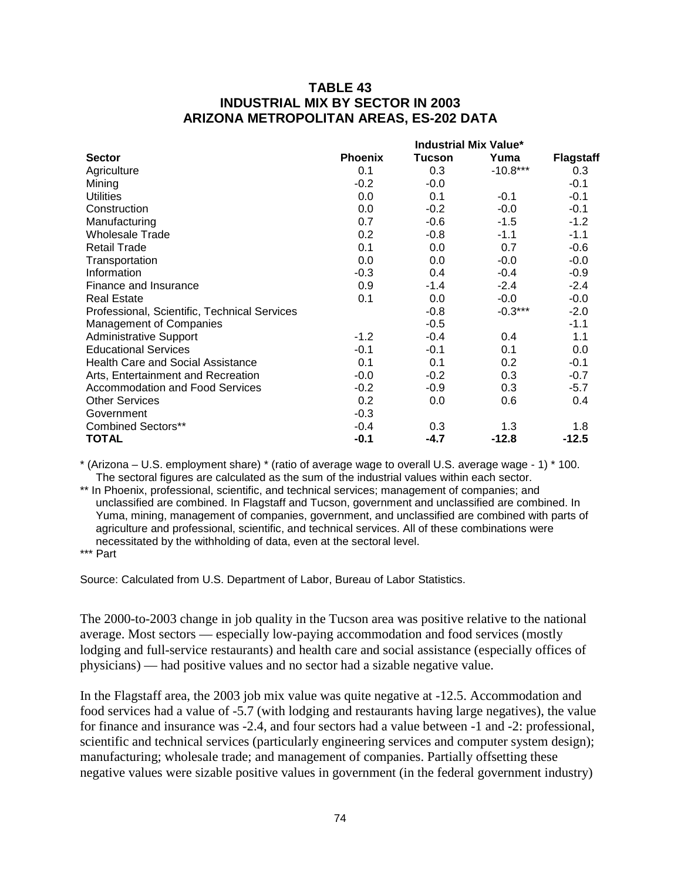## TABLE 43
## INDUSTRIAL MIX BY SECTOR IN 2003
## ARIZONA METROPOLITAN AREAS, ES-202 DATA

| | Industrial Mix Value* | | | |
|---|---|---|---|---|
| **Sector** | **Phoenix** | **Tucson** | **Yuma** | **Flagstaff** |
| Agriculture | 0.1 | 0.3 | -10.8*** | 0.3 |
| Mining | -0.2 | -0.0 | | -0.1 |
| Utilities | 0.0 | 0.1 | -0.1 | -0.1 |
| Construction | 0.0 | -0.2 | -0.0 | -0.1 |
| Manufacturing | 0.7 | -0.6 | -1.5 | -1.2 |
| Wholesale Trade | 0.2 | -0.8 | -1.1 | -1.1 |
| Retail Trade | 0.1 | 0.0 | 0.7 | -0.6 |
| Transportation | 0.0 | 0.0 | -0.0 | -0.0 |
| Information | -0.3 | 0.4 | -0.4 | -0.9 |
| Finance and Insurance | 0.9 | -1.4 | -2.4 | -2.4 |
| Real Estate | 0.1 | 0.0 | -0.0 | -0.0 |
| Professional, Scientific, Technical Services | | -0.8 | -0.3*** | -2.0 |
| Management of Companies | | -0.5 | | -1.1 |
| Administrative Support | -1.2 | -0.4 | 0.4 | 1.1 |
| Educational Services | -0.1 | -0.1 | 0.1 | 0.0 |
| Health Care and Social Assistance | 0.1 | 0.1 | 0.2 | -0.1 |
| Arts, Entertainment and Recreation | -0.0 | -0.2 | 0.3 | -0.7 |
| Accommodation and Food Services | -0.2 | -0.9 | 0.3 | -5.7 |
| Other Services | 0.2 | 0.0 | 0.6 | 0.4 |
| Government | -0.3 | | | |
| Combined Sectors** | -0.4 | 0.3 | 1.3 | 1.8 |
| **TOTAL** | **-0.1** | **-4.7** | **-12.8** | **-12.5** |

\* (Arizona – U.S. employment share) * (ratio of average wage to overall U.S. average wage - 1) * 100. The sectoral figures are calculated as the sum of the industrial values within each sector.

\*\* In Phoenix, professional, scientific, and technical services; management of companies; and unclassified are combined. In Flagstaff and Tucson, government and unclassified are combined. In Yuma, mining, management of companies, government, and unclassified are combined with parts of agriculture and professional, scientific, and technical services. All of these combinations were necessitated by the withholding of data, even at the sectoral level.

\*\*\* Part

Source: Calculated from U.S. Department of Labor, Bureau of Labor Statistics.

The 2000-to-2003 change in job quality in the Tucson area was positive relative to the national average. Most sectors — especially low-paying accommodation and food services (mostly lodging and full-service restaurants) and health care and social assistance (especially offices of physicians) — had positive values and no sector had a sizable negative value.

In the Flagstaff area, the 2003 job mix value was quite negative at -12.5. Accommodation and food services had a value of -5.7 (with lodging and restaurants having large negatives), the value for finance and insurance was -2.4, and four sectors had a value between -1 and -2: professional, scientific and technical services (particularly engineering services and computer system design); manufacturing; wholesale trade; and management of companies. Partially offsetting these negative values were sizable positive values in government (in the federal government industry)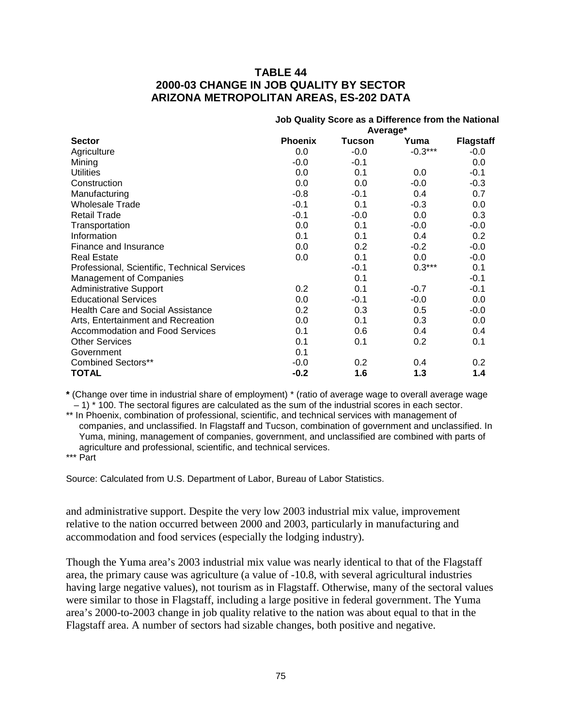**TABLE 44**
**2000-03 CHANGE IN JOB QUALITY BY SECTOR**
**ARIZONA METROPOLITAN AREAS, ES-202 DATA**

| | Job Quality Score as a Difference from the National Average* | | | |
|---|---|---|---|---|
| **Sector** | **Phoenix** | **Tucson** | **Yuma** | **Flagstaff** |
| Agriculture | 0.0 | -0.0 | -0.3*** | -0.0 |
| Mining | -0.0 | -0.1 | | 0.0 |
| Utilities | 0.0 | 0.1 | 0.0 | -0.1 |
| Construction | 0.0 | 0.0 | -0.0 | -0.3 |
| Manufacturing | -0.8 | -0.1 | 0.4 | 0.7 |
| Wholesale Trade | -0.1 | 0.1 | -0.3 | 0.0 |
| Retail Trade | -0.1 | -0.0 | 0.0 | 0.3 |
| Transportation | 0.0 | 0.1 | -0.0 | -0.0 |
| Information | 0.1 | 0.1 | 0.4 | 0.2 |
| Finance and Insurance | 0.0 | 0.2 | -0.2 | -0.0 |
| Real Estate | 0.0 | 0.1 | 0.0 | -0.0 |
| Professional, Scientific, Technical Services | | -0.1 | 0.3*** | 0.1 |
| Management of Companies | | 0.1 | | -0.1 |
| Administrative Support | 0.2 | 0.1 | -0.7 | -0.1 |
| Educational Services | 0.0 | -0.1 | -0.0 | 0.0 |
| Health Care and Social Assistance | 0.2 | 0.3 | 0.5 | -0.0 |
| Arts, Entertainment and Recreation | 0.0 | 0.1 | 0.3 | 0.0 |
| Accommodation and Food Services | 0.1 | 0.6 | 0.4 | 0.4 |
| Other Services | 0.1 | 0.1 | 0.2 | 0.1 |
| Government | 0.1 | | | |
| Combined Sectors** | -0.0 | 0.2 | 0.4 | 0.2 |
| **TOTAL** | **-0.2** | **1.6** | **1.3** | **1.4** |

**\*** (Change over time in industrial share of employment) * (ratio of average wage to overall average wage – 1) * 100. The sectoral figures are calculated as the sum of the industrial scores in each sector.

** In Phoenix, combination of professional, scientific, and technical services with management of companies, and unclassified. In Flagstaff and Tucson, combination of government and unclassified. In Yuma, mining, management of companies, government, and unclassified are combined with parts of agriculture and professional, scientific, and technical services.

*** Part

Source: Calculated from U.S. Department of Labor, Bureau of Labor Statistics.

and administrative support. Despite the very low 2003 industrial mix value, improvement relative to the nation occurred between 2000 and 2003, particularly in manufacturing and accommodation and food services (especially the lodging industry).

Though the Yuma area's 2003 industrial mix value was nearly identical to that of the Flagstaff area, the primary cause was agriculture (a value of -10.8, with several agricultural industries having large negative values), not tourism as in Flagstaff. Otherwise, many of the sectoral values were similar to those in Flagstaff, including a large positive in federal government. The Yuma area's 2000-to-2003 change in job quality relative to the nation was about equal to that in the Flagstaff area. A number of sectors had sizable changes, both positive and negative.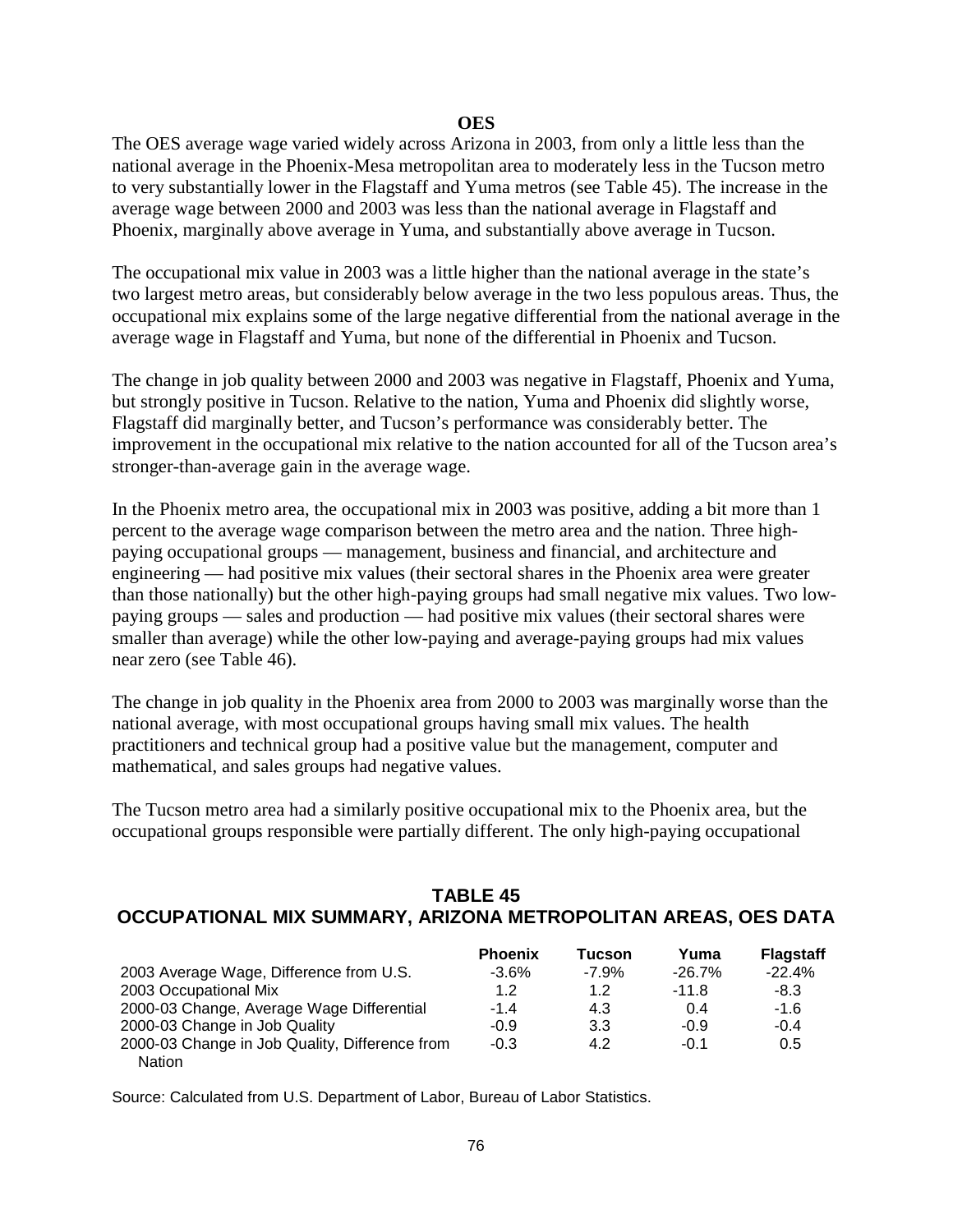## OES

The OES average wage varied widely across Arizona in 2003, from only a little less than the national average in the Phoenix-Mesa metropolitan area to moderately less in the Tucson metro to very substantially lower in the Flagstaff and Yuma metros (see Table 45). The increase in the average wage between 2000 and 2003 was less than the national average in Flagstaff and Phoenix, marginally above average in Yuma, and substantially above average in Tucson.

The occupational mix value in 2003 was a little higher than the national average in the state's two largest metro areas, but considerably below average in the two less populous areas. Thus, the occupational mix explains some of the large negative differential from the national average in the average wage in Flagstaff and Yuma, but none of the differential in Phoenix and Tucson.

The change in job quality between 2000 and 2003 was negative in Flagstaff, Phoenix and Yuma, but strongly positive in Tucson. Relative to the nation, Yuma and Phoenix did slightly worse, Flagstaff did marginally better, and Tucson's performance was considerably better. The improvement in the occupational mix relative to the nation accounted for all of the Tucson area's stronger-than-average gain in the average wage.

In the Phoenix metro area, the occupational mix in 2003 was positive, adding a bit more than 1 percent to the average wage comparison between the metro area and the nation. Three high-paying occupational groups — management, business and financial, and architecture and engineering — had positive mix values (their sectoral shares in the Phoenix area were greater than those nationally) but the other high-paying groups had small negative mix values. Two low-paying groups — sales and production — had positive mix values (their sectoral shares were smaller than average) while the other low-paying and average-paying groups had mix values near zero (see Table 46).

The change in job quality in the Phoenix area from 2000 to 2003 was marginally worse than the national average, with most occupational groups having small mix values. The health practitioners and technical group had a positive value but the management, computer and mathematical, and sales groups had negative values.

The Tucson metro area had a similarly positive occupational mix to the Phoenix area, but the occupational groups responsible were partially different. The only high-paying occupational

### TABLE 45
### OCCUPATIONAL MIX SUMMARY, ARIZONA METROPOLITAN AREAS, OES DATA

| | Phoenix | Tucson | Yuma | Flagstaff |
|---|---|---|---|---|
| 2003 Average Wage, Difference from U.S. | -3.6% | -7.9% | -26.7% | -22.4% |
| 2003 Occupational Mix | 1.2 | 1.2 | -11.8 | -8.3 |
| 2000-03 Change, Average Wage Differential | -1.4 | 4.3 | 0.4 | -1.6 |
| 2000-03 Change in Job Quality | -0.9 | 3.3 | -0.9 | -0.4 |
| 2000-03 Change in Job Quality, Difference from Nation | -0.3 | 4.2 | -0.1 | 0.5 |

Source: Calculated from U.S. Department of Labor, Bureau of Labor Statistics.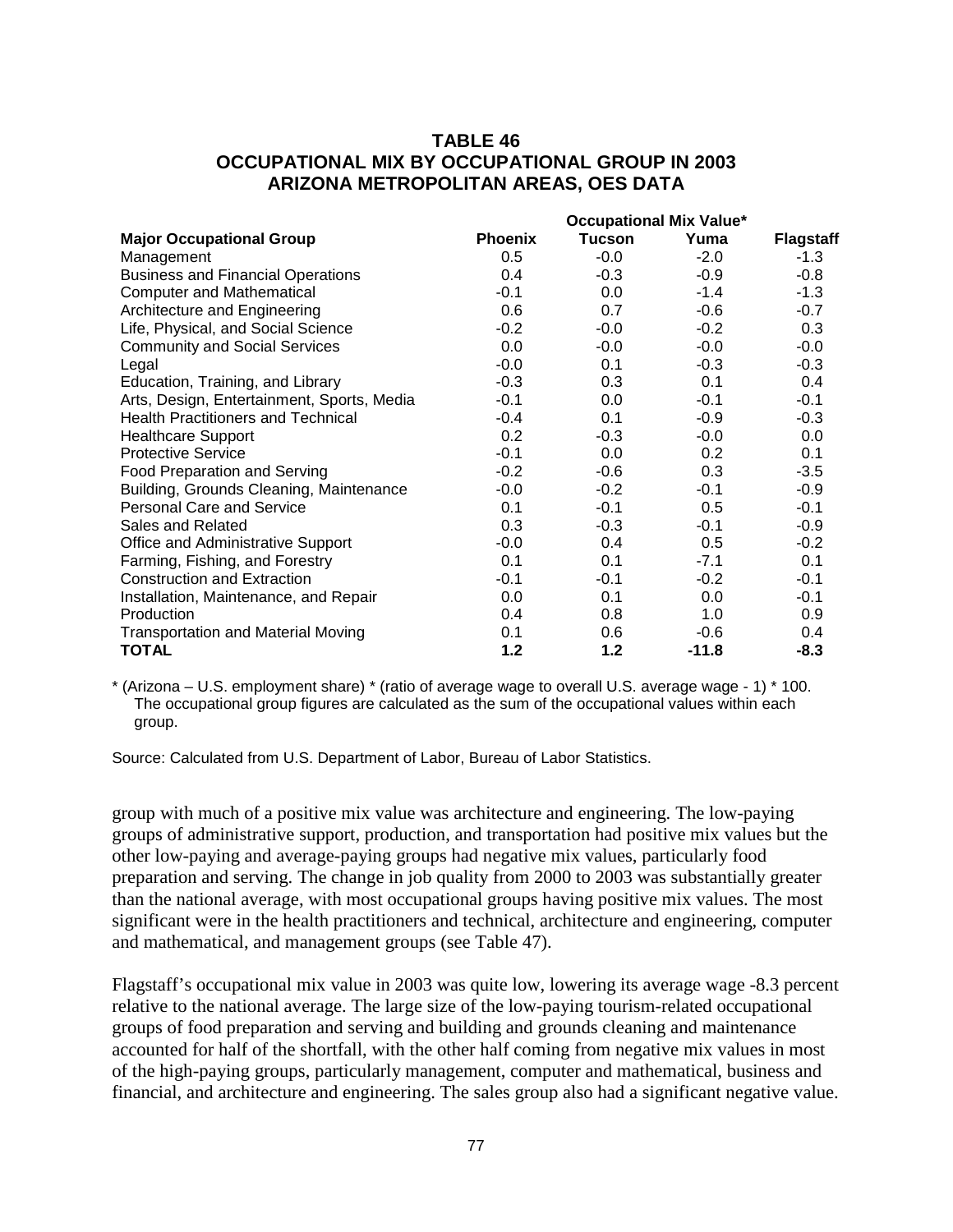# TABLE 46
## OCCUPATIONAL MIX BY OCCUPATIONAL GROUP IN 2003
## ARIZONA METROPOLITAN AREAS, OES DATA

| Major Occupational Group | Occupational Mix Value* | | | |
|---|---|---|---|---|
| | **Phoenix** | **Tucson** | **Yuma** | **Flagstaff** |
| Management | 0.5 | -0.0 | -2.0 | -1.3 |
| Business and Financial Operations | 0.4 | -0.3 | -0.9 | -0.8 |
| Computer and Mathematical | -0.1 | 0.0 | -1.4 | -1.3 |
| Architecture and Engineering | 0.6 | 0.7 | -0.6 | -0.7 |
| Life, Physical, and Social Science | -0.2 | -0.0 | -0.2 | 0.3 |
| Community and Social Services | 0.0 | -0.0 | -0.0 | -0.0 |
| Legal | -0.0 | 0.1 | -0.3 | -0.3 |
| Education, Training, and Library | -0.3 | 0.3 | 0.1 | 0.4 |
| Arts, Design, Entertainment, Sports, Media | -0.1 | 0.0 | -0.1 | -0.1 |
| Health Practitioners and Technical | -0.4 | 0.1 | -0.9 | -0.3 |
| Healthcare Support | 0.2 | -0.3 | -0.0 | 0.0 |
| Protective Service | -0.1 | 0.0 | 0.2 | 0.1 |
| Food Preparation and Serving | -0.2 | -0.6 | 0.3 | -3.5 |
| Building, Grounds Cleaning, Maintenance | -0.0 | -0.2 | -0.1 | -0.9 |
| Personal Care and Service | 0.1 | -0.1 | 0.5 | -0.1 |
| Sales and Related | 0.3 | -0.3 | -0.1 | -0.9 |
| Office and Administrative Support | -0.0 | 0.4 | 0.5 | -0.2 |
| Farming, Fishing, and Forestry | 0.1 | 0.1 | -7.1 | 0.1 |
| Construction and Extraction | -0.1 | -0.1 | -0.2 | -0.1 |
| Installation, Maintenance, and Repair | 0.0 | 0.1 | 0.0 | -0.1 |
| Production | 0.4 | 0.8 | 1.0 | 0.9 |
| Transportation and Material Moving | 0.1 | 0.6 | -0.6 | 0.4 |
| **TOTAL** | **1.2** | **1.2** | **-11.8** | **-8.3** |

* (Arizona – U.S. employment share) * (ratio of average wage to overall U.S. average wage - 1) * 100. The occupational group figures are calculated as the sum of the occupational values within each group.

Source: Calculated from U.S. Department of Labor, Bureau of Labor Statistics.

group with much of a positive mix value was architecture and engineering. The low-paying groups of administrative support, production, and transportation had positive mix values but the other low-paying and average-paying groups had negative mix values, particularly food preparation and serving. The change in job quality from 2000 to 2003 was substantially greater than the national average, with most occupational groups having positive mix values. The most significant were in the health practitioners and technical, architecture and engineering, computer and mathematical, and management groups (see Table 47).

Flagstaff's occupational mix value in 2003 was quite low, lowering its average wage -8.3 percent relative to the national average. The large size of the low-paying tourism-related occupational groups of food preparation and serving and building and grounds cleaning and maintenance accounted for half of the shortfall, with the other half coming from negative mix values in most of the high-paying groups, particularly management, computer and mathematical, business and financial, and architecture and engineering. The sales group also had a significant negative value.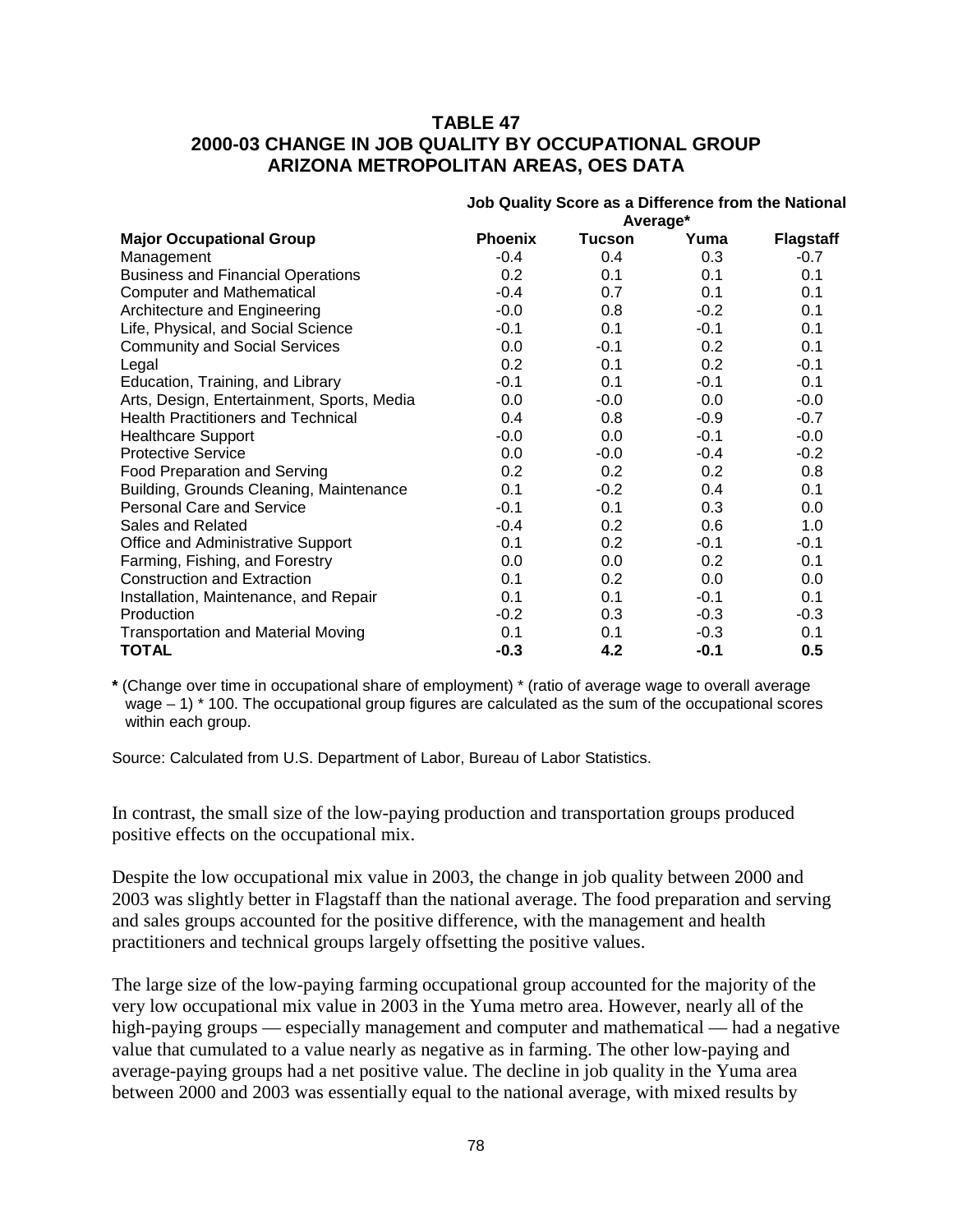### TABLE 47
### 2000-03 CHANGE IN JOB QUALITY BY OCCUPATIONAL GROUP
### ARIZONA METROPOLITAN AREAS, OES DATA

| | Job Quality Score as a Difference from the National Average* | | | |
|---|---|---|---|---|
| **Major Occupational Group** | **Phoenix** | **Tucson** | **Yuma** | **Flagstaff** |
| Management | -0.4 | 0.4 | 0.3 | -0.7 |
| Business and Financial Operations | 0.2 | 0.1 | 0.1 | 0.1 |
| Computer and Mathematical | -0.4 | 0.7 | 0.1 | 0.1 |
| Architecture and Engineering | -0.0 | 0.8 | -0.2 | 0.1 |
| Life, Physical, and Social Science | -0.1 | 0.1 | -0.1 | 0.1 |
| Community and Social Services | 0.0 | -0.1 | 0.2 | 0.1 |
| Legal | 0.2 | 0.1 | 0.2 | -0.1 |
| Education, Training, and Library | -0.1 | 0.1 | -0.1 | 0.1 |
| Arts, Design, Entertainment, Sports, Media | 0.0 | -0.0 | 0.0 | -0.0 |
| Health Practitioners and Technical | 0.4 | 0.8 | -0.9 | -0.7 |
| Healthcare Support | -0.0 | 0.0 | -0.1 | -0.0 |
| Protective Service | 0.0 | -0.0 | -0.4 | -0.2 |
| Food Preparation and Serving | 0.2 | 0.2 | 0.2 | 0.8 |
| Building, Grounds Cleaning, Maintenance | 0.1 | -0.2 | 0.4 | 0.1 |
| Personal Care and Service | -0.1 | 0.1 | 0.3 | 0.0 |
| Sales and Related | -0.4 | 0.2 | 0.6 | 1.0 |
| Office and Administrative Support | 0.1 | 0.2 | -0.1 | -0.1 |
| Farming, Fishing, and Forestry | 0.0 | 0.0 | 0.2 | 0.1 |
| Construction and Extraction | 0.1 | 0.2 | 0.0 | 0.0 |
| Installation, Maintenance, and Repair | 0.1 | 0.1 | -0.1 | 0.1 |
| Production | -0.2 | 0.3 | -0.3 | -0.3 |
| Transportation and Material Moving | 0.1 | 0.1 | -0.3 | 0.1 |
| **TOTAL** | **-0.3** | **4.2** | **-0.1** | **0.5** |

**\*** (Change over time in occupational share of employment) * (ratio of average wage to overall average wage – 1) * 100. The occupational group figures are calculated as the sum of the occupational scores within each group.

Source: Calculated from U.S. Department of Labor, Bureau of Labor Statistics.

In contrast, the small size of the low-paying production and transportation groups produced positive effects on the occupational mix.

Despite the low occupational mix value in 2003, the change in job quality between 2000 and 2003 was slightly better in Flagstaff than the national average. The food preparation and serving and sales groups accounted for the positive difference, with the management and health practitioners and technical groups largely offsetting the positive values.

The large size of the low-paying farming occupational group accounted for the majority of the very low occupational mix value in 2003 in the Yuma metro area. However, nearly all of the high-paying groups — especially management and computer and mathematical — had a negative value that cumulated to a value nearly as negative as in farming. The other low-paying and average-paying groups had a net positive value. The decline in job quality in the Yuma area between 2000 and 2003 was essentially equal to the national average, with mixed results by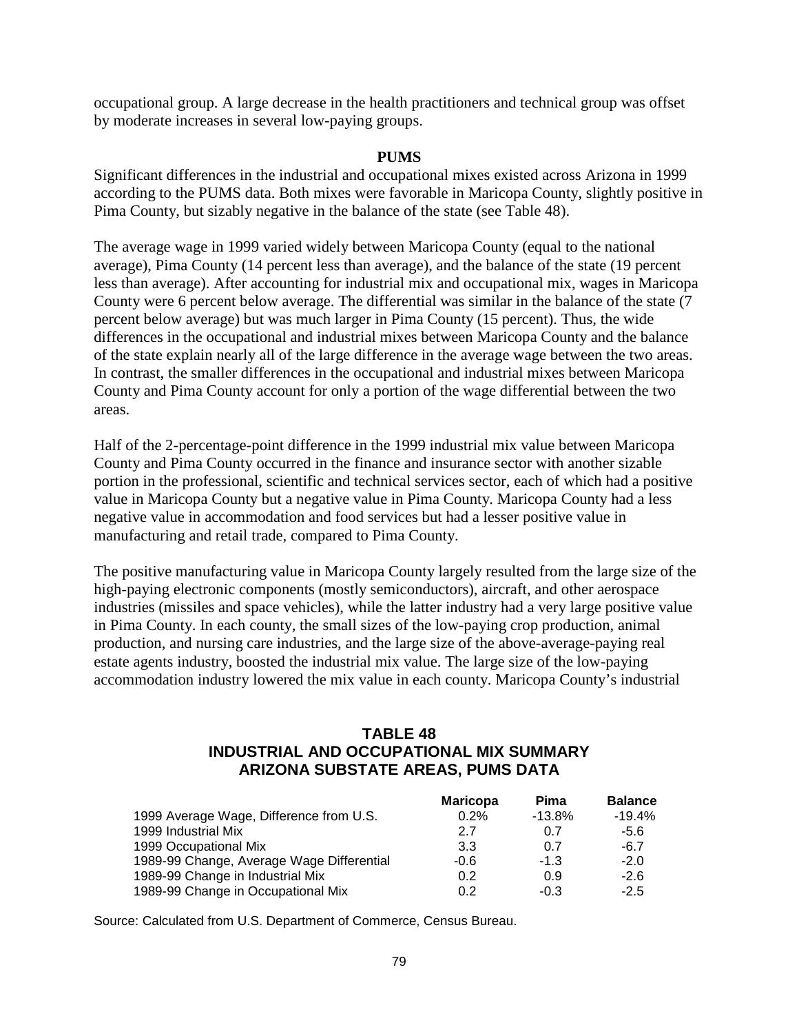occupational group. A large decrease in the health practitioners and technical group was offset by moderate increases in several low-paying groups.

**PUMS**

Significant differences in the industrial and occupational mixes existed across Arizona in 1999 according to the PUMS data. Both mixes were favorable in Maricopa County, slightly positive in Pima County, but sizably negative in the balance of the state (see Table 48).

The average wage in 1999 varied widely between Maricopa County (equal to the national average), Pima County (14 percent less than average), and the balance of the state (19 percent less than average). After accounting for industrial mix and occupational mix, wages in Maricopa County were 6 percent below average. The differential was similar in the balance of the state (7 percent below average) but was much larger in Pima County (15 percent). Thus, the wide differences in the occupational and industrial mixes between Maricopa County and the balance of the state explain nearly all of the large difference in the average wage between the two areas. In contrast, the smaller differences in the occupational and industrial mixes between Maricopa County and Pima County account for only a portion of the wage differential between the two areas.

Half of the 2-percentage-point difference in the 1999 industrial mix value between Maricopa County and Pima County occurred in the finance and insurance sector with another sizable portion in the professional, scientific and technical services sector, each of which had a positive value in Maricopa County but a negative value in Pima County. Maricopa County had a less negative value in accommodation and food services but had a lesser positive value in manufacturing and retail trade, compared to Pima County.

The positive manufacturing value in Maricopa County largely resulted from the large size of the high-paying electronic components (mostly semiconductors), aircraft, and other aerospace industries (missiles and space vehicles), while the latter industry had a very large positive value in Pima County. In each county, the small sizes of the low-paying crop production, animal production, and nursing care industries, and the large size of the above-average-paying real estate agents industry, boosted the industrial mix value. The large size of the low-paying accommodation industry lowered the mix value in each county. Maricopa County's industrial

**TABLE 48**
**INDUSTRIAL AND OCCUPATIONAL MIX SUMMARY**
**ARIZONA SUBSTATE AREAS, PUMS DATA**

| | Maricopa | Pima | Balance |
|---|---|---|---|
| 1999 Average Wage, Difference from U.S. | 0.2% | -13.8% | -19.4% |
| 1999 Industrial Mix | 2.7 | 0.7 | -5.6 |
| 1999 Occupational Mix | 3.3 | 0.7 | -6.7 |
| 1989-99 Change, Average Wage Differential | -0.6 | -1.3 | -2.0 |
| 1989-99 Change in Industrial Mix | 0.2 | 0.9 | -2.6 |
| 1989-99 Change in Occupational Mix | 0.2 | -0.3 | -2.5 |

Source: Calculated from U.S. Department of Commerce, Census Bureau.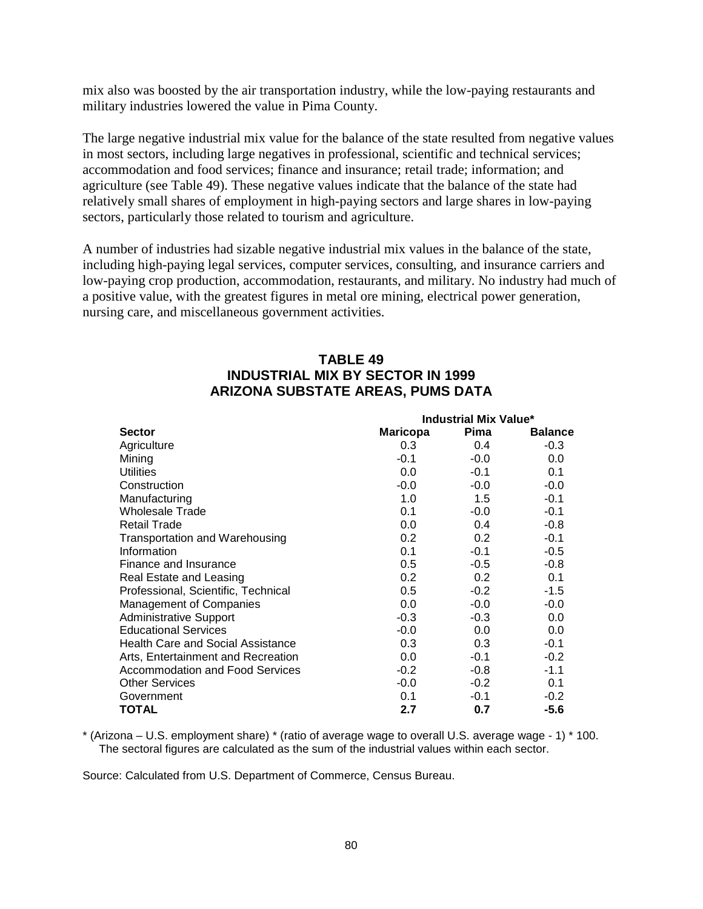mix also was boosted by the air transportation industry, while the low-paying restaurants and military industries lowered the value in Pima County.

The large negative industrial mix value for the balance of the state resulted from negative values in most sectors, including large negatives in professional, scientific and technical services; accommodation and food services; finance and insurance; retail trade; information; and agriculture (see Table 49). These negative values indicate that the balance of the state had relatively small shares of employment in high-paying sectors and large shares in low-paying sectors, particularly those related to tourism and agriculture.

A number of industries had sizable negative industrial mix values in the balance of the state, including high-paying legal services, computer services, consulting, and insurance carriers and low-paying crop production, accommodation, restaurants, and military. No industry had much of a positive value, with the greatest figures in metal ore mining, electrical power generation, nursing care, and miscellaneous government activities.

## TABLE 49
## INDUSTRIAL MIX BY SECTOR IN 1999
## ARIZONA SUBSTATE AREAS, PUMS DATA

| | Industrial Mix Value* | | |
|---|---|---|---|
| **Sector** | **Maricopa** | **Pima** | **Balance** |
| Agriculture | 0.3 | 0.4 | -0.3 |
| Mining | -0.1 | -0.0 | 0.0 |
| Utilities | 0.0 | -0.1 | 0.1 |
| Construction | -0.0 | -0.0 | -0.0 |
| Manufacturing | 1.0 | 1.5 | -0.1 |
| Wholesale Trade | 0.1 | -0.0 | -0.1 |
| Retail Trade | 0.0 | 0.4 | -0.8 |
| Transportation and Warehousing | 0.2 | 0.2 | -0.1 |
| Information | 0.1 | -0.1 | -0.5 |
| Finance and Insurance | 0.5 | -0.5 | -0.8 |
| Real Estate and Leasing | 0.2 | 0.2 | 0.1 |
| Professional, Scientific, Technical | 0.5 | -0.2 | -1.5 |
| Management of Companies | 0.0 | -0.0 | -0.0 |
| Administrative Support | -0.3 | -0.3 | 0.0 |
| Educational Services | -0.0 | 0.0 | 0.0 |
| Health Care and Social Assistance | 0.3 | 0.3 | -0.1 |
| Arts, Entertainment and Recreation | 0.0 | -0.1 | -0.2 |
| Accommodation and Food Services | -0.2 | -0.8 | -1.1 |
| Other Services | -0.0 | -0.2 | 0.1 |
| Government | 0.1 | -0.1 | -0.2 |
| **TOTAL** | **2.7** | **0.7** | **-5.6** |

* (Arizona – U.S. employment share) * (ratio of average wage to overall U.S. average wage - 1) * 100. The sectoral figures are calculated as the sum of the industrial values within each sector.

Source: Calculated from U.S. Department of Commerce, Census Bureau.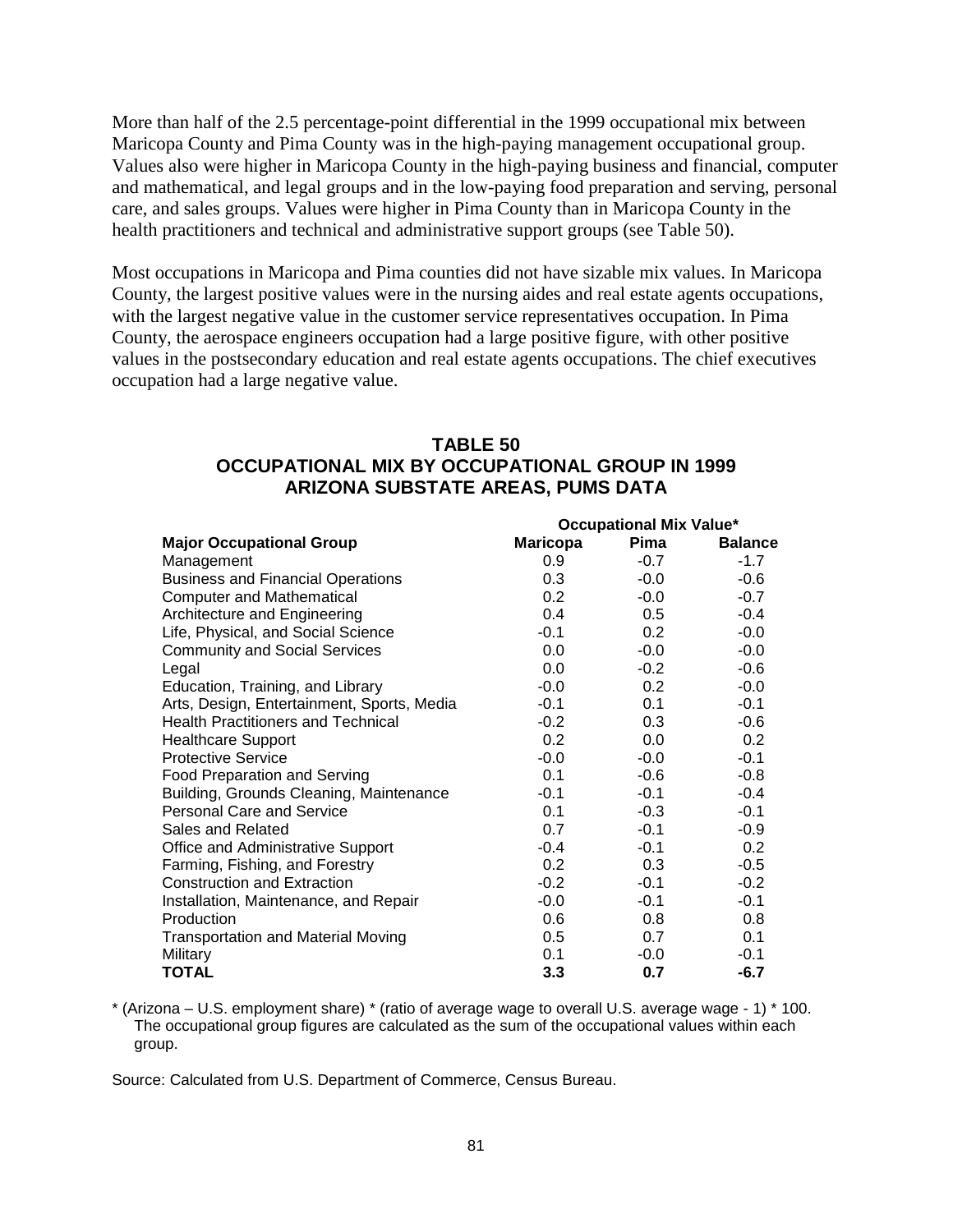More than half of the 2.5 percentage-point differential in the 1999 occupational mix between Maricopa County and Pima County was in the high-paying management occupational group. Values also were higher in Maricopa County in the high-paying business and financial, computer and mathematical, and legal groups and in the low-paying food preparation and serving, personal care, and sales groups. Values were higher in Pima County than in Maricopa County in the health practitioners and technical and administrative support groups (see Table 50).

Most occupations in Maricopa and Pima counties did not have sizable mix values. In Maricopa County, the largest positive values were in the nursing aides and real estate agents occupations, with the largest negative value in the customer service representatives occupation. In Pima County, the aerospace engineers occupation had a large positive figure, with other positive values in the postsecondary education and real estate agents occupations. The chief executives occupation had a large negative value.

## TABLE 50
## OCCUPATIONAL MIX BY OCCUPATIONAL GROUP IN 1999
## ARIZONA SUBSTATE AREAS, PUMS DATA

| | Occupational Mix Value* | | |
|---|---|---|---|
| **Major Occupational Group** | **Maricopa** | **Pima** | **Balance** |
| Management | 0.9 | -0.7 | -1.7 |
| Business and Financial Operations | 0.3 | -0.0 | -0.6 |
| Computer and Mathematical | 0.2 | -0.0 | -0.7 |
| Architecture and Engineering | 0.4 | 0.5 | -0.4 |
| Life, Physical, and Social Science | -0.1 | 0.2 | -0.0 |
| Community and Social Services | 0.0 | -0.0 | -0.0 |
| Legal | 0.0 | -0.2 | -0.6 |
| Education, Training, and Library | -0.0 | 0.2 | -0.0 |
| Arts, Design, Entertainment, Sports, Media | -0.1 | 0.1 | -0.1 |
| Health Practitioners and Technical | -0.2 | 0.3 | -0.6 |
| Healthcare Support | 0.2 | 0.0 | 0.2 |
| Protective Service | -0.0 | -0.0 | -0.1 |
| Food Preparation and Serving | 0.1 | -0.6 | -0.8 |
| Building, Grounds Cleaning, Maintenance | -0.1 | -0.1 | -0.4 |
| Personal Care and Service | 0.1 | -0.3 | -0.1 |
| Sales and Related | 0.7 | -0.1 | -0.9 |
| Office and Administrative Support | -0.4 | -0.1 | 0.2 |
| Farming, Fishing, and Forestry | 0.2 | 0.3 | -0.5 |
| Construction and Extraction | -0.2 | -0.1 | -0.2 |
| Installation, Maintenance, and Repair | -0.0 | -0.1 | -0.1 |
| Production | 0.6 | 0.8 | 0.8 |
| Transportation and Material Moving | 0.5 | 0.7 | 0.1 |
| Military | 0.1 | -0.0 | -0.1 |
| **TOTAL** | **3.3** | **0.7** | **-6.7** |

* (Arizona – U.S. employment share) * (ratio of average wage to overall U.S. average wage - 1) * 100. The occupational group figures are calculated as the sum of the occupational values within each group.

Source: Calculated from U.S. Department of Commerce, Census Bureau.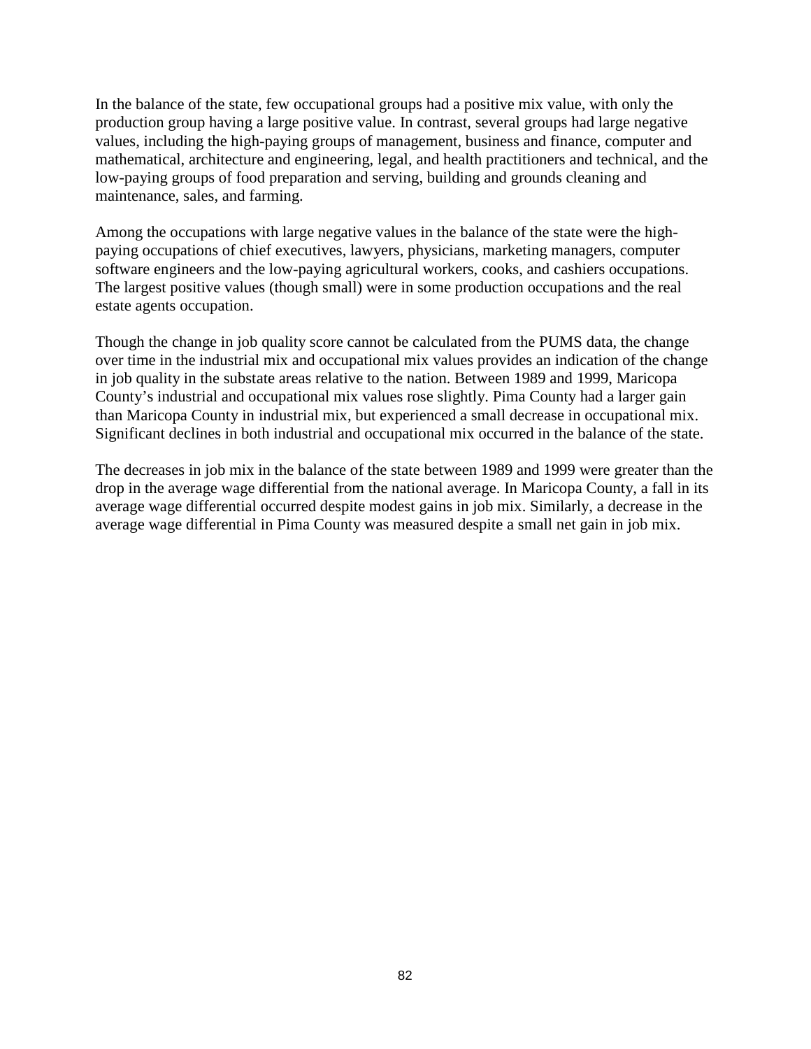In the balance of the state, few occupational groups had a positive mix value, with only the production group having a large positive value. In contrast, several groups had large negative values, including the high-paying groups of management, business and finance, computer and mathematical, architecture and engineering, legal, and health practitioners and technical, and the low-paying groups of food preparation and serving, building and grounds cleaning and maintenance, sales, and farming.

Among the occupations with large negative values in the balance of the state were the high-paying occupations of chief executives, lawyers, physicians, marketing managers, computer software engineers and the low-paying agricultural workers, cooks, and cashiers occupations. The largest positive values (though small) were in some production occupations and the real estate agents occupation.

Though the change in job quality score cannot be calculated from the PUMS data, the change over time in the industrial mix and occupational mix values provides an indication of the change in job quality in the substate areas relative to the nation. Between 1989 and 1999, Maricopa County's industrial and occupational mix values rose slightly. Pima County had a larger gain than Maricopa County in industrial mix, but experienced a small decrease in occupational mix. Significant declines in both industrial and occupational mix occurred in the balance of the state.

The decreases in job mix in the balance of the state between 1989 and 1999 were greater than the drop in the average wage differential from the national average. In Maricopa County, a fall in its average wage differential occurred despite modest gains in job mix. Similarly, a decrease in the average wage differential in Pima County was measured despite a small net gain in job mix.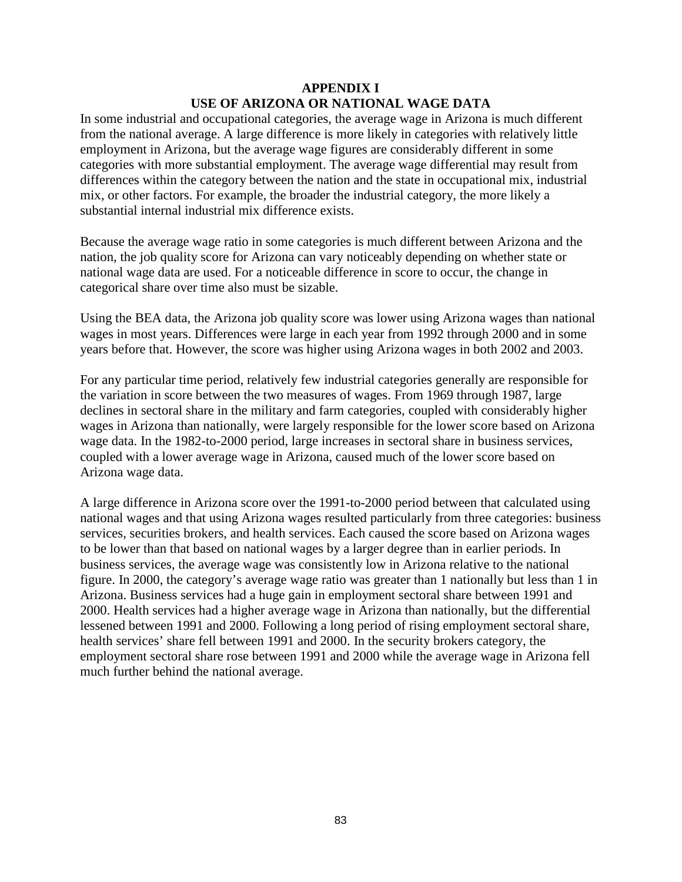# APPENDIX I
# USE OF ARIZONA OR NATIONAL WAGE DATA

In some industrial and occupational categories, the average wage in Arizona is much different from the national average. A large difference is more likely in categories with relatively little employment in Arizona, but the average wage figures are considerably different in some categories with more substantial employment. The average wage differential may result from differences within the category between the nation and the state in occupational mix, industrial mix, or other factors. For example, the broader the industrial category, the more likely a substantial internal industrial mix difference exists.

Because the average wage ratio in some categories is much different between Arizona and the nation, the job quality score for Arizona can vary noticeably depending on whether state or national wage data are used. For a noticeable difference in score to occur, the change in categorical share over time also must be sizable.

Using the BEA data, the Arizona job quality score was lower using Arizona wages than national wages in most years. Differences were large in each year from 1992 through 2000 and in some years before that. However, the score was higher using Arizona wages in both 2002 and 2003.

For any particular time period, relatively few industrial categories generally are responsible for the variation in score between the two measures of wages. From 1969 through 1987, large declines in sectoral share in the military and farm categories, coupled with considerably higher wages in Arizona than nationally, were largely responsible for the lower score based on Arizona wage data. In the 1982-to-2000 period, large increases in sectoral share in business services, coupled with a lower average wage in Arizona, caused much of the lower score based on Arizona wage data.

A large difference in Arizona score over the 1991-to-2000 period between that calculated using national wages and that using Arizona wages resulted particularly from three categories: business services, securities brokers, and health services. Each caused the score based on Arizona wages to be lower than that based on national wages by a larger degree than in earlier periods. In business services, the average wage was consistently low in Arizona relative to the national figure. In 2000, the category's average wage ratio was greater than 1 nationally but less than 1 in Arizona. Business services had a huge gain in employment sectoral share between 1991 and 2000. Health services had a higher average wage in Arizona than nationally, but the differential lessened between 1991 and 2000. Following a long period of rising employment sectoral share, health services' share fell between 1991 and 2000. In the security brokers category, the employment sectoral share rose between 1991 and 2000 while the average wage in Arizona fell much further behind the national average.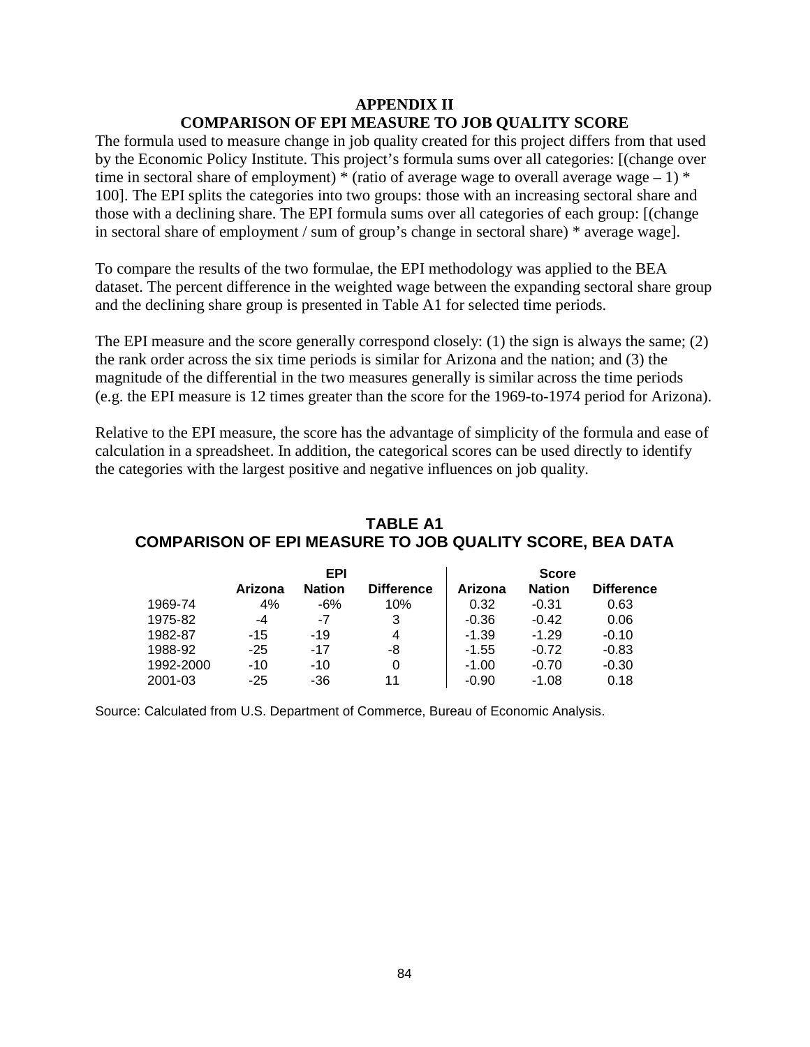## APPENDIX II
## COMPARISON OF EPI MEASURE TO JOB QUALITY SCORE

The formula used to measure change in job quality created for this project differs from that used by the Economic Policy Institute. This project's formula sums over all categories: [(change over time in sectoral share of employment) * (ratio of average wage to overall average wage – 1) * 100]. The EPI splits the categories into two groups: those with an increasing sectoral share and those with a declining share. The EPI formula sums over all categories of each group: [(change in sectoral share of employment / sum of group's change in sectoral share) * average wage].

To compare the results of the two formulae, the EPI methodology was applied to the BEA dataset. The percent difference in the weighted wage between the expanding sectoral share group and the declining share group is presented in Table A1 for selected time periods.

The EPI measure and the score generally correspond closely: (1) the sign is always the same; (2) the rank order across the six time periods is similar for Arizona and the nation; and (3) the magnitude of the differential in the two measures generally is similar across the time periods (e.g. the EPI measure is 12 times greater than the score for the 1969-to-1974 period for Arizona).

Relative to the EPI measure, the score has the advantage of simplicity of the formula and ease of calculation in a spreadsheet. In addition, the categorical scores can be used directly to identify the categories with the largest positive and negative influences on job quality.

### TABLE A1
### COMPARISON OF EPI MEASURE TO JOB QUALITY SCORE, BEA DATA

| | EPI | | | Score | | |
|---|---|---|---|---|---|---|
| | Arizona | Nation | Difference | Arizona | Nation | Difference |
| 1969-74 | 4% | -6% | 10% | 0.32 | -0.31 | 0.63 |
| 1975-82 | -4 | -7 | 3 | -0.36 | -0.42 | 0.06 |
| 1982-87 | -15 | -19 | 4 | -1.39 | -1.29 | -0.10 |
| 1988-92 | -25 | -17 | -8 | -1.55 | -0.72 | -0.83 |
| 1992-2000 | -10 | -10 | 0 | -1.00 | -0.70 | -0.30 |
| 2001-03 | -25 | -36 | 11 | -0.90 | -1.08 | 0.18 |

Source: Calculated from U.S. Department of Commerce, Bureau of Economic Analysis.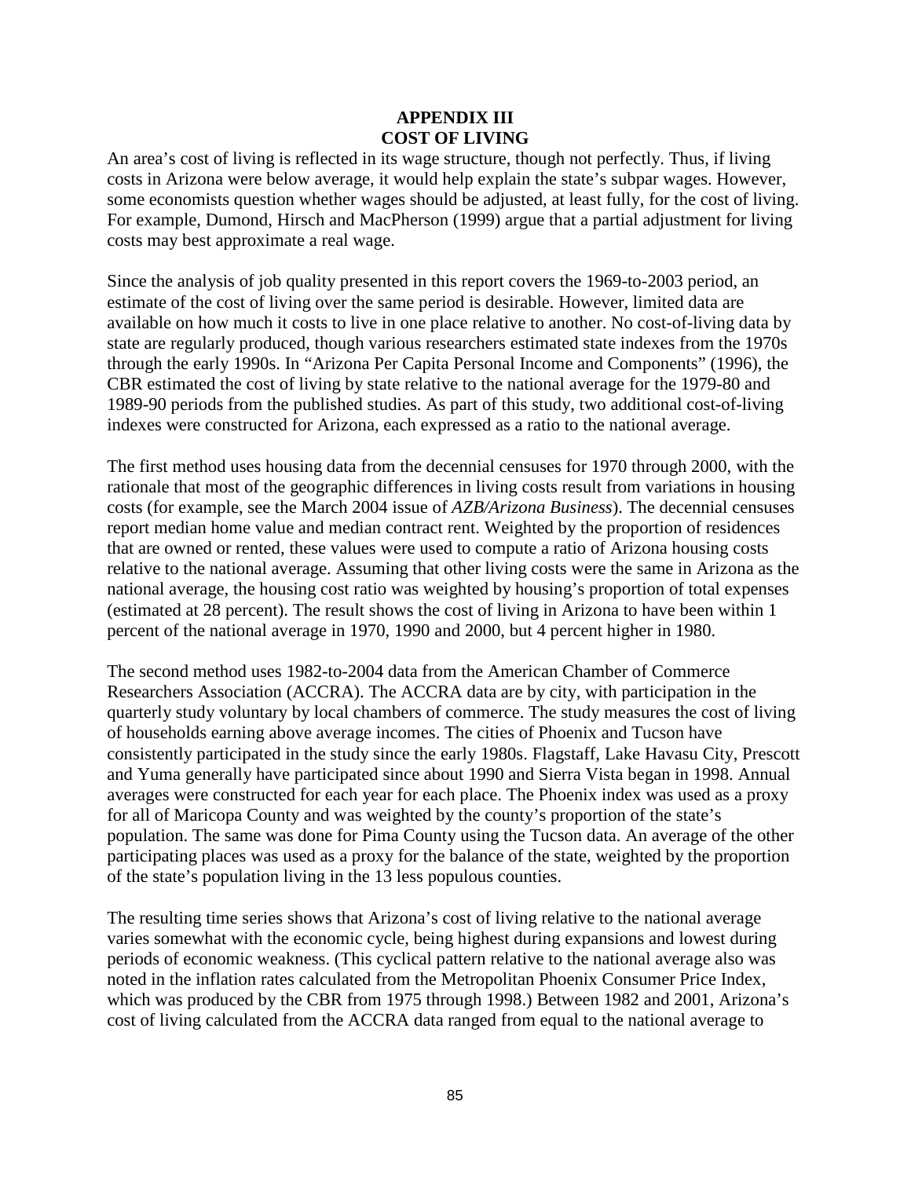# APPENDIX III
# COST OF LIVING

An area's cost of living is reflected in its wage structure, though not perfectly. Thus, if living costs in Arizona were below average, it would help explain the state's subpar wages. However, some economists question whether wages should be adjusted, at least fully, for the cost of living. For example, Dumond, Hirsch and MacPherson (1999) argue that a partial adjustment for living costs may best approximate a real wage.

Since the analysis of job quality presented in this report covers the 1969-to-2003 period, an estimate of the cost of living over the same period is desirable. However, limited data are available on how much it costs to live in one place relative to another. No cost-of-living data by state are regularly produced, though various researchers estimated state indexes from the 1970s through the early 1990s. In "Arizona Per Capita Personal Income and Components" (1996), the CBR estimated the cost of living by state relative to the national average for the 1979-80 and 1989-90 periods from the published studies. As part of this study, two additional cost-of-living indexes were constructed for Arizona, each expressed as a ratio to the national average.

The first method uses housing data from the decennial censuses for 1970 through 2000, with the rationale that most of the geographic differences in living costs result from variations in housing costs (for example, see the March 2004 issue of *AZB/Arizona Business*). The decennial censuses report median home value and median contract rent. Weighted by the proportion of residences that are owned or rented, these values were used to compute a ratio of Arizona housing costs relative to the national average. Assuming that other living costs were the same in Arizona as the national average, the housing cost ratio was weighted by housing's proportion of total expenses (estimated at 28 percent). The result shows the cost of living in Arizona to have been within 1 percent of the national average in 1970, 1990 and 2000, but 4 percent higher in 1980.

The second method uses 1982-to-2004 data from the American Chamber of Commerce Researchers Association (ACCRA). The ACCRA data are by city, with participation in the quarterly study voluntary by local chambers of commerce. The study measures the cost of living of households earning above average incomes. The cities of Phoenix and Tucson have consistently participated in the study since the early 1980s. Flagstaff, Lake Havasu City, Prescott and Yuma generally have participated since about 1990 and Sierra Vista began in 1998. Annual averages were constructed for each year for each place. The Phoenix index was used as a proxy for all of Maricopa County and was weighted by the county's proportion of the state's population. The same was done for Pima County using the Tucson data. An average of the other participating places was used as a proxy for the balance of the state, weighted by the proportion of the state's population living in the 13 less populous counties.

The resulting time series shows that Arizona's cost of living relative to the national average varies somewhat with the economic cycle, being highest during expansions and lowest during periods of economic weakness. (This cyclical pattern relative to the national average also was noted in the inflation rates calculated from the Metropolitan Phoenix Consumer Price Index, which was produced by the CBR from 1975 through 1998.) Between 1982 and 2001, Arizona's cost of living calculated from the ACCRA data ranged from equal to the national average to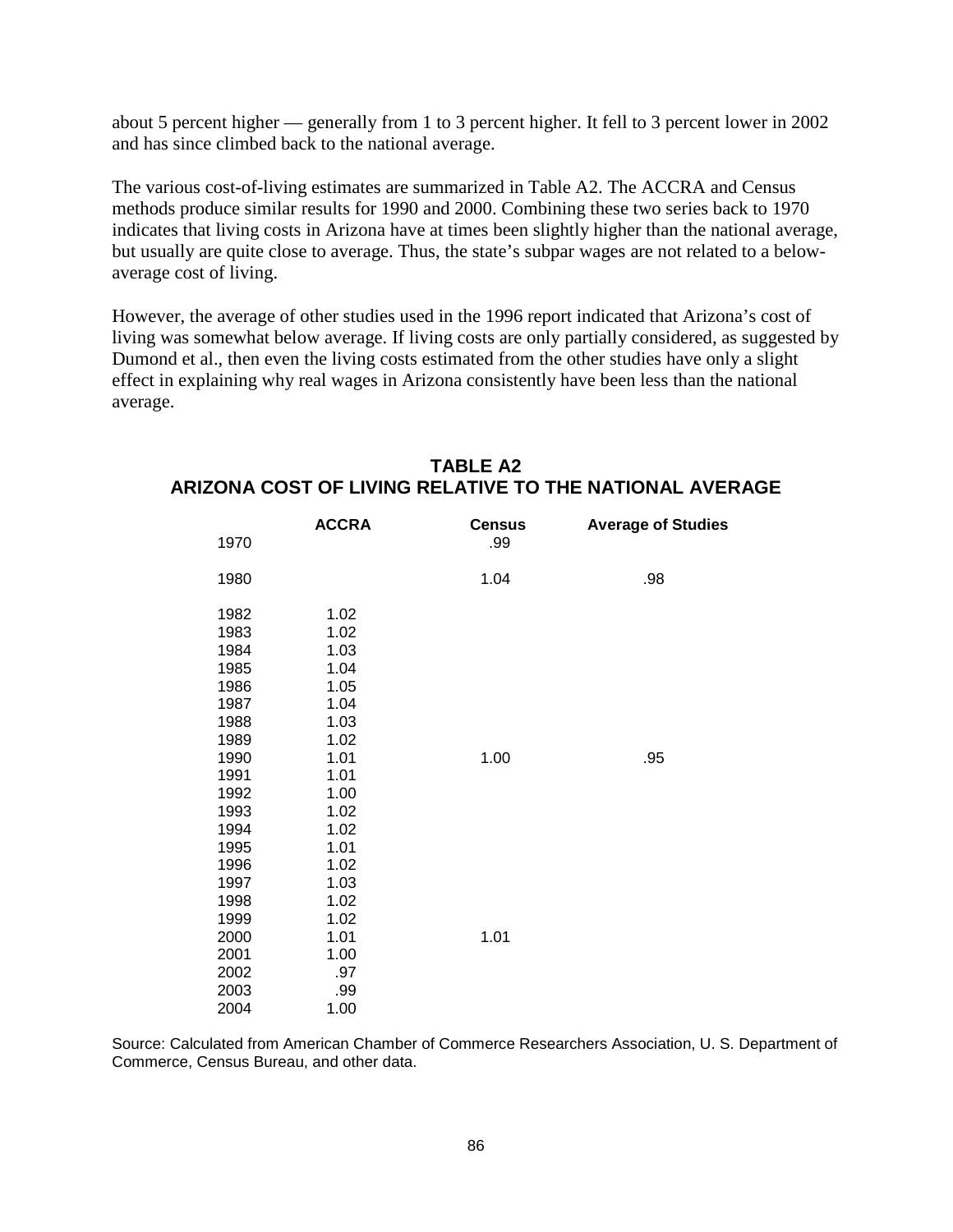about 5 percent higher — generally from 1 to 3 percent higher. It fell to 3 percent lower in 2002 and has since climbed back to the national average.

The various cost-of-living estimates are summarized in Table A2. The ACCRA and Census methods produce similar results for 1990 and 2000. Combining these two series back to 1970 indicates that living costs in Arizona have at times been slightly higher than the national average, but usually are quite close to average. Thus, the state's subpar wages are not related to a below-average cost of living.

However, the average of other studies used in the 1996 report indicated that Arizona's cost of living was somewhat below average. If living costs are only partially considered, as suggested by Dumond et al., then even the living costs estimated from the other studies have only a slight effect in explaining why real wages in Arizona consistently have been less than the national average.

## TABLE A2
## ARIZONA COST OF LIVING RELATIVE TO THE NATIONAL AVERAGE

| | ACCRA | Census | Average of Studies |
|---|---|---|---|
| 1970 | | .99 | |
| 1980 | | 1.04 | .98 |
| 1982 | 1.02 | | |
| 1983 | 1.02 | | |
| 1984 | 1.03 | | |
| 1985 | 1.04 | | |
| 1986 | 1.05 | | |
| 1987 | 1.04 | | |
| 1988 | 1.03 | | |
| 1989 | 1.02 | | |
| 1990 | 1.01 | 1.00 | .95 |
| 1991 | 1.01 | | |
| 1992 | 1.00 | | |
| 1993 | 1.02 | | |
| 1994 | 1.02 | | |
| 1995 | 1.01 | | |
| 1996 | 1.02 | | |
| 1997 | 1.03 | | |
| 1998 | 1.02 | | |
| 1999 | 1.02 | | |
| 2000 | 1.01 | 1.01 | |
| 2001 | 1.00 | | |
| 2002 | .97 | | |
| 2003 | .99 | | |
| 2004 | 1.00 | | |

Source: Calculated from American Chamber of Commerce Researchers Association, U. S. Department of Commerce, Census Bureau, and other data.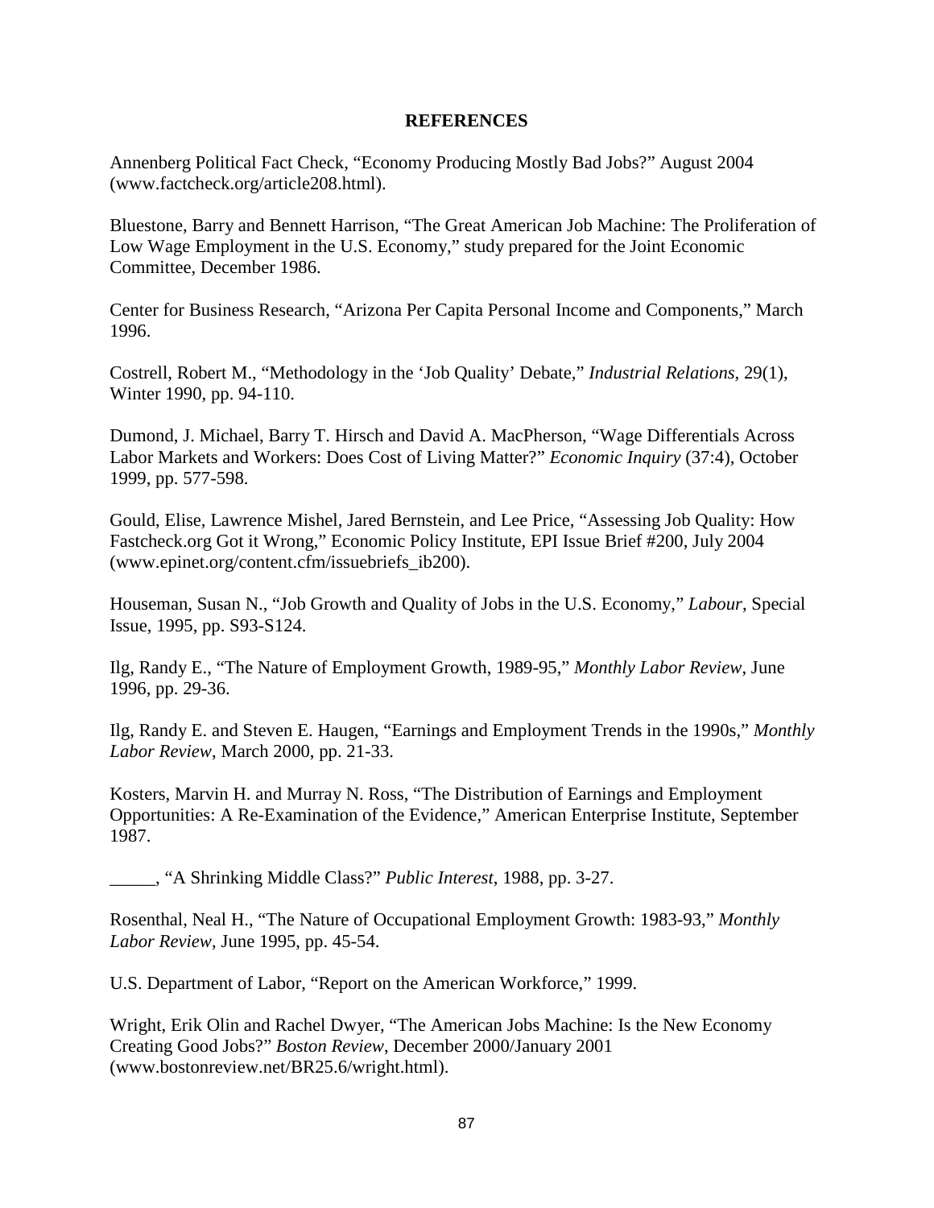**REFERENCES**

Annenberg Political Fact Check, "Economy Producing Mostly Bad Jobs?" August 2004 (www.factcheck.org/article208.html).

Bluestone, Barry and Bennett Harrison, "The Great American Job Machine: The Proliferation of Low Wage Employment in the U.S. Economy," study prepared for the Joint Economic Committee, December 1986.

Center for Business Research, "Arizona Per Capita Personal Income and Components," March 1996.

Costrell, Robert M., "Methodology in the 'Job Quality' Debate," *Industrial Relations*, 29(1), Winter 1990, pp. 94-110.

Dumond, J. Michael, Barry T. Hirsch and David A. MacPherson, "Wage Differentials Across Labor Markets and Workers: Does Cost of Living Matter?" *Economic Inquiry* (37:4), October 1999, pp. 577-598.

Gould, Elise, Lawrence Mishel, Jared Bernstein, and Lee Price, "Assessing Job Quality: How Fastcheck.org Got it Wrong," Economic Policy Institute, EPI Issue Brief #200, July 2004 (www.epinet.org/content.cfm/issuebriefs_ib200).

Houseman, Susan N., "Job Growth and Quality of Jobs in the U.S. Economy," *Labour*, Special Issue, 1995, pp. S93-S124.

Ilg, Randy E., "The Nature of Employment Growth, 1989-95," *Monthly Labor Review*, June 1996, pp. 29-36.

Ilg, Randy E. and Steven E. Haugen, "Earnings and Employment Trends in the 1990s," *Monthly Labor Review*, March 2000, pp. 21-33.

Kosters, Marvin H. and Murray N. Ross, "The Distribution of Earnings and Employment Opportunities: A Re-Examination of the Evidence," American Enterprise Institute, September 1987.

_____, "A Shrinking Middle Class?" *Public Interest*, 1988, pp. 3-27.

Rosenthal, Neal H., "The Nature of Occupational Employment Growth: 1983-93," *Monthly Labor Review*, June 1995, pp. 45-54.

U.S. Department of Labor, "Report on the American Workforce," 1999.

Wright, Erik Olin and Rachel Dwyer, "The American Jobs Machine: Is the New Economy Creating Good Jobs?" *Boston Review*, December 2000/January 2001 (www.bostonreview.net/BR25.6/wright.html).